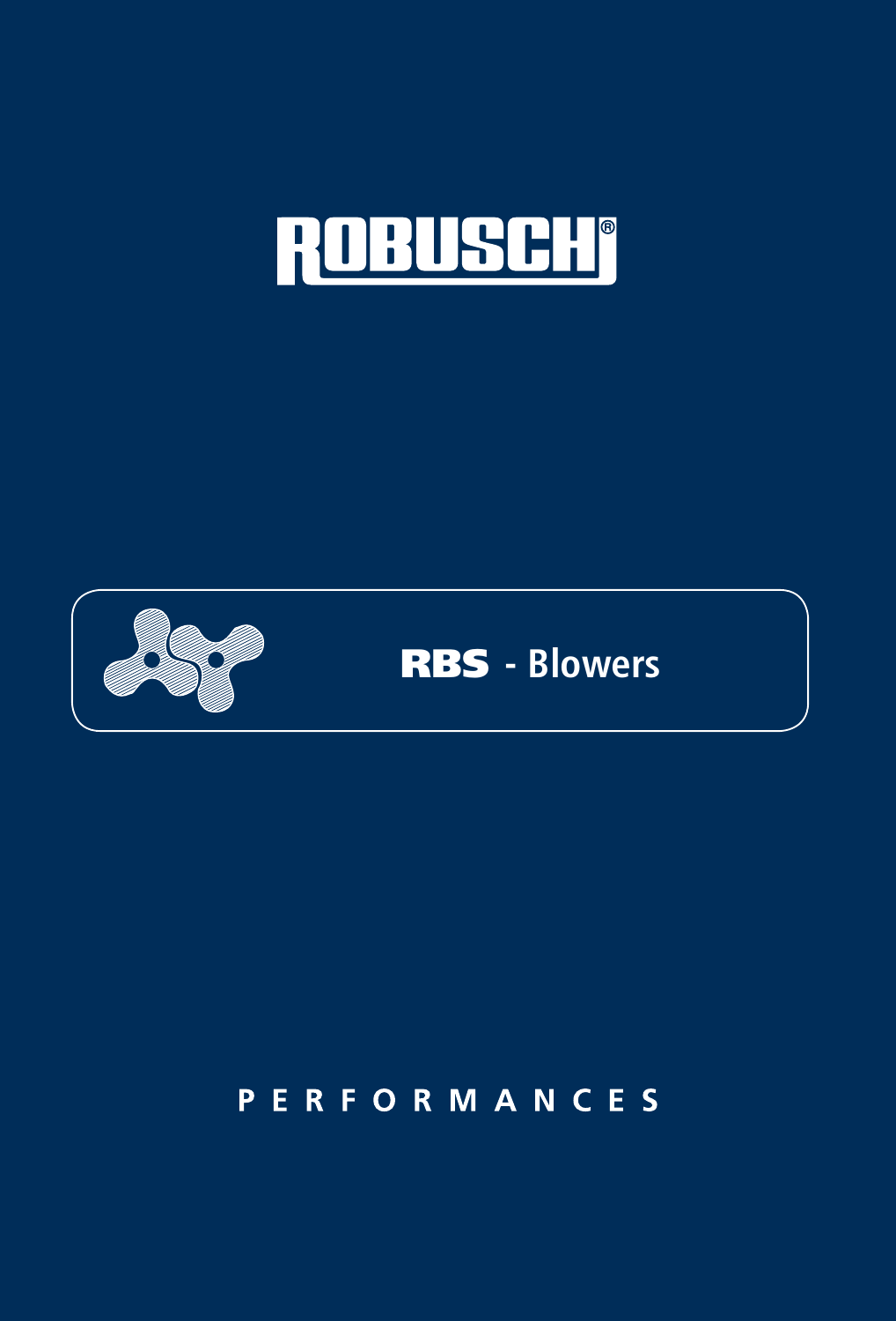# ROBUSCHI®

## RBS - Blowers

PERFORMANCES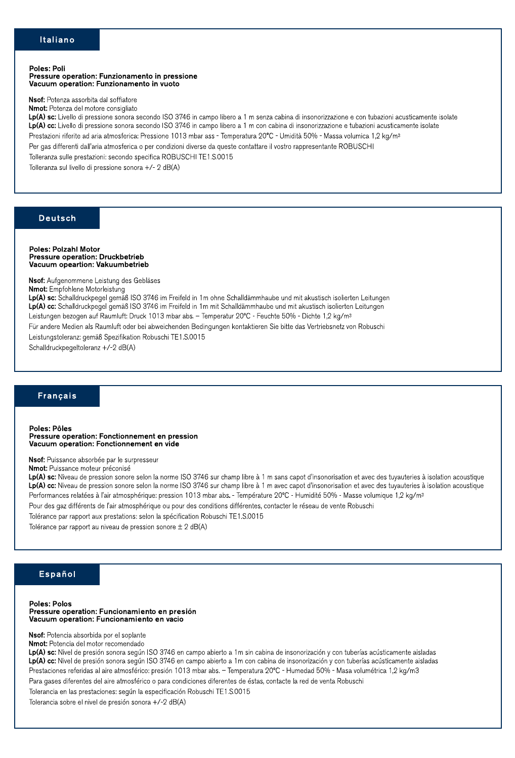## Italiano

**Poles: Poli**
**Pressure operation: Funzionamento in pressione**
**Vacuum operation: Funzionamento in vuoto**

**Nsof:** Potenza assorbita dal soffiatore
**Nmot:** Potenza del motore consigliato
**Lp(A) sc:** Livello di pressione sonora secondo ISO 3746 in campo libero a 1 m senza cabina di insonorizzazione e con tubazioni acusticamente isolate
**Lp(A) cc:** Livello di pressione sonora secondo ISO 3746 in campo libero a 1 m con cabina di insonorizzazione e tubazioni acusticamente isolate

Prestazioni riferite ad aria atmosferica: Pressione 1013 mbar ass - Temperatura 20°C - Umidità 50% - Massa volumica 1,2 kg/m³

Per gas differenti dall'aria atmosferica o per condizioni diverse da queste contattare il vostro rappresentante ROBUSCHI

Tolleranza sulle prestazioni: secondo specifica ROBUSCHI TE1.S.0015

Tolleranza sul livello di pressione sonora +/- 2 dB(A)

## Deutsch

**Poles: Polzahl Motor**
**Pressure operation: Druckbetrieb**
**Vacuum opeartion: Vakuumbetrieb**

**Nsof:** Aufgenommene Leistung des Gebläses
**Nmot:** Empfohlene Motorleistung
**Lp(A) sc:** Schalldruckpegel gemäß ISO 3746 im Freifeld in 1m ohne Schalldämmhaube und mit akustisch isolierten Leitungen
**Lp(A) cc:** Schalldruckpegel gemäß ISO 3746 im Freifeld in 1m mit Schalldämmhaube und mit akustisch isolierten Leitungen

Leistungen bezogen auf Raumluft: Druck 1013 mbar abs. – Temperatur 20°C - Feuchte 50% - Dichte 1,2 kg/m³

Für andere Medien als Raumluft oder bei abweichenden Bedingungen kontaktieren Sie bitte das Vertriebsnetz von Robuschi

Leistungstoleranz: gemäß Spezifikation Robuschi TE1.S.0015

Schalldruckpegeltoleranz +/-2 dB(A)

## Français

**Poles: Pôles**
**Pressure operation: Fonctionnement en pression**
**Vacuum operation: Fonctionnement en vide**

**Nsof:** Puissance absorbée par le surpresseur
**Nmot:** Puissance moteur préconisé
**Lp(A) sc:** Niveau de pression sonore selon la norme ISO 3746 sur champ libre à 1 m sans capot d'insonorisation et avec des tuyauteries à isolation acoustique
**Lp(A) cc:** Niveau de pression sonore selon la norme ISO 3746 sur champ libre à 1 m avec capot d'insonorisation et avec des tuyauteries à isolation acoustique

Performances relatées à l'air atmosphérique: pression 1013 mbar abs. - Température 20°C - Humidité 50% - Masse volumique 1,2 kg/m³

Pour des gaz différents de l'air atmosphérique ou pour des conditions différentes, contacter le réseau de vente Robuschi

Tolérance par rapport aux prestations: selon la spécification Robuschi TE1.S.0015

Tolérance par rapport au niveau de pression sonore ± 2 dB(A)

## Español

**Poles: Polos**
**Pressure operation: Funcionamiento en presión**
**Vacuum operation: Funcionamiento en vacio**

**Nsof:** Potencia absorbida por el soplante
**Nmot:** Potencia del motor recomendado
**Lp(A) sc:** Nivel de presión sonora según ISO 3746 en campo abierto a 1m sin cabina de insonorización y con tuberías acústicamente aisladas
**Lp(A) cc:** Nivel de presión sonora según ISO 3746 en campo abierto a 1m con cabina de insonorización y con tuberías acústicamente aisladas

Prestaciones referidas al aire atmosférico: presión 1013 mbar abs. – Temperatura 20°C - Humedad 50% - Masa volumétrica 1,2 kg/m3

Para gases diferentes del aire atmosférico o para condiciones diferentes de éstas, contacte la red de venta Robuschi

Tolerancia en las prestaciones: según la especificación Robuschi TE1.S.0015

Tolerancia sobre el nivel de presión sonora +/-2 dB(A)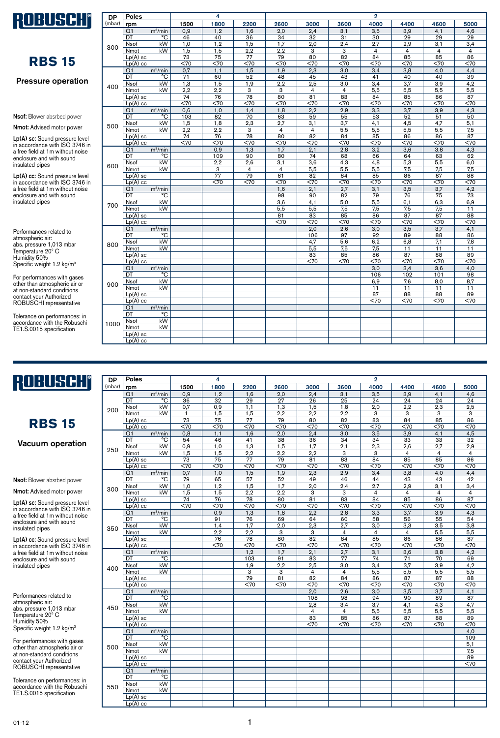# ROBUSCHI

## RBS 15

### Pressure operation

**Nsof:** Blower absrbed power

**Nmot:** Advised motor power

**Lp(A) sc:** Sound pressure level in accordance with ISO 3746 in a free field at 1m without noise enclosure and with sound insulated pipes

**Lp(A) cc:** Sound pressure level in accordance with ISO 3746 in a free field at 1m without noise enclosure and with sound insulated pipes

Performances related to atmospheric air:
abs. pressure 1,013 mbar
Temperature 20° C
Humidity 50%
Specific weight 1.2 kg/m³

For performances with gases other than atmospheric air or at non-standard conditions contact your Authorized ROBUSCHI representative

Tolerance on performances: in accordance with the Robuschi TE1.S.0015 specification

| DP (mbar) | Poles | | 4 | | | 2 | | | | | | |
|---|---|---|---|---|---|---|---|---|---|---|---|---|
| | rpm | | 1500 | 1800 | 2200 | 2600 | 3000 | 3600 | 4000 | 4400 | 4600 | 5000 |
| 300 | Q1 | m³/min | 0,9 | 1,2 | 1,6 | 2,0 | 2,4 | 3,1 | 3,5 | 3,9 | 4,1 | 4,6 |
| | DT | °C | 46 | 40 | 36 | 34 | 32 | 31 | 30 | 29 | 29 | 29 |
| | Nsof | kW | 1,0 | 1,2 | 1,5 | 1,7 | 2,0 | 2,4 | 2,7 | 2,9 | 3,1 | 3,4 |
| | Nmot | kW | 1,5 | 1,5 | 2,2 | 2,2 | 3 | 3 | 4 | 4 | 4 | 4 |
| | Lp(A) sc | | 73 | 75 | 77 | 79 | 80 | 82 | 84 | 85 | 85 | 86 |
| | Lp(A) cc | | <70 | <70 | <70 | <70 | <70 | <70 | <70 | <70 | <70 | <70 |
| 400 | Q1 | m³/min | 0,7 | 1,1 | 1,5 | 1,9 | 2,3 | 3,0 | 3,4 | 3,8 | 4,0 | 4,4 |
| | DT | °C | 71 | 60 | 52 | 48 | 45 | 43 | 41 | 40 | 40 | 39 |
| | Nsof | kW | 1,3 | 1,5 | 1,9 | 2,2 | 2,5 | 3,0 | 3,4 | 3,7 | 3,9 | 4,2 |
| | Nmot | kW | 2,2 | 2,2 | 3 | 3 | 4 | 4 | 5,5 | 5,5 | 5,5 | 5,5 |
| | Lp(A) sc | | 74 | 76 | 78 | 80 | 81 | 83 | 84 | 85 | 86 | 87 |
| | Lp(A) cc | | <70 | <70 | <70 | <70 | <70 | <70 | <70 | <70 | <70 | <70 |
| 500 | Q1 | m³/min | 0,6 | 1,0 | 1,4 | 1,8 | 2,2 | 2,9 | 3,3 | 3,7 | 3,9 | 4,3 |
| | DT | °C | 103 | 82 | 70 | 63 | 59 | 55 | 53 | 52 | 51 | 50 |
| | Nsof | kW | 1,5 | 1,8 | 2,3 | 2,7 | 3,1 | 3,7 | 4,1 | 4,5 | 4,7 | 5,1 |
| | Nmot | kW | 2,2 | 2,2 | 3 | 4 | 4 | 5,5 | 5,5 | 5,5 | 5,5 | 7,5 |
| | Lp(A) sc | | 74 | 76 | 78 | 80 | 82 | 84 | 85 | 86 | 86 | 87 |
| | Lp(A) cc | | <70 | <70 | <70 | <70 | <70 | <70 | <70 | <70 | <70 | <70 |
| 600 | Q1 | m³/min | | 0,9 | 1,3 | 1,7 | 2,1 | 2,8 | 3,2 | 3,6 | 3,8 | 4,3 |
| | DT | °C | | 109 | 90 | 80 | 74 | 68 | 66 | 64 | 63 | 62 |
| | Nsof | kW | | 2,2 | 2,6 | 3,1 | 3,6 | 4,3 | 4,8 | 5,3 | 5,5 | 6,0 |
| | Nmot | kW | | 3 | 4 | 4 | 5,5 | 5,5 | 5,5 | 7,5 | 7,5 | 7,5 |
| | Lp(A) sc | | | 77 | 79 | 81 | 82 | 84 | 85 | 86 | 87 | 88 |
| | Lp(A) cc | | | <70 | <70 | <70 | <70 | <70 | <70 | <70 | <70 | <70 |
| 700 | Q1 | m³/min | | | | 1,6 | 2,1 | 2,7 | 3,1 | 3,5 | 3,7 | 4,2 |
| | DT | °C | | | | 98 | 90 | 82 | 79 | 76 | 75 | 73 |
| | Nsof | kW | | | | 3,6 | 4,1 | 5,0 | 5,5 | 6,1 | 6,3 | 6,9 |
| | Nmot | kW | | | | 5,5 | 5,5 | 7,5 | 7,5 | 7,5 | 7,5 | 11 |
| | Lp(A) sc | | | | | 81 | 83 | 85 | 86 | 87 | 87 | 88 |
| | Lp(A) cc | | | | | <70 | <70 | <70 | <70 | <70 | <70 | <70 |
| 800 | Q1 | m³/min | | | | | 2,0 | 2,6 | 3,0 | 3,5 | 3,7 | 4,1 |
| | DT | °C | | | | | 106 | 97 | 92 | 89 | 88 | 86 |
| | Nsof | kW | | | | | 4,7 | 5,6 | 6,2 | 6,8 | 7,1 | 7,8 |
| | Nmot | kW | | | | | 5,5 | 7,5 | 7,5 | 11 | 11 | 11 |
| | Lp(A) sc | | | | | | 83 | 85 | 86 | 87 | 88 | 89 |
| | Lp(A) cc | | | | | | <70 | <70 | <70 | <70 | <70 | <70 |
| 900 | Q1 | m³/min | | | | | | | 3,0 | 3,4 | 3,6 | 4,0 |
| | DT | °C | | | | | | | 106 | 102 | 101 | 98 |
| | Nsof | kW | | | | | | | 6,9 | 7,6 | 8,0 | 8,7 |
| | Nmot | kW | | | | | | | 11 | 11 | 11 | 11 |
| | Lp(A) sc | | | | | | | | 87 | 88 | 88 | 89 |
| | Lp(A) cc | | | | | | | | <70 | <70 | <70 | <70 |
| 1000 | Q1 | m³/min | | | | | | | | | | |
| | DT | °C | | | | | | | | | | |
| | Nsof | kW | | | | | | | | | | |
| | Nmot | kW | | | | | | | | | | |
| | Lp(A) sc | | | | | | | | | | | |
| | Lp(A) cc | | | | | | | | | | | |

# ROBUSCHI

## RBS 15

### Vacuum operation

**Nsof:** Blower absrbed power

**Nmot:** Advised motor power

**Lp(A) sc:** Sound pressure level in accordance with ISO 3746 in a free field at 1m without noise enclosure and with sound insulated pipes

**Lp(A) cc:** Sound pressure level in accordance with ISO 3746 in a free field at 1m without noise enclosure and with sound insulated pipes

Performances related to atmospheric air:
abs. pressure 1,013 mbar
Temperature 20° C
Humidity 50%
Specific weight 1.2 kg/m³

For performances with gases other than atmospheric air or at non-standard conditions contact your Authorized ROBUSCHI representative

Tolerance on performances: in accordance with the Robuschi TE1.S.0015 specification

| DP (mbar) | Poles | | 4 | | | 2 | | | | | | |
|---|---|---|---|---|---|---|---|---|---|---|---|---|
| | rpm | | 1500 | 1800 | 2200 | 2600 | 3000 | 3600 | 4000 | 4400 | 4600 | 5000 |
| 200 | Q1 | m³/min | 0,9 | 1,2 | 1,6 | 2,0 | 2,4 | 3,1 | 3,5 | 3,9 | 4,1 | 4,6 |
| | DT | °C | 36 | 32 | 29 | 27 | 26 | 25 | 24 | 24 | 24 | 24 |
| | Nsof | kW | 0,7 | 0,9 | 1,1 | 1,3 | 1,5 | 1,8 | 2,0 | 2,2 | 2,3 | 2,5 |
| | Nmot | kW | 1 | 1,5 | 1,5 | 2,2 | 2,2 | 2,2 | 3 | 3 | 3 | 3 |
| | Lp(A) sc | | 73 | 75 | 77 | 79 | 80 | 82 | 83 | 84 | 85 | 86 |
| | Lp(A) cc | | <70 | <70 | <70 | <70 | <70 | <70 | <70 | <70 | <70 | <70 |
| 250 | Q1 | m³/min | 0,8 | 1,1 | 1,6 | 2,0 | 2,4 | 3,0 | 3,5 | 3,9 | 4,1 | 4,5 |
| | DT | °C | 54 | 46 | 41 | 38 | 36 | 34 | 34 | 33 | 33 | 32 |
| | Nsof | kW | 0,9 | 1,0 | 1,3 | 1,5 | 1,7 | 2,1 | 2,3 | 2,6 | 2,7 | 2,9 |
| | Nmot | kW | 1,5 | 1,5 | 2,2 | 2,2 | 2,2 | 3 | 3 | 4 | 4 | 4 |
| | Lp(A) sc | | 73 | 75 | 77 | 79 | 81 | 83 | 84 | 85 | 85 | 86 |
| | Lp(A) cc | | <70 | <70 | <70 | <70 | <70 | <70 | <70 | <70 | <70 | <70 |
| 300 | Q1 | m³/min | 0,7 | 1,0 | 1,5 | 1,9 | 2,3 | 2,9 | 3,4 | 3,8 | 4,0 | 4,4 |
| | DT | °C | 79 | 65 | 57 | 52 | 49 | 46 | 44 | 43 | 43 | 42 |
| | Nsof | kW | 1,0 | 1,2 | 1,5 | 1,7 | 2,0 | 2,4 | 2,7 | 2,9 | 3,1 | 3,4 |
| | Nmot | kW | 1,5 | 1,5 | 2,2 | 2,2 | 3 | 3 | 4 | 4 | 4 | 4 |
| | Lp(A) sc | | 74 | 76 | 78 | 80 | 81 | 83 | 84 | 85 | 86 | 87 |
| | Lp(A) cc | | <70 | <70 | <70 | <70 | <70 | <70 | <70 | <70 | <70 | <70 |
| 350 | Q1 | m³/min | | 0,9 | 1,3 | 1,8 | 2,2 | 2,8 | 3,3 | 3,7 | 3,9 | 4,3 |
| | DT | °C | | 91 | 76 | 69 | 64 | 60 | 58 | 56 | 55 | 54 |
| | Nsof | kW | | 1,4 | 1,7 | 2,0 | 2,3 | 2,7 | 3,0 | 3,3 | 3,5 | 3,8 |
| | Nmot | kW | | 2,2 | 2,2 | 3 | 3 | 4 | 4 | 4 | 5,5 | 5,5 |
| | Lp(A) sc | | | 76 | 78 | 80 | 82 | 84 | 85 | 86 | 86 | 87 |
| | Lp(A) cc | | | <70 | <70 | <70 | <70 | <70 | <70 | <70 | <70 | <70 |
| 400 | Q1 | m³/min | | | 1,2 | 1,7 | 2,1 | 2,7 | 3,1 | 3,6 | 3,8 | 4,2 |
| | DT | °C | | | 103 | 91 | 83 | 77 | 74 | 71 | 70 | 69 |
| | Nsof | kW | | | 1,9 | 2,2 | 2,5 | 3,0 | 3,4 | 3,7 | 3,9 | 4,2 |
| | Nmot | kW | | | 3 | 3 | 4 | 4 | 5,5 | 5,5 | 5,5 | 5,5 |
| | Lp(A) sc | | | | 79 | 81 | 82 | 84 | 86 | 87 | 87 | 88 |
| | Lp(A) cc | | | | <70 | <70 | <70 | <70 | <70 | <70 | <70 | <70 |
| 450 | Q1 | m³/min | | | | | 2,0 | 2,6 | 3,0 | 3,5 | 3,7 | 4,1 |
| | DT | °C | | | | | 108 | 98 | 94 | 90 | 89 | 87 |
| | Nsof | kW | | | | | 2,8 | 3,4 | 3,7 | 4,1 | 4,3 | 4,7 |
| | Nmot | kW | | | | | 4 | 4 | 5,5 | 5,5 | 5,5 | 5,5 |
| | Lp(A) sc | | | | | | 83 | 85 | 86 | 87 | 88 | 89 |
| | Lp(A) cc | | | | | | <70 | <70 | <70 | <70 | <70 | <70 |
| 500 | Q1 | m³/min | | | | | | | | | | 4,0 |
| | DT | °C | | | | | | | | | | 109 |
| | Nsof | kW | | | | | | | | | | 5,1 |
| | Nmot | kW | | | | | | | | | | 7,5 |
| | Lp(A) sc | | | | | | | | | | | 89 |
| | Lp(A) cc | | | | | | | | | | | <70 |
| 550 | Q1 | m³/min | | | | | | | | | | |
| | DT | °C | | | | | | | | | | |
| | Nsof | kW | | | | | | | | | | |
| | Nmot | kW | | | | | | | | | | |
| | Lp(A) sc | | | | | | | | | | | |
| | Lp(A) cc | | | | | | | | | | | |

01-12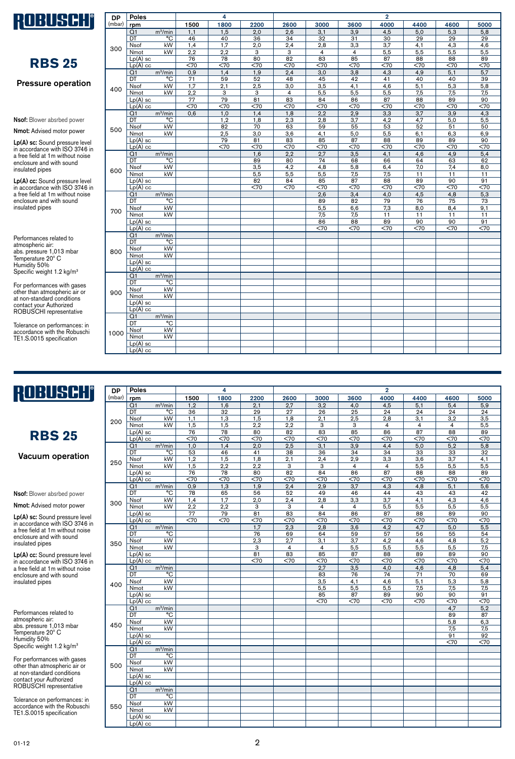# RBS 25

## Pressure operation

**Nsof:** Blower absrbed power

**Nmot:** Advised motor power

**Lp(A) sc:** Sound pressure level in accordance with ISO 3746 in a free field at 1m without noise enclosure and with sound insulated pipes

**Lp(A) cc:** Sound pressure level in accordance with ISO 3746 in a free field at 1m without noise enclosure and with sound insulated pipes

Performances related to atmospheric air:
abs. pressure 1,013 mbar
Temperature 20° C
Humidity 50%
Specific weight 1.2 kg/m³

For performances with gases other than atmospheric air or at non-standard conditions contact your Authorized ROBUSCHI representative

Tolerance on performances: in accordance with the Robuschi TE1.S.0015 specification

| DP (mbar) | Poles | | 4 | | | | | 2 | | | |
|---|---|---|---|---|---|---|---|---|---|---|---|
| | rpm | 1500 | 1800 | 2200 | 2600 | 3000 | 3600 | 4000 | 4400 | 4600 | 5000 |
| 300 | Q1 m³/min | 1,1 | 1,5 | 2,0 | 2,6 | 3,1 | 3,9 | 4,5 | 5,0 | 5,3 | 5,8 |
| | DT °C | 46 | 40 | 36 | 34 | 32 | 31 | 30 | 29 | 29 | 29 |
| | Nsof kW | 1,4 | 1,7 | 2,0 | 2,4 | 2,8 | 3,3 | 3,7 | 4,1 | 4,3 | 4,6 |
| | Nmot kW | 2,2 | 2,2 | 3 | 3 | 4 | 4 | 5,5 | 5,5 | 5,5 | 5,5 |
| | Lp(A) sc | 76 | 78 | 80 | 82 | 83 | 85 | 87 | 88 | 88 | 89 |
| | Lp(A) cc | <70 | <70 | <70 | <70 | <70 | <70 | <70 | <70 | <70 | <70 |
| 400 | Q1 m³/min | 0,9 | 1,4 | 1,9 | 2,4 | 3,0 | 3,8 | 4,3 | 4,9 | 5,1 | 5,7 |
| | DT °C | 71 | 59 | 52 | 48 | 45 | 42 | 41 | 40 | 40 | 39 |
| | Nsof kW | 1,7 | 2,1 | 2,5 | 3,0 | 3,5 | 4,1 | 4,6 | 5,1 | 5,3 | 5,8 |
| | Nmot kW | 2,2 | 3 | 3 | 4 | 5,5 | 5,5 | 5,5 | 7,5 | 7,5 | 7,5 |
| | Lp(A) sc | 77 | 79 | 81 | 83 | 84 | 86 | 87 | 88 | 89 | 90 |
| | Lp(A) cc | <70 | <70 | <70 | <70 | <70 | <70 | <70 | <70 | <70 | <70 |
| 500 | Q1 m³/min | 0,6 | 1,0 | 1,4 | 1,8 | 2,2 | 2,9 | 3,3 | 3,7 | 3,9 | 4,3 |
| | DT °C | | 1,2 | 1,8 | 2,3 | 2,8 | 3,7 | 4,2 | 4,7 | 5,0 | 5,5 |
| | Nsof kW | | 82 | 70 | 63 | 59 | 55 | 53 | 52 | 51 | 50 |
| | Nmot kW | | 2,5 | 3,0 | 3,6 | 4,1 | 5,0 | 5,5 | 6,1 | 6,3 | 6,9 |
| | Lp(A) sc | | 79 | 81 | 83 | 85 | 87 | 88 | 89 | 89 | 90 |
| | Lp(A) cc | | <70 | <70 | <70 | <70 | <70 | <70 | <70 | <70 | <70 |
| 600 | Q1 m³/min | | | 1,6 | 2,2 | 2,7 | 3,5 | 4,1 | 4,6 | 4,9 | 5,4 |
| | DT °C | | | 89 | 80 | 74 | 68 | 66 | 64 | 63 | 62 |
| | Nsof kW | | | 3,5 | 4,2 | 4,8 | 5,8 | 6,4 | 7,0 | 7,4 | 8,0 |
| | Nmot kW | | | 5,5 | 5,5 | 5,5 | 7,5 | 7,5 | 11 | 11 | 11 |
| | Lp(A) sc | | | 82 | 84 | 85 | 87 | 88 | 89 | 90 | 91 |
| | Lp(A) cc | | | <70 | <70 | <70 | <70 | <70 | <70 | <70 | <70 |
| 700 | Q1 m³/min | | | | | 2,6 | 3,4 | 4,0 | 4,5 | 4,8 | 5,3 |
| | DT °C | | | | | 89 | 82 | 79 | 76 | 75 | 73 |
| | Nsof kW | | | | | 5,5 | 6,6 | 7,3 | 8,0 | 8,4 | 9,1 |
| | Nmot kW | | | | | 7,5 | 7,5 | 11 | 11 | 11 | 11 |
| | Lp(A) sc | | | | | 86 | 88 | 89 | 90 | 90 | 91 |
| | Lp(A) cc | | | | | <70 | <70 | <70 | <70 | <70 | <70 |
| 800 | Q1 m³/min | | | | | | | | | | |
| | DT °C | | | | | | | | | | |
| | Nsof kW | | | | | | | | | | |
| | Nmot kW | | | | | | | | | | |
| | Lp(A) sc | | | | | | | | | | |
| | Lp(A) cc | | | | | | | | | | |
| 900 | Q1 m³/min | | | | | | | | | | |
| | DT °C | | | | | | | | | | |
| | Nsof kW | | | | | | | | | | |
| | Nmot kW | | | | | | | | | | |
| | Lp(A) sc | | | | | | | | | | |
| | Lp(A) cc | | | | | | | | | | |
| 1000 | Q1 m³/min | | | | | | | | | | |
| | DT °C | | | | | | | | | | |
| | Nsof kW | | | | | | | | | | |
| | Nmot kW | | | | | | | | | | |
| | Lp(A) sc | | | | | | | | | | |
| | Lp(A) cc | | | | | | | | | | |

# RBS 25

## Vacuum operation

**Nsof:** Blower absrbed power

**Nmot:** Advised motor power

**Lp(A) sc:** Sound pressure level in accordance with ISO 3746 in a free field at 1m without noise enclosure and with sound insulated pipes

**Lp(A) cc:** Sound pressure level in accordance with ISO 3746 in a free field at 1m without noise enclosure and with sound insulated pipes

Performances related to atmospheric air:
abs. pressure 1,013 mbar
Temperature 20° C
Humidity 50%
Specific weight 1.2 kg/m³

For performances with gases other than atmospheric air or at non-standard conditions contact your Authorized ROBUSCHI representative

Tolerance on performances: in accordance with the Robuschi TE1.S.0015 specification

| DP (mbar) | Poles | | 4 | | | | | 2 | | | |
|---|---|---|---|---|---|---|---|---|---|---|---|
| | rpm | 1500 | 1800 | 2200 | 2600 | 3000 | 3600 | 4000 | 4400 | 4600 | 5000 |
| 200 | Q1 m³/min | 1,2 | 1,6 | 2,1 | 2,7 | 3,2 | 4,0 | 4,5 | 5,1 | 5,4 | 5,9 |
| | DT °C | 36 | 32 | 29 | 27 | 26 | 25 | 24 | 24 | 24 | 24 |
| | Nsof kW | 1,1 | 1,3 | 1,5 | 1,8 | 2,1 | 2,5 | 2,8 | 3,1 | 3,2 | 3,5 |
| | Nmot kW | 1,5 | 1,5 | 2,2 | 2,2 | 3 | 3 | 4 | 4 | 4 | 5,5 |
| | Lp(A) sc | 76 | 78 | 80 | 82 | 83 | 85 | 86 | 87 | 88 | 89 |
| | Lp(A) cc | <70 | <70 | <70 | <70 | <70 | <70 | <70 | <70 | <70 | <70 |
| 250 | Q1 m³/min | 1,0 | 1,4 | 2,0 | 2,5 | 3,1 | 3,9 | 4,4 | 5,0 | 5,2 | 5,8 |
| | DT °C | 53 | 46 | 41 | 38 | 36 | 34 | 34 | 33 | 33 | 32 |
| | Nsof kW | 1,2 | 1,5 | 1,8 | 2,1 | 2,4 | 2,9 | 3,3 | 3,6 | 3,7 | 4,1 |
| | Nmot kW | 1,5 | 2,2 | 2,2 | 3 | 3 | 4 | 4 | 5,5 | 5,5 | 5,5 |
| | Lp(A) sc | 76 | 78 | 80 | 82 | 84 | 86 | 87 | 88 | 88 | 89 |
| | Lp(A) cc | <70 | <70 | <70 | <70 | <70 | <70 | <70 | <70 | <70 | <70 |
| 300 | Q1 m³/min | 0,9 | 1,3 | 1,9 | 2,4 | 2,9 | 3,7 | 4,3 | 4,8 | 5,1 | 5,6 |
| | DT °C | 78 | 65 | 56 | 52 | 49 | 46 | 44 | 43 | 43 | 42 |
| | Nsof kW | 1,4 | 1,7 | 2,0 | 2,4 | 2,8 | 3,3 | 3,7 | 4,1 | 4,3 | 4,6 |
| | Nmot kW | 2,2 | 2,2 | 3 | 3 | 4 | 4 | 5,5 | 5,5 | 5,5 | 5,5 |
| | Lp(A) sc | 77 | 79 | 81 | 83 | 84 | 86 | 87 | 88 | 89 | 90 |
| | Lp(A) cc | <70 | <70 | <70 | <70 | <70 | <70 | <70 | <70 | <70 | <70 |
| 350 | Q1 m³/min | | | 1,7 | 2,3 | 2,8 | 3,6 | 4,2 | 4,7 | 5,0 | 5,5 |
| | DT °C | | | 76 | 69 | 64 | 59 | 57 | 56 | 55 | 54 |
| | Nsof kW | | | 2,3 | 2,7 | 3,1 | 3,7 | 4,2 | 4,6 | 4,8 | 5,2 |
| | Nmot kW | | | 3 | 4 | 4 | 5,5 | 5,5 | 5,5 | 5,5 | 7,5 |
| | Lp(A) sc | | | 81 | 83 | 85 | 87 | 88 | 89 | 89 | 90 |
| | Lp(A) cc | | | <70 | <70 | <70 | <70 | <70 | <70 | <70 | <70 |
| 400 | Q1 m³/min | | | | | 2,7 | 3,5 | 4,0 | 4,6 | 4,8 | 5,4 |
| | DT °C | | | | | 83 | 76 | 74 | 71 | 70 | 69 |
| | Nsof kW | | | | | 3,5 | 4,1 | 4,6 | 5,1 | 5,3 | 5,8 |
| | Nmot kW | | | | | 5,5 | 5,5 | 5,5 | 7,5 | 7,5 | 7,5 |
| | Lp(A) sc | | | | | 85 | 87 | 89 | 90 | 90 | 91 |
| | Lp(A) cc | | | | | <70 | <70 | <70 | <70 | <70 | <70 |
| 450 | Q1 m³/min | | | | | | | | | 4,7 | 5,2 |
| | DT °C | | | | | | | | | 89 | 87 |
| | Nsof kW | | | | | | | | | 5,8 | 6,3 |
| | Nmot kW | | | | | | | | | 7,5 | 7,5 |
| | Lp(A) sc | | | | | | | | | 91 | 92 |
| | Lp(A) cc | | | | | | | | | <70 | <70 |
| 500 | Q1 m³/min | | | | | | | | | | |
| | DT °C | | | | | | | | | | |
| | Nsof kW | | | | | | | | | | |
| | Nmot kW | | | | | | | | | | |
| | Lp(A) sc | | | | | | | | | | |
| | Lp(A) cc | | | | | | | | | | |
| 550 | Q1 m³/min | | | | | | | | | | |
| | DT °C | | | | | | | | | | |
| | Nsof kW | | | | | | | | | | |
| | Nmot kW | | | | | | | | | | |
| | Lp(A) sc | | | | | | | | | | |
| | Lp(A) cc | | | | | | | | | | |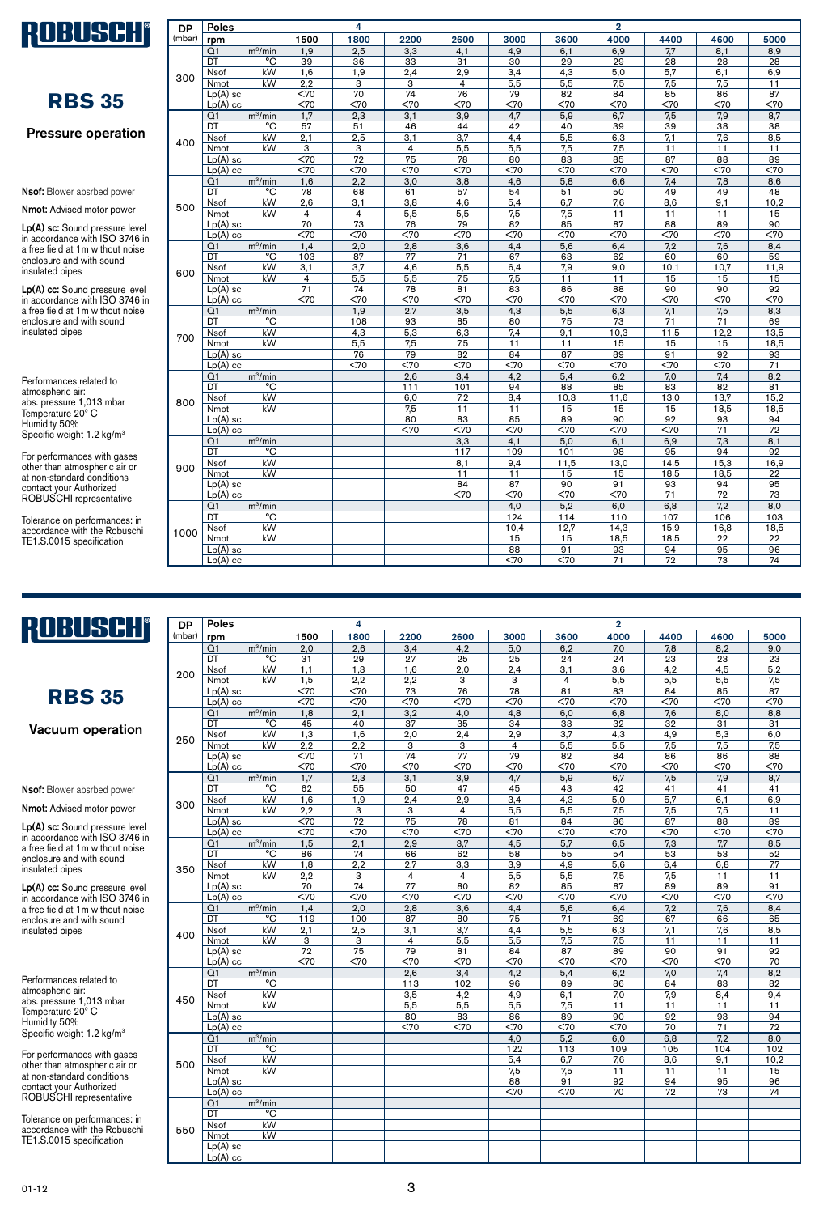# ROBUSCHI

## RBS 35

### Pressure operation

**Nsof:** Blower absrbed power

**Nmot:** Advised motor power

**Lp(A) sc:** Sound pressure level in accordance with ISO 3746 in a free field at 1m without noise enclosure and with sound insulated pipes

**Lp(A) cc:** Sound pressure level in accordance with ISO 3746 in a free field at 1m without noise enclosure and with sound insulated pipes

Performances related to atmospheric air:
abs. pressure 1,013 mbar
Temperature 20° C
Humidity 50%
Specific weight 1.2 kg/m³

For performances with gases other than atmospheric air or at non-standard conditions contact your Authorized ROBUSCHI representative

Tolerance on performances: in accordance with the Robuschi TE1.S.0015 specification

| DP (mbar) | Poles | | 4 | | | 2 | | | | | | |
|---|---|---|---|---|---|---|---|---|---|---|---|---|
| | rpm | | 1500 | 1800 | 2200 | 2600 | 3000 | 3600 | 4000 | 4400 | 4600 | 5000 |
| 300 | Q1 | m³/min | 1,9 | 2,5 | 3,3 | 4,1 | 4,9 | 6,1 | 6,9 | 7,7 | 8,1 | 8,9 |
| | DT | °C | 39 | 36 | 33 | 31 | 30 | 29 | 29 | 28 | 28 | 28 |
| | Nsof | kW | 1,6 | 1,9 | 2,4 | 2,9 | 3,4 | 4,3 | 5,0 | 5,7 | 6,1 | 6,9 |
| | Nmot | kW | 2,2 | 3 | 3 | 4 | 5,5 | 5,5 | 7,5 | 7,5 | 7,5 | 11 |
| | Lp(A) sc | | <70 | 70 | 74 | 76 | 79 | 82 | 84 | 85 | 86 | 87 |
| | Lp(A) cc | | <70 | <70 | <70 | <70 | <70 | <70 | <70 | <70 | <70 | <70 |
| 400 | Q1 | m³/min | 1,7 | 2,3 | 3,1 | 3,9 | 4,7 | 5,9 | 6,7 | 7,5 | 7,9 | 8,7 |
| | DT | °C | 57 | 51 | 46 | 44 | 42 | 40 | 39 | 39 | 38 | 38 |
| | Nsof | kW | 2,1 | 2,5 | 3,1 | 3,7 | 4,4 | 5,5 | 6,3 | 7,1 | 7,6 | 8,5 |
| | Nmot | kW | 3 | 3 | 4 | 5,5 | 5,5 | 7,5 | 7,5 | 11 | 11 | 11 |
| | Lp(A) sc | | <70 | 72 | 75 | 78 | 80 | 83 | 85 | 87 | 88 | 89 |
| | Lp(A) cc | | <70 | <70 | <70 | <70 | <70 | <70 | <70 | <70 | <70 | <70 |
| 500 | Q1 | m³/min | 1,6 | 2,2 | 3,0 | 3,8 | 4,6 | 5,8 | 6,6 | 7,4 | 7,8 | 8,6 |
| | DT | °C | 78 | 68 | 61 | 57 | 54 | 51 | 50 | 49 | 49 | 48 |
| | Nsof | kW | 2,6 | 3,1 | 3,8 | 4,6 | 5,4 | 6,7 | 7,6 | 8,6 | 9,1 | 10,2 |
| | Nmot | kW | 4 | 4 | 5,5 | 5,5 | 7,5 | 7,5 | 11 | 11 | 11 | 15 |
| | Lp(A) sc | | 70 | 73 | 76 | 79 | 82 | 85 | 87 | 88 | 89 | 90 |
| | Lp(A) cc | | <70 | <70 | <70 | <70 | <70 | <70 | <70 | <70 | <70 | <70 |
| 600 | Q1 | m³/min | 1,4 | 2,0 | 2,8 | 3,6 | 4,4 | 5,6 | 6,4 | 7,2 | 7,6 | 8,4 |
| | DT | °C | 103 | 87 | 77 | 71 | 67 | 63 | 62 | 60 | 60 | 59 |
| | Nsof | kW | 3,1 | 3,7 | 4,6 | 5,5 | 6,4 | 7,9 | 9,0 | 10,1 | 10,7 | 11,9 |
| | Nmot | kW | 4 | 5,5 | 5,5 | 7,5 | 7,5 | 11 | 11 | 15 | 15 | 15 |
| | Lp(A) sc | | 71 | 74 | 78 | 81 | 83 | 86 | 88 | 90 | 90 | 92 |
| | Lp(A) cc | | <70 | <70 | <70 | <70 | <70 | <70 | <70 | <70 | <70 | <70 |
| 700 | Q1 | m³/min | | 1,9 | 2,7 | 3,5 | 4,3 | 5,5 | 6,3 | 7,1 | 7,5 | 8,3 |
| | DT | °C | | 108 | 93 | 85 | 80 | 75 | 73 | 71 | 71 | 69 |
| | Nsof | kW | | 4,3 | 5,3 | 6,3 | 7,4 | 9,1 | 10,3 | 11,5 | 12,2 | 13,5 |
| | Nmot | kW | | 5,5 | 7,5 | 7,5 | 11 | 11 | 15 | 15 | 15 | 18,5 |
| | Lp(A) sc | | | 76 | 79 | 82 | 84 | 87 | 89 | 91 | 92 | 93 |
| | Lp(A) cc | | | <70 | <70 | <70 | <70 | <70 | <70 | <70 | <70 | 71 |
| 800 | Q1 | m³/min | | | 2,6 | 3,4 | 4,2 | 5,4 | 6,2 | 7,0 | 7,4 | 8,2 |
| | DT | °C | | | 111 | 101 | 94 | 88 | 85 | 83 | 82 | 81 |
| | Nsof | kW | | | 6,0 | 7,2 | 8,4 | 10,3 | 11,6 | 13,0 | 13,7 | 15,2 |
| | Nmot | kW | | | 7,5 | 11 | 11 | 15 | 15 | 15 | 18,5 | 18,5 |
| | Lp(A) sc | | | | 80 | 83 | 85 | 89 | 90 | 92 | 93 | 94 |
| | Lp(A) cc | | | | <70 | <70 | <70 | <70 | <70 | <70 | 71 | 72 |
| 900 | Q1 | m³/min | | | | 3,3 | 4,1 | 5,0 | 6,1 | 6,9 | 7,3 | 8,1 |
| | DT | °C | | | | 117 | 109 | 101 | 98 | 95 | 94 | 92 |
| | Nsof | kW | | | | 8,1 | 9,4 | 11,5 | 13,0 | 14,5 | 15,3 | 16,9 |
| | Nmot | kW | | | | 11 | 11 | 15 | 15 | 18,5 | 18,5 | 22 |
| | Lp(A) sc | | | | | 84 | 87 | 90 | 91 | 93 | 94 | 95 |
| | Lp(A) cc | | | | | <70 | <70 | <70 | <70 | 71 | 72 | 73 |
| 1000 | Q1 | m³/min | | | | | 4,0 | 5,2 | 6,0 | 6,8 | 7,2 | 8,0 |
| | DT | °C | | | | | 124 | 114 | 110 | 107 | 106 | 103 |
| | Nsof | kW | | | | | 10,4 | 12,7 | 14,3 | 15,9 | 16,8 | 18,5 |
| | Nmot | kW | | | | | 15 | 15 | 18,5 | 18,5 | 22 | 22 |
| | Lp(A) sc | | | | | | 88 | 91 | 93 | 94 | 95 | 96 |
| | Lp(A) cc | | | | | | <70 | <70 | 71 | 72 | 73 | 74 |

# ROBUSCHI

## RBS 35

### Vacuum operation

**Nsof:** Blower absrbed power

**Nmot:** Advised motor power

**Lp(A) sc:** Sound pressure level in accordance with ISO 3746 in a free field at 1m without noise enclosure and with sound insulated pipes

**Lp(A) cc:** Sound pressure level in accordance with ISO 3746 in a free field at 1m without noise enclosure and with sound insulated pipes

Performances related to atmospheric air:
abs. pressure 1,013 mbar
Temperature 20° C
Humidity 50%
Specific weight 1.2 kg/m³

For performances with gases other than atmospheric air or at non-standard conditions contact your Authorized ROBUSCHI representative

Tolerance on performances: in accordance with the Robuschi TE1.S.0015 specification

| DP (mbar) | Poles | | 4 | | | 2 | | | | | | |
|---|---|---|---|---|---|---|---|---|---|---|---|---|
| | rpm | | 1500 | 1800 | 2200 | 2600 | 3000 | 3600 | 4000 | 4400 | 4600 | 5000 |
| 200 | Q1 | m³/min | 2,0 | 2,6 | 3,4 | 4,2 | 5,0 | 6,2 | 7,0 | 7,8 | 8,2 | 9,0 |
| | DT | °C | 31 | 29 | 27 | 25 | 25 | 24 | 24 | 23 | 23 | 23 |
| | Nsof | kW | 1,1 | 1,3 | 1,6 | 2,0 | 2,4 | 3,1 | 3,6 | 4,2 | 4,5 | 5,2 |
| | Nmot | kW | 1,5 | 2,2 | 2,2 | 3 | 3 | 4 | 5,5 | 5,5 | 5,5 | 7,5 |
| | Lp(A) sc | | <70 | <70 | 73 | 76 | 78 | 81 | 83 | 84 | 85 | 87 |
| | Lp(A) cc | | <70 | <70 | <70 | <70 | <70 | <70 | <70 | <70 | <70 | <70 |
| 250 | Q1 | m³/min | 1,8 | 2,1 | 3,2 | 4,0 | 4,8 | 6,0 | 6,8 | 7,6 | 8,0 | 8,8 |
| | DT | °C | 45 | 40 | 37 | 35 | 34 | 33 | 32 | 32 | 31 | 31 |
| | Nsof | kW | 1,3 | 1,6 | 2,0 | 2,4 | 2,9 | 3,7 | 4,3 | 4,9 | 5,3 | 6,0 |
| | Nmot | kW | 2,2 | 2,2 | 3 | 3 | 4 | 5,5 | 5,5 | 7,5 | 7,5 | 7,5 |
| | Lp(A) sc | | <70 | 71 | 74 | 77 | 79 | 82 | 84 | 86 | 86 | 88 |
| | Lp(A) cc | | <70 | <70 | <70 | <70 | <70 | <70 | <70 | <70 | <70 | <70 |
| 300 | Q1 | m³/min | 1,7 | 2,3 | 3,1 | 3,9 | 4,7 | 5,9 | 6,7 | 7,5 | 7,9 | 8,7 |
| | DT | °C | 62 | 55 | 50 | 47 | 45 | 43 | 42 | 41 | 41 | 41 |
| | Nsof | kW | 1,6 | 1,9 | 2,4 | 2,9 | 3,4 | 4,3 | 5,0 | 5,7 | 6,1 | 6,9 |
| | Nmot | kW | 2,2 | 3 | 3 | 4 | 5,5 | 5,5 | 7,5 | 7,5 | 7,5 | 11 |
| | Lp(A) sc | | <70 | 72 | 75 | 78 | 81 | 84 | 86 | 87 | 88 | 89 |
| | Lp(A) cc | | <70 | <70 | <70 | <70 | <70 | <70 | <70 | <70 | <70 | <70 |
| 350 | Q1 | m³/min | 1,5 | 2,1 | 2,9 | 3,7 | 4,5 | 5,7 | 6,5 | 7,3 | 7,7 | 8,5 |
| | DT | °C | 86 | 74 | 66 | 62 | 58 | 55 | 54 | 53 | 53 | 52 |
| | Nsof | kW | 1,8 | 2,2 | 2,7 | 3,3 | 3,9 | 4,9 | 5,6 | 6,4 | 6,8 | 7,7 |
| | Nmot | kW | 2,2 | 3 | 4 | 4 | 5,5 | 5,5 | 7,5 | 7,5 | 11 | 11 |
| | Lp(A) sc | | 70 | 74 | 77 | 80 | 82 | 85 | 87 | 89 | 89 | 91 |
| | Lp(A) cc | | <70 | <70 | <70 | <70 | <70 | <70 | <70 | <70 | <70 | <70 |
| 400 | Q1 | m³/min | 1,4 | 2,0 | 2,8 | 3,6 | 4,4 | 5,6 | 6,4 | 7,2 | 7,6 | 8,4 |
| | DT | °C | 119 | 100 | 87 | 80 | 75 | 71 | 69 | 67 | 66 | 65 |
| | Nsof | kW | 2,1 | 2,5 | 3,1 | 3,7 | 4,4 | 5,5 | 6,3 | 7,1 | 7,6 | 8,5 |
| | Nmot | kW | 3 | 3 | 4 | 5,5 | 5,5 | 7,5 | 7,5 | 11 | 11 | 11 |
| | Lp(A) sc | | 72 | 75 | 79 | 81 | 84 | 87 | 89 | 90 | 91 | 92 |
| | Lp(A) cc | | <70 | <70 | <70 | <70 | <70 | <70 | <70 | <70 | <70 | 70 |
| 450 | Q1 | m³/min | | | 2,6 | 3,4 | 4,2 | 5,4 | 6,2 | 7,0 | 7,4 | 8,2 |
| | DT | °C | | | 113 | 102 | 96 | 89 | 86 | 84 | 83 | 82 |
| | Nsof | kW | | | 3,5 | 4,2 | 4,9 | 6,1 | 7,0 | 7,9 | 8,4 | 9,4 |
| | Nmot | kW | | | 5,5 | 5,5 | 5,5 | 7,5 | 11 | 11 | 11 | 11 |
| | Lp(A) sc | | | | 80 | 83 | 86 | 89 | 90 | 92 | 93 | 94 |
| | Lp(A) cc | | | | <70 | <70 | <70 | <70 | <70 | 70 | 71 | 72 |
| 500 | Q1 | m³/min | | | | | 4,0 | 5,2 | 6,0 | 6,8 | 7,2 | 8,0 |
| | DT | °C | | | | | 122 | 113 | 109 | 105 | 104 | 102 |
| | Nsof | kW | | | | | 5,4 | 6,7 | 7,6 | 8,6 | 9,1 | 10,2 |
| | Nmot | kW | | | | | 7,5 | 7,5 | 11 | 11 | 11 | 15 |
| | Lp(A) sc | | | | | | 88 | 91 | 92 | 94 | 95 | 96 |
| | Lp(A) cc | | | | | | <70 | <70 | 70 | 72 | 73 | 74 |
| 550 | Q1 | m³/min | | | | | | | | | | |
| | DT | °C | | | | | | | | | | |
| | Nsof | kW | | | | | | | | | | |
| | Nmot | kW | | | | | | | | | | |
| | Lp(A) sc | | | | | | | | | | | |
| | Lp(A) cc | | | | | | | | | | | |

01-12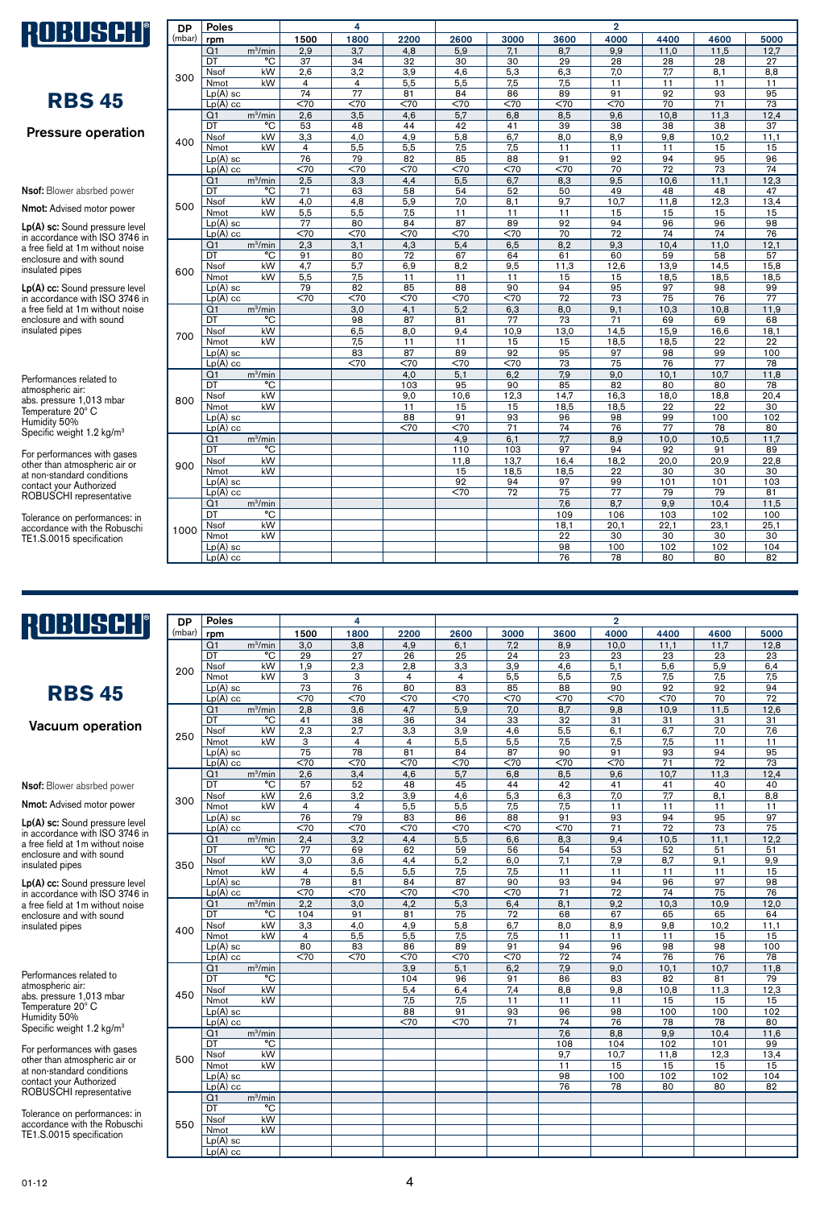# ROBUSCHI

## RBS 45

### Pressure operation

**Nsof:** Blower absrbed power

**Nmot:** Advised motor power

**Lp(A) sc:** Sound pressure level in accordance with ISO 3746 in a free field at 1m without noise enclosure and with sound insulated pipes

**Lp(A) cc:** Sound pressure level in accordance with ISO 3746 in a free field at 1m without noise enclosure and with sound insulated pipes

Performances related to atmospheric air:
abs. pressure 1,013 mbar
Temperature 20° C
Humidity 50%
Specific weight 1.2 kg/m³

For performances with gases other than atmospheric air or at non-standard conditions contact your Authorized ROBUSCHI representative

Tolerance on performances: in accordance with the Robuschi TE1.S.0015 specification

| DP (mbar) | Poles | | 4 | | | 2 | | | | | | |
|---|---|---|---|---|---|---|---|---|---|---|---|---|
| | rpm | | 1500 | 1800 | 2200 | 2600 | 3000 | 3600 | 4000 | 4400 | 4600 | 5000 |
| 300 | Q1 | m³/min | 2,9 | 3,7 | 4,8 | 5,9 | 7,1 | 8,7 | 9,9 | 11,0 | 11,5 | 12,7 |
| | DT | °C | 37 | 34 | 32 | 30 | 30 | 29 | 28 | 28 | 28 | 27 |
| | Nsof | kW | 2,6 | 3,2 | 3,9 | 4,6 | 5,3 | 6,3 | 7,0 | 7,7 | 8,1 | 8,8 |
| | Nmot | kW | 4 | 4 | 5,5 | 5,5 | 7,5 | 7,5 | 11 | 11 | 11 | 11 |
| | Lp(A) sc | | 74 | 77 | 81 | 84 | 86 | 89 | 91 | 92 | 93 | 95 |
| | Lp(A) cc | | <70 | <70 | <70 | <70 | <70 | <70 | <70 | 70 | 71 | 73 |
| 400 | Q1 | m³/min | 2,6 | 3,5 | 4,6 | 5,7 | 6,8 | 8,5 | 9,6 | 10,8 | 11,3 | 12,4 |
| | DT | °C | 53 | 48 | 44 | 42 | 41 | 39 | 38 | 38 | 38 | 37 |
| | Nsof | kW | 3,3 | 4,0 | 4,9 | 5,8 | 6,7 | 8,0 | 8,9 | 9,8 | 10,2 | 11,1 |
| | Nmot | kW | 4 | 5,5 | 5,5 | 7,5 | 7,5 | 11 | 11 | 11 | 15 | 15 |
| | Lp(A) sc | | 76 | 79 | 82 | 85 | 88 | 91 | 92 | 94 | 95 | 96 |
| | Lp(A) cc | | <70 | <70 | <70 | <70 | <70 | <70 | 70 | 72 | 73 | 74 |
| 500 | Q1 | m³/min | 2,5 | 3,3 | 4,4 | 5,5 | 6,7 | 8,3 | 9,5 | 10,6 | 11,1 | 12,3 |
| | DT | °C | 71 | 63 | 58 | 54 | 52 | 50 | 49 | 48 | 48 | 47 |
| | Nsof | kW | 4,0 | 4,8 | 5,9 | 7,0 | 8,1 | 9,7 | 10,7 | 11,8 | 12,3 | 13,4 |
| | Nmot | kW | 5,5 | 5,5 | 7,5 | 11 | 11 | 11 | 15 | 15 | 15 | 15 |
| | Lp(A) sc | | 77 | 80 | 84 | 87 | 89 | 92 | 94 | 96 | 96 | 98 |
| | Lp(A) cc | | <70 | <70 | <70 | <70 | <70 | 70 | 72 | 74 | 74 | 76 |
| 600 | Q1 | m³/min | 2,3 | 3,1 | 4,3 | 5,4 | 6,5 | 8,2 | 9,3 | 10,4 | 11,0 | 12,1 |
| | DT | °C | 91 | 80 | 72 | 67 | 64 | 61 | 60 | 59 | 58 | 57 |
| | Nsof | kW | 4,7 | 5,7 | 6,9 | 8,2 | 9,5 | 11,3 | 12,6 | 13,9 | 14,5 | 15,8 |
| | Nmot | kW | 5,5 | 7,5 | 11 | 11 | 11 | 15 | 15 | 18,5 | 18,5 | 18,5 |
| | Lp(A) sc | | 79 | 82 | 85 | 88 | 90 | 94 | 95 | 97 | 98 | 99 |
| | Lp(A) cc | | <70 | <70 | <70 | <70 | <70 | 72 | 73 | 75 | 76 | 77 |
| 700 | Q1 | m³/min | | 3,0 | 4,1 | 5,2 | 6,3 | 8,0 | 9,1 | 10,3 | 10,8 | 11,9 |
| | DT | °C | | 98 | 87 | 81 | 77 | 73 | 71 | 69 | 69 | 68 |
| | Nsof | kW | | 6,5 | 8,0 | 9,4 | 10,9 | 13,0 | 14,5 | 15,9 | 16,6 | 18,1 |
| | Nmot | kW | | 7,5 | 11 | 11 | 15 | 15 | 18,5 | 18,5 | 22 | 22 |
| | Lp(A) sc | | | 83 | 87 | 89 | 92 | 95 | 97 | 98 | 99 | 100 |
| | Lp(A) cc | | | <70 | <70 | <70 | <70 | 73 | 75 | 76 | 77 | 78 |
| 800 | Q1 | m³/min | | | 4,0 | 5,1 | 6,2 | 7,9 | 9,0 | 10,1 | 10,7 | 11,8 |
| | DT | °C | | | 103 | 95 | 90 | 85 | 82 | 80 | 80 | 78 |
| | Nsof | kW | | | 9,0 | 10,6 | 12,3 | 14,7 | 16,3 | 18,0 | 18,8 | 20,4 |
| | Nmot | kW | | | 11 | 15 | 15 | 18,5 | 18,5 | 22 | 22 | 30 |
| | Lp(A) sc | | | | 88 | 91 | 93 | 96 | 98 | 99 | 100 | 102 |
| | Lp(A) cc | | | | <70 | <70 | 71 | 74 | 76 | 77 | 78 | 80 |
| 900 | Q1 | m³/min | | | | 4,9 | 6,1 | 7,7 | 8,9 | 10,0 | 10,5 | 11,7 |
| | DT | °C | | | | 110 | 103 | 97 | 94 | 92 | 91 | 89 |
| | Nsof | kW | | | | 11,8 | 13,7 | 16,4 | 18,2 | 20,0 | 20,9 | 22,8 |
| | Nmot | kW | | | | 15 | 18,5 | 18,5 | 22 | 30 | 30 | 30 |
| | Lp(A) sc | | | | | 92 | 94 | 97 | 99 | 101 | 101 | 103 |
| | Lp(A) cc | | | | | <70 | 72 | 75 | 77 | 79 | 79 | 81 |
| 1000 | Q1 | m³/min | | | | | | 7,6 | 8,7 | 9,9 | 10,4 | 11,5 |
| | DT | °C | | | | | | 109 | 106 | 103 | 102 | 100 |
| | Nsof | kW | | | | | | 18,1 | 20,1 | 22,1 | 23,1 | 25,1 |
| | Nmot | kW | | | | | | 22 | 30 | 30 | 30 | 30 |
| | Lp(A) sc | | | | | | | 98 | 100 | 102 | 102 | 104 |
| | Lp(A) cc | | | | | | | 76 | 78 | 80 | 80 | 82 |

# ROBUSCHI

## RBS 45

### Vacuum operation

**Nsof:** Blower absrbed power

**Nmot:** Advised motor power

**Lp(A) sc:** Sound pressure level in accordance with ISO 3746 in a free field at 1m without noise enclosure and with sound insulated pipes

**Lp(A) cc:** Sound pressure level in accordance with ISO 3746 in a free field at 1m without noise enclosure and with sound insulated pipes

Performances related to atmospheric air:
abs. pressure 1,013 mbar
Temperature 20° C
Humidity 50%
Specific weight 1.2 kg/m³

For performances with gases other than atmospheric air or at non-standard conditions contact your Authorized ROBUSCHI representative

Tolerance on performances: in accordance with the Robuschi TE1.S.0015 specification

| DP (mbar) | Poles | | 4 | | | 2 | | | | | | |
|---|---|---|---|---|---|---|---|---|---|---|---|---|
| | rpm | | 1500 | 1800 | 2200 | 2600 | 3000 | 3600 | 4000 | 4400 | 4600 | 5000 |
| 200 | Q1 | m³/min | 3,0 | 3,8 | 4,9 | 6,1 | 7,2 | 8,9 | 10,0 | 11,1 | 11,7 | 12,8 |
| | DT | °C | 29 | 27 | 26 | 25 | 24 | 23 | 23 | 23 | 23 | 23 |
| | Nsof | kW | 1,9 | 2,3 | 2,8 | 3,3 | 3,9 | 4,6 | 5,1 | 5,6 | 5,9 | 6,4 |
| | Nmot | kW | 3 | 3 | 4 | 4 | 5,5 | 5,5 | 7,5 | 7,5 | 7,5 | 7,5 |
| | Lp(A) sc | | 73 | 76 | 80 | 83 | 85 | 88 | 90 | 92 | 92 | 94 |
| | Lp(A) cc | | <70 | <70 | <70 | <70 | <70 | <70 | <70 | <70 | 70 | 72 |
| 250 | Q1 | m³/min | 2,8 | 3,6 | 4,7 | 5,9 | 7,0 | 8,7 | 9,8 | 10,9 | 11,5 | 12,6 |
| | DT | °C | 41 | 38 | 36 | 34 | 33 | 32 | 31 | 31 | 31 | 31 |
| | Nsof | kW | 2,3 | 2,7 | 3,3 | 3,9 | 4,6 | 5,5 | 6,1 | 6,7 | 7,0 | 7,6 |
| | Nmot | kW | 3 | 4 | 4 | 5,5 | 5,5 | 7,5 | 7,5 | 7,5 | 11 | 11 |
| | Lp(A) sc | | 75 | 78 | 81 | 84 | 87 | 90 | 91 | 93 | 94 | 95 |
| | Lp(A) cc | | <70 | <70 | <70 | <70 | <70 | <70 | <70 | 71 | 72 | 73 |
| 300 | Q1 | m³/min | 2,6 | 3,4 | 4,6 | 5,7 | 6,8 | 8,5 | 9,6 | 10,7 | 11,3 | 12,4 |
| | DT | °C | 57 | 52 | 48 | 45 | 44 | 42 | 41 | 41 | 40 | 40 |
| | Nsof | kW | 2,6 | 3,2 | 3,9 | 4,6 | 5,3 | 6,3 | 7,0 | 7,7 | 8,1 | 8,8 |
| | Nmot | kW | 4 | 4 | 5,5 | 5,5 | 7,5 | 7,5 | 11 | 11 | 11 | 11 |
| | Lp(A) sc | | 76 | 79 | 83 | 86 | 88 | 91 | 93 | 94 | 95 | 97 |
| | Lp(A) cc | | <70 | <70 | <70 | <70 | <70 | <70 | 71 | 72 | 73 | 75 |
| 350 | Q1 | m³/min | 2,4 | 3,2 | 4,4 | 5,5 | 6,6 | 8,3 | 9,4 | 10,5 | 11,1 | 12,2 |
| | DT | °C | 77 | 69 | 62 | 59 | 56 | 54 | 53 | 52 | 51 | 51 |
| | Nsof | kW | 3,0 | 3,6 | 4,4 | 5,2 | 6,0 | 7,1 | 7,9 | 8,7 | 9,1 | 9,9 |
| | Nmot | kW | 4 | 5,5 | 5,5 | 7,5 | 7,5 | 11 | 11 | 11 | 11 | 15 |
| | Lp(A) sc | | 78 | 81 | 84 | 87 | 90 | 93 | 94 | 96 | 97 | 98 |
| | Lp(A) cc | | <70 | <70 | <70 | <70 | <70 | 71 | 72 | 74 | 75 | 76 |
| 400 | Q1 | m³/min | 2,2 | 3,0 | 4,2 | 5,3 | 6,4 | 8,1 | 9,2 | 10,3 | 10,9 | 12,0 |
| | DT | °C | 104 | 91 | 81 | 75 | 72 | 68 | 67 | 65 | 65 | 64 |
| | Nsof | kW | 3,3 | 4,0 | 4,9 | 5,8 | 6,7 | 8,0 | 8,9 | 9,8 | 10,2 | 11,1 |
| | Nmot | kW | 4 | 5,5 | 5,5 | 7,5 | 7,5 | 11 | 11 | 11 | 15 | 15 |
| | Lp(A) sc | | 80 | 83 | 86 | 89 | 91 | 94 | 96 | 98 | 98 | 100 |
| | Lp(A) cc | | <70 | <70 | <70 | <70 | <70 | 72 | 74 | 76 | 76 | 78 |
| 450 | Q1 | m³/min | | | 3,9 | 5,1 | 6,2 | 7,9 | 9,0 | 10,1 | 10,7 | 11,8 |
| | DT | °C | | | 104 | 96 | 91 | 86 | 83 | 82 | 81 | 79 |
| | Nsof | kW | | | 5,4 | 6,4 | 7,4 | 8,8 | 9,8 | 10,8 | 11,3 | 12,3 |
| | Nmot | kW | | | 7,5 | 7,5 | 11 | 11 | 11 | 15 | 15 | 15 |
| | Lp(A) sc | | | | 88 | 91 | 93 | 96 | 98 | 100 | 100 | 102 |
| | Lp(A) cc | | | | <70 | <70 | 71 | 74 | 76 | 78 | 78 | 80 |
| 500 | Q1 | m³/min | | | | | | 7,6 | 8,8 | 9,9 | 10,4 | 11,6 |
| | DT | °C | | | | | | 108 | 104 | 102 | 101 | 99 |
| | Nsof | kW | | | | | | 9,7 | 10,7 | 11,8 | 12,3 | 13,4 |
| | Nmot | kW | | | | | | 11 | 15 | 15 | 15 | 15 |
| | Lp(A) sc | | | | | | | 98 | 100 | 102 | 102 | 104 |
| | Lp(A) cc | | | | | | | 76 | 78 | 80 | 80 | 82 |
| 550 | Q1 | m³/min | | | | | | | | | | |
| | DT | °C | | | | | | | | | | |
| | Nsof | kW | | | | | | | | | | |
| | Nmot | kW | | | | | | | | | | |
| | Lp(A) sc | | | | | | | | | | | |
| | Lp(A) cc | | | | | | | | | | | |

01-12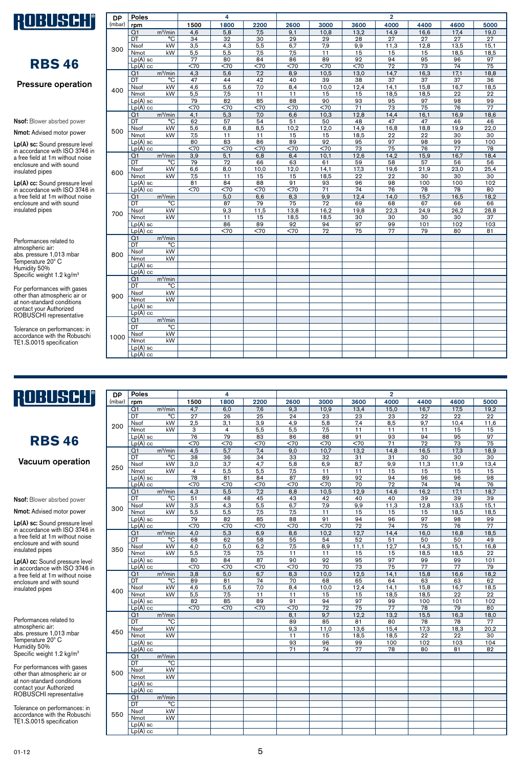# ROBUSCHI

# RBS 46

## Pressure operation

**Nsof:** Blower absrbed power

**Nmot:** Advised motor power

**Lp(A) sc:** Sound pressure level in accordance with ISO 3746 in a free field at 1m without noise enclosure and with sound insulated pipes

**Lp(A) cc:** Sound pressure level in accordance with ISO 3746 in a free field at 1m without noise enclosure and with sound insulated pipes

Performances related to atmospheric air:
abs. pressure 1,013 mbar
Temperature 20° C
Humidity 50%
Specific weight 1.2 kg/m³

For performances with gases other than atmospheric air or at non-standard conditions contact your Authorized ROBUSCHI representative

Tolerance on performances: in accordance with the Robuschi TE1.S.0015 specification

| DP (mbar) | Poles | | 4 | | | 2 | | | | | | |
|---|---|---|---|---|---|---|---|---|---|---|---|---|
| | rpm | | 1500 | 1800 | 2200 | 2600 | 3000 | 3600 | 4000 | 4400 | 4600 | 5000 |
| 300 | Q1 | m³/min | 4,6 | 5,8 | 7,5 | 9,1 | 10,8 | 13,2 | 14,9 | 16,6 | 17,4 | 19,0 |
| | DT | °C | 34 | 32 | 30 | 29 | 29 | 28 | 27 | 27 | 27 | 27 |
| | Nsof | kW | 3,5 | 4,3 | 5,5 | 6,7 | 7,9 | 9,9 | 11,3 | 12,8 | 13,5 | 15,1 |
| | Nmot | kW | 5,5 | 5,5 | 7,5 | 7,5 | 11 | 15 | 15 | 15 | 18,5 | 18,5 |
| | Lp(A) sc | | 77 | 80 | 84 | 86 | 89 | 92 | 94 | 95 | 96 | 97 |
| | Lp(A) cc | | <70 | <70 | <70 | <70 | <70 | <70 | 72 | 73 | 74 | 75 |
| 400 | Q1 | m³/min | 4,3 | 5,6 | 7,2 | 8,9 | 10,5 | 13,0 | 14,7 | 16,3 | 17,1 | 18,8 |
| | DT | °C | 47 | 44 | 42 | 40 | 39 | 38 | 37 | 37 | 37 | 36 |
| | Nsof | kW | 4,6 | 5,6 | 7,0 | 8,4 | 10,0 | 12,4 | 14,1 | 15,8 | 16,7 | 18,5 |
| | Nmot | kW | 5,5 | 7,5 | 11 | 11 | 15 | 15 | 18,5 | 18,5 | 22 | 22 |
| | Lp(A) sc | | 79 | 82 | 85 | 88 | 90 | 93 | 95 | 97 | 98 | 99 |
| | Lp(A) cc | | <70 | <70 | <70 | <70 | <70 | 71 | 73 | 75 | 76 | 77 |
| 500 | Q1 | m³/min | 4,1 | 5,3 | 7,0 | 6,6 | 10,3 | 12,8 | 14,4 | 16,1 | 16,9 | 18,6 |
| | DT | °C | 62 | 57 | 54 | 51 | 50 | 48 | 47 | 47 | 46 | 46 |
| | Nsof | kW | 5,6 | 6,8 | 8,5 | 10,2 | 12,0 | 14,9 | 16,8 | 18,8 | 19,9 | 22,0 |
| | Nmot | kW | 7,5 | 11 | 11 | 15 | 15 | 18,5 | 22 | 22 | 30 | 30 |
| | Lp(A) sc | | 80 | 83 | 86 | 89 | 92 | 95 | 97 | 98 | 99 | 100 |
| | Lp(A) cc | | <70 | <70 | <70 | <70 | <70 | 73 | 75 | 76 | 77 | 78 |
| 600 | Q1 | m³/min | 3,9 | 5,1 | 6,8 | 8,4 | 10,1 | 12,6 | 14,2 | 15,9 | 16,7 | 18,4 |
| | DT | °C | 79 | 72 | 66 | 63 | 61 | 59 | 58 | 57 | 56 | 56 |
| | Nsof | kW | 6,6 | 8,0 | 10,0 | 12,0 | 14,1 | 17,3 | 19,6 | 21,9 | 23,0 | 25,4 |
| | Nmot | kW | 7,5 | 11 | 15 | 15 | 18,5 | 22 | 22 | 30 | 30 | 30 |
| | Lp(A) sc | | 81 | 84 | 88 | 91 | 93 | 96 | 98 | 100 | 100 | 102 |
| | Lp(A) cc | | <70 | <70 | <70 | <70 | 71 | 74 | 76 | 78 | 78 | 80 |
| 700 | Q1 | m³/min | | 5,0 | 6,6 | 8,3 | 9,9 | 12,4 | 14,0 | 15,7 | 16,5 | 18,2 |
| | DT | °C | | 87 | 79 | 75 | 72 | 69 | 68 | 67 | 66 | 66 |
| | Nsof | kW | | 9,3 | 11,5 | 13,8 | 16,2 | 19,8 | 22,3 | 24,9 | 26,2 | 28,8 |
| | Nmot | kW | | 11 | 15 | 18,5 | 18,5 | 30 | 30 | 30 | 30 | 37 |
| | Lp(A) sc | | | 86 | 89 | 92 | 94 | 97 | 99 | 101 | 102 | 103 |
| | Lp(A) cc | | | <70 | <70 | <70 | 72 | 75 | 77 | 79 | 80 | 81 |
| 800 | Q1 | m³/min | | | | | | | | | | |
| | DT | °C | | | | | | | | | | |
| | Nsof | kW | | | | | | | | | | |
| | Nmot | kW | | | | | | | | | | |
| | Lp(A) sc | | | | | | | | | | | |
| | Lp(A) cc | | | | | | | | | | | |
| 900 | Q1 | m³/min | | | | | | | | | | |
| | DT | °C | | | | | | | | | | |
| | Nsof | kW | | | | | | | | | | |
| | Nmot | kW | | | | | | | | | | |
| | Lp(A) sc | | | | | | | | | | | |
| | Lp(A) cc | | | | | | | | | | | |
| 1000 | Q1 | m³/min | | | | | | | | | | |
| | DT | °C | | | | | | | | | | |
| | Nsof | kW | | | | | | | | | | |
| | Nmot | kW | | | | | | | | | | |
| | Lp(A) sc | | | | | | | | | | | |
| | Lp(A) cc | | | | | | | | | | | |

# ROBUSCHI

# RBS 46

## Vacuum operation

**Nsof:** Blower absrbed power

**Nmot:** Advised motor power

**Lp(A) sc:** Sound pressure level in accordance with ISO 3746 in a free field at 1m without noise enclosure and with sound insulated pipes

**Lp(A) cc:** Sound pressure level in accordance with ISO 3746 in a free field at 1m without noise enclosure and with sound insulated pipes

Performances related to atmospheric air:
abs. pressure 1,013 mbar
Temperature 20° C
Humidity 50%
Specific weight 1.2 kg/m³

For performances with gases other than atmospheric air or at non-standard conditions contact your Authorized ROBUSCHI representative

Tolerance on performances: in accordance with the Robuschi TE1.S.0015 specification

| DP (mbar) | Poles | | 4 | | | 2 | | | | | | |
|---|---|---|---|---|---|---|---|---|---|---|---|---|
| | rpm | | 1500 | 1800 | 2200 | 2600 | 3000 | 3600 | 4000 | 4400 | 4600 | 5000 |
| 200 | Q1 | m³/min | 4,7 | 6,0 | 7,6 | 9,3 | 10,9 | 13,4 | 15,0 | 16,7 | 17,5 | 19,2 |
| | DT | °C | 27 | 26 | 25 | 24 | 23 | 23 | 23 | 22 | 22 | 22 |
| | Nsof | kW | 2,5 | 3,1 | 3,9 | 4,9 | 5,8 | 7,4 | 8,5 | 9,7 | 10,4 | 11,6 |
| | Nmot | kW | 3 | 4 | 5,5 | 5,5 | 7,5 | 11 | 11 | 11 | 15 | 15 |
| | Lp(A) sc | | 76 | 79 | 83 | 86 | 88 | 91 | 93 | 94 | 95 | 97 |
| | Lp(A) cc | | <70 | <70 | <70 | <70 | <70 | <70 | 71 | 72 | 73 | 75 |
| 250 | Q1 | m³/min | 4,5 | 5,7 | 7,4 | 9,0 | 10,7 | 13,2 | 14,8 | 16,5 | 17,3 | 18,9 |
| | DT | °C | 38 | 36 | 34 | 33 | 32 | 31 | 31 | 30 | 30 | 30 |
| | Nsof | kW | 3,0 | 3,7 | 4,7 | 5,8 | 6,9 | 8,7 | 9,9 | 11,3 | 11,9 | 13,4 |
| | Nmot | kW | 4 | 5,5 | 5,5 | 7,5 | 11 | 11 | 15 | 15 | 15 | 15 |
| | Lp(A) sc | | 78 | 81 | 84 | 87 | 89 | 92 | 94 | 96 | 96 | 98 |
| | Lp(A) cc | | <70 | <70 | <70 | <70 | <70 | 70 | 72 | 74 | 74 | 76 |
| 300 | Q1 | m³/min | 4,3 | 5,5 | 7,2 | 8,8 | 10,5 | 12,9 | 14,6 | 16,2 | 17,1 | 18,7 |
| | DT | °C | 51 | 48 | 45 | 43 | 42 | 40 | 40 | 39 | 39 | 39 |
| | Nsof | kW | 3,5 | 4,3 | 5,5 | 6,7 | 7,9 | 9,9 | 11,3 | 12,8 | 13,5 | 15,1 |
| | Nmot | kW | 5,5 | 5,5 | 7,5 | 7,5 | 11 | 15 | 15 | 15 | 18,5 | 18,5 |
| | Lp(A) sc | | 79 | 82 | 85 | 88 | 91 | 94 | 96 | 97 | 98 | 99 |
| | Lp(A) cc | | <70 | <70 | <70 | <70 | <70 | 72 | 74 | 75 | 76 | 77 |
| 350 | Q1 | m³/min | 4,0 | 5,3 | 6,9 | 8,6 | 10,2 | 12,7 | 14,4 | 16,0 | 16,8 | 18,5 |
| | DT | °C | 68 | 62 | 58 | 55 | 54 | 52 | 51 | 50 | 50 | 49 |
| | Nsof | kW | 4,0 | 5,0 | 6,2 | 7,5 | 8,9 | 11,1 | 12,7 | 14,3 | 15,1 | 16,8 |
| | Nmot | kW | 5,5 | 7,5 | 7,5 | 11 | 11 | 15 | 15 | 18,5 | 18,5 | 22 |
| | Lp(A) sc | | 80 | 84 | 87 | 90 | 92 | 95 | 97 | 99 | 99 | 101 |
| | Lp(A) cc | | <70 | <70 | <70 | <70 | 70 | 73 | 75 | 77 | 77 | 79 |
| 400 | Q1 | m³/min | 3,8 | 5,0 | 6,7 | 8,3 | 10,0 | 12,5 | 14,1 | 15,8 | 16,6 | 18,2 |
| | DT | °C | 89 | 81 | 74 | 70 | 68 | 65 | 64 | 63 | 63 | 62 |
| | Nsof | kW | 4,6 | 5,6 | 7,0 | 8,4 | 10,0 | 12,4 | 14,1 | 15,8 | 16,7 | 18,5 |
| | Nmot | kW | 5,5 | 7,5 | 11 | 11 | 15 | 15 | 18,5 | 18,5 | 22 | 22 |
| | Lp(A) sc | | 82 | 85 | 89 | 91 | 94 | 97 | 99 | 100 | 101 | 102 |
| | Lp(A) cc | | <70 | <70 | <70 | <70 | 72 | 75 | 77 | 78 | 79 | 80 |
| 450 | Q1 | m³/min | | | | 8,1 | 9,7 | 12,2 | 13,2 | 15,5 | 16,3 | 18,0 |
| | DT | °C | | | | 89 | 85 | 81 | 80 | 78 | 78 | 77 |
| | Nsof | kW | | | | 9,3 | 11,0 | 13,6 | 15,4 | 17,3 | 18,3 | 20,2 |
| | Nmot | kW | | | | 11 | 15 | 18,5 | 18,5 | 22 | 22 | 30 |
| | Lp(A) sc | | | | | 93 | 96 | 99 | 100 | 102 | 103 | 104 |
| | Lp(A) cc | | | | | 71 | 74 | 77 | 78 | 80 | 81 | 82 |
| 500 | Q1 | m³/min | | | | | | | | | | |
| | DT | °C | | | | | | | | | | |
| | Nsof | kW | | | | | | | | | | |
| | Nmot | kW | | | | | | | | | | |
| | Lp(A) sc | | | | | | | | | | | |
| | Lp(A) cc | | | | | | | | | | | |
| 550 | Q1 | m³/min | | | | | | | | | | |
| | DT | °C | | | | | | | | | | |
| | Nsof | kW | | | | | | | | | | |
| | Nmot | kW | | | | | | | | | | |
| | Lp(A) sc | | | | | | | | | | | |
| | Lp(A) cc | | | | | | | | | | | |

01-12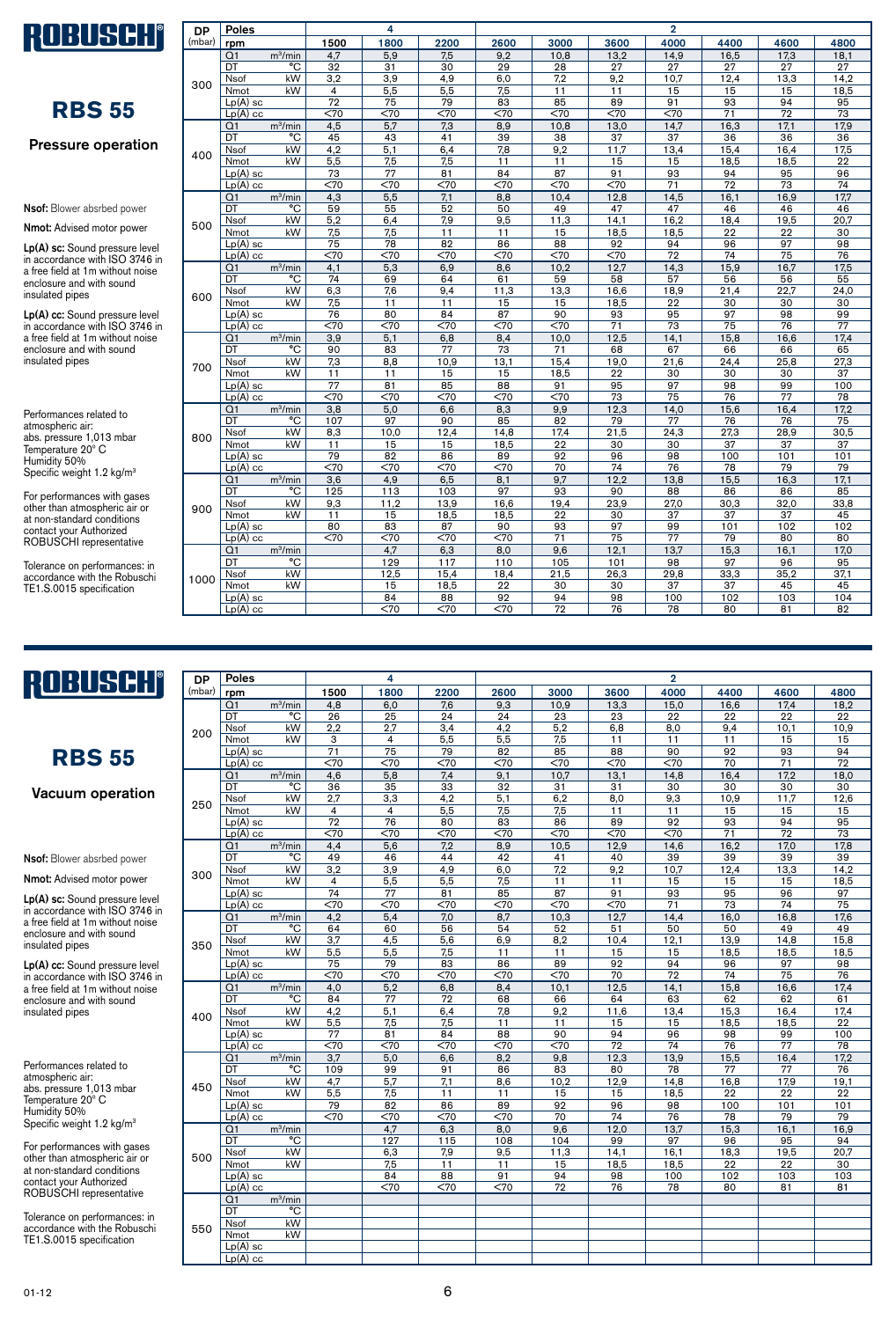# ROBUSCHI

## RBS 55

### Pressure operation

**Nsof:** Blower absrbed power

**Nmot:** Advised motor power

**Lp(A) sc:** Sound pressure level in accordance with ISO 3746 in a free field at 1m without noise enclosure and with sound insulated pipes

**Lp(A) cc:** Sound pressure level in accordance with ISO 3746 in a free field at 1m without noise enclosure and with sound insulated pipes

Performances related to atmospheric air:
abs. pressure 1,013 mbar
Temperature 20° C
Humidity 50%
Specific weight 1.2 kg/m³

For performances with gases other than atmospheric air or at non-standard conditions contact your Authorized ROBUSCHI representative

Tolerance on performances: in accordance with the Robuschi TE1.S.0015 specification

| DP (mbar) | Poles | | 4 | | | 2 | | | | | | |
|---|---|---|---|---|---|---|---|---|---|---|---|---|
| | rpm | | 1500 | 1800 | 2200 | 2600 | 3000 | 3600 | 4000 | 4400 | 4600 | 4800 |
| 300 | Q1 | m³/min | 4,7 | 5,9 | 7,5 | 9,2 | 10,8 | 13,2 | 14,9 | 16,5 | 17,3 | 18,1 |
| | DT | °C | 32 | 31 | 30 | 29 | 28 | 27 | 27 | 27 | 27 | 27 |
| | Nsof | kW | 3,2 | 3,9 | 4,9 | 6,0 | 7,2 | 9,2 | 10,7 | 12,4 | 13,3 | 14,2 |
| | Nmot | kW | 4 | 5,5 | 5,5 | 7,5 | 11 | 11 | 15 | 15 | 15 | 18,5 |
| | Lp(A) sc | | 72 | 75 | 79 | 83 | 85 | 89 | 91 | 93 | 94 | 95 |
| | Lp(A) cc | | <70 | <70 | <70 | <70 | <70 | <70 | <70 | 71 | 72 | 73 |
| 400 | Q1 | m³/min | 4,5 | 5,7 | 7,3 | 8,9 | 10,8 | 13,0 | 14,7 | 16,3 | 17,1 | 17,9 |
| | DT | °C | 45 | 43 | 41 | 39 | 38 | 37 | 37 | 36 | 36 | 36 |
| | Nsof | kW | 4,2 | 5,1 | 6,4 | 7,8 | 9,2 | 11,7 | 13,4 | 15,4 | 16,4 | 17,5 |
| | Nmot | kW | 5,5 | 7,5 | 7,5 | 11 | 11 | 15 | 15 | 18,5 | 18,5 | 22 |
| | Lp(A) sc | | 73 | 77 | 81 | 84 | 87 | 91 | 93 | 94 | 95 | 96 |
| | Lp(A) cc | | <70 | <70 | <70 | <70 | <70 | <70 | 71 | 72 | 73 | 74 |
| 500 | Q1 | m³/min | 4,3 | 5,5 | 7,1 | 8,8 | 10,4 | 12,8 | 14,5 | 16,1 | 16,9 | 17,7 |
| | DT | °C | 59 | 55 | 52 | 50 | 49 | 47 | 47 | 46 | 46 | 46 |
| | Nsof | kW | 5,2 | 6,4 | 7,9 | 9,5 | 11,3 | 14,1 | 16,2 | 18,4 | 19,5 | 20,7 |
| | Nmot | kW | 7,5 | 7,5 | 11 | 11 | 15 | 18,5 | 18,5 | 22 | 22 | 30 |
| | Lp(A) sc | | 75 | 78 | 82 | 86 | 88 | 92 | 94 | 96 | 97 | 98 |
| | Lp(A) cc | | <70 | <70 | <70 | <70 | <70 | <70 | 72 | 74 | 75 | 76 |
| 600 | Q1 | m³/min | 4,1 | 5,3 | 6,9 | 8,6 | 10,2 | 12,7 | 14,3 | 15,9 | 16,7 | 17,5 |
| | DT | °C | 74 | 69 | 64 | 61 | 59 | 58 | 57 | 56 | 56 | 55 |
| | Nsof | kW | 6,3 | 7,6 | 9,4 | 11,3 | 13,3 | 16,6 | 18,9 | 21,4 | 22,7 | 24,0 |
| | Nmot | kW | 7,5 | 11 | 11 | 15 | 15 | 18,5 | 22 | 30 | 30 | 30 |
| | Lp(A) sc | | 76 | 80 | 84 | 87 | 90 | 93 | 95 | 97 | 98 | 99 |
| | Lp(A) cc | | <70 | <70 | <70 | <70 | <70 | 71 | 73 | 75 | 76 | 77 |
| 700 | Q1 | m³/min | 3,9 | 5,1 | 6,8 | 8,4 | 10,0 | 12,5 | 14,1 | 15,8 | 16,6 | 17,4 |
| | DT | °C | 90 | 83 | 77 | 73 | 71 | 68 | 67 | 66 | 66 | 65 |
| | Nsof | kW | 7,3 | 8,8 | 10,9 | 13,1 | 15,4 | 19,0 | 21,6 | 24,4 | 25,8 | 27,3 |
| | Nmot | kW | 11 | 11 | 15 | 15 | 18,5 | 22 | 30 | 30 | 30 | 37 |
| | Lp(A) sc | | 77 | 81 | 85 | 88 | 91 | 95 | 97 | 98 | 99 | 100 |
| | Lp(A) cc | | <70 | <70 | <70 | <70 | <70 | 73 | 75 | 76 | 77 | 78 |
| 800 | Q1 | m³/min | 3,8 | 5,0 | 6,6 | 8,3 | 9,9 | 12,3 | 14,0 | 15,6 | 16,4 | 17,2 |
| | DT | °C | 107 | 97 | 90 | 85 | 82 | 79 | 77 | 76 | 76 | 75 |
| | Nsof | kW | 8,3 | 10,0 | 12,4 | 14,8 | 17,4 | 21,5 | 24,3 | 27,3 | 28,9 | 30,5 |
| | Nmot | kW | 11 | 15 | 15 | 18,5 | 22 | 30 | 30 | 37 | 37 | 37 |
| | Lp(A) sc | | 79 | 82 | 86 | 89 | 92 | 96 | 98 | 100 | 101 | 101 |
| | Lp(A) cc | | <70 | <70 | <70 | <70 | 70 | 74 | 76 | 78 | 79 | 79 |
| 900 | Q1 | m³/min | 3,6 | 4,9 | 6,5 | 8,1 | 9,7 | 12,2 | 13,8 | 15,5 | 16,3 | 17,1 |
| | DT | °C | 125 | 113 | 103 | 97 | 93 | 90 | 88 | 86 | 86 | 85 |
| | Nsof | kW | 9,3 | 11,2 | 13,9 | 16,6 | 19,4 | 23,9 | 27,0 | 30,3 | 32,0 | 33,8 |
| | Nmot | kW | 11 | 15 | 18,5 | 18,5 | 22 | 30 | 37 | 37 | 37 | 45 |
| | Lp(A) sc | | 80 | 83 | 87 | 90 | 93 | 97 | 99 | 101 | 102 | 102 |
| | Lp(A) cc | | <70 | <70 | <70 | <70 | 71 | 75 | 77 | 79 | 80 | 80 |
| 1000 | Q1 | m³/min | | 4,7 | 6,3 | 8,0 | 9,6 | 12,1 | 13,7 | 15,3 | 16,1 | 17,0 |
| | DT | °C | | 129 | 117 | 110 | 105 | 101 | 98 | 97 | 96 | 95 |
| | Nsof | kW | | 12,5 | 15,4 | 18,4 | 21,5 | 26,3 | 29,8 | 33,3 | 35,2 | 37,1 |
| | Nmot | kW | | 15 | 18,5 | 22 | 30 | 30 | 37 | 37 | 45 | 45 |
| | Lp(A) sc | | | 84 | 88 | 92 | 94 | 98 | 100 | 102 | 103 | 104 |
| | Lp(A) cc | | | <70 | <70 | <70 | 72 | 76 | 78 | 80 | 81 | 82 |

# ROBUSCHI

## RBS 55

### Vacuum operation

**Nsof:** Blower absrbed power

**Nmot:** Advised motor power

**Lp(A) sc:** Sound pressure level in accordance with ISO 3746 in a free field at 1m without noise enclosure and with sound insulated pipes

**Lp(A) cc:** Sound pressure level in accordance with ISO 3746 in a free field at 1m without noise enclosure and with sound insulated pipes

Performances related to atmospheric air:
abs. pressure 1,013 mbar
Temperature 20° C
Humidity 50%
Specific weight 1.2 kg/m³

For performances with gases other than atmospheric air or at non-standard conditions contact your Authorized ROBUSCHI representative

Tolerance on performances: in accordance with the Robuschi TE1.S.0015 specification

| DP (mbar) | Poles | | 4 | | | 2 | | | | | | |
|---|---|---|---|---|---|---|---|---|---|---|---|---|
| | rpm | | 1500 | 1800 | 2200 | 2600 | 3000 | 3600 | 4000 | 4400 | 4600 | 4800 |
| 200 | Q1 | m³/min | 4,8 | 6,0 | 7,6 | 9,3 | 10,9 | 13,3 | 15,0 | 16,6 | 17,4 | 18,2 |
| | DT | °C | 26 | 25 | 24 | 24 | 23 | 23 | 22 | 22 | 22 | 22 |
| | Nsof | kW | 2,2 | 2,7 | 3,4 | 4,2 | 5,2 | 6,8 | 8,0 | 9,4 | 10,1 | 10,9 |
| | Nmot | kW | 3 | 4 | 5,5 | 5,5 | 7,5 | 11 | 11 | 11 | 15 | 15 |
| | Lp(A) sc | | 71 | 75 | 79 | 82 | 85 | 88 | 90 | 92 | 93 | 94 |
| | Lp(A) cc | | <70 | <70 | <70 | <70 | <70 | <70 | <70 | 70 | 71 | 72 |
| 250 | Q1 | m³/min | 4,6 | 5,8 | 7,4 | 9,1 | 10,7 | 13,1 | 14,8 | 16,4 | 17,2 | 18,0 |
| | DT | °C | 36 | 35 | 33 | 32 | 31 | 31 | 30 | 30 | 30 | 30 |
| | Nsof | kW | 2,7 | 3,3 | 4,2 | 5,1 | 6,2 | 8,0 | 9,3 | 10,9 | 11,7 | 12,6 |
| | Nmot | kW | 4 | 4 | 5,5 | 7,5 | 7,5 | 11 | 11 | 15 | 15 | 15 |
| | Lp(A) sc | | 72 | 76 | 80 | 83 | 86 | 89 | 92 | 93 | 94 | 95 |
| | Lp(A) cc | | <70 | <70 | <70 | <70 | <70 | <70 | <70 | 71 | 72 | 73 |
| 300 | Q1 | m³/min | 4,4 | 5,6 | 7,2 | 8,9 | 10,5 | 12,9 | 14,6 | 16,2 | 17,0 | 17,8 |
| | DT | °C | 49 | 46 | 44 | 42 | 41 | 40 | 39 | 39 | 39 | 39 |
| | Nsof | kW | 3,2 | 3,9 | 4,9 | 6,0 | 7,2 | 9,2 | 10,7 | 12,4 | 13,3 | 14,2 |
| | Nmot | kW | 4 | 5,5 | 5,5 | 7,5 | 11 | 11 | 15 | 15 | 15 | 18,5 |
| | Lp(A) sc | | 74 | 77 | 81 | 85 | 87 | 91 | 93 | 95 | 96 | 97 |
| | Lp(A) cc | | <70 | <70 | <70 | <70 | <70 | <70 | 71 | 73 | 74 | 75 |
| 350 | Q1 | m³/min | 4,2 | 5,4 | 7,0 | 8,7 | 10,3 | 12,7 | 14,4 | 16,0 | 16,8 | 17,6 |
| | DT | °C | 64 | 60 | 56 | 54 | 52 | 51 | 50 | 50 | 49 | 49 |
| | Nsof | kW | 3,7 | 4,5 | 5,6 | 6,9 | 8,2 | 10,4 | 12,1 | 13,9 | 14,8 | 15,8 |
| | Nmot | kW | 5,5 | 5,5 | 7,5 | 11 | 11 | 15 | 15 | 18,5 | 18,5 | 18,5 |
| | Lp(A) sc | | 75 | 79 | 83 | 86 | 89 | 92 | 94 | 96 | 97 | 98 |
| | Lp(A) cc | | <70 | <70 | <70 | <70 | <70 | 70 | 72 | 74 | 75 | 76 |
| 400 | Q1 | m³/min | 4,0 | 5,2 | 6,8 | 8,4 | 10,1 | 12,5 | 14,1 | 15,8 | 16,6 | 17,4 |
| | DT | °C | 84 | 77 | 72 | 68 | 66 | 64 | 63 | 62 | 62 | 61 |
| | Nsof | kW | 4,2 | 5,1 | 6,4 | 7,8 | 9,2 | 11,6 | 13,4 | 15,3 | 16,4 | 17,4 |
| | Nmot | kW | 5,5 | 7,5 | 7,5 | 11 | 11 | 15 | 15 | 18,5 | 18,5 | 22 |
| | Lp(A) sc | | 77 | 81 | 84 | 88 | 90 | 94 | 96 | 98 | 99 | 100 |
| | Lp(A) cc | | <70 | <70 | <70 | <70 | <70 | 72 | 74 | 76 | 77 | 78 |
| 450 | Q1 | m³/min | 3,7 | 5,0 | 6,6 | 8,2 | 9,8 | 12,3 | 13,9 | 15,5 | 16,4 | 17,2 |
| | DT | °C | 109 | 99 | 91 | 86 | 83 | 80 | 78 | 77 | 77 | 76 |
| | Nsof | kW | 4,7 | 5,7 | 7,1 | 8,6 | 10,2 | 12,9 | 14,8 | 16,8 | 17,9 | 19,1 |
| | Nmot | kW | 5,5 | 7,5 | 11 | 11 | 15 | 15 | 18,5 | 22 | 22 | 22 |
| | Lp(A) sc | | 79 | 82 | 86 | 89 | 92 | 96 | 98 | 100 | 101 | 101 |
| | Lp(A) cc | | <70 | <70 | <70 | <70 | 70 | 74 | 76 | 78 | 79 | 79 |
| 500 | Q1 | m³/min | | 4,7 | 6,3 | 8,0 | 9,6 | 12,0 | 13,7 | 15,3 | 16,1 | 16,9 |
| | DT | °C | | 127 | 115 | 108 | 104 | 99 | 97 | 96 | 95 | 94 |
| | Nsof | kW | | 6,3 | 7,9 | 9,5 | 11,3 | 14,1 | 16,1 | 18,3 | 19,5 | 20,7 |
| | Nmot | kW | | 7,5 | 11 | 11 | 15 | 18,5 | 18,5 | 22 | 22 | 30 |
| | Lp(A) sc | | | 84 | 88 | 91 | 94 | 98 | 100 | 102 | 103 | 103 |
| | Lp(A) cc | | | <70 | <70 | <70 | 72 | 76 | 78 | 80 | 81 | 81 |
| 550 | Q1 | m³/min | | | | | | | | | | |
| | DT | °C | | | | | | | | | | |
| | Nsof | kW | | | | | | | | | | |
| | Nmot | kW | | | | | | | | | | |
| | Lp(A) sc | | | | | | | | | | | |
| | Lp(A) cc | | | | | | | | | | | |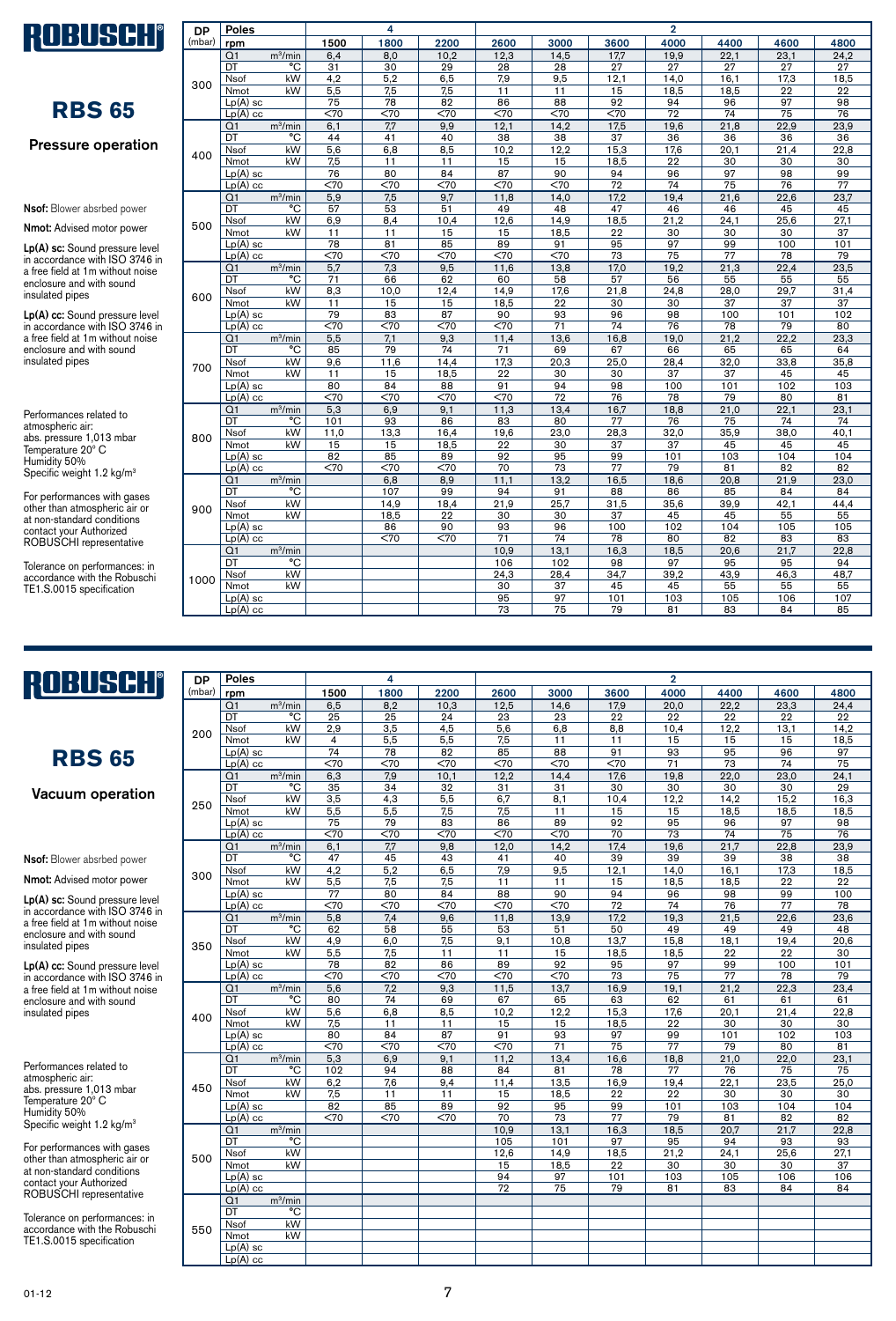# ROBUSCHI

## RBS 65

### Pressure operation

**Nsof:** Blower absrbed power

**Nmot:** Advised motor power

**Lp(A) sc:** Sound pressure level in accordance with ISO 3746 in a free field at 1m without noise enclosure and with sound insulated pipes

**Lp(A) cc:** Sound pressure level in accordance with ISO 3746 in a free field at 1m without noise enclosure and with sound insulated pipes

Performances related to atmospheric air:
abs. pressure 1,013 mbar
Temperature 20° C
Humidity 50%
Specific weight 1.2 kg/m³

For performances with gases other than atmospheric air or at non-standard conditions contact your Authorized ROBUSCHI representative

Tolerance on performances: in accordance with the Robuschi TE1.S.0015 specification

| DP (mbar) | Poles | | 4 | | | 2 | | | | | | |
|---|---|---|---|---|---|---|---|---|---|---|---|---|
| | rpm | | 1500 | 1800 | 2200 | 2600 | 3000 | 3600 | 4000 | 4400 | 4600 | 4800 |
| 300 | Q1 | m³/min | 6,4 | 8,0 | 10,2 | 12,3 | 14,5 | 17,7 | 19,9 | 22,1 | 23,1 | 24,2 |
| | DT | °C | 31 | 30 | 29 | 28 | 28 | 27 | 27 | 27 | 27 | 27 |
| | Nsof | kW | 4,2 | 5,2 | 6,5 | 7,9 | 9,5 | 12,1 | 14,0 | 16,1 | 17,3 | 18,5 |
| | Nmot | kW | 5,5 | 7,5 | 7,5 | 11 | 11 | 15 | 18,5 | 18,5 | 22 | 22 |
| | Lp(A) sc | | 75 | 78 | 82 | 86 | 88 | 92 | 94 | 96 | 97 | 98 |
| | Lp(A) cc | | <70 | <70 | <70 | <70 | <70 | <70 | 72 | 74 | 75 | 76 |
| 400 | Q1 | m³/min | 6,1 | 7,7 | 9,9 | 12,1 | 14,2 | 17,5 | 19,6 | 21,8 | 22,9 | 23,9 |
| | DT | °C | 44 | 41 | 40 | 38 | 38 | 37 | 36 | 36 | 36 | 36 |
| | Nsof | kW | 5,6 | 6,8 | 8,5 | 10,2 | 12,2 | 15,3 | 17,6 | 20,1 | 21,4 | 22,8 |
| | Nmot | kW | 7,5 | 11 | 11 | 15 | 15 | 18,5 | 22 | 30 | 30 | 30 |
| | Lp(A) sc | | 76 | 80 | 84 | 87 | 90 | 94 | 96 | 97 | 98 | 99 |
| | Lp(A) cc | | <70 | <70 | <70 | <70 | <70 | 72 | 74 | 75 | 76 | 77 |
| 500 | Q1 | m³/min | 5,9 | 7,5 | 9,7 | 11,8 | 14,0 | 17,2 | 19,4 | 21,6 | 22,6 | 23,7 |
| | DT | °C | 57 | 53 | 51 | 49 | 48 | 47 | 46 | 46 | 45 | 45 |
| | Nsof | kW | 6,9 | 8,4 | 10,4 | 12,6 | 14,9 | 18,5 | 21,2 | 24,1 | 25,6 | 27,1 |
| | Nmot | kW | 11 | 11 | 15 | 15 | 18,5 | 22 | 30 | 30 | 30 | 37 |
| | Lp(A) sc | | 78 | 81 | 85 | 89 | 91 | 95 | 97 | 99 | 100 | 101 |
| | Lp(A) cc | | <70 | <70 | <70 | <70 | <70 | 73 | 75 | 77 | 78 | 79 |
| 600 | Q1 | m³/min | 5,7 | 7,3 | 9,5 | 11,6 | 13,8 | 17,0 | 19,2 | 21,3 | 22,4 | 23,5 |
| | DT | °C | 71 | 66 | 62 | 60 | 58 | 57 | 56 | 55 | 55 | 55 |
| | Nsof | kW | 8,3 | 10,0 | 12,4 | 14,9 | 17,6 | 21,8 | 24,8 | 28,0 | 29,7 | 31,4 |
| | Nmot | kW | 11 | 15 | 15 | 18,5 | 22 | 30 | 30 | 37 | 37 | 37 |
| | Lp(A) sc | | 79 | 83 | 87 | 90 | 93 | 96 | 98 | 100 | 101 | 102 |
| | Lp(A) cc | | <70 | <70 | <70 | <70 | 71 | 74 | 76 | 78 | 79 | 80 |
| 700 | Q1 | m³/min | 5,5 | 7,1 | 9,3 | 11,4 | 13,6 | 16,8 | 19,0 | 21,2 | 22,2 | 23,3 |
| | DT | °C | 85 | 79 | 74 | 71 | 69 | 67 | 66 | 65 | 65 | 64 |
| | Nsof | kW | 9,6 | 11,6 | 14,4 | 17,3 | 20,3 | 25,0 | 28,4 | 32,0 | 33,8 | 35,8 |
| | Nmot | kW | 11 | 15 | 18,5 | 22 | 30 | 30 | 37 | 37 | 45 | 45 |
| | Lp(A) sc | | 80 | 84 | 88 | 91 | 94 | 98 | 100 | 101 | 102 | 103 |
| | Lp(A) cc | | <70 | <70 | <70 | <70 | 72 | 76 | 78 | 79 | 80 | 81 |
| 800 | Q1 | m³/min | 5,3 | 6,9 | 9,1 | 11,3 | 13,4 | 16,7 | 18,8 | 21,0 | 22,1 | 23,1 |
| | DT | °C | 101 | 93 | 86 | 83 | 80 | 77 | 76 | 75 | 74 | 74 |
| | Nsof | kW | 11,0 | 13,3 | 16,4 | 19,6 | 23,0 | 28,3 | 32,0 | 35,9 | 38,0 | 40,1 |
| | Nmot | kW | 15 | 15 | 18,5 | 22 | 30 | 37 | 37 | 45 | 45 | 45 |
| | Lp(A) sc | | 82 | 85 | 89 | 92 | 95 | 99 | 101 | 103 | 104 | 104 |
| | Lp(A) cc | | <70 | <70 | <70 | 70 | 73 | 77 | 79 | 81 | 82 | 82 |
| 900 | Q1 | m³/min | | 6,8 | 8,9 | 11,1 | 13,2 | 16,5 | 18,6 | 20,8 | 21,9 | 23,0 |
| | DT | °C | | 107 | 99 | 94 | 91 | 88 | 86 | 85 | 84 | 84 |
| | Nsof | kW | | 14,9 | 18,4 | 21,9 | 25,7 | 31,5 | 35,6 | 39,9 | 42,1 | 44,4 |
| | Nmot | kW | | 18,5 | 22 | 30 | 30 | 37 | 45 | 45 | 55 | 55 |
| | Lp(A) sc | | | 86 | 90 | 93 | 96 | 100 | 102 | 104 | 105 | 105 |
| | Lp(A) cc | | | <70 | <70 | 71 | 74 | 78 | 80 | 82 | 83 | 83 |
| 1000 | Q1 | m³/min | | | | 10,9 | 13,1 | 16,3 | 18,5 | 20,6 | 21,7 | 22,8 |
| | DT | °C | | | | 106 | 102 | 98 | 97 | 95 | 95 | 94 |
| | Nsof | kW | | | | 24,3 | 28,4 | 34,7 | 39,2 | 43,9 | 46,3 | 48,7 |
| | Nmot | kW | | | | 30 | 37 | 45 | 45 | 55 | 55 | 55 |
| | Lp(A) sc | | | | | 95 | 97 | 101 | 103 | 105 | 106 | 107 |
| | Lp(A) cc | | | | | 73 | 75 | 79 | 81 | 83 | 84 | 85 |

# ROBUSCHI

## RBS 65

### Vacuum operation

**Nsof:** Blower absrbed power

**Nmot:** Advised motor power

**Lp(A) sc:** Sound pressure level in accordance with ISO 3746 in a free field at 1m without noise enclosure and with sound insulated pipes

**Lp(A) cc:** Sound pressure level in accordance with ISO 3746 in a free field at 1m without noise enclosure and with sound insulated pipes

Performances related to atmospheric air:
abs. pressure 1,013 mbar
Temperature 20° C
Humidity 50%
Specific weight 1.2 kg/m³

For performances with gases other than atmospheric air or at non-standard conditions contact your Authorized ROBUSCHI representative

Tolerance on performances: in accordance with the Robuschi TE1.S.0015 specification

| DP (mbar) | Poles | | 4 | | | 2 | | | | | | |
|---|---|---|---|---|---|---|---|---|---|---|---|---|
| | rpm | | 1500 | 1800 | 2200 | 2600 | 3000 | 3600 | 4000 | 4400 | 4600 | 4800 |
| 200 | Q1 | m³/min | 6,5 | 8,2 | 10,3 | 12,5 | 14,6 | 17,9 | 20,0 | 22,2 | 23,3 | 24,4 |
| | DT | °C | 25 | 25 | 24 | 23 | 23 | 22 | 22 | 22 | 22 | 22 |
| | Nsof | kW | 2,9 | 3,5 | 4,5 | 5,6 | 6,8 | 8,8 | 10,4 | 12,2 | 13,1 | 14,2 |
| | Nmot | kW | 4 | 5,5 | 5,5 | 7,5 | 11 | 11 | 15 | 15 | 15 | 18,5 |
| | Lp(A) sc | | 74 | 78 | 82 | 85 | 88 | 91 | 93 | 95 | 96 | 97 |
| | Lp(A) cc | | <70 | <70 | <70 | <70 | <70 | <70 | 71 | 73 | 74 | 75 |
| 250 | Q1 | m³/min | 6,3 | 7,9 | 10,1 | 12,2 | 14,4 | 17,6 | 19,8 | 22,0 | 23,0 | 24,1 |
| | DT | °C | 35 | 34 | 32 | 31 | 31 | 30 | 30 | 30 | 30 | 29 |
| | Nsof | kW | 3,5 | 4,3 | 5,5 | 6,7 | 8,1 | 10,4 | 12,2 | 14,2 | 15,2 | 16,3 |
| | Nmot | kW | 5,5 | 5,5 | 7,5 | 7,5 | 11 | 15 | 15 | 18,5 | 18,5 | 18,5 |
| | Lp(A) sc | | 75 | 79 | 83 | 86 | 89 | 92 | 95 | 96 | 97 | 98 |
| | Lp(A) cc | | <70 | <70 | <70 | <70 | <70 | 70 | 73 | 74 | 75 | 76 |
| 300 | Q1 | m³/min | 6,1 | 7,7 | 9,8 | 12,0 | 14,2 | 17,4 | 19,6 | 21,7 | 22,8 | 23,9 |
| | DT | °C | 47 | 45 | 43 | 41 | 40 | 39 | 39 | 39 | 38 | 38 |
| | Nsof | kW | 4,2 | 5,2 | 6,5 | 7,9 | 9,5 | 12,1 | 14,0 | 16,1 | 17,3 | 18,5 |
| | Nmot | kW | 5,5 | 7,5 | 7,5 | 11 | 11 | 15 | 18,5 | 18,5 | 22 | 22 |
| | Lp(A) sc | | 77 | 80 | 84 | 88 | 90 | 94 | 96 | 98 | 99 | 100 |
| | Lp(A) cc | | <70 | <70 | <70 | <70 | <70 | 72 | 74 | 76 | 77 | 78 |
| 350 | Q1 | m³/min | 5,8 | 7,4 | 9,6 | 11,8 | 13,9 | 17,2 | 19,3 | 21,5 | 22,6 | 23,6 |
| | DT | °C | 62 | 58 | 55 | 53 | 51 | 50 | 49 | 49 | 49 | 48 |
| | Nsof | kW | 4,9 | 6,0 | 7,5 | 9,1 | 10,8 | 13,7 | 15,8 | 18,1 | 19,4 | 20,6 |
| | Nmot | kW | 5,5 | 7,5 | 11 | 11 | 15 | 18,5 | 18,5 | 22 | 22 | 30 |
| | Lp(A) sc | | 78 | 82 | 86 | 89 | 92 | 95 | 97 | 99 | 100 | 101 |
| | Lp(A) cc | | <70 | <70 | <70 | <70 | <70 | 73 | 75 | 77 | 78 | 79 |
| 400 | Q1 | m³/min | 5,6 | 7,2 | 9,3 | 11,5 | 13,7 | 16,9 | 19,1 | 21,2 | 22,3 | 23,4 |
| | DT | °C | 80 | 74 | 69 | 67 | 65 | 63 | 62 | 61 | 61 | 61 |
| | Nsof | kW | 5,6 | 6,8 | 8,5 | 10,2 | 12,2 | 15,3 | 17,6 | 20,1 | 21,4 | 22,8 |
| | Nmot | kW | 7,5 | 11 | 11 | 15 | 15 | 18,5 | 22 | 30 | 30 | 30 |
| | Lp(A) sc | | 80 | 84 | 87 | 91 | 93 | 97 | 99 | 101 | 102 | 103 |
| | Lp(A) cc | | <70 | <70 | <70 | <70 | 71 | 75 | 77 | 79 | 80 | 81 |
| 450 | Q1 | m³/min | 5,3 | 6,9 | 9,1 | 11,2 | 13,4 | 16,6 | 18,8 | 21,0 | 22,0 | 23,1 |
| | DT | °C | 102 | 94 | 88 | 84 | 81 | 78 | 77 | 76 | 75 | 75 |
| | Nsof | kW | 6,2 | 7,6 | 9,4 | 11,4 | 13,5 | 16,9 | 19,4 | 22,1 | 23,5 | 25,0 |
| | Nmot | kW | 7,5 | 11 | 11 | 15 | 18,5 | 22 | 22 | 30 | 30 | 30 |
| | Lp(A) sc | | 82 | 85 | 89 | 92 | 95 | 99 | 101 | 103 | 104 | 104 |
| | Lp(A) cc | | <70 | <70 | <70 | 70 | 73 | 77 | 79 | 81 | 82 | 82 |
| 500 | Q1 | m³/min | | | | 10,9 | 13,1 | 16,3 | 18,5 | 20,7 | 21,7 | 22,8 |
| | DT | °C | | | | 105 | 101 | 97 | 95 | 94 | 93 | 93 |
| | Nsof | kW | | | | 12,6 | 14,9 | 18,5 | 21,2 | 24,1 | 25,6 | 27,1 |
| | Nmot | kW | | | | 15 | 18,5 | 22 | 30 | 30 | 30 | 37 |
| | Lp(A) sc | | | | | 94 | 97 | 101 | 103 | 105 | 106 | 106 |
| | Lp(A) cc | | | | | 72 | 75 | 79 | 81 | 83 | 84 | 84 |
| 550 | Q1 | m³/min | | | | | | | | | | |
| | DT | °C | | | | | | | | | | |
| | Nsof | kW | | | | | | | | | | |
| | Nmot | kW | | | | | | | | | | |
| | Lp(A) sc | | | | | | | | | | | |
| | Lp(A) cc | | | | | | | | | | | |

01-12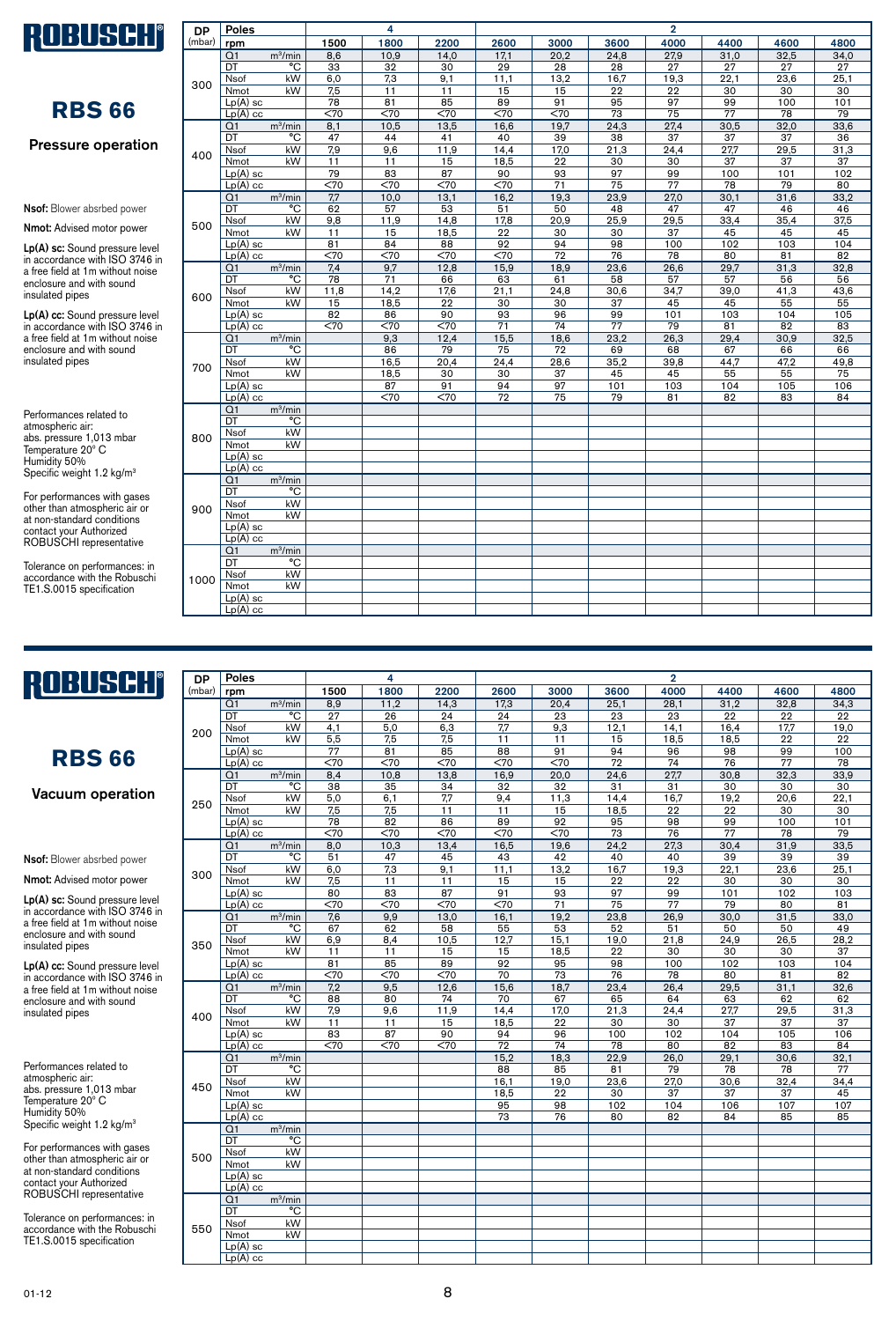# RBS 66

## Pressure operation

**Nsof:** Blower absrbed power

**Nmot:** Advised motor power

**Lp(A) sc:** Sound pressure level in accordance with ISO 3746 in a free field at 1m without noise enclosure and with sound insulated pipes

**Lp(A) cc:** Sound pressure level in accordance with ISO 3746 in a free field at 1m without noise enclosure and with sound insulated pipes

Performances related to atmospheric air:
abs. pressure 1,013 mbar
Temperature 20° C
Humidity 50%
Specific weight 1.2 kg/m³

For performances with gases other than atmospheric air or at non-standard conditions contact your Authorized ROBUSCHI representative

Tolerance on performances: in accordance with the Robuschi TE1.S.0015 specification

| DP (mbar) | Poles | | 4 | | | 2 | | | | | | |
|---|---|---|---|---|---|---|---|---|---|---|---|---|
| | rpm | | 1500 | 1800 | 2200 | 2600 | 3000 | 3600 | 4000 | 4400 | 4600 | 4800 |
| 300 | Q1 | m³/min | 8,6 | 10,9 | 14,0 | 17,1 | 20,2 | 24,8 | 27,9 | 31,0 | 32,5 | 34,0 |
| | DT | °C | 33 | 32 | 30 | 29 | 28 | 28 | 27 | 27 | 27 | 27 |
| | Nsof | kW | 6,0 | 7,3 | 9,1 | 11,1 | 13,2 | 16,7 | 19,3 | 22,1 | 23,6 | 25,1 |
| | Nmot | kW | 7,5 | 11 | 11 | 15 | 15 | 22 | 22 | 30 | 30 | 30 |
| | Lp(A) sc | | 78 | 81 | 85 | 89 | 91 | 95 | 97 | 99 | 100 | 101 |
| | Lp(A) cc | | <70 | <70 | <70 | <70 | <70 | 73 | 75 | 77 | 78 | 79 |
| 400 | Q1 | m³/min | 8,1 | 10,5 | 13,5 | 16,6 | 19,7 | 24,3 | 27,4 | 30,5 | 32,0 | 33,6 |
| | DT | °C | 47 | 44 | 41 | 40 | 39 | 38 | 37 | 37 | 37 | 36 |
| | Nsof | kW | 7,9 | 9,6 | 11,9 | 14,4 | 17,0 | 21,3 | 24,4 | 27,7 | 29,5 | 31,3 |
| | Nmot | kW | 11 | 11 | 15 | 18,5 | 22 | 30 | 30 | 37 | 37 | 37 |
| | Lp(A) sc | | 79 | 83 | 87 | 90 | 93 | 97 | 99 | 100 | 101 | 102 |
| | Lp(A) cc | | <70 | <70 | <70 | <70 | 71 | 75 | 77 | 78 | 79 | 80 |
| 500 | Q1 | m³/min | 7,7 | 10,0 | 13,1 | 16,2 | 19,3 | 23,9 | 27,0 | 30,1 | 31,6 | 33,2 |
| | DT | °C | 62 | 57 | 53 | 51 | 50 | 48 | 47 | 47 | 46 | 46 |
| | Nsof | kW | 9,8 | 11,9 | 14,8 | 17,8 | 20,9 | 25,9 | 29,5 | 33,4 | 35,4 | 37,5 |
| | Nmot | kW | 11 | 15 | 18,5 | 22 | 30 | 30 | 37 | 45 | 45 | 45 |
| | Lp(A) sc | | 81 | 84 | 88 | 92 | 94 | 98 | 100 | 102 | 103 | 104 |
| | Lp(A) cc | | <70 | <70 | <70 | <70 | 72 | 76 | 78 | 80 | 81 | 82 |
| 600 | Q1 | m³/min | 7,4 | 9,7 | 12,8 | 15,9 | 18,9 | 23,6 | 26,6 | 29,7 | 31,3 | 32,8 |
| | DT | °C | 78 | 71 | 66 | 63 | 61 | 58 | 57 | 57 | 56 | 56 |
| | Nsof | kW | 11,8 | 14,2 | 17,6 | 21,1 | 24,8 | 30,6 | 34,7 | 39,0 | 41,3 | 43,6 |
| | Nmot | kW | 15 | 18,5 | 22 | 30 | 30 | 37 | 45 | 45 | 55 | 55 |
| | Lp(A) sc | | 82 | 86 | 90 | 93 | 96 | 99 | 101 | 103 | 104 | 105 |
| | Lp(A) cc | | <70 | <70 | <70 | 71 | 74 | 77 | 79 | 81 | 82 | 83 |
| 700 | Q1 | m³/min | | 9,3 | 12,4 | 15,5 | 18,6 | 23,2 | 26,3 | 29,4 | 30,9 | 32,5 |
| | DT | °C | | 86 | 79 | 75 | 72 | 69 | 68 | 67 | 66 | 66 |
| | Nsof | kW | | 16,5 | 20,4 | 24,4 | 28,6 | 35,2 | 39,8 | 44,7 | 47,2 | 49,8 |
| | Nmot | kW | | 18,5 | 30 | 30 | 37 | 45 | 45 | 55 | 55 | 75 |
| | Lp(A) sc | | | 87 | 91 | 94 | 97 | 101 | 103 | 104 | 105 | 106 |
| | Lp(A) cc | | | <70 | <70 | 72 | 75 | 79 | 81 | 82 | 83 | 84 |
| 800 | Q1 | m³/min | | | | | | | | | | |
| | DT | °C | | | | | | | | | | |
| | Nsof | kW | | | | | | | | | | |
| | Nmot | kW | | | | | | | | | | |
| | Lp(A) sc | | | | | | | | | | | |
| | Lp(A) cc | | | | | | | | | | | |
| 900 | Q1 | m³/min | | | | | | | | | | |
| | DT | °C | | | | | | | | | | |
| | Nsof | kW | | | | | | | | | | |
| | Nmot | kW | | | | | | | | | | |
| | Lp(A) sc | | | | | | | | | | | |
| | Lp(A) cc | | | | | | | | | | | |
| 1000 | Q1 | m³/min | | | | | | | | | | |
| | DT | °C | | | | | | | | | | |
| | Nsof | kW | | | | | | | | | | |
| | Nmot | kW | | | | | | | | | | |
| | Lp(A) sc | | | | | | | | | | | |
| | Lp(A) cc | | | | | | | | | | | |

# RBS 66

## Vacuum operation

**Nsof:** Blower absrbed power

**Nmot:** Advised motor power

**Lp(A) sc:** Sound pressure level in accordance with ISO 3746 in a free field at 1m without noise enclosure and with sound insulated pipes

**Lp(A) cc:** Sound pressure level in accordance with ISO 3746 in a free field at 1m without noise enclosure and with sound insulated pipes

Performances related to atmospheric air:
abs. pressure 1,013 mbar
Temperature 20° C
Humidity 50%
Specific weight 1.2 kg/m³

For performances with gases other than atmospheric air or at non-standard conditions contact your Authorized ROBUSCHI representative

Tolerance on performances: in accordance with the Robuschi TE1.S.0015 specification

| DP (mbar) | Poles | | 4 | | | 2 | | | | | | |
|---|---|---|---|---|---|---|---|---|---|---|---|---|
| | rpm | | 1500 | 1800 | 2200 | 2600 | 3000 | 3600 | 4000 | 4400 | 4600 | 4800 |
| 200 | Q1 | m³/min | 8,9 | 11,2 | 14,3 | 17,3 | 20,4 | 25,1 | 28,1 | 31,2 | 32,8 | 34,3 |
| | DT | °C | 27 | 26 | 24 | 24 | 23 | 23 | 23 | 22 | 22 | 22 |
| | Nsof | kW | 4,1 | 5,0 | 6,3 | 7,7 | 9,3 | 12,1 | 14,1 | 16,4 | 17,7 | 19,0 |
| | Nmot | kW | 5,5 | 7,5 | 7,5 | 11 | 11 | 15 | 18,5 | 18,5 | 22 | 22 |
| | Lp(A) sc | | 77 | 81 | 85 | 88 | 91 | 94 | 96 | 98 | 99 | 100 |
| | Lp(A) cc | | <70 | <70 | <70 | <70 | <70 | 72 | 74 | 76 | 77 | 78 |
| 250 | Q1 | m³/min | 8,4 | 10,8 | 13,8 | 16,9 | 20,0 | 24,6 | 27,7 | 30,8 | 32,3 | 33,9 |
| | DT | °C | 38 | 35 | 34 | 32 | 32 | 31 | 31 | 30 | 30 | 30 |
| | Nsof | kW | 5,0 | 6,1 | 7,7 | 9,4 | 11,3 | 14,4 | 16,7 | 19,2 | 20,6 | 22,1 |
| | Nmot | kW | 7,5 | 7,5 | 11 | 11 | 15 | 18,5 | 22 | 22 | 30 | 30 |
| | Lp(A) sc | | 78 | 82 | 86 | 89 | 92 | 95 | 98 | 99 | 100 | 101 |
| | Lp(A) cc | | <70 | <70 | <70 | <70 | <70 | 73 | 76 | 77 | 78 | 79 |
| 300 | Q1 | m³/min | 8,0 | 10,3 | 13,4 | 16,5 | 19,6 | 24,2 | 27,3 | 30,4 | 31,9 | 33,5 |
| | DT | °C | 51 | 47 | 45 | 43 | 42 | 40 | 40 | 39 | 39 | 39 |
| | Nsof | kW | 6,0 | 7,3 | 9,1 | 11,1 | 13,2 | 16,7 | 19,3 | 22,1 | 23,6 | 25,1 |
| | Nmot | kW | 7,5 | 11 | 11 | 15 | 15 | 22 | 22 | 30 | 30 | 30 |
| | Lp(A) sc | | 80 | 83 | 87 | 91 | 93 | 97 | 99 | 101 | 102 | 103 |
| | Lp(A) cc | | <70 | <70 | <70 | <70 | 71 | 75 | 77 | 79 | 80 | 81 |
| 350 | Q1 | m³/min | 7,6 | 9,9 | 13,0 | 16,1 | 19,2 | 23,8 | 26,9 | 30,0 | 31,5 | 33,0 |
| | DT | °C | 67 | 62 | 58 | 55 | 53 | 52 | 51 | 50 | 50 | 49 |
| | Nsof | kW | 6,9 | 8,4 | 10,5 | 12,7 | 15,1 | 19,0 | 21,8 | 24,9 | 26,5 | 28,2 |
| | Nmot | kW | 11 | 11 | 15 | 15 | 18,5 | 22 | 30 | 30 | 30 | 37 |
| | Lp(A) sc | | 81 | 85 | 89 | 92 | 95 | 98 | 100 | 102 | 103 | 104 |
| | Lp(A) cc | | <70 | <70 | <70 | 70 | 73 | 76 | 78 | 80 | 81 | 82 |
| 400 | Q1 | m³/min | 7,2 | 9,5 | 12,6 | 15,6 | 18,7 | 23,4 | 26,4 | 29,5 | 31,1 | 32,6 |
| | DT | °C | 88 | 80 | 74 | 70 | 67 | 65 | 64 | 63 | 62 | 62 |
| | Nsof | kW | 7,9 | 9,6 | 11,9 | 14,4 | 17,0 | 21,3 | 24,4 | 27,7 | 29,5 | 31,3 |
| | Nmot | kW | 11 | 11 | 15 | 18,5 | 22 | 30 | 30 | 37 | 37 | 37 |
| | Lp(A) sc | | 83 | 87 | 90 | 94 | 96 | 100 | 102 | 104 | 105 | 106 |
| | Lp(A) cc | | <70 | <70 | <70 | 72 | 74 | 78 | 80 | 82 | 83 | 84 |
| 450 | Q1 | m³/min | | | | 15,2 | 18,3 | 22,9 | 26,0 | 29,1 | 30,6 | 32,1 |
| | DT | °C | | | | 88 | 85 | 81 | 79 | 78 | 78 | 77 |
| | Nsof | kW | | | | 16,1 | 19,0 | 23,6 | 27,0 | 30,6 | 32,4 | 34,4 |
| | Nmot | kW | | | | 18,5 | 22 | 30 | 37 | 37 | 37 | 45 |
| | Lp(A) sc | | | | | 95 | 98 | 102 | 104 | 106 | 107 | 107 |
| | Lp(A) cc | | | | | 73 | 76 | 80 | 82 | 84 | 85 | 85 |
| 500 | Q1 | m³/min | | | | | | | | | | |
| | DT | °C | | | | | | | | | | |
| | Nsof | kW | | | | | | | | | | |
| | Nmot | kW | | | | | | | | | | |
| | Lp(A) sc | | | | | | | | | | | |
| | Lp(A) cc | | | | | | | | | | | |
| 550 | Q1 | m³/min | | | | | | | | | | |
| | DT | °C | | | | | | | | | | |
| | Nsof | kW | | | | | | | | | | |
| | Nmot | kW | | | | | | | | | | |
| | Lp(A) sc | | | | | | | | | | | |
| | Lp(A) cc | | | | | | | | | | | |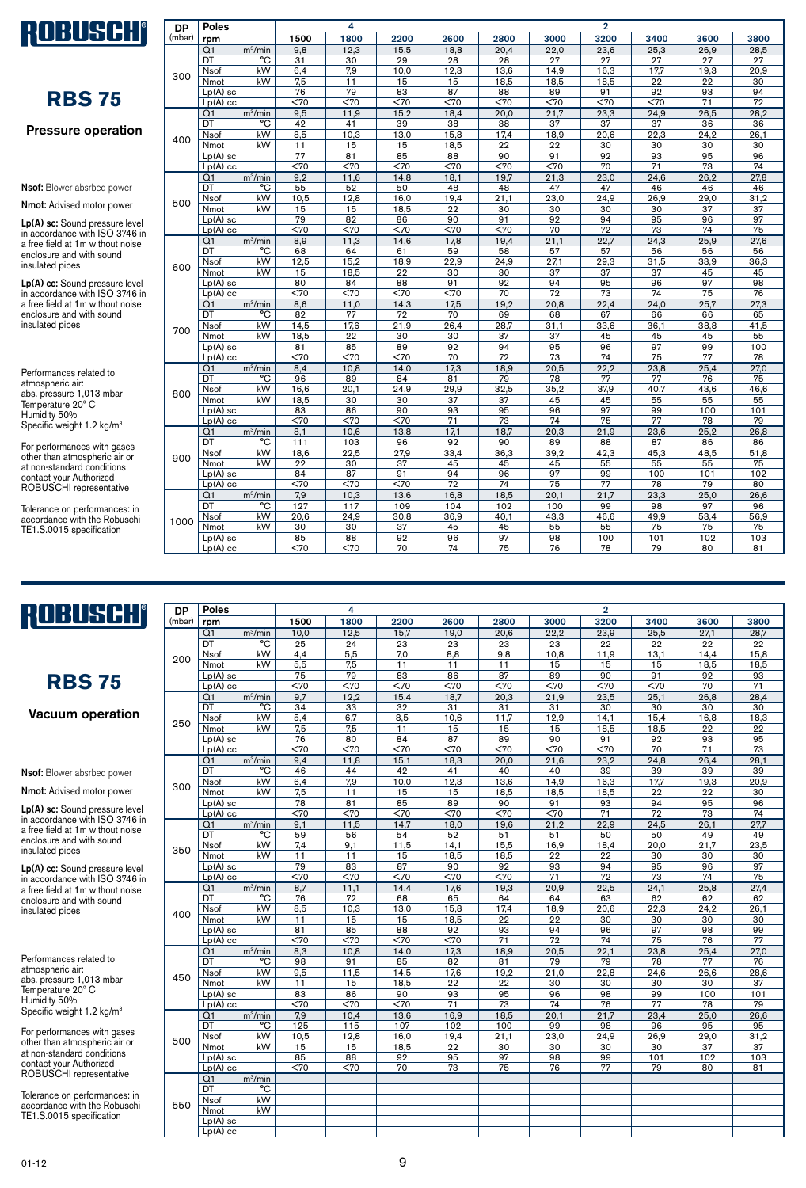# ROBUSCHI

## RBS 75

### Pressure operation

**Nsof:** Blower absrbed power

**Nmot:** Advised motor power

**Lp(A) sc:** Sound pressure level in accordance with ISO 3746 in a free field at 1m without noise enclosure and with sound insulated pipes

**Lp(A) cc:** Sound pressure level in accordance with ISO 3746 in a free field at 1m without noise enclosure and with sound insulated pipes

Performances related to atmospheric air:
abs. pressure 1,013 mbar
Temperature 20° C
Humidity 50%
Specific weight 1.2 kg/m³

For performances with gases other than atmospheric air or at non-standard conditions contact your Authorized ROBUSCHI representative

Tolerance on performances: in accordance with the Robuschi TE1.S.0015 specification

| DP (mbar) | Poles | | 4 | | | 2 | | | | | | |
|---|---|---|---|---|---|---|---|---|---|---|---|---|
| | rpm | | 1500 | 1800 | 2200 | 2600 | 2800 | 3000 | 3200 | 3400 | 3600 | 3800 |
| 300 | Q1 | m³/min | 9,8 | 12,3 | 15,5 | 18,8 | 20,4 | 22,0 | 23,6 | 25,3 | 26,9 | 28,5 |
| | DT | °C | 31 | 30 | 29 | 28 | 28 | 27 | 27 | 27 | 27 | 27 |
| | Nsof | kW | 6,4 | 7,9 | 10,0 | 12,3 | 13,6 | 14,9 | 16,3 | 17,7 | 19,3 | 20,9 |
| | Nmot | kW | 7,5 | 11 | 15 | 15 | 18,5 | 18,5 | 18,5 | 22 | 22 | 30 |
| | Lp(A) sc | | 76 | 79 | 83 | 87 | 88 | 89 | 91 | 92 | 93 | 94 |
| | Lp(A) cc | | <70 | <70 | <70 | <70 | <70 | <70 | <70 | <70 | 71 | 72 |
| 400 | Q1 | m³/min | 9,5 | 11,9 | 15,2 | 18,4 | 20,0 | 21,7 | 23,3 | 24,9 | 26,5 | 28,2 |
| | DT | °C | 42 | 41 | 39 | 38 | 38 | 37 | 37 | 37 | 36 | 36 |
| | Nsof | kW | 8,5 | 10,3 | 13,0 | 15,8 | 17,4 | 18,9 | 20,6 | 22,3 | 24,2 | 26,1 |
| | Nmot | kW | 11 | 15 | 15 | 18,5 | 22 | 22 | 30 | 30 | 30 | 30 |
| | Lp(A) sc | | 77 | 81 | 85 | 88 | 90 | 91 | 92 | 93 | 95 | 96 |
| | Lp(A) cc | | <70 | <70 | <70 | <70 | <70 | <70 | 70 | 71 | 73 | 74 |
| 500 | Q1 | m³/min | 9,2 | 11,6 | 14,8 | 18,1 | 19,7 | 21,3 | 23,0 | 24,6 | 26,2 | 27,8 |
| | DT | °C | 55 | 52 | 50 | 48 | 48 | 47 | 47 | 46 | 46 | 46 |
| | Nsof | kW | 10,5 | 12,8 | 16,0 | 19,4 | 21,1 | 23,0 | 24,9 | 26,9 | 29,0 | 31,2 |
| | Nmot | kW | 15 | 15 | 18,5 | 22 | 30 | 30 | 30 | 30 | 37 | 37 |
| | Lp(A) sc | | 79 | 82 | 86 | 90 | 91 | 92 | 94 | 95 | 96 | 97 |
| | Lp(A) cc | | <70 | <70 | <70 | <70 | <70 | 70 | 72 | 73 | 74 | 75 |
| 600 | Q1 | m³/min | 8,9 | 11,3 | 14,6 | 17,8 | 19,4 | 21,1 | 22,7 | 24,3 | 25,9 | 27,6 |
| | DT | °C | 68 | 64 | 61 | 59 | 58 | 57 | 57 | 56 | 56 | 56 |
| | Nsof | kW | 12,5 | 15,2 | 18,9 | 22,9 | 24,9 | 27,1 | 29,3 | 31,5 | 33,9 | 36,3 |
| | Nmot | kW | 15 | 18,5 | 22 | 30 | 30 | 37 | 37 | 37 | 45 | 45 |
| | Lp(A) sc | | 80 | 84 | 88 | 91 | 92 | 94 | 95 | 96 | 97 | 98 |
| | Lp(A) cc | | <70 | <70 | <70 | <70 | 70 | 72 | 73 | 74 | 75 | 76 |
| 700 | Q1 | m³/min | 8,6 | 11,0 | 14,3 | 17,5 | 19,2 | 20,8 | 22,4 | 24,0 | 25,7 | 27,3 |
| | DT | °C | 82 | 77 | 72 | 70 | 69 | 68 | 67 | 66 | 66 | 65 |
| | Nsof | kW | 14,5 | 17,6 | 21,9 | 26,4 | 28,7 | 31,1 | 33,6 | 36,1 | 38,8 | 41,5 |
| | Nmot | kW | 18,5 | 22 | 30 | 30 | 37 | 37 | 45 | 45 | 45 | 55 |
| | Lp(A) sc | | 81 | 85 | 89 | 92 | 94 | 95 | 96 | 97 | 99 | 100 |
| | Lp(A) cc | | <70 | <70 | <70 | 70 | 72 | 73 | 74 | 75 | 77 | 78 |
| 800 | Q1 | m³/min | 8,4 | 10,8 | 14,0 | 17,3 | 18,9 | 20,5 | 22,2 | 23,8 | 25,4 | 27,0 |
| | DT | °C | 96 | 89 | 84 | 81 | 79 | 78 | 77 | 77 | 76 | 75 |
| | Nsof | kW | 16,6 | 20,1 | 24,9 | 29,9 | 32,5 | 35,2 | 37,9 | 40,7 | 43,6 | 46,6 |
| | Nmot | kW | 18,5 | 30 | 30 | 37 | 37 | 45 | 45 | 55 | 55 | 55 |
| | Lp(A) sc | | 83 | 86 | 90 | 93 | 95 | 96 | 97 | 99 | 100 | 101 |
| | Lp(A) cc | | <70 | <70 | <70 | 71 | 73 | 74 | 75 | 77 | 78 | 79 |
| 900 | Q1 | m³/min | 8,1 | 10,6 | 13,8 | 17,1 | 18,7 | 20,3 | 21,9 | 23,6 | 25,2 | 26,8 |
| | DT | °C | 111 | 103 | 96 | 92 | 90 | 89 | 88 | 87 | 86 | 86 |
| | Nsof | kW | 18,6 | 22,5 | 27,9 | 33,4 | 36,3 | 39,2 | 42,3 | 45,3 | 48,5 | 51,8 |
| | Nmot | kW | 22 | 30 | 37 | 45 | 45 | 45 | 55 | 55 | 55 | 75 |
| | Lp(A) sc | | 84 | 87 | 91 | 94 | 96 | 97 | 99 | 100 | 101 | 102 |
| | Lp(A) cc | | <70 | <70 | <70 | 72 | 74 | 75 | 77 | 78 | 79 | 80 |
| 1000 | Q1 | m³/min | 7,9 | 10,3 | 13,6 | 16,8 | 18,5 | 20,1 | 21,7 | 23,3 | 25,0 | 26,6 |
| | DT | °C | 127 | 117 | 109 | 104 | 102 | 100 | 99 | 98 | 97 | 96 |
| | Nsof | kW | 20,6 | 24,9 | 30,8 | 36,9 | 40,1 | 43,3 | 46,6 | 49,9 | 53,4 | 56,9 |
| | Nmot | kW | 30 | 30 | 37 | 45 | 45 | 55 | 55 | 75 | 75 | 75 |
| | Lp(A) sc | | 85 | 88 | 92 | 96 | 97 | 98 | 100 | 101 | 102 | 103 |
| | Lp(A) cc | | <70 | <70 | 70 | 74 | 75 | 76 | 78 | 79 | 80 | 81 |

# ROBUSCHI

## RBS 75

### Vacuum operation

**Nsof:** Blower absrbed power

**Nmot:** Advised motor power

**Lp(A) sc:** Sound pressure level in accordance with ISO 3746 in a free field at 1m without noise enclosure and with sound insulated pipes

**Lp(A) cc:** Sound pressure level in accordance with ISO 3746 in a free field at 1m without noise enclosure and with sound insulated pipes

Performances related to atmospheric air:
abs. pressure 1,013 mbar
Temperature 20° C
Humidity 50%
Specific weight 1.2 kg/m³

For performances with gases other than atmospheric air or at non-standard conditions contact your Authorized ROBUSCHI representative

Tolerance on performances: in accordance with the Robuschi TE1.S.0015 specification

| DP (mbar) | Poles | | 4 | | | 2 | | | | | | |
|---|---|---|---|---|---|---|---|---|---|---|---|---|
| | rpm | | 1500 | 1800 | 2200 | 2600 | 2800 | 3000 | 3200 | 3400 | 3600 | 3800 |
| 200 | Q1 | m³/min | 10,0 | 12,5 | 15,7 | 19,0 | 20,6 | 22,2 | 23,9 | 25,5 | 27,1 | 28,7 |
| | DT | °C | 25 | 24 | 23 | 23 | 23 | 23 | 22 | 22 | 22 | 22 |
| | Nsof | kW | 4,4 | 5,5 | 7,0 | 8,8 | 9,8 | 10,8 | 11,9 | 13,1 | 14,4 | 15,8 |
| | Nmot | kW | 5,5 | 7,5 | 11 | 11 | 11 | 15 | 15 | 15 | 18,5 | 18,5 |
| | Lp(A) sc | | 75 | 79 | 83 | 86 | 87 | 89 | 90 | 91 | 92 | 93 |
| | Lp(A) cc | | <70 | <70 | <70 | <70 | <70 | <70 | <70 | <70 | 70 | 71 |
| 250 | Q1 | m³/min | 9,7 | 12,2 | 15,4 | 18,7 | 20,3 | 21,9 | 23,5 | 25,1 | 26,8 | 28,4 |
| | DT | °C | 34 | 33 | 32 | 31 | 31 | 31 | 30 | 30 | 30 | 30 |
| | Nsof | kW | 5,4 | 6,7 | 8,5 | 10,6 | 11,7 | 12,9 | 14,1 | 15,4 | 16,8 | 18,3 |
| | Nmot | kW | 7,5 | 7,5 | 11 | 15 | 15 | 15 | 18,5 | 18,5 | 22 | 22 |
| | Lp(A) sc | | 76 | 80 | 84 | 87 | 89 | 90 | 91 | 92 | 93 | 95 |
| | Lp(A) cc | | <70 | <70 | <70 | <70 | <70 | <70 | <70 | 70 | 71 | 73 |
| 300 | Q1 | m³/min | 9,4 | 11,8 | 15,1 | 18,3 | 20,0 | 21,6 | 23,2 | 24,8 | 26,4 | 28,1 |
| | DT | °C | 46 | 44 | 42 | 41 | 40 | 40 | 39 | 39 | 39 | 39 |
| | Nsof | kW | 6,4 | 7,9 | 10,0 | 12,3 | 13,6 | 14,9 | 16,3 | 17,7 | 19,3 | 20,9 |
| | Nmot | kW | 7,5 | 11 | 15 | 15 | 18,5 | 18,5 | 18,5 | 22 | 22 | 30 |
| | Lp(A) sc | | 78 | 81 | 85 | 89 | 90 | 91 | 93 | 94 | 95 | 96 |
| | Lp(A) cc | | <70 | <70 | <70 | <70 | <70 | <70 | 71 | 72 | 73 | 74 |
| 350 | Q1 | m³/min | 9,1 | 11,5 | 14,7 | 18,0 | 19,6 | 21,2 | 22,9 | 24,5 | 26,1 | 27,7 |
| | DT | °C | 59 | 56 | 54 | 52 | 51 | 51 | 50 | 50 | 49 | 49 |
| | Nsof | kW | 7,4 | 9,1 | 11,5 | 14,1 | 15,5 | 16,9 | 18,4 | 20,0 | 21,7 | 23,5 |
| | Nmot | kW | 11 | 11 | 15 | 18,5 | 18,5 | 22 | 22 | 30 | 30 | 30 |
| | Lp(A) sc | | 79 | 83 | 87 | 90 | 92 | 93 | 94 | 95 | 96 | 97 |
| | Lp(A) cc | | <70 | <70 | <70 | <70 | <70 | 71 | 72 | 73 | 74 | 75 |
| 400 | Q1 | m³/min | 8,7 | 11,1 | 14,4 | 17,6 | 19,3 | 20,9 | 22,5 | 24,1 | 25,8 | 27,4 |
| | DT | °C | 76 | 72 | 68 | 65 | 64 | 64 | 63 | 62 | 62 | 62 |
| | Nsof | kW | 8,5 | 10,3 | 13,0 | 15,8 | 17,4 | 18,9 | 20,6 | 22,3 | 24,2 | 26,1 |
| | Nmot | kW | 11 | 15 | 15 | 18,5 | 22 | 22 | 30 | 30 | 30 | 30 |
| | Lp(A) sc | | 81 | 85 | 88 | 92 | 93 | 94 | 96 | 97 | 98 | 99 |
| | Lp(A) cc | | <70 | <70 | <70 | <70 | 71 | 72 | 74 | 75 | 76 | 77 |
| 450 | Q1 | m³/min | 8,3 | 10,8 | 14,0 | 17,3 | 18,9 | 20,5 | 22,1 | 23,8 | 25,4 | 27,0 |
| | DT | °C | 98 | 91 | 85 | 82 | 81 | 79 | 79 | 78 | 77 | 76 |
| | Nsof | kW | 9,5 | 11,5 | 14,5 | 17,6 | 19,2 | 21,0 | 22,8 | 24,6 | 26,6 | 28,6 |
| | Nmot | kW | 11 | 15 | 18,5 | 22 | 22 | 30 | 30 | 30 | 30 | 37 |
| | Lp(A) sc | | 83 | 86 | 90 | 93 | 95 | 96 | 98 | 99 | 100 | 101 |
| | Lp(A) cc | | <70 | <70 | <70 | 71 | 73 | 74 | 76 | 77 | 78 | 79 |
| 500 | Q1 | m³/min | 7,9 | 10,4 | 13,6 | 16,9 | 18,5 | 20,1 | 21,7 | 23,4 | 25,0 | 26,6 |
| | DT | °C | 125 | 115 | 107 | 102 | 100 | 99 | 98 | 96 | 95 | 95 |
| | Nsof | kW | 10,5 | 12,8 | 16,0 | 19,4 | 21,1 | 23,0 | 24,9 | 26,9 | 29,0 | 31,2 |
| | Nmot | kW | 15 | 15 | 18,5 | 22 | 30 | 30 | 30 | 30 | 37 | 37 |
| | Lp(A) sc | | 85 | 88 | 92 | 95 | 97 | 98 | 99 | 101 | 102 | 103 |
| | Lp(A) cc | | <70 | <70 | 70 | 73 | 75 | 76 | 77 | 79 | 80 | 81 |
| 550 | Q1 | m³/min | | | | | | | | | | |
| | DT | °C | | | | | | | | | | |
| | Nsof | kW | | | | | | | | | | |
| | Nmot | kW | | | | | | | | | | |
| | Lp(A) sc | | | | | | | | | | | |
| | Lp(A) cc | | | | | | | | | | | |

01-12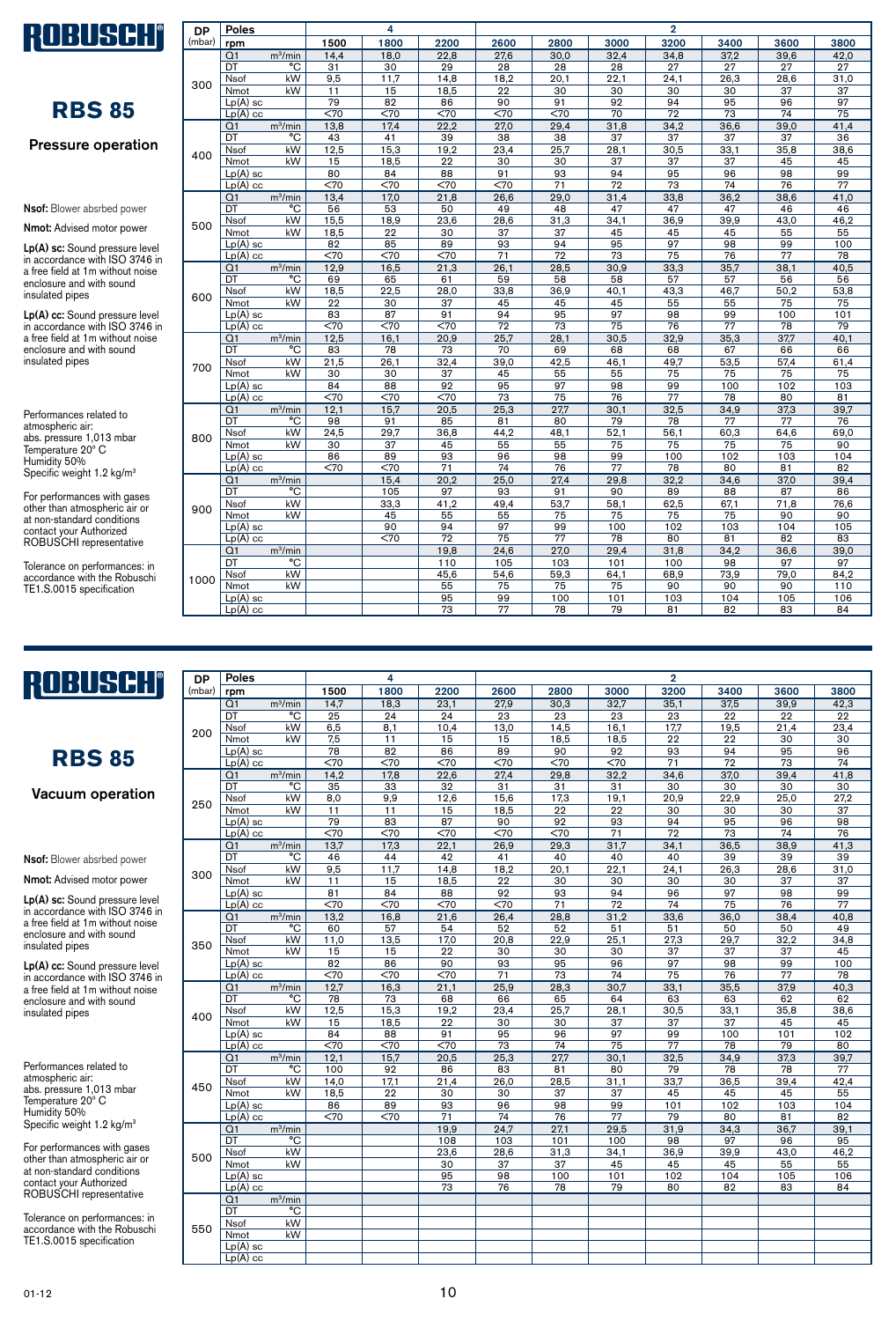# ROBUSCHI

## RBS 85

### Pressure operation

**Nsof:** Blower absrbed power

**Nmot:** Advised motor power

**Lp(A) sc:** Sound pressure level in accordance with ISO 3746 in a free field at 1m without noise enclosure and with sound insulated pipes

**Lp(A) cc:** Sound pressure level in accordance with ISO 3746 in a free field at 1m without noise enclosure and with sound insulated pipes

Performances related to atmospheric air:
abs. pressure 1,013 mbar
Temperature 20° C
Humidity 50%
Specific weight 1.2 kg/m³

For performances with gases other than atmospheric air or at non-standard conditions contact your Authorized ROBUSCHI representative

Tolerance on performances: in accordance with the Robuschi TE1.S.0015 specification

| DP (mbar) | Poles | | 4 | | | 2 | | | | | | |
|---|---|---|---|---|---|---|---|---|---|---|---|---|
| | rpm | | 1500 | 1800 | 2200 | 2600 | 2800 | 3000 | 3200 | 3400 | 3600 | 3800 |
| 300 | Q1 | m³/min | 14,4 | 18,0 | 22,8 | 27,6 | 30,0 | 32,4 | 34,8 | 37,2 | 39,6 | 42,0 |
| | DT | °C | 31 | 30 | 29 | 28 | 28 | 28 | 27 | 27 | 27 | 27 |
| | Nsof | kW | 9,5 | 11,7 | 14,8 | 18,2 | 20,1 | 22,1 | 24,1 | 26,3 | 28,6 | 31,0 |
| | Nmot | kW | 11 | 15 | 18,5 | 22 | 30 | 30 | 30 | 30 | 37 | 37 |
| | Lp(A) sc | | 79 | 82 | 86 | 90 | 91 | 92 | 94 | 95 | 96 | 97 |
| | Lp(A) cc | | <70 | <70 | <70 | <70 | <70 | 70 | 72 | 73 | 74 | 75 |
| 400 | Q1 | m³/min | 13,8 | 17,4 | 22,2 | 27,0 | 29,4 | 31,8 | 34,2 | 36,6 | 39,0 | 41,4 |
| | DT | °C | 43 | 41 | 39 | 38 | 38 | 37 | 37 | 37 | 37 | 36 |
| | Nsof | kW | 12,5 | 15,3 | 19,2 | 23,4 | 25,7 | 28,1 | 30,5 | 33,1 | 35,8 | 38,6 |
| | Nmot | kW | 15 | 18,5 | 22 | 30 | 30 | 37 | 37 | 37 | 45 | 45 |
| | Lp(A) sc | | 80 | 84 | 88 | 91 | 93 | 94 | 95 | 96 | 98 | 99 |
| | Lp(A) cc | | <70 | <70 | <70 | <70 | 71 | 72 | 73 | 74 | 76 | 77 |
| 500 | Q1 | m³/min | 13,4 | 17,0 | 21,8 | 26,6 | 29,0 | 31,4 | 33,8 | 36,2 | 38,6 | 41,0 |
| | DT | °C | 56 | 53 | 50 | 49 | 48 | 47 | 47 | 47 | 46 | 46 |
| | Nsof | kW | 15,5 | 18,9 | 23,6 | 28,6 | 31,3 | 34,1 | 36,9 | 39,9 | 43,0 | 46,2 |
| | Nmot | kW | 18,5 | 22 | 30 | 37 | 37 | 45 | 45 | 45 | 55 | 55 |
| | Lp(A) sc | | 82 | 85 | 89 | 93 | 94 | 95 | 97 | 98 | 99 | 100 |
| | Lp(A) cc | | <70 | <70 | <70 | 71 | 72 | 73 | 75 | 76 | 77 | 78 |
| 600 | Q1 | m³/min | 12,9 | 16,5 | 21,3 | 26,1 | 28,5 | 30,9 | 33,3 | 35,7 | 38,1 | 40,5 |
| | DT | °C | 69 | 65 | 61 | 59 | 58 | 58 | 57 | 57 | 56 | 56 |
| | Nsof | kW | 18,5 | 22,5 | 28,0 | 33,8 | 36,9 | 40,1 | 43,3 | 46,7 | 50,2 | 53,8 |
| | Nmot | kW | 22 | 30 | 37 | 45 | 45 | 45 | 55 | 55 | 75 | 75 |
| | Lp(A) sc | | 83 | 87 | 91 | 94 | 95 | 97 | 98 | 99 | 100 | 101 |
| | Lp(A) cc | | <70 | <70 | <70 | 72 | 73 | 75 | 76 | 77 | 78 | 79 |
| 700 | Q1 | m³/min | 12,5 | 16,1 | 20,9 | 25,7 | 28,1 | 30,5 | 32,9 | 35,3 | 37,7 | 40,1 |
| | DT | °C | 83 | 78 | 73 | 70 | 69 | 68 | 68 | 67 | 66 | 66 |
| | Nsof | kW | 21,5 | 26,1 | 32,4 | 39,0 | 42,5 | 46,1 | 49,7 | 53,5 | 57,4 | 61,4 |
| | Nmot | kW | 30 | 30 | 37 | 45 | 55 | 55 | 75 | 75 | 75 | 75 |
| | Lp(A) sc | | 84 | 88 | 92 | 95 | 97 | 98 | 99 | 100 | 102 | 103 |
| | Lp(A) cc | | <70 | <70 | <70 | 73 | 75 | 76 | 77 | 78 | 80 | 81 |
| 800 | Q1 | m³/min | 12,1 | 15,7 | 20,5 | 25,3 | 27,7 | 30,1 | 32,5 | 34,9 | 37,3 | 39,7 |
| | DT | °C | 98 | 91 | 85 | 81 | 80 | 79 | 78 | 77 | 77 | 76 |
| | Nsof | kW | 24,5 | 29,7 | 36,8 | 44,2 | 48,1 | 52,1 | 56,1 | 60,3 | 64,6 | 69,0 |
| | Nmot | kW | 30 | 37 | 45 | 55 | 55 | 75 | 75 | 75 | 75 | 90 |
| | Lp(A) sc | | 86 | 89 | 93 | 96 | 98 | 99 | 100 | 102 | 103 | 104 |
| | Lp(A) cc | | <70 | <70 | 71 | 74 | 76 | 77 | 78 | 80 | 81 | 82 |
| 900 | Q1 | m³/min | | 15,4 | 20,2 | 25,0 | 27,4 | 29,8 | 32,2 | 34,6 | 37,0 | 39,4 |
| | DT | °C | | 105 | 97 | 93 | 91 | 90 | 89 | 88 | 87 | 86 |
| | Nsof | kW | | 33,3 | 41,2 | 49,4 | 53,7 | 58,1 | 62,5 | 67,1 | 71,8 | 76,6 |
| | Nmot | kW | | 45 | 55 | 55 | 75 | 75 | 75 | 75 | 90 | 90 |
| | Lp(A) sc | | | 90 | 94 | 97 | 99 | 100 | 102 | 103 | 104 | 105 |
| | Lp(A) cc | | | <70 | 72 | 75 | 77 | 78 | 80 | 81 | 82 | 83 |
| 1000 | Q1 | m³/min | | | 19,8 | 24,6 | 27,0 | 29,4 | 31,8 | 34,2 | 36,6 | 39,0 |
| | DT | °C | | | 110 | 105 | 103 | 101 | 100 | 98 | 97 | 97 |
| | Nsof | kW | | | 45,6 | 54,6 | 59,3 | 64,1 | 68,9 | 73,9 | 79,0 | 84,2 |
| | Nmot | kW | | | 55 | 75 | 75 | 75 | 90 | 90 | 90 | 110 |
| | Lp(A) sc | | | | 95 | 99 | 100 | 101 | 103 | 104 | 105 | 106 |
| | Lp(A) cc | | | | 73 | 77 | 78 | 79 | 81 | 82 | 83 | 84 |

# ROBUSCHI

## RBS 85

### Vacuum operation

**Nsof:** Blower absrbed power

**Nmot:** Advised motor power

**Lp(A) sc:** Sound pressure level in accordance with ISO 3746 in a free field at 1m without noise enclosure and with sound insulated pipes

**Lp(A) cc:** Sound pressure level in accordance with ISO 3746 in a free field at 1m without noise enclosure and with sound insulated pipes

Performances related to atmospheric air:
abs. pressure 1,013 mbar
Temperature 20° C
Humidity 50%
Specific weight 1.2 kg/m³

For performances with gases other than atmospheric air or at non-standard conditions contact your Authorized ROBUSCHI representative

Tolerance on performances: in accordance with the Robuschi TE1.S.0015 specification

| DP (mbar) | Poles | | 4 | | | 2 | | | | | | |
|---|---|---|---|---|---|---|---|---|---|---|---|---|
| | rpm | | 1500 | 1800 | 2200 | 2600 | 2800 | 3000 | 3200 | 3400 | 3600 | 3800 |
| 200 | Q1 | m³/min | 14,7 | 18,3 | 23,1 | 27,9 | 30,3 | 32,7 | 35,1 | 37,5 | 39,9 | 42,3 |
| | DT | °C | 25 | 24 | 24 | 23 | 23 | 23 | 23 | 22 | 22 | 22 |
| | Nsof | kW | 6,5 | 8,1 | 10,4 | 13,0 | 14,5 | 16,1 | 17,7 | 19,5 | 21,4 | 23,4 |
| | Nmot | kW | 7,5 | 11 | 15 | 15 | 18,5 | 18,5 | 22 | 22 | 30 | 30 |
| | Lp(A) sc | | 78 | 82 | 86 | 89 | 90 | 92 | 93 | 94 | 95 | 96 |
| | Lp(A) cc | | <70 | <70 | <70 | <70 | <70 | <70 | 71 | 72 | 73 | 74 |
| 250 | Q1 | m³/min | 14,2 | 17,8 | 22,6 | 27,4 | 29,8 | 32,2 | 34,6 | 37,0 | 39,4 | 41,8 |
| | DT | °C | 35 | 33 | 32 | 31 | 31 | 31 | 30 | 30 | 30 | 30 |
| | Nsof | kW | 8,0 | 9,9 | 12,6 | 15,6 | 17,3 | 19,1 | 20,9 | 22,9 | 25,0 | 27,2 |
| | Nmot | kW | 11 | 11 | 15 | 18,5 | 22 | 22 | 30 | 30 | 30 | 37 |
| | Lp(A) sc | | 79 | 83 | 87 | 90 | 92 | 93 | 94 | 95 | 96 | 98 |
| | Lp(A) cc | | <70 | <70 | <70 | <70 | <70 | 71 | 72 | 73 | 74 | 76 |
| 300 | Q1 | m³/min | 13,7 | 17,3 | 22,1 | 26,9 | 29,3 | 31,7 | 34,1 | 36,5 | 38,9 | 41,3 |
| | DT | °C | 46 | 44 | 42 | 41 | 40 | 40 | 40 | 39 | 39 | 39 |
| | Nsof | kW | 9,5 | 11,7 | 14,8 | 18,2 | 20,1 | 22,1 | 24,1 | 26,3 | 28,6 | 31,0 |
| | Nmot | kW | 11 | 15 | 18,5 | 22 | 30 | 30 | 30 | 30 | 37 | 37 |
| | Lp(A) sc | | 81 | 84 | 88 | 92 | 93 | 94 | 96 | 97 | 98 | 99 |
| | Lp(A) cc | | <70 | <70 | <70 | <70 | 71 | 72 | 74 | 75 | 76 | 77 |
| 350 | Q1 | m³/min | 13,2 | 16,8 | 21,6 | 26,4 | 28,8 | 31,2 | 33,6 | 36,0 | 38,4 | 40,8 |
| | DT | °C | 60 | 57 | 54 | 52 | 52 | 51 | 51 | 50 | 50 | 49 |
| | Nsof | kW | 11,0 | 13,5 | 17,0 | 20,8 | 22,9 | 25,1 | 27,3 | 29,7 | 32,2 | 34,8 |
| | Nmot | kW | 15 | 15 | 22 | 30 | 30 | 30 | 37 | 37 | 37 | 45 |
| | Lp(A) sc | | 82 | 86 | 90 | 93 | 95 | 96 | 97 | 98 | 99 | 100 |
| | Lp(A) cc | | <70 | <70 | <70 | 71 | 73 | 74 | 75 | 76 | 77 | 78 |
| 400 | Q1 | m³/min | 12,7 | 16,3 | 21,1 | 25,9 | 28,3 | 30,7 | 33,1 | 35,5 | 37,9 | 40,3 |
| | DT | °C | 78 | 73 | 68 | 66 | 65 | 64 | 63 | 63 | 62 | 62 |
| | Nsof | kW | 12,5 | 15,3 | 19,2 | 23,4 | 25,7 | 28,1 | 30,5 | 33,1 | 35,8 | 38,6 |
| | Nmot | kW | 15 | 18,5 | 22 | 30 | 30 | 37 | 37 | 37 | 45 | 45 |
| | Lp(A) sc | | 84 | 88 | 91 | 95 | 96 | 97 | 99 | 100 | 101 | 102 |
| | Lp(A) cc | | <70 | <70 | <70 | 73 | 74 | 75 | 77 | 78 | 79 | 80 |
| 450 | Q1 | m³/min | 12,1 | 15,7 | 20,5 | 25,3 | 27,7 | 30,1 | 32,5 | 34,9 | 37,3 | 39,7 |
| | DT | °C | 100 | 92 | 86 | 83 | 81 | 80 | 79 | 78 | 78 | 77 |
| | Nsof | kW | 14,0 | 17,1 | 21,4 | 26,0 | 28,5 | 31,1 | 33,7 | 36,5 | 39,4 | 42,4 |
| | Nmot | kW | 18,5 | 22 | 30 | 30 | 37 | 37 | 45 | 45 | 45 | 55 |
| | Lp(A) sc | | 86 | 89 | 93 | 96 | 98 | 99 | 101 | 102 | 103 | 104 |
| | Lp(A) cc | | <70 | <70 | 71 | 74 | 76 | 77 | 79 | 80 | 81 | 82 |
| 500 | Q1 | m³/min | | | 19,9 | 24,7 | 27,1 | 29,5 | 31,9 | 34,3 | 36,7 | 39,1 |
| | DT | °C | | | 108 | 103 | 101 | 100 | 98 | 97 | 96 | 95 |
| | Nsof | kW | | | 23,6 | 28,6 | 31,3 | 34,1 | 36,9 | 39,9 | 43,0 | 46,2 |
| | Nmot | kW | | | 30 | 37 | 37 | 45 | 45 | 45 | 55 | 55 |
| | Lp(A) sc | | | | 95 | 98 | 100 | 101 | 102 | 104 | 105 | 106 |
| | Lp(A) cc | | | | 73 | 76 | 78 | 79 | 80 | 82 | 83 | 84 |
| 550 | Q1 | m³/min | | | | | | | | | | |
| | DT | °C | | | | | | | | | | |
| | Nsof | kW | | | | | | | | | | |
| | Nmot | kW | | | | | | | | | | |
| | Lp(A) sc | | | | | | | | | | | |
| | Lp(A) cc | | | | | | | | | | | |

01-12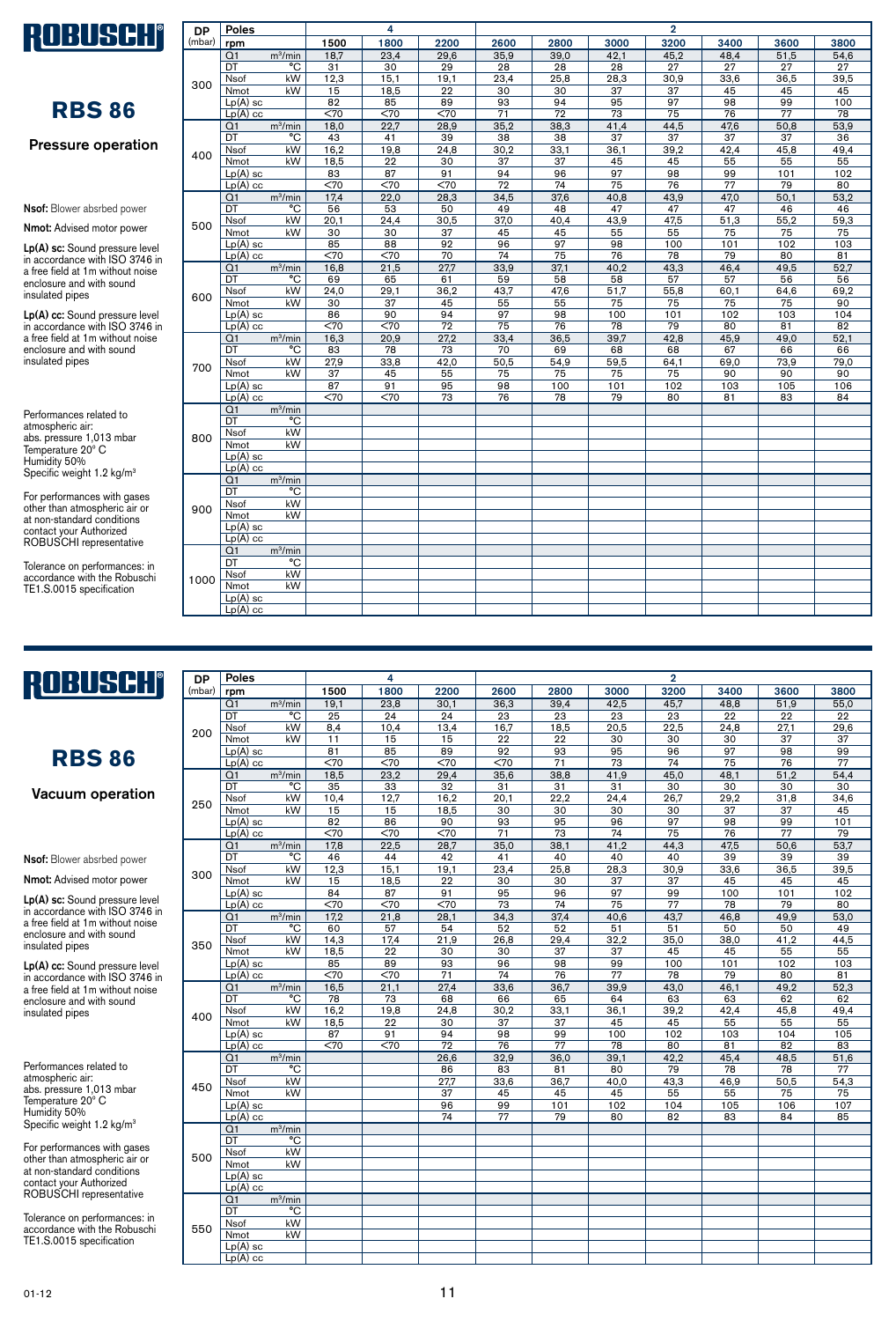# ROBUSCHI

## RBS 86

### Pressure operation

**Nsof:** Blower absrbed power

**Nmot:** Advised motor power

**Lp(A) sc:** Sound pressure level in accordance with ISO 3746 in a free field at 1m without noise enclosure and with sound insulated pipes

**Lp(A) cc:** Sound pressure level in accordance with ISO 3746 in a free field at 1m without noise enclosure and with sound insulated pipes

Performances related to atmospheric air:
abs. pressure 1,013 mbar
Temperature 20° C
Humidity 50%
Specific weight 1.2 kg/m³

For performances with gases other than atmospheric air or at non-standard conditions contact your Authorized ROBUSCHI representative

Tolerance on performances: in accordance with the Robuschi TE1.S.0015 specification

| DP (mbar) | Poles | | 4 | | | | | | 2 | | | |
|---|---|---|---|---|---|---|---|---|---|---|---|---|
| | rpm | | 1500 | 1800 | 2200 | 2600 | 2800 | 3000 | 3200 | 3400 | 3600 | 3800 |
| 300 | Q1 | m³/min | 18,7 | 23,4 | 29,6 | 35,9 | 39,0 | 42,1 | 45,2 | 48,4 | 51,5 | 54,6 |
| | DT | °C | 31 | 30 | 29 | 28 | 28 | 28 | 27 | 27 | 27 | 27 |
| | Nsof | kW | 12,3 | 15,1 | 19,1 | 23,4 | 25,8 | 28,3 | 30,9 | 33,6 | 36,5 | 39,5 |
| | Nmot | kW | 15 | 18,5 | 22 | 30 | 30 | 37 | 37 | 45 | 45 | 45 |
| | Lp(A) sc | | 82 | 85 | 89 | 93 | 94 | 95 | 97 | 98 | 99 | 100 |
| | Lp(A) cc | | <70 | <70 | <70 | 71 | 72 | 73 | 75 | 76 | 77 | 78 |
| 400 | Q1 | m³/min | 18,0 | 22,7 | 28,9 | 35,2 | 38,3 | 41,4 | 44,5 | 47,6 | 50,8 | 53,9 |
| | DT | °C | 43 | 41 | 39 | 38 | 38 | 37 | 37 | 37 | 37 | 36 |
| | Nsof | kW | 16,2 | 19,8 | 24,8 | 30,2 | 33,1 | 36,1 | 39,2 | 42,4 | 45,8 | 49,4 |
| | Nmot | kW | 18,5 | 22 | 30 | 37 | 37 | 45 | 45 | 55 | 55 | 55 |
| | Lp(A) sc | | 83 | 87 | 91 | 94 | 96 | 97 | 98 | 99 | 101 | 102 |
| | Lp(A) cc | | <70 | <70 | <70 | 72 | 74 | 75 | 76 | 77 | 79 | 80 |
| 500 | Q1 | m³/min | 17,4 | 22,0 | 28,3 | 34,5 | 37,6 | 40,8 | 43,9 | 47,0 | 50,1 | 53,2 |
| | DT | °C | 56 | 53 | 50 | 49 | 48 | 47 | 47 | 47 | 46 | 46 |
| | Nsof | kW | 20,1 | 24,4 | 30,5 | 37,0 | 40,4 | 43,9 | 47,5 | 51,3 | 55,2 | 59,3 |
| | Nmot | kW | 30 | 30 | 37 | 45 | 45 | 55 | 55 | 75 | 75 | 75 |
| | Lp(A) sc | | 85 | 88 | 92 | 96 | 97 | 98 | 100 | 101 | 102 | 103 |
| | Lp(A) cc | | <70 | <70 | 70 | 74 | 75 | 76 | 78 | 79 | 80 | 81 |
| 600 | Q1 | m³/min | 16,8 | 21,5 | 27,7 | 33,9 | 37,1 | 40,2 | 43,3 | 46,4 | 49,5 | 52,7 |
| | DT | °C | 69 | 65 | 61 | 59 | 58 | 58 | 57 | 57 | 56 | 56 |
| | Nsof | kW | 24,0 | 29,1 | 36,2 | 43,7 | 47,6 | 51,7 | 55,8 | 60,1 | 64,6 | 69,2 |
| | Nmot | kW | 30 | 37 | 45 | 55 | 55 | 75 | 75 | 75 | 75 | 90 |
| | Lp(A) sc | | 86 | 90 | 94 | 97 | 98 | 100 | 101 | 102 | 103 | 104 |
| | Lp(A) cc | | <70 | <70 | 72 | 75 | 76 | 78 | 79 | 80 | 81 | 82 |
| 700 | Q1 | m³/min | 16,3 | 20,9 | 27,2 | 33,4 | 36,5 | 39,7 | 42,8 | 45,9 | 49,0 | 52,1 |
| | DT | °C | 83 | 78 | 73 | 70 | 69 | 68 | 68 | 67 | 66 | 66 |
| | Nsof | kW | 27,9 | 33,8 | 42,0 | 50,5 | 54,9 | 59,5 | 64,1 | 69,0 | 73,9 | 79,0 |
| | Nmot | kW | 37 | 45 | 55 | 75 | 75 | 75 | 75 | 90 | 90 | 90 |
| | Lp(A) sc | | 87 | 91 | 95 | 98 | 100 | 101 | 102 | 103 | 105 | 106 |
| | Lp(A) cc | | <70 | <70 | 73 | 76 | 78 | 79 | 80 | 81 | 83 | 84 |
| 800 | Q1 | m³/min | | | | | | | | | | |
| | DT | °C | | | | | | | | | | |
| | Nsof | kW | | | | | | | | | | |
| | Nmot | kW | | | | | | | | | | |
| | Lp(A) sc | | | | | | | | | | | |
| | Lp(A) cc | | | | | | | | | | | |
| 900 | Q1 | m³/min | | | | | | | | | | |
| | DT | °C | | | | | | | | | | |
| | Nsof | kW | | | | | | | | | | |
| | Nmot | kW | | | | | | | | | | |
| | Lp(A) sc | | | | | | | | | | | |
| | Lp(A) cc | | | | | | | | | | | |
| 1000 | Q1 | m³/min | | | | | | | | | | |
| | DT | °C | | | | | | | | | | |
| | Nsof | kW | | | | | | | | | | |
| | Nmot | kW | | | | | | | | | | |
| | Lp(A) sc | | | | | | | | | | | |
| | Lp(A) cc | | | | | | | | | | | |

# ROBUSCHI

## RBS 86

### Vacuum operation

**Nsof:** Blower absrbed power

**Nmot:** Advised motor power

**Lp(A) sc:** Sound pressure level in accordance with ISO 3746 in a free field at 1m without noise enclosure and with sound insulated pipes

**Lp(A) cc:** Sound pressure level in accordance with ISO 3746 in a free field at 1m without noise enclosure and with sound insulated pipes

Performances related to atmospheric air:
abs. pressure 1,013 mbar
Temperature 20° C
Humidity 50%
Specific weight 1.2 kg/m³

For performances with gases other than atmospheric air or at non-standard conditions contact your Authorized ROBUSCHI representative

Tolerance on performances: in accordance with the Robuschi TE1.S.0015 specification

| DP (mbar) | Poles | | 4 | | | | | | 2 | | | |
|---|---|---|---|---|---|---|---|---|---|---|---|---|
| | rpm | | 1500 | 1800 | 2200 | 2600 | 2800 | 3000 | 3200 | 3400 | 3600 | 3800 |
| 200 | Q1 | m³/min | 19,1 | 23,8 | 30,1 | 36,3 | 39,4 | 42,5 | 45,7 | 48,8 | 51,9 | 55,0 |
| | DT | °C | 25 | 24 | 24 | 23 | 23 | 23 | 23 | 22 | 22 | 22 |
| | Nsof | kW | 8,4 | 10,4 | 13,4 | 16,7 | 18,5 | 20,5 | 22,5 | 24,8 | 27,1 | 29,6 |
| | Nmot | kW | 11 | 15 | 15 | 22 | 22 | 30 | 30 | 30 | 37 | 37 |
| | Lp(A) sc | | 81 | 85 | 89 | 92 | 93 | 95 | 96 | 97 | 98 | 99 |
| | Lp(A) cc | | <70 | <70 | <70 | <70 | 71 | 73 | 74 | 75 | 76 | 77 |
| 250 | Q1 | m³/min | 18,5 | 23,2 | 29,4 | 35,6 | 38,8 | 41,9 | 45,0 | 48,1 | 51,2 | 54,4 |
| | DT | °C | 35 | 33 | 32 | 31 | 31 | 31 | 30 | 30 | 30 | 30 |
| | Nsof | kW | 10,4 | 12,7 | 16,2 | 20,1 | 22,2 | 24,4 | 26,7 | 29,2 | 31,8 | 34,6 |
| | Nmot | kW | 15 | 15 | 18,5 | 30 | 30 | 30 | 30 | 37 | 37 | 45 |
| | Lp(A) sc | | 82 | 86 | 90 | 93 | 95 | 96 | 97 | 98 | 99 | 101 |
| | Lp(A) cc | | <70 | <70 | <70 | 71 | 73 | 74 | 75 | 76 | 77 | 79 |
| 300 | Q1 | m³/min | 17,8 | 22,5 | 28,7 | 35,0 | 38,1 | 41,2 | 44,3 | 47,5 | 50,6 | 53,7 |
| | DT | °C | 46 | 44 | 42 | 41 | 40 | 40 | 40 | 39 | 39 | 39 |
| | Nsof | kW | 12,3 | 15,1 | 19,1 | 23,4 | 25,8 | 28,3 | 30,9 | 33,6 | 36,5 | 39,5 |
| | Nmot | kW | 15 | 18,5 | 22 | 30 | 30 | 37 | 37 | 45 | 45 | 45 |
| | Lp(A) sc | | 84 | 87 | 91 | 95 | 96 | 97 | 99 | 100 | 101 | 102 |
| | Lp(A) cc | | <70 | <70 | <70 | 73 | 74 | 75 | 77 | 78 | 79 | 80 |
| 350 | Q1 | m³/min | 17,2 | 21,8 | 28,1 | 34,3 | 37,4 | 40,6 | 43,7 | 46,8 | 49,9 | 53,0 |
| | DT | °C | 60 | 57 | 54 | 52 | 52 | 51 | 51 | 50 | 50 | 49 |
| | Nsof | kW | 14,3 | 17,4 | 21,9 | 26,8 | 29,4 | 32,2 | 35,0 | 38,0 | 41,2 | 44,5 |
| | Nmot | kW | 18,5 | 22 | 30 | 30 | 37 | 37 | 45 | 45 | 55 | 55 |
| | Lp(A) sc | | 85 | 89 | 93 | 96 | 98 | 99 | 100 | 101 | 102 | 103 |
| | Lp(A) cc | | <70 | <70 | 71 | 74 | 76 | 77 | 78 | 79 | 80 | 81 |
| 400 | Q1 | m³/min | 16,5 | 21,1 | 27,4 | 33,6 | 36,7 | 39,9 | 43,0 | 46,1 | 49,2 | 52,3 |
| | DT | °C | 78 | 73 | 68 | 66 | 65 | 64 | 63 | 63 | 62 | 62 |
| | Nsof | kW | 16,2 | 19,8 | 24,8 | 30,2 | 33,1 | 36,1 | 39,2 | 42,4 | 45,8 | 49,4 |
| | Nmot | kW | 18,5 | 22 | 30 | 37 | 37 | 45 | 45 | 55 | 55 | 55 |
| | Lp(A) sc | | 87 | 91 | 94 | 98 | 99 | 100 | 102 | 103 | 104 | 105 |
| | Lp(A) cc | | <70 | <70 | 72 | 76 | 77 | 78 | 80 | 81 | 82 | 83 |
| 450 | Q1 | m³/min | | | 26,6 | 32,9 | 36,0 | 39,1 | 42,2 | 45,4 | 48,5 | 51,6 |
| | DT | °C | | | 86 | 83 | 81 | 80 | 79 | 78 | 78 | 77 |
| | Nsof | kW | | | 27,7 | 33,6 | 36,7 | 40,0 | 43,3 | 46,9 | 50,5 | 54,3 |
| | Nmot | kW | | | 37 | 45 | 45 | 45 | 55 | 55 | 75 | 75 |
| | Lp(A) sc | | | | 96 | 99 | 101 | 102 | 104 | 105 | 106 | 107 |
| | Lp(A) cc | | | | 74 | 77 | 79 | 80 | 82 | 83 | 84 | 85 |
| 500 | Q1 | m³/min | | | | | | | | | | |
| | DT | °C | | | | | | | | | | |
| | Nsof | kW | | | | | | | | | | |
| | Nmot | kW | | | | | | | | | | |
| | Lp(A) sc | | | | | | | | | | | |
| | Lp(A) cc | | | | | | | | | | | |
| 550 | Q1 | m³/min | | | | | | | | | | |
| | DT | °C | | | | | | | | | | |
| | Nsof | kW | | | | | | | | | | |
| | Nmot | kW | | | | | | | | | | |
| | Lp(A) sc | | | | | | | | | | | |
| | Lp(A) cc | | | | | | | | | | | |

01-12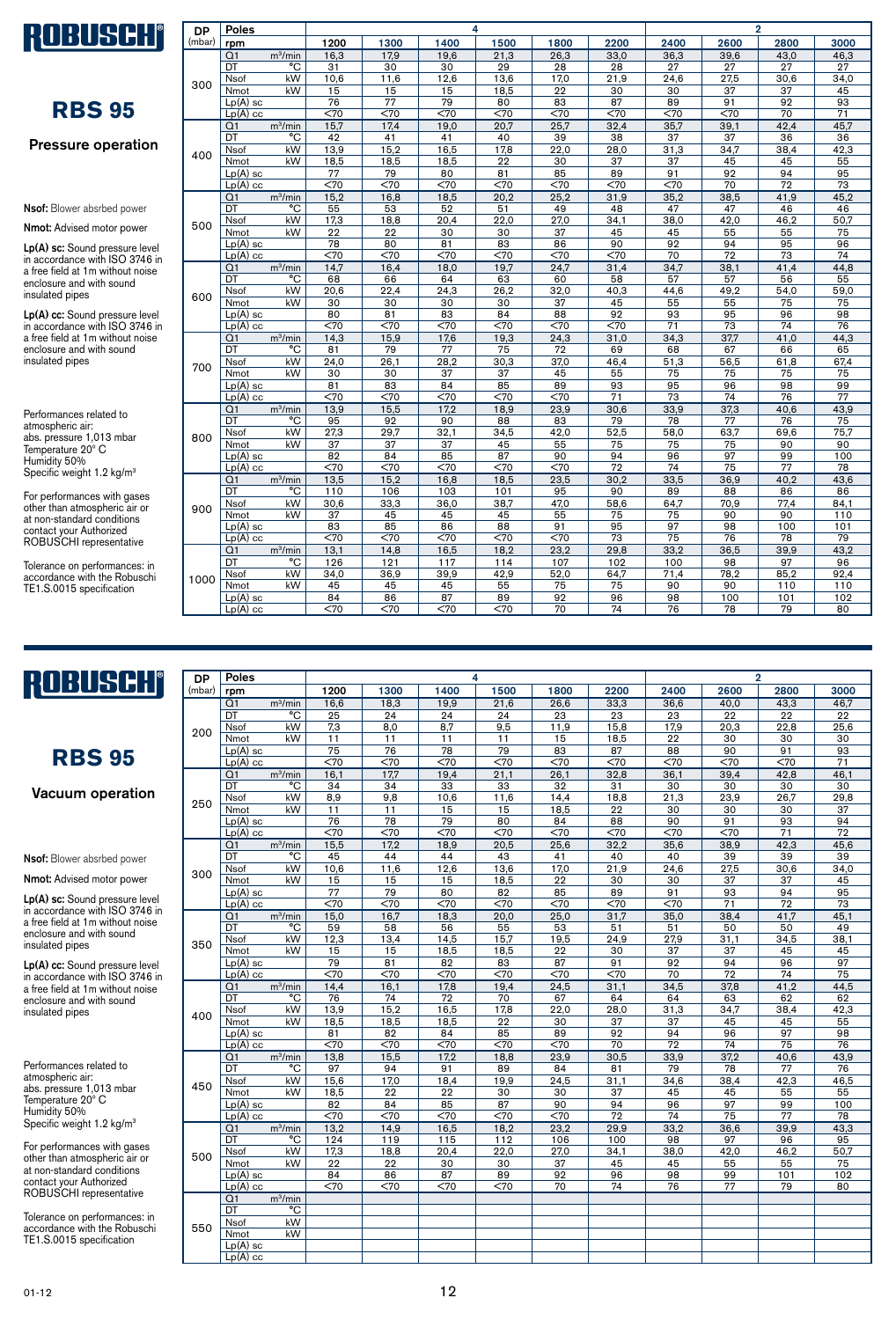# RBS 95

## Pressure operation

**Nsof:** Blower absrbed power

**Nmot:** Advised motor power

**Lp(A) sc:** Sound pressure level in accordance with ISO 3746 in a free field at 1m without noise enclosure and with sound insulated pipes

**Lp(A) cc:** Sound pressure level in accordance with ISO 3746 in a free field at 1m without noise enclosure and with sound insulated pipes

Performances related to atmospheric air:
abs. pressure 1,013 mbar
Temperature 20° C
Humidity 50%
Specific weight 1.2 kg/m³

For performances with gases other than atmospheric air or at non-standard conditions contact your Authorized ROBUSCHI representative

Tolerance on performances: in accordance with the Robuschi TE1.S.0015 specification

| DP (mbar) | Poles | | 4 | | | | | | 2 | | | |
|---|---|---|---|---|---|---|---|---|---|---|---|---|
| | rpm | | 1200 | 1300 | 1400 | 1500 | 1800 | 2200 | 2400 | 2600 | 2800 | 3000 |
| 300 | Q1 | m³/min | 16,3 | 17,9 | 19,6 | 21,3 | 26,3 | 33,0 | 36,3 | 39,6 | 43,0 | 46,3 |
| | DT | °C | 31 | 30 | 30 | 29 | 28 | 28 | 27 | 27 | 27 | 27 |
| | Nsof | kW | 10,6 | 11,6 | 12,6 | 13,6 | 17,0 | 21,9 | 24,6 | 27,5 | 30,6 | 34,0 |
| | Nmot | kW | 15 | 15 | 15 | 18,5 | 22 | 30 | 30 | 37 | 37 | 45 |
| | Lp(A) sc | | 76 | 77 | 79 | 80 | 83 | 87 | 89 | 91 | 92 | 93 |
| | Lp(A) cc | | <70 | <70 | <70 | <70 | <70 | <70 | <70 | <70 | 70 | 71 |
| 400 | Q1 | m³/min | 15,7 | 17,4 | 19,0 | 20,7 | 25,7 | 32,4 | 35,7 | 39,1 | 42,4 | 45,7 |
| | DT | °C | 42 | 41 | 41 | 40 | 39 | 38 | 37 | 37 | 36 | 36 |
| | Nsof | kW | 13,9 | 15,2 | 16,5 | 17,8 | 22,0 | 28,0 | 31,3 | 34,7 | 38,4 | 42,3 |
| | Nmot | kW | 18,5 | 18,5 | 18,5 | 22 | 30 | 37 | 37 | 45 | 45 | 55 |
| | Lp(A) sc | | 77 | 79 | 80 | 81 | 85 | 89 | 91 | 92 | 94 | 95 |
| | Lp(A) cc | | <70 | <70 | <70 | <70 | <70 | <70 | <70 | 70 | 72 | 73 |
| 500 | Q1 | m³/min | 15,2 | 16,8 | 18,5 | 20,2 | 25,2 | 31,9 | 35,2 | 38,5 | 41,9 | 45,2 |
| | DT | °C | 55 | 53 | 52 | 51 | 49 | 48 | 47 | 47 | 46 | 46 |
| | Nsof | kW | 17,3 | 18,8 | 20,4 | 22,0 | 27,0 | 34,1 | 38,0 | 42,0 | 46,2 | 50,7 |
| | Nmot | kW | 22 | 22 | 30 | 30 | 37 | 45 | 45 | 55 | 55 | 75 |
| | Lp(A) sc | | 78 | 80 | 81 | 83 | 86 | 90 | 92 | 94 | 95 | 96 |
| | Lp(A) cc | | <70 | <70 | <70 | <70 | <70 | <70 | 70 | 72 | 73 | 74 |
| 600 | Q1 | m³/min | 14,7 | 16,4 | 18,0 | 19,7 | 24,7 | 31,4 | 34,7 | 38,1 | 41,4 | 44,8 |
| | DT | °C | 68 | 66 | 64 | 63 | 60 | 58 | 57 | 57 | 56 | 55 |
| | Nsof | kW | 20,6 | 22,4 | 24,3 | 26,2 | 32,0 | 40,3 | 44,6 | 49,2 | 54,0 | 59,0 |
| | Nmot | kW | 30 | 30 | 30 | 30 | 37 | 45 | 55 | 55 | 75 | 75 |
| | Lp(A) sc | | 80 | 81 | 83 | 84 | 88 | 92 | 93 | 95 | 96 | 98 |
| | Lp(A) cc | | <70 | <70 | <70 | <70 | <70 | <70 | 71 | 73 | 74 | 76 |
| 700 | Q1 | m³/min | 14,3 | 15,9 | 17,6 | 19,3 | 24,3 | 31,0 | 34,3 | 37,7 | 41,0 | 44,3 |
| | DT | °C | 81 | 79 | 77 | 75 | 72 | 69 | 68 | 67 | 66 | 65 |
| | Nsof | kW | 24,0 | 26,1 | 28,2 | 30,3 | 37,0 | 46,4 | 51,3 | 56,5 | 61,8 | 67,4 |
| | Nmot | kW | 30 | 30 | 37 | 37 | 45 | 55 | 75 | 75 | 75 | 75 |
| | Lp(A) sc | | 81 | 83 | 84 | 85 | 89 | 93 | 95 | 96 | 98 | 99 |
| | Lp(A) cc | | <70 | <70 | <70 | <70 | <70 | 71 | 73 | 74 | 76 | 77 |
| 800 | Q1 | m³/min | 13,9 | 15,5 | 17,2 | 18,9 | 23,9 | 30,6 | 33,9 | 37,3 | 40,6 | 43,9 |
| | DT | °C | 95 | 92 | 90 | 88 | 83 | 79 | 78 | 77 | 76 | 75 |
| | Nsof | kW | 27,3 | 29,7 | 32,1 | 34,5 | 42,0 | 52,5 | 58,0 | 63,7 | 69,6 | 75,7 |
| | Nmot | kW | 37 | 37 | 37 | 45 | 55 | 75 | 75 | 75 | 90 | 90 |
| | Lp(A) sc | | 82 | 84 | 85 | 87 | 90 | 94 | 96 | 97 | 99 | 100 |
| | Lp(A) cc | | <70 | <70 | <70 | <70 | <70 | 72 | 74 | 75 | 77 | 78 |
| 900 | Q1 | m³/min | 13,5 | 15,2 | 16,8 | 18,5 | 23,5 | 30,2 | 33,5 | 36,9 | 40,2 | 43,6 |
| | DT | °C | 110 | 106 | 103 | 101 | 95 | 90 | 89 | 88 | 86 | 86 |
| | Nsof | kW | 30,6 | 33,3 | 36,0 | 38,7 | 47,0 | 58,6 | 64,7 | 70,9 | 77,4 | 84,1 |
| | Nmot | kW | 37 | 45 | 45 | 45 | 55 | 75 | 75 | 90 | 90 | 110 |
| | Lp(A) sc | | 83 | 85 | 86 | 88 | 91 | 95 | 97 | 98 | 100 | 101 |
| | Lp(A) cc | | <70 | <70 | <70 | <70 | <70 | 73 | 75 | 76 | 78 | 79 |
| 1000 | Q1 | m³/min | 13,1 | 14,8 | 16,5 | 18,2 | 23,2 | 29,8 | 33,2 | 36,5 | 39,9 | 43,2 |
| | DT | °C | 126 | 121 | 117 | 114 | 107 | 102 | 100 | 98 | 97 | 96 |
| | Nsof | kW | 34,0 | 36,9 | 39,9 | 42,9 | 52,0 | 64,7 | 71,4 | 78,2 | 85,2 | 92,4 |
| | Nmot | kW | 45 | 45 | 45 | 55 | 75 | 75 | 90 | 90 | 110 | 110 |
| | Lp(A) sc | | 84 | 86 | 87 | 89 | 92 | 96 | 98 | 100 | 101 | 102 |
| | Lp(A) cc | | <70 | <70 | <70 | <70 | 70 | 74 | 76 | 78 | 79 | 80 |

# RBS 95

## Vacuum operation

**Nsof:** Blower absrbed power

**Nmot:** Advised motor power

**Lp(A) sc:** Sound pressure level in accordance with ISO 3746 in a free field at 1m without noise enclosure and with sound insulated pipes

**Lp(A) cc:** Sound pressure level in accordance with ISO 3746 in a free field at 1m without noise enclosure and with sound insulated pipes

Performances related to atmospheric air:
abs. pressure 1,013 mbar
Temperature 20° C
Humidity 50%
Specific weight 1.2 kg/m³

For performances with gases other than atmospheric air or at non-standard conditions contact your Authorized ROBUSCHI representative

Tolerance on performances: in accordance with the Robuschi TE1.S.0015 specification

| DP (mbar) | Poles | | 4 | | | | | | 2 | | | |
|---|---|---|---|---|---|---|---|---|---|---|---|---|
| | rpm | | 1200 | 1300 | 1400 | 1500 | 1800 | 2200 | 2400 | 2600 | 2800 | 3000 |
| 200 | Q1 | m³/min | 16,6 | 18,3 | 19,9 | 21,6 | 26,6 | 33,3 | 36,6 | 40,0 | 43,3 | 46,7 |
| | DT | °C | 25 | 24 | 24 | 24 | 23 | 23 | 23 | 22 | 22 | 22 |
| | Nsof | kW | 7,3 | 8,0 | 8,7 | 9,5 | 11,9 | 15,8 | 17,9 | 20,3 | 22,8 | 25,6 |
| | Nmot | kW | 11 | 11 | 11 | 11 | 15 | 18,5 | 22 | 30 | 30 | 30 |
| | Lp(A) sc | | 75 | 76 | 78 | 79 | 83 | 87 | 88 | 90 | 91 | 93 |
| | Lp(A) cc | | <70 | <70 | <70 | <70 | <70 | <70 | <70 | <70 | <70 | 71 |
| 250 | Q1 | m³/min | 16,1 | 17,7 | 19,4 | 21,1 | 26,1 | 32,8 | 36,1 | 39,4 | 42,8 | 46,1 |
| | DT | °C | 34 | 34 | 33 | 33 | 32 | 31 | 30 | 30 | 30 | 30 |
| | Nsof | kW | 8,9 | 9,8 | 10,6 | 11,6 | 14,4 | 18,8 | 21,3 | 23,9 | 26,7 | 29,8 |
| | Nmot | kW | 11 | 11 | 15 | 15 | 18,5 | 22 | 30 | 30 | 30 | 37 |
| | Lp(A) sc | | 76 | 78 | 79 | 80 | 84 | 88 | 90 | 91 | 93 | 94 |
| | Lp(A) cc | | <70 | <70 | <70 | <70 | <70 | <70 | <70 | <70 | 71 | 72 |
| 300 | Q1 | m³/min | 15,5 | 17,2 | 18,9 | 20,5 | 25,6 | 32,2 | 35,6 | 38,9 | 42,3 | 45,6 |
| | DT | °C | 45 | 44 | 44 | 43 | 41 | 40 | 40 | 39 | 39 | 39 |
| | Nsof | kW | 10,6 | 11,6 | 12,6 | 13,6 | 17,0 | 21,9 | 24,6 | 27,5 | 30,6 | 34,0 |
| | Nmot | kW | 15 | 15 | 15 | 18,5 | 22 | 30 | 30 | 37 | 37 | 45 |
| | Lp(A) sc | | 77 | 79 | 80 | 82 | 85 | 89 | 91 | 93 | 94 | 95 |
| | Lp(A) cc | | <70 | <70 | <70 | <70 | <70 | <70 | <70 | 71 | 72 | 73 |
| 350 | Q1 | m³/min | 15,0 | 16,7 | 18,3 | 20,0 | 25,0 | 31,7 | 35,0 | 38,4 | 41,7 | 45,1 |
| | DT | °C | 59 | 58 | 56 | 55 | 53 | 51 | 51 | 50 | 50 | 49 |
| | Nsof | kW | 12,3 | 13,4 | 14,5 | 15,7 | 19,5 | 24,9 | 27,9 | 31,1 | 34,5 | 38,1 |
| | Nmot | kW | 15 | 15 | 18,5 | 18,5 | 22 | 30 | 37 | 37 | 45 | 45 |
| | Lp(A) sc | | 79 | 81 | 82 | 83 | 87 | 91 | 92 | 94 | 96 | 97 |
| | Lp(A) cc | | <70 | <70 | <70 | <70 | <70 | <70 | 70 | 72 | 74 | 75 |
| 400 | Q1 | m³/min | 14,4 | 16,1 | 17,8 | 19,4 | 24,5 | 31,1 | 34,5 | 37,8 | 41,2 | 44,5 |
| | DT | °C | 76 | 74 | 72 | 70 | 67 | 64 | 64 | 63 | 62 | 62 |
| | Nsof | kW | 13,9 | 15,2 | 16,5 | 17,8 | 22,0 | 28,0 | 31,3 | 34,7 | 38,4 | 42,3 |
| | Nmot | kW | 18,5 | 18,5 | 18,5 | 22 | 30 | 37 | 37 | 45 | 45 | 55 |
| | Lp(A) sc | | 81 | 82 | 84 | 85 | 89 | 92 | 94 | 96 | 97 | 98 |
| | Lp(A) cc | | <70 | <70 | <70 | <70 | <70 | 70 | 72 | 74 | 75 | 76 |
| 450 | Q1 | m³/min | 13,8 | 15,5 | 17,2 | 18,8 | 23,9 | 30,5 | 33,9 | 37,2 | 40,6 | 43,9 |
| | DT | °C | 97 | 94 | 91 | 89 | 84 | 81 | 79 | 78 | 77 | 76 |
| | Nsof | kW | 15,6 | 17,0 | 18,4 | 19,9 | 24,5 | 31,1 | 34,6 | 38,4 | 42,3 | 46,5 |
| | Nmot | kW | 18,5 | 22 | 22 | 30 | 30 | 37 | 45 | 45 | 55 | 55 |
| | Lp(A) sc | | 82 | 84 | 85 | 87 | 90 | 94 | 96 | 97 | 99 | 100 |
| | Lp(A) cc | | <70 | <70 | <70 | <70 | <70 | 72 | 74 | 75 | 77 | 78 |
| 500 | Q1 | m³/min | 13,2 | 14,9 | 16,5 | 18,2 | 23,2 | 29,9 | 33,2 | 36,6 | 39,9 | 43,3 |
| | DT | °C | 124 | 119 | 115 | 112 | 106 | 100 | 98 | 97 | 96 | 95 |
| | Nsof | kW | 17,3 | 18,8 | 20,4 | 22,0 | 27,0 | 34,1 | 38,0 | 42,0 | 46,2 | 50,7 |
| | Nmot | kW | 22 | 22 | 30 | 30 | 37 | 45 | 45 | 55 | 55 | 75 |
| | Lp(A) sc | | 84 | 86 | 87 | 89 | 92 | 96 | 98 | 99 | 101 | 102 |
| | Lp(A) cc | | <70 | <70 | <70 | <70 | 70 | 74 | 76 | 77 | 79 | 80 |
| 550 | Q1 | m³/min | | | | | | | | | | |
| | DT | °C | | | | | | | | | | |
| | Nsof | kW | | | | | | | | | | |
| | Nmot | kW | | | | | | | | | | |
| | Lp(A) sc | | | | | | | | | | | |
| | Lp(A) cc | | | | | | | | | | | |

01-12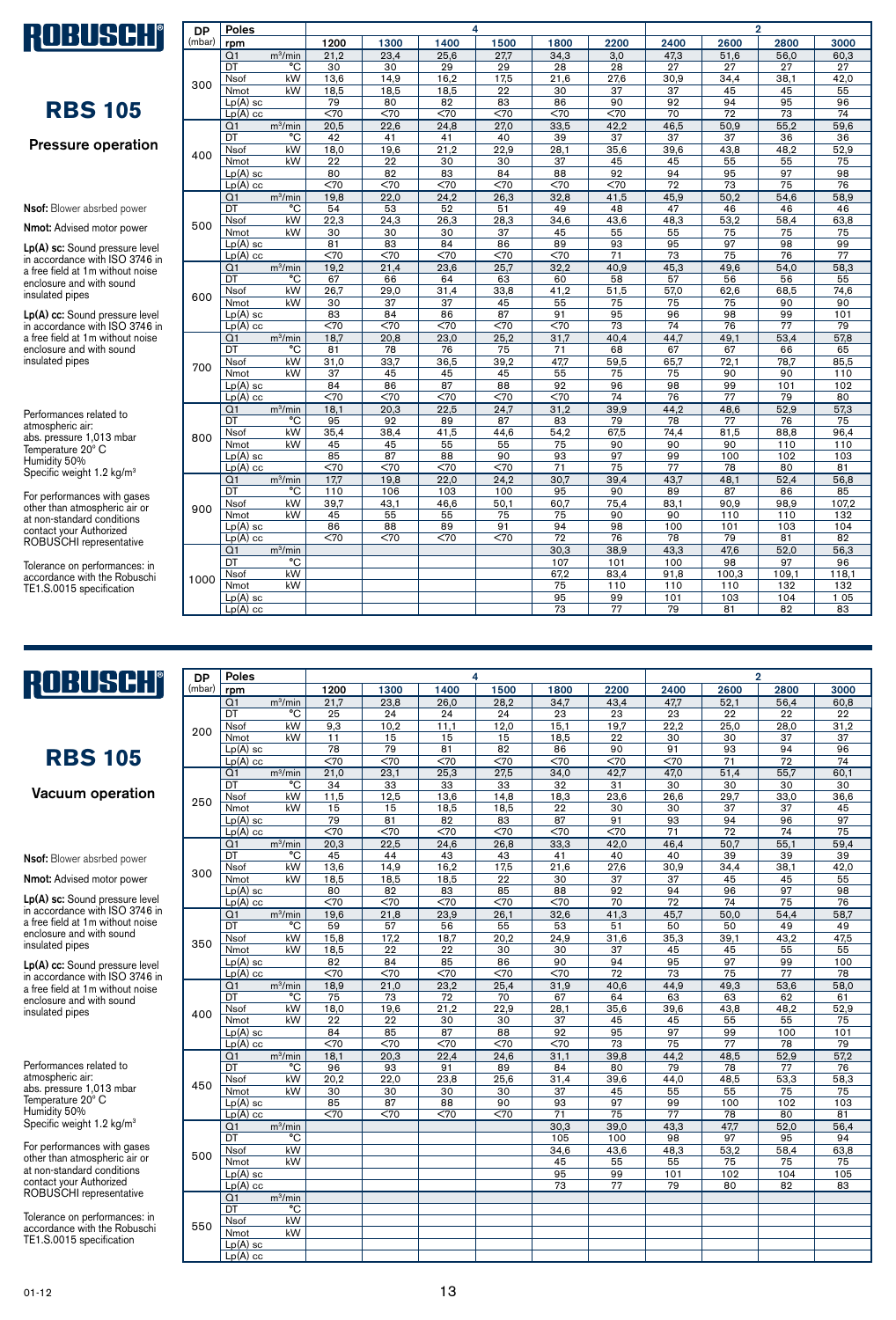# ROBUSCHI

## RBS 105

### Pressure operation

**Nsof:** Blower absrbed power

**Nmot:** Advised motor power

**Lp(A) sc:** Sound pressure level in accordance with ISO 3746 in a free field at 1m without noise enclosure and with sound insulated pipes

**Lp(A) cc:** Sound pressure level in accordance with ISO 3746 in a free field at 1m without noise enclosure and with sound insulated pipes

Performances related to atmospheric air:
abs. pressure 1,013 mbar
Temperature 20° C
Humidity 50%
Specific weight 1.2 kg/m³

For performances with gases other than atmospheric air or at non-standard conditions contact your Authorized ROBUSCHI representative

Tolerance on performances: in accordance with the Robuschi TE1.S.0015 specification

| DP (mbar) | Poles | | 4 | | | | | | 2 | | | |
|---|---|---|---|---|---|---|---|---|---|---|---|---|
| | rpm | | 1200 | 1300 | 1400 | 1500 | 1800 | 2200 | 2400 | 2600 | 2800 | 3000 |
| 300 | Q1 | m³/min | 21,2 | 23,4 | 25,6 | 27,7 | 34,3 | 3,0 | 47,3 | 51,6 | 56,0 | 60,3 |
| | DT | °C | 30 | 30 | 29 | 29 | 28 | 28 | 27 | 27 | 27 | 27 |
| | Nsof | kW | 13,6 | 14,9 | 16,2 | 17,5 | 21,6 | 27,6 | 30,9 | 34,4 | 38,1 | 42,0 |
| | Nmot | kW | 18,5 | 18,5 | 18,5 | 22 | 30 | 37 | 37 | 45 | 45 | 55 |
| | Lp(A) sc | | 79 | 80 | 82 | 83 | 86 | 90 | 92 | 94 | 95 | 96 |
| | Lp(A) cc | | <70 | <70 | <70 | <70 | <70 | <70 | 70 | 72 | 73 | 74 |
| 400 | Q1 | m³/min | 20,5 | 22,6 | 24,8 | 27,0 | 33,5 | 42,2 | 46,5 | 50,9 | 55,2 | 59,6 |
| | DT | °C | 42 | 41 | 41 | 40 | 39 | 37 | 37 | 37 | 36 | 36 |
| | Nsof | kW | 18,0 | 19,6 | 21,2 | 22,9 | 28,1 | 35,6 | 39,6 | 43,8 | 48,2 | 52,9 |
| | Nmot | kW | 22 | 22 | 30 | 30 | 37 | 45 | 45 | 55 | 55 | 75 |
| | Lp(A) sc | | 80 | 82 | 83 | 84 | 88 | 92 | 94 | 95 | 97 | 98 |
| | Lp(A) cc | | <70 | <70 | <70 | <70 | <70 | <70 | 72 | 73 | 75 | 76 |
| 500 | Q1 | m³/min | 19,8 | 22,0 | 24,2 | 26,3 | 32,8 | 41,5 | 45,9 | 50,2 | 54,6 | 58,9 |
| | DT | °C | 54 | 53 | 52 | 51 | 49 | 48 | 47 | 46 | 46 | 46 |
| | Nsof | kW | 22,3 | 24,3 | 26,3 | 28,3 | 34,6 | 43,6 | 48,3 | 53,2 | 58,4 | 63,8 |
| | Nmot | kW | 30 | 30 | 30 | 37 | 45 | 55 | 55 | 75 | 75 | 75 |
| | Lp(A) sc | | 81 | 83 | 84 | 86 | 89 | 93 | 95 | 97 | 98 | 99 |
| | Lp(A) cc | | <70 | <70 | <70 | <70 | <70 | 71 | 73 | 75 | 76 | 77 |
| 600 | Q1 | m³/min | 19,2 | 21,4 | 23,6 | 25,7 | 32,2 | 40,9 | 45,3 | 49,6 | 54,0 | 58,3 |
| | DT | °C | 67 | 66 | 64 | 63 | 60 | 58 | 57 | 56 | 56 | 55 |
| | Nsof | kW | 26,7 | 29,0 | 31,4 | 33,8 | 41,2 | 51,5 | 57,0 | 62,6 | 68,5 | 74,6 |
| | Nmot | kW | 30 | 37 | 37 | 45 | 55 | 75 | 75 | 75 | 90 | 90 |
| | Lp(A) sc | | 83 | 84 | 86 | 87 | 91 | 95 | 96 | 98 | 99 | 101 |
| | Lp(A) cc | | <70 | <70 | <70 | <70 | <70 | 73 | 74 | 76 | 77 | 79 |
| 700 | Q1 | m³/min | 18,7 | 20,8 | 23,0 | 25,2 | 31,7 | 40,4 | 44,7 | 49,1 | 53,4 | 57,8 |
| | DT | °C | 81 | 78 | 76 | 75 | 71 | 68 | 67 | 67 | 66 | 65 |
| | Nsof | kW | 31,0 | 33,7 | 36,5 | 39,2 | 47,7 | 59,5 | 65,7 | 72,1 | 78,7 | 85,5 |
| | Nmot | kW | 37 | 45 | 45 | 45 | 55 | 75 | 75 | 90 | 90 | 110 |
| | Lp(A) sc | | 84 | 86 | 87 | 88 | 92 | 96 | 98 | 99 | 101 | 102 |
| | Lp(A) cc | | <70 | <70 | <70 | <70 | <70 | 74 | 76 | 77 | 79 | 80 |
| 800 | Q1 | m³/min | 18,1 | 20,3 | 22,5 | 24,7 | 31,2 | 39,9 | 44,2 | 48,6 | 52,9 | 57,3 |
| | DT | °C | 95 | 92 | 89 | 87 | 83 | 79 | 78 | 77 | 76 | 75 |
| | Nsof | kW | 35,4 | 38,4 | 41,5 | 44,6 | 54,2 | 67,5 | 74,4 | 81,5 | 88,8 | 96,4 |
| | Nmot | kW | 45 | 45 | 55 | 55 | 75 | 90 | 90 | 90 | 110 | 110 |
| | Lp(A) sc | | 85 | 87 | 88 | 90 | 93 | 97 | 99 | 100 | 102 | 103 |
| | Lp(A) cc | | <70 | <70 | <70 | <70 | 71 | 75 | 77 | 78 | 80 | 81 |
| 900 | Q1 | m³/min | 17,7 | 19,8 | 22,0 | 24,2 | 30,7 | 39,4 | 43,7 | 48,1 | 52,4 | 56,8 |
| | DT | °C | 110 | 106 | 103 | 100 | 95 | 90 | 89 | 87 | 86 | 85 |
| | Nsof | kW | 39,7 | 43,1 | 46,6 | 50,1 | 60,7 | 75,4 | 83,1 | 90,9 | 98,9 | 107,2 |
| | Nmot | kW | 45 | 55 | 55 | 75 | 75 | 90 | 90 | 110 | 110 | 132 |
| | Lp(A) sc | | 86 | 88 | 89 | 91 | 94 | 98 | 100 | 101 | 103 | 104 |
| | Lp(A) cc | | <70 | <70 | <70 | <70 | 72 | 76 | 78 | 79 | 81 | 82 |
| 1000 | Q1 | m³/min | | | | | 30,3 | 38,9 | 43,3 | 47,6 | 52,0 | 56,3 |
| | DT | °C | | | | | 107 | 101 | 100 | 98 | 97 | 96 |
| | Nsof | kW | | | | | 67,2 | 83,4 | 91,8 | 100,3 | 109,1 | 118,1 |
| | Nmot | kW | | | | | 75 | 110 | 110 | 110 | 132 | 132 |
| | Lp(A) sc | | | | | | 95 | 99 | 101 | 103 | 104 | 1 05 |
| | Lp(A) cc | | | | | | 73 | 77 | 79 | 81 | 82 | 83 |

# ROBUSCHI

## RBS 105

### Vacuum operation

**Nsof:** Blower absrbed power

**Nmot:** Advised motor power

**Lp(A) sc:** Sound pressure level in accordance with ISO 3746 in a free field at 1m without noise enclosure and with sound insulated pipes

**Lp(A) cc:** Sound pressure level in accordance with ISO 3746 in a free field at 1m without noise enclosure and with sound insulated pipes

Performances related to atmospheric air:
abs. pressure 1,013 mbar
Temperature 20° C
Humidity 50%
Specific weight 1.2 kg/m³

For performances with gases other than atmospheric air or at non-standard conditions contact your Authorized ROBUSCHI representative

Tolerance on performances: in accordance with the Robuschi TE1.S.0015 specification

| DP (mbar) | Poles | | 4 | | | | | | 2 | | | |
|---|---|---|---|---|---|---|---|---|---|---|---|---|
| | rpm | | 1200 | 1300 | 1400 | 1500 | 1800 | 2200 | 2400 | 2600 | 2800 | 3000 |
| 200 | Q1 | m³/min | 21,7 | 23,8 | 26,0 | 28,2 | 34,7 | 43,4 | 47,7 | 52,1 | 56,4 | 60,8 |
| | DT | °C | 25 | 24 | 24 | 24 | 23 | 23 | 23 | 22 | 22 | 22 |
| | Nsof | kW | 9,3 | 10,2 | 11,1 | 12,0 | 15,1 | 19,7 | 22,2 | 25,0 | 28,0 | 31,2 |
| | Nmot | kW | 11 | 15 | 15 | 15 | 18,5 | 22 | 30 | 30 | 37 | 37 |
| | Lp(A) sc | | 78 | 79 | 81 | 82 | 86 | 90 | 91 | 93 | 94 | 96 |
| | Lp(A) cc | | <70 | <70 | <70 | <70 | <70 | <70 | <70 | 71 | 72 | 74 |
| 250 | Q1 | m³/min | 21,0 | 23,1 | 25,3 | 27,5 | 34,0 | 42,7 | 47,0 | 51,4 | 55,7 | 60,1 |
| | DT | °C | 34 | 33 | 33 | 33 | 32 | 31 | 30 | 30 | 30 | 30 |
| | Nsof | kW | 11,5 | 12,5 | 13,6 | 14,8 | 18,3 | 23,6 | 26,6 | 29,7 | 33,0 | 36,6 |
| | Nmot | kW | 15 | 15 | 18,5 | 18,5 | 22 | 30 | 30 | 37 | 37 | 45 |
| | Lp(A) sc | | 79 | 81 | 82 | 83 | 87 | 91 | 93 | 94 | 96 | 97 |
| | Lp(A) cc | | <70 | <70 | <70 | <70 | <70 | <70 | 71 | 72 | 74 | 75 |
| 300 | Q1 | m³/min | 20,3 | 22,5 | 24,6 | 26,8 | 33,3 | 42,0 | 46,4 | 50,7 | 55,1 | 59,4 |
| | DT | °C | 45 | 44 | 43 | 43 | 41 | 40 | 40 | 39 | 39 | 39 |
| | Nsof | kW | 13,6 | 14,9 | 16,2 | 17,5 | 21,6 | 27,6 | 30,9 | 34,4 | 38,1 | 42,0 |
| | Nmot | kW | 18,5 | 18,5 | 18,5 | 22 | 30 | 37 | 37 | 45 | 45 | 55 |
| | Lp(A) sc | | 80 | 82 | 83 | 85 | 88 | 92 | 94 | 96 | 97 | 98 |
| | Lp(A) cc | | <70 | <70 | <70 | <70 | <70 | 70 | 72 | 74 | 75 | 76 |
| 350 | Q1 | m³/min | 19,6 | 21,8 | 23,9 | 26,1 | 32,6 | 41,3 | 45,7 | 50,0 | 54,4 | 58,7 |
| | DT | °C | 59 | 57 | 56 | 55 | 53 | 51 | 50 | 50 | 49 | 49 |
| | Nsof | kW | 15,8 | 17,2 | 18,7 | 20,2 | 24,9 | 31,6 | 35,3 | 39,1 | 43,2 | 47,5 |
| | Nmot | kW | 18,5 | 22 | 22 | 30 | 30 | 37 | 45 | 45 | 55 | 55 |
| | Lp(A) sc | | 82 | 84 | 85 | 86 | 90 | 94 | 95 | 97 | 99 | 100 |
| | Lp(A) cc | | <70 | <70 | <70 | <70 | <70 | 72 | 73 | 75 | 77 | 78 |
| 400 | Q1 | m³/min | 18,9 | 21,0 | 23,2 | 25,4 | 31,9 | 40,6 | 44,9 | 49,3 | 53,6 | 58,0 |
| | DT | °C | 75 | 73 | 72 | 70 | 67 | 64 | 63 | 63 | 62 | 61 |
| | Nsof | kW | 18,0 | 19,6 | 21,2 | 22,9 | 28,1 | 35,6 | 39,6 | 43,8 | 48,2 | 52,9 |
| | Nmot | kW | 22 | 22 | 30 | 30 | 37 | 45 | 45 | 55 | 55 | 75 |
| | Lp(A) sc | | 84 | 85 | 87 | 88 | 92 | 95 | 97 | 99 | 100 | 101 |
| | Lp(A) cc | | <70 | <70 | <70 | <70 | <70 | 73 | 75 | 77 | 78 | 79 |
| 450 | Q1 | m³/min | 18,1 | 20,3 | 22,4 | 24,6 | 31,1 | 39,8 | 44,2 | 48,5 | 52,9 | 57,2 |
| | DT | °C | 96 | 93 | 91 | 89 | 84 | 80 | 79 | 78 | 77 | 76 |
| | Nsof | kW | 20,2 | 22,0 | 23,8 | 25,6 | 31,4 | 39,6 | 44,0 | 48,5 | 53,3 | 58,3 |
| | Nmot | kW | 30 | 30 | 30 | 30 | 37 | 45 | 55 | 55 | 75 | 75 |
| | Lp(A) sc | | 85 | 87 | 88 | 90 | 93 | 97 | 99 | 100 | 102 | 103 |
| | Lp(A) cc | | <70 | <70 | <70 | <70 | 71 | 75 | 77 | 78 | 80 | 81 |
| 500 | Q1 | m³/min | | | | | 30,3 | 39,0 | 43,3 | 47,7 | 52,0 | 56,4 |
| | DT | °C | | | | | 105 | 100 | 98 | 97 | 95 | 94 |
| | Nsof | kW | | | | | 34,6 | 43,6 | 48,3 | 53,2 | 58,4 | 63,8 |
| | Nmot | kW | | | | | 45 | 55 | 55 | 75 | 75 | 75 |
| | Lp(A) sc | | | | | | 95 | 99 | 101 | 102 | 104 | 105 |
| | Lp(A) cc | | | | | | 73 | 77 | 79 | 80 | 82 | 83 |
| 550 | Q1 | m³/min | | | | | | | | | | |
| | DT | °C | | | | | | | | | | |
| | Nsof | kW | | | | | | | | | | |
| | Nmot | kW | | | | | | | | | | |
| | Lp(A) sc | | | | | | | | | | | |
| | Lp(A) cc | | | | | | | | | | | |

01-12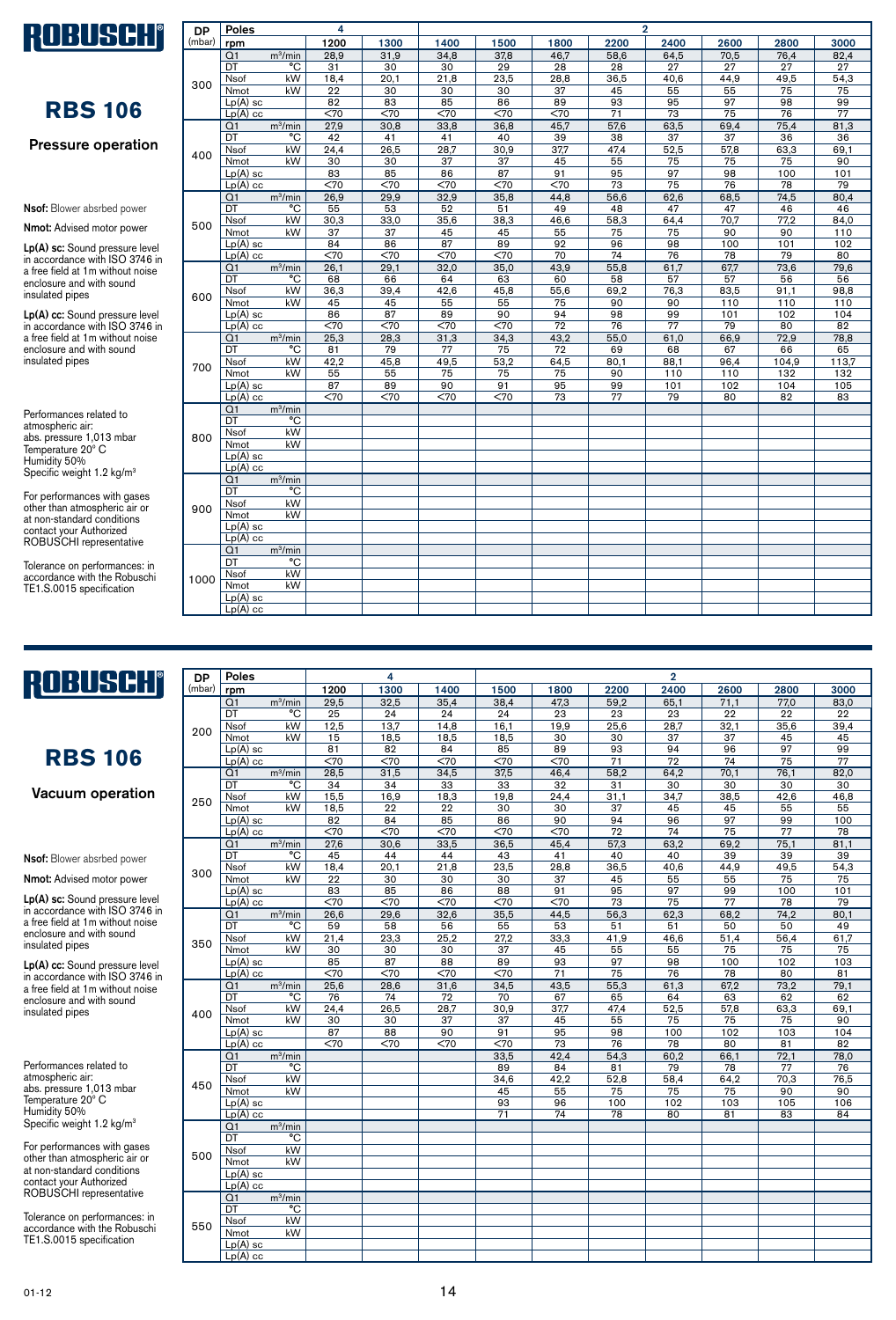# RBS 106

## Pressure operation

**Nsof:** Blower absrbed power

**Nmot:** Advised motor power

**Lp(A) sc:** Sound pressure level in accordance with ISO 3746 in a free field at 1m without noise enclosure and with sound insulated pipes

**Lp(A) cc:** Sound pressure level in accordance with ISO 3746 in a free field at 1m without noise enclosure and with sound insulated pipes

Performances related to atmospheric air:
abs. pressure 1,013 mbar
Temperature 20° C
Humidity 50%
Specific weight 1.2 kg/m³

For performances with gases other than atmospheric air or at non-standard conditions contact your Authorized ROBUSCHI representative

Tolerance on performances: in accordance with the Robuschi TE1.S.0015 specification

| DP (mbar) | Poles | | 4 | | 2 | | | | | | | |
|---|---|---|---|---|---|---|---|---|---|---|---|---|
| | rpm | | 1200 | 1300 | 1400 | 1500 | 1800 | 2200 | 2400 | 2600 | 2800 | 3000 |
| 300 | Q1 | m³/min | 28,9 | 31,9 | 34,8 | 37,8 | 46,7 | 58,6 | 64,5 | 70,5 | 76,4 | 82,4 |
| | DT | °C | 31 | 30 | 30 | 29 | 28 | 28 | 27 | 27 | 27 | 27 |
| | Nsof | kW | 18,4 | 20,1 | 21,8 | 23,5 | 28,8 | 36,5 | 40,6 | 44,9 | 49,5 | 54,3 |
| | Nmot | kW | 22 | 30 | 30 | 30 | 37 | 45 | 55 | 55 | 75 | 75 |
| | Lp(A) sc | | 82 | 83 | 85 | 86 | 89 | 93 | 95 | 97 | 98 | 99 |
| | Lp(A) cc | | <70 | <70 | <70 | <70 | <70 | 71 | 73 | 75 | 76 | 77 |
| 400 | Q1 | m³/min | 27,9 | 30,8 | 33,8 | 36,8 | 45,7 | 57,6 | 63,5 | 69,4 | 75,4 | 81,3 |
| | DT | °C | 42 | 41 | 41 | 40 | 39 | 38 | 37 | 37 | 36 | 36 |
| | Nsof | kW | 24,4 | 26,5 | 28,7 | 30,9 | 37,7 | 47,4 | 52,5 | 57,8 | 63,3 | 69,1 |
| | Nmot | kW | 30 | 30 | 37 | 37 | 45 | 55 | 75 | 75 | 75 | 90 |
| | Lp(A) sc | | 83 | 85 | 86 | 87 | 91 | 95 | 97 | 98 | 100 | 101 |
| | Lp(A) cc | | <70 | <70 | <70 | <70 | <70 | 73 | 75 | 76 | 78 | 79 |
| 500 | Q1 | m³/min | 26,9 | 29,9 | 32,9 | 35,8 | 44,8 | 56,6 | 62,6 | 68,5 | 74,5 | 80,4 |
| | DT | °C | 55 | 53 | 52 | 51 | 49 | 48 | 47 | 47 | 46 | 46 |
| | Nsof | kW | 30,3 | 33,0 | 35,6 | 38,3 | 46,6 | 58,3 | 64,4 | 70,7 | 77,2 | 84,0 |
| | Nmot | kW | 37 | 37 | 45 | 45 | 55 | 75 | 75 | 90 | 90 | 110 |
| | Lp(A) sc | | 84 | 86 | 87 | 89 | 92 | 96 | 98 | 100 | 101 | 102 |
| | Lp(A) cc | | <70 | <70 | <70 | <70 | 70 | 74 | 76 | 78 | 79 | 80 |
| 600 | Q1 | m³/min | 26,1 | 29,1 | 32,0 | 35,0 | 43,9 | 55,8 | 61,7 | 67,7 | 73,6 | 79,6 |
| | DT | °C | 68 | 66 | 64 | 63 | 60 | 58 | 57 | 57 | 56 | 56 |
| | Nsof | kW | 36,3 | 39,4 | 42,6 | 45,8 | 55,6 | 69,2 | 76,3 | 83,5 | 91,1 | 98,8 |
| | Nmot | kW | 45 | 45 | 55 | 55 | 75 | 90 | 90 | 110 | 110 | 110 |
| | Lp(A) sc | | 86 | 87 | 89 | 90 | 94 | 98 | 99 | 101 | 102 | 104 |
| | Lp(A) cc | | <70 | <70 | <70 | <70 | 72 | 76 | 77 | 79 | 80 | 82 |
| 700 | Q1 | m³/min | 25,3 | 28,3 | 31,3 | 34,3 | 43,2 | 55,0 | 61,0 | 66,9 | 72,9 | 78,8 |
| | DT | °C | 81 | 79 | 77 | 75 | 72 | 69 | 68 | 67 | 66 | 65 |
| | Nsof | kW | 42,2 | 45,8 | 49,5 | 53,2 | 64,5 | 80,1 | 88,1 | 96,4 | 104,9 | 113,7 |
| | Nmot | kW | 55 | 55 | 75 | 75 | 75 | 90 | 110 | 110 | 132 | 132 |
| | Lp(A) sc | | 87 | 89 | 90 | 91 | 95 | 99 | 101 | 102 | 104 | 105 |
| | Lp(A) cc | | <70 | <70 | <70 | <70 | 73 | 77 | 79 | 80 | 82 | 83 |
| 800 | Q1 | m³/min | | | | | | | | | | |
| | DT | °C | | | | | | | | | | |
| | Nsof | kW | | | | | | | | | | |
| | Nmot | kW | | | | | | | | | | |
| | Lp(A) sc | | | | | | | | | | | |
| | Lp(A) cc | | | | | | | | | | | |
| 900 | Q1 | m³/min | | | | | | | | | | |
| | DT | °C | | | | | | | | | | |
| | Nsof | kW | | | | | | | | | | |
| | Nmot | kW | | | | | | | | | | |
| | Lp(A) sc | | | | | | | | | | | |
| | Lp(A) cc | | | | | | | | | | | |
| 1000 | Q1 | m³/min | | | | | | | | | | |
| | DT | °C | | | | | | | | | | |
| | Nsof | kW | | | | | | | | | | |
| | Nmot | kW | | | | | | | | | | |
| | Lp(A) sc | | | | | | | | | | | |
| | Lp(A) cc | | | | | | | | | | | |

# RBS 106

## Vacuum operation

**Nsof:** Blower absrbed power

**Nmot:** Advised motor power

**Lp(A) sc:** Sound pressure level in accordance with ISO 3746 in a free field at 1m without noise enclosure and with sound insulated pipes

**Lp(A) cc:** Sound pressure level in accordance with ISO 3746 in a free field at 1m without noise enclosure and with sound insulated pipes

Performances related to atmospheric air:
abs. pressure 1,013 mbar
Temperature 20° C
Humidity 50%
Specific weight 1.2 kg/m³

For performances with gases other than atmospheric air or at non-standard conditions contact your Authorized ROBUSCHI representative

Tolerance on performances: in accordance with the Robuschi TE1.S.0015 specification

| DP (mbar) | Poles | | 4 | | | 2 | | | | | | |
|---|---|---|---|---|---|---|---|---|---|---|---|---|
| | rpm | | 1200 | 1300 | 1400 | 1500 | 1800 | 2200 | 2400 | 2600 | 2800 | 3000 |
| 200 | Q1 | m³/min | 29,5 | 32,5 | 35,4 | 38,4 | 47,3 | 59,2 | 65,1 | 71,1 | 77,0 | 83,0 |
| | DT | °C | 25 | 24 | 24 | 24 | 23 | 23 | 23 | 22 | 22 | 22 |
| | Nsof | kW | 12,5 | 13,7 | 14,8 | 16,1 | 19,9 | 25,6 | 28,7 | 32,1 | 35,6 | 39,4 |
| | Nmot | kW | 15 | 18,5 | 18,5 | 18,5 | 30 | 30 | 37 | 37 | 45 | 45 |
| | Lp(A) sc | | 81 | 82 | 84 | 85 | 89 | 93 | 94 | 96 | 97 | 99 |
| | Lp(A) cc | | <70 | <70 | <70 | <70 | <70 | 71 | 72 | 74 | 75 | 77 |
| 250 | Q1 | m³/min | 28,5 | 31,5 | 34,5 | 37,5 | 46,4 | 58,2 | 64,2 | 70,1 | 76,1 | 82,0 |
| | DT | °C | 34 | 34 | 33 | 33 | 32 | 31 | 30 | 30 | 30 | 30 |
| | Nsof | kW | 15,5 | 16,9 | 18,3 | 19,8 | 24,4 | 31,1 | 34,7 | 38,5 | 42,6 | 46,8 |
| | Nmot | kW | 18,5 | 22 | 22 | 30 | 30 | 37 | 45 | 45 | 55 | 55 |
| | Lp(A) sc | | 82 | 84 | 85 | 86 | 90 | 94 | 96 | 97 | 99 | 100 |
| | Lp(A) cc | | <70 | <70 | <70 | <70 | <70 | 72 | 74 | 75 | 77 | 78 |
| 300 | Q1 | m³/min | 27,6 | 30,6 | 33,5 | 36,5 | 45,4 | 57,3 | 63,2 | 69,2 | 75,1 | 81,1 |
| | DT | °C | 45 | 44 | 44 | 43 | 41 | 40 | 40 | 39 | 39 | 39 |
| | Nsof | kW | 18,4 | 20,1 | 21,8 | 23,5 | 28,8 | 36,5 | 40,6 | 44,9 | 49,5 | 54,3 |
| | Nmot | kW | 22 | 30 | 30 | 30 | 37 | 45 | 55 | 55 | 75 | 75 |
| | Lp(A) sc | | 83 | 85 | 86 | 88 | 91 | 95 | 97 | 99 | 100 | 101 |
| | Lp(A) cc | | <70 | <70 | <70 | <70 | <70 | 73 | 75 | 77 | 78 | 79 |
| 350 | Q1 | m³/min | 26,6 | 29,6 | 32,6 | 35,5 | 44,5 | 56,3 | 62,3 | 68,2 | 74,2 | 80,1 |
| | DT | °C | 59 | 58 | 56 | 55 | 53 | 51 | 51 | 50 | 50 | 49 |
| | Nsof | kW | 21,4 | 23,3 | 25,2 | 27,2 | 33,3 | 41,9 | 46,6 | 51,4 | 56,4 | 61,7 |
| | Nmot | kW | 30 | 30 | 30 | 37 | 45 | 55 | 55 | 75 | 75 | 75 |
| | Lp(A) sc | | 85 | 87 | 88 | 89 | 93 | 97 | 98 | 100 | 102 | 103 |
| | Lp(A) cc | | <70 | <70 | <70 | <70 | 71 | 75 | 76 | 78 | 80 | 81 |
| 400 | Q1 | m³/min | 25,6 | 28,6 | 31,6 | 34,5 | 43,5 | 55,3 | 61,3 | 67,2 | 73,2 | 79,1 |
| | DT | °C | 76 | 74 | 72 | 70 | 67 | 65 | 64 | 63 | 62 | 62 |
| | Nsof | kW | 24,4 | 26,5 | 28,7 | 30,9 | 37,7 | 47,4 | 52,5 | 57,8 | 63,3 | 69,1 |
| | Nmot | kW | 30 | 30 | 37 | 37 | 45 | 55 | 75 | 75 | 75 | 90 |
| | Lp(A) sc | | 87 | 88 | 90 | 91 | 95 | 98 | 100 | 102 | 103 | 104 |
| | Lp(A) cc | | <70 | <70 | <70 | <70 | 73 | 76 | 78 | 80 | 81 | 82 |
| 450 | Q1 | m³/min | | | | 33,5 | 42,4 | 54,3 | 60,2 | 66,1 | 72,1 | 78,0 |
| | DT | °C | | | | 89 | 84 | 81 | 79 | 78 | 77 | 76 |
| | Nsof | kW | | | | 34,6 | 42,2 | 52,8 | 58,4 | 64,2 | 70,3 | 76,5 |
| | Nmot | kW | | | | 45 | 55 | 75 | 75 | 75 | 90 | 90 |
| | Lp(A) sc | | | | | 93 | 96 | 100 | 102 | 103 | 105 | 106 |
| | Lp(A) cc | | | | | 71 | 74 | 78 | 80 | 81 | 83 | 84 |
| 500 | Q1 | m³/min | | | | | | | | | | |
| | DT | °C | | | | | | | | | | |
| | Nsof | kW | | | | | | | | | | |
| | Nmot | kW | | | | | | | | | | |
| | Lp(A) sc | | | | | | | | | | | |
| | Lp(A) cc | | | | | | | | | | | |
| 550 | Q1 | m³/min | | | | | | | | | | |
| | DT | °C | | | | | | | | | | |
| | Nsof | kW | | | | | | | | | | |
| | Nmot | kW | | | | | | | | | | |
| | Lp(A) sc | | | | | | | | | | | |
| | Lp(A) cc | | | | | | | | | | | |

01-12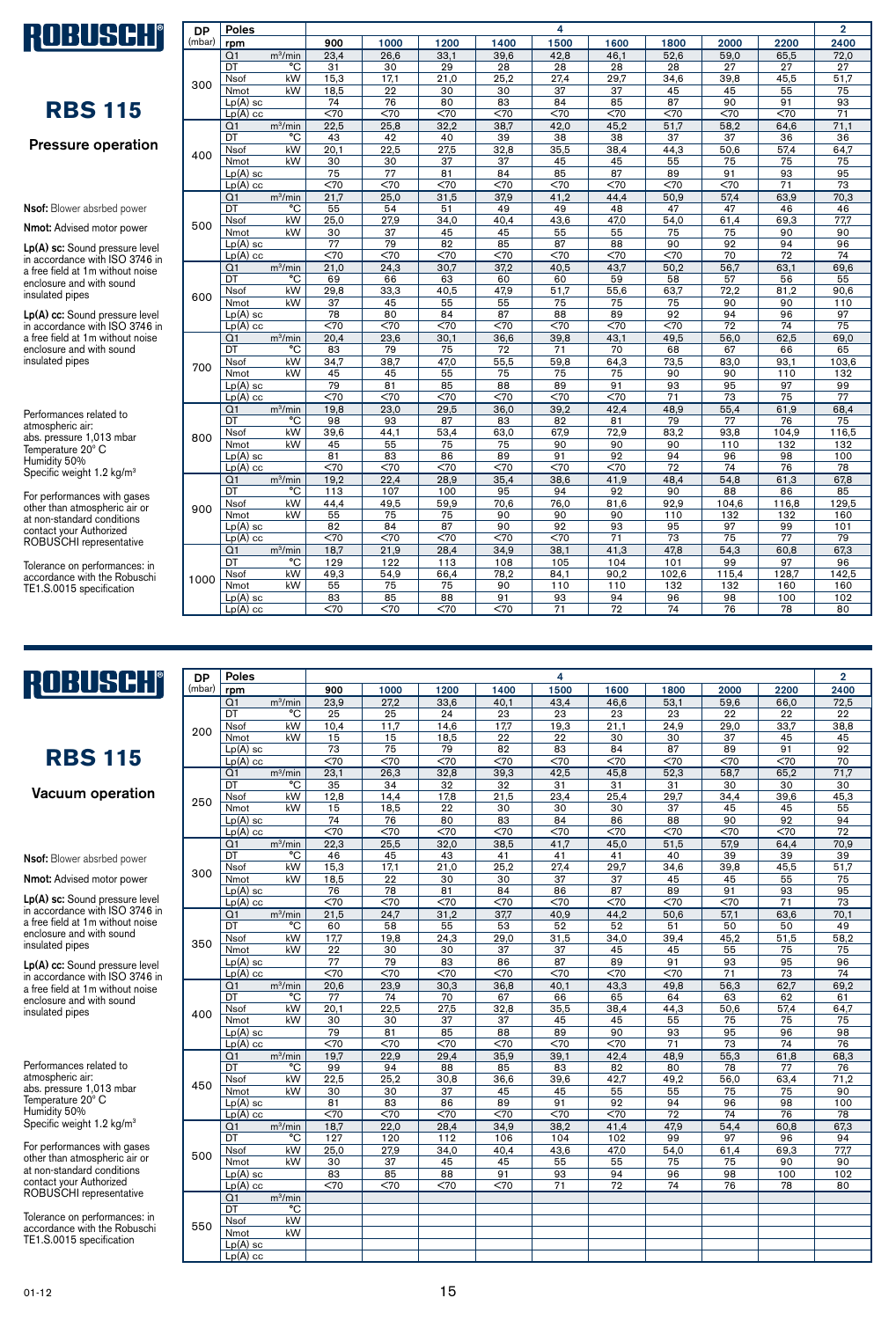# ROBUSCHI

## RBS 115

### Pressure operation

**Nsof:** Blower absrbed power

**Nmot:** Advised motor power

**Lp(A) sc:** Sound pressure level in accordance with ISO 3746 in a free field at 1m without noise enclosure and with sound insulated pipes

**Lp(A) cc:** Sound pressure level in accordance with ISO 3746 in a free field at 1m without noise enclosure and with sound insulated pipes

Performances related to atmospheric air:
abs. pressure 1,013 mbar
Temperature 20° C
Humidity 50%
Specific weight 1.2 kg/m³

For performances with gases other than atmospheric air or at non-standard conditions contact your Authorized ROBUSCHI representative

Tolerance on performances: in accordance with the Robuschi TE1.S.0015 specification

| DP (mbar) | Poles | | 4 | | | | | | | | | 2 |
|---|---|---|---|---|---|---|---|---|---|---|---|---|
| | rpm | | 900 | 1000 | 1200 | 1400 | 1500 | 1600 | 1800 | 2000 | 2200 | 2400 |
| 300 | Q1 | m³/min | 23,4 | 26,6 | 33,1 | 39,6 | 42,8 | 46,1 | 52,6 | 59,0 | 65,5 | 72,0 |
| | DT | °C | 31 | 30 | 29 | 28 | 28 | 28 | 28 | 27 | 27 | 27 |
| | Nsof | kW | 15,3 | 17,1 | 21,0 | 25,2 | 27,4 | 29,7 | 34,6 | 39,8 | 45,5 | 51,7 |
| | Nmot | kW | 18,5 | 22 | 30 | 30 | 37 | 37 | 45 | 45 | 55 | 75 |
| | Lp(A) sc | | 74 | 76 | 80 | 83 | 84 | 85 | 87 | 90 | 91 | 93 |
| | Lp(A) cc | | <70 | <70 | <70 | <70 | <70 | <70 | <70 | <70 | <70 | 71 |
| 400 | Q1 | m³/min | 22,5 | 25,8 | 32,2 | 38,7 | 42,0 | 45,2 | 51,7 | 58,2 | 64,6 | 71,1 |
| | DT | °C | 43 | 42 | 40 | 39 | 38 | 38 | 37 | 37 | 36 | 36 |
| | Nsof | kW | 20,1 | 22,5 | 27,5 | 32,8 | 35,5 | 38,4 | 44,3 | 50,6 | 57,4 | 64,7 |
| | Nmot | kW | 30 | 30 | 37 | 37 | 45 | 45 | 55 | 75 | 75 | 75 |
| | Lp(A) sc | | 75 | 77 | 81 | 84 | 85 | 87 | 89 | 91 | 93 | 95 |
| | Lp(A) cc | | <70 | <70 | <70 | <70 | <70 | <70 | <70 | <70 | 71 | 73 |
| 500 | Q1 | m³/min | 21,7 | 25,0 | 31,5 | 37,9 | 41,2 | 44,4 | 50,9 | 57,4 | 63,9 | 70,3 |
| | DT | °C | 55 | 54 | 51 | 49 | 49 | 48 | 47 | 47 | 46 | 46 |
| | Nsof | kW | 25,0 | 27,9 | 34,0 | 40,4 | 43,6 | 47,0 | 54,0 | 61,4 | 69,3 | 77,7 |
| | Nmot | kW | 30 | 37 | 45 | 45 | 55 | 55 | 75 | 75 | 90 | 90 |
| | Lp(A) sc | | 77 | 79 | 82 | 85 | 87 | 88 | 90 | 92 | 94 | 96 |
| | Lp(A) cc | | <70 | <70 | <70 | <70 | <70 | <70 | <70 | 70 | 72 | 74 |
| 600 | Q1 | m³/min | 21,0 | 24,3 | 30,7 | 37,2 | 40,5 | 43,7 | 50,2 | 56,7 | 63,1 | 69,6 |
| | DT | °C | 69 | 66 | 63 | 60 | 60 | 59 | 58 | 57 | 56 | 55 |
| | Nsof | kW | 29,8 | 33,3 | 40,5 | 47,9 | 51,7 | 55,6 | 63,7 | 72,2 | 81,2 | 90,6 |
| | Nmot | kW | 37 | 45 | 55 | 55 | 75 | 75 | 75 | 90 | 90 | 110 |
| | Lp(A) sc | | 78 | 80 | 84 | 87 | 88 | 89 | 92 | 94 | 96 | 97 |
| | Lp(A) cc | | <70 | <70 | <70 | <70 | <70 | <70 | <70 | 72 | 74 | 75 |
| 700 | Q1 | m³/min | 20,4 | 23,6 | 30,1 | 36,6 | 39,8 | 43,1 | 49,5 | 56,0 | 62,5 | 69,0 |
| | DT | °C | 83 | 79 | 75 | 72 | 71 | 70 | 68 | 67 | 66 | 65 |
| | Nsof | kW | 34,7 | 38,7 | 47,0 | 55,5 | 59,8 | 64,3 | 73,5 | 83,0 | 93,1 | 103,6 |
| | Nmot | kW | 45 | 45 | 55 | 75 | 75 | 75 | 90 | 90 | 110 | 132 |
| | Lp(A) sc | | 79 | 81 | 85 | 88 | 89 | 91 | 93 | 95 | 97 | 99 |
| | Lp(A) cc | | <70 | <70 | <70 | <70 | <70 | <70 | 71 | 73 | 75 | 77 |
| 800 | Q1 | m³/min | 19,8 | 23,0 | 29,5 | 36,0 | 39,2 | 42,4 | 48,9 | 55,4 | 61,9 | 68,4 |
| | DT | °C | 98 | 93 | 87 | 83 | 82 | 81 | 79 | 77 | 76 | 75 |
| | Nsof | kW | 39,6 | 44,1 | 53,4 | 63,0 | 67,9 | 72,9 | 83,2 | 93,8 | 104,9 | 116,5 |
| | Nmot | kW | 45 | 55 | 75 | 75 | 90 | 90 | 90 | 110 | 132 | 132 |
| | Lp(A) sc | | 81 | 83 | 86 | 89 | 91 | 92 | 94 | 96 | 98 | 100 |
| | Lp(A) cc | | <70 | <70 | <70 | <70 | <70 | <70 | 72 | 74 | 76 | 78 |
| 900 | Q1 | m³/min | 19,2 | 22,4 | 28,9 | 35,4 | 38,6 | 41,9 | 48,4 | 54,8 | 61,3 | 67,8 |
| | DT | °C | 113 | 107 | 100 | 95 | 94 | 92 | 90 | 88 | 86 | 85 |
| | Nsof | kW | 44,4 | 49,5 | 59,9 | 70,6 | 76,0 | 81,6 | 92,9 | 104,6 | 116,8 | 129,5 |
| | Nmot | kW | 55 | 75 | 75 | 90 | 90 | 90 | 110 | 132 | 132 | 160 |
| | Lp(A) sc | | 82 | 84 | 87 | 90 | 92 | 93 | 95 | 97 | 99 | 101 |
| | Lp(A) cc | | <70 | <70 | <70 | <70 | <70 | 71 | 73 | 75 | 77 | 79 |
| 1000 | Q1 | m³/min | 18,7 | 21,9 | 28,4 | 34,9 | 38,1 | 41,3 | 47,8 | 54,3 | 60,8 | 67,3 |
| | DT | °C | 129 | 122 | 113 | 108 | 105 | 104 | 101 | 99 | 97 | 96 |
| | Nsof | kW | 49,3 | 54,9 | 66,4 | 78,2 | 84,1 | 90,2 | 102,6 | 115,4 | 128,7 | 142,5 |
| | Nmot | kW | 55 | 75 | 75 | 90 | 110 | 110 | 132 | 132 | 160 | 160 |
| | Lp(A) sc | | 83 | 85 | 88 | 91 | 93 | 94 | 96 | 98 | 100 | 102 |
| | Lp(A) cc | | <70 | <70 | <70 | <70 | 71 | 72 | 74 | 76 | 78 | 80 |

# ROBUSCHI

## RBS 115

### Vacuum operation

**Nsof:** Blower absrbed power

**Nmot:** Advised motor power

**Lp(A) sc:** Sound pressure level in accordance with ISO 3746 in a free field at 1m without noise enclosure and with sound insulated pipes

**Lp(A) cc:** Sound pressure level in accordance with ISO 3746 in a free field at 1m without noise enclosure and with sound insulated pipes

Performances related to atmospheric air:
abs. pressure 1,013 mbar
Temperature 20° C
Humidity 50%
Specific weight 1.2 kg/m³

For performances with gases other than atmospheric air or at non-standard conditions contact your Authorized ROBUSCHI representative

Tolerance on performances: in accordance with the Robuschi TE1.S.0015 specification

| DP (mbar) | Poles | | 4 | | | | | | | | | 2 |
|---|---|---|---|---|---|---|---|---|---|---|---|---|
| | rpm | | 900 | 1000 | 1200 | 1400 | 1500 | 1600 | 1800 | 2000 | 2200 | 2400 |
| 200 | Q1 | m³/min | 23,9 | 27,2 | 33,6 | 40,1 | 43,4 | 46,6 | 53,1 | 59,6 | 66,0 | 72,5 |
| | DT | °C | 25 | 25 | 24 | 23 | 23 | 23 | 23 | 22 | 22 | 22 |
| | Nsof | kW | 10,4 | 11,7 | 14,6 | 17,7 | 19,3 | 21,1 | 24,9 | 29,0 | 33,7 | 38,8 |
| | Nmot | kW | 15 | 15 | 18,5 | 22 | 22 | 30 | 30 | 37 | 45 | 45 |
| | Lp(A) sc | | 73 | 75 | 79 | 82 | 83 | 84 | 87 | 89 | 91 | 92 |
| | Lp(A) cc | | <70 | <70 | <70 | <70 | <70 | <70 | <70 | <70 | <70 | 70 |
| 250 | Q1 | m³/min | 23,1 | 26,3 | 32,8 | 39,3 | 42,5 | 45,8 | 52,3 | 58,7 | 65,2 | 71,7 |
| | DT | °C | 35 | 34 | 32 | 32 | 31 | 31 | 31 | 30 | 30 | 30 |
| | Nsof | kW | 12,8 | 14,4 | 17,8 | 21,5 | 23,4 | 25,4 | 29,7 | 34,4 | 39,6 | 45,3 |
| | Nmot | kW | 15 | 18,5 | 22 | 30 | 30 | 30 | 37 | 45 | 45 | 55 |
| | Lp(A) sc | | 74 | 76 | 80 | 83 | 84 | 86 | 88 | 90 | 92 | 94 |
| | Lp(A) cc | | <70 | <70 | <70 | <70 | <70 | <70 | <70 | <70 | <70 | 72 |
| 300 | Q1 | m³/min | 22,3 | 25,5 | 32,0 | 38,5 | 41,7 | 45,0 | 51,5 | 57,9 | 64,4 | 70,9 |
| | DT | °C | 46 | 45 | 43 | 41 | 41 | 41 | 40 | 39 | 39 | 39 |
| | Nsof | kW | 15,3 | 17,1 | 21,0 | 25,2 | 27,4 | 29,7 | 34,6 | 39,8 | 45,5 | 51,7 |
| | Nmot | kW | 18,5 | 22 | 30 | 30 | 37 | 37 | 45 | 45 | 55 | 75 |
| | Lp(A) sc | | 76 | 78 | 81 | 84 | 86 | 87 | 89 | 91 | 93 | 95 |
| | Lp(A) cc | | <70 | <70 | <70 | <70 | <70 | <70 | <70 | <70 | 71 | 73 |
| 350 | Q1 | m³/min | 21,5 | 24,7 | 31,2 | 37,7 | 40,9 | 44,2 | 50,6 | 57,1 | 63,6 | 70,1 |
| | DT | °C | 60 | 58 | 55 | 53 | 52 | 52 | 51 | 50 | 50 | 49 |
| | Nsof | kW | 17,7 | 19,8 | 24,3 | 29,0 | 31,5 | 34,0 | 39,4 | 45,2 | 51,5 | 58,2 |
| | Nmot | kW | 22 | 30 | 30 | 37 | 37 | 45 | 45 | 55 | 75 | 75 |
| | Lp(A) sc | | 77 | 79 | 83 | 86 | 87 | 89 | 91 | 93 | 95 | 96 |
| | Lp(A) cc | | <70 | <70 | <70 | <70 | <70 | <70 | <70 | 71 | 73 | 74 |
| 400 | Q1 | m³/min | 20,6 | 23,9 | 30,3 | 36,8 | 40,1 | 43,3 | 49,8 | 56,3 | 62,7 | 69,2 |
| | DT | °C | 77 | 74 | 70 | 67 | 66 | 65 | 64 | 63 | 62 | 61 |
| | Nsof | kW | 20,1 | 22,5 | 27,5 | 32,8 | 35,5 | 38,4 | 44,3 | 50,6 | 57,4 | 64,7 |
| | Nmot | kW | 30 | 30 | 37 | 37 | 45 | 45 | 55 | 75 | 75 | 75 |
| | Lp(A) sc | | 79 | 81 | 85 | 88 | 89 | 90 | 93 | 95 | 96 | 98 |
| | Lp(A) cc | | <70 | <70 | <70 | <70 | <70 | <70 | 71 | 73 | 74 | 76 |
| 450 | Q1 | m³/min | 19,7 | 22,9 | 29,4 | 35,9 | 39,1 | 42,4 | 48,9 | 55,3 | 61,8 | 68,3 |
| | DT | °C | 99 | 94 | 88 | 85 | 83 | 82 | 80 | 78 | 77 | 76 |
| | Nsof | kW | 22,5 | 25,2 | 30,8 | 36,6 | 39,6 | 42,7 | 49,2 | 56,0 | 63,4 | 71,2 |
| | Nmot | kW | 30 | 30 | 37 | 45 | 45 | 55 | 55 | 75 | 75 | 90 |
| | Lp(A) sc | | 81 | 83 | 86 | 89 | 91 | 92 | 94 | 96 | 98 | 100 |
| | Lp(A) cc | | <70 | <70 | <70 | <70 | <70 | <70 | 72 | 74 | 76 | 78 |
| 500 | Q1 | m³/min | 18,7 | 22,0 | 28,4 | 34,9 | 38,2 | 41,4 | 47,9 | 54,4 | 60,8 | 67,3 |
| | DT | °C | 127 | 120 | 112 | 106 | 104 | 102 | 99 | 97 | 96 | 94 |
| | Nsof | kW | 25,0 | 27,9 | 34,0 | 40,4 | 43,6 | 47,0 | 54,0 | 61,4 | 69,3 | 77,7 |
| | Nmot | kW | 30 | 37 | 45 | 45 | 55 | 55 | 75 | 75 | 90 | 90 |
| | Lp(A) sc | | 83 | 85 | 88 | 91 | 93 | 94 | 96 | 98 | 100 | 102 |
| | Lp(A) cc | | <70 | <70 | <70 | <70 | 71 | 72 | 74 | 76 | 78 | 80 |
| 550 | Q1 | m³/min | | | | | | | | | | |
| | DT | °C | | | | | | | | | | |
| | Nsof | kW | | | | | | | | | | |
| | Nmot | kW | | | | | | | | | | |
| | Lp(A) sc | | | | | | | | | | | |
| | Lp(A) cc | | | | | | | | | | | |

01-12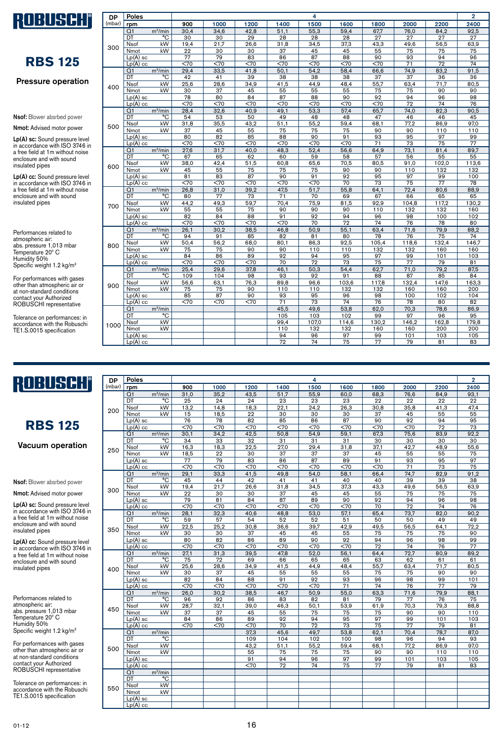# ROBUSCHI

## RBS 125

### Pressure operation

**Nsof:** Blower absrbed power

**Nmot:** Advised motor power

**Lp(A) sc:** Sound pressure level in accordance with ISO 3746 in a free field at 1m without noise enclosure and with sound insulated pipes

**Lp(A) cc:** Sound pressure level in accordance with ISO 3746 in a free field at 1m without noise enclosure and with sound insulated pipes

Performances related to atmospheric air:
abs. pressure 1,013 mbar
Temperature 20° C
Humidity 50%
Specific weight 1.2 kg/m³

For performances with gases other than atmospheric air or at non-standard conditions contact your Authorized ROBUSCHI representative

Tolerance on performances: in accordance with the Robuschi TE1.S.0015 specification

| DP (mbar) | Poles | | 4 | | | | | | | | | 2 |
|---|---|---|---|---|---|---|---|---|---|---|---|---|
| | rpm | | 900 | 1000 | 1200 | 1400 | 1500 | 1600 | 1800 | 2000 | 2200 | 2400 |
| 300 | Q1 | m³/min | 30,4 | 34,6 | 42,8 | 51,1 | 55,3 | 59,4 | 67,7 | 76,0 | 84,2 | 92,5 |
| | DT | °C | 30 | 30 | 29 | 28 | 28 | 28 | 27 | 27 | 27 | 27 |
| | Nsof | kW | 19,4 | 21,7 | 26,6 | 31,8 | 34,5 | 37,3 | 43,3 | 49,6 | 56,5 | 63,9 |
| | Nmot | kW | 22 | 30 | 30 | 37 | 45 | 45 | 55 | 75 | 75 | 75 |
| | Lp(A) sc | | 77 | 79 | 83 | 86 | 87 | 88 | 90 | 93 | 94 | 96 |
| | Lp(A) cc | | <70 | <70 | <70 | <70 | <70 | <70 | <70 | 71 | 72 | 74 |
| 400 | Q1 | m³/min | 29,4 | 33,5 | 41,8 | 50,1 | 54,2 | 58,4 | 66,6 | 74,9 | 83,2 | 91,5 |
| | DT | °C | 42 | 41 | 39 | 38 | 38 | 38 | 37 | 37 | 36 | 36 |
| | Nsof | kW | 25,6 | 28,6 | 34,9 | 41,5 | 44,9 | 48,4 | 55,7 | 63,4 | 71,7 | 80,5 |
| | Nmot | kW | 30 | 37 | 45 | 55 | 55 | 55 | 75 | 75 | 90 | 90 |
| | Lp(A) sc | | 78 | 80 | 84 | 87 | 88 | 90 | 92 | 94 | 96 | 98 |
| | Lp(A) cc | | <70 | <70 | <70 | <70 | <70 | <70 | <70 | 72 | 74 | 76 |
| 500 | Q1 | m³/min | 28,4 | 32,6 | 40,9 | 49,1 | 53,3 | 57,4 | 65,7 | 74,0 | 82,3 | 90,5 |
| | DT | °C | 54 | 53 | 50 | 49 | 48 | 48 | 47 | 46 | 46 | 45 |
| | Nsof | kW | 31,8 | 35,5 | 43,2 | 51,1 | 55,2 | 59,4 | 68,1 | 77,2 | 86,9 | 97,0 |
| | Nmot | kW | 37 | 45 | 55 | 75 | 75 | 75 | 90 | 90 | 110 | 110 |
| | Lp(A) sc | | 80 | 82 | 85 | 88 | 90 | 91 | 93 | 95 | 97 | 99 |
| | Lp(A) cc | | <70 | <70 | <70 | <70 | <70 | <70 | 71 | 73 | 75 | 77 |
| 600 | Q1 | m³/min | 27,6 | 31,7 | 40,0 | 48,3 | 52,4 | 56,6 | 64,9 | 73,1 | 81,4 | 89,7 |
| | DT | °C | 67 | 65 | 62 | 60 | 59 | 58 | 57 | 56 | 55 | 55 |
| | Nsof | kW | 38,0 | 42,4 | 51,5 | 60,8 | 65,6 | 70,5 | 80,5 | 91,0 | 102,0 | 113,6 |
| | Nmot | kW | 45 | 55 | 75 | 75 | 75 | 90 | 90 | 110 | 132 | 132 |
| | Lp(A) sc | | 81 | 83 | 87 | 90 | 91 | 92 | 95 | 97 | 99 | 100 |
| | Lp(A) cc | | <70 | <70 | <70 | <70 | <70 | 70 | 73 | 75 | 77 | 78 |
| 700 | Q1 | m³/min | 26,8 | 31,0 | 39,2 | 47,5 | 51,7 | 55,8 | 64,1 | 72,4 | 80,6 | 88,9 |
| | DT | °C | 80 | 77 | 73 | 71 | 70 | 69 | 67 | 66 | 65 | 65 |
| | Nsof | kW | 44,2 | 49,3 | 59,7 | 70,4 | 75,9 | 81,5 | 92,9 | 104,8 | 117,2 | 130,2 |
| | Nmot | kW | 55 | 55 | 75 | 90 | 90 | 90 | 110 | 132 | 132 | 160 |
| | Lp(A) sc | | 82 | 84 | 88 | 91 | 92 | 94 | 96 | 98 | 100 | 102 |
| | Lp(A) cc | | <70 | <70 | <70 | <70 | 70 | 72 | 74 | 76 | 78 | 80 |
| 800 | Q1 | m³/min | 26,1 | 30,2 | 38,5 | 46,8 | 50,9 | 55,1 | 63,4 | 71,6 | 79,9 | 88,2 |
| | DT | °C | 94 | 91 | 85 | 82 | 81 | 80 | 78 | 76 | 75 | 74 |
| | Nsof | kW | 50,4 | 56,2 | 68,0 | 80,1 | 86,3 | 92,5 | 105,4 | 118,6 | 132,4 | 146,7 |
| | Nmot | kW | 75 | 75 | 90 | 90 | 110 | 110 | 132 | 132 | 160 | 160 |
| | Lp(A) sc | | 84 | 86 | 89 | 92 | 94 | 95 | 97 | 99 | 101 | 103 |
| | Lp(A) cc | | <70 | <70 | <70 | 70 | 72 | 73 | 75 | 77 | 79 | 81 |
| 900 | Q1 | m³/min | 25,4 | 29,6 | 37,8 | 46,1 | 50,3 | 54,4 | 62,7 | 71,0 | 79,2 | 87,5 |
| | DT | °C | 109 | 104 | 98 | 93 | 92 | 91 | 88 | 87 | 85 | 84 |
| | Nsof | kW | 56,6 | 63,1 | 76,3 | 89,8 | 96,6 | 103,6 | 117,8 | 132,4 | 147,6 | 163,3 |
| | Nmot | kW | 75 | 75 | 90 | 110 | 110 | 132 | 132 | 160 | 160 | 200 |
| | Lp(A) sc | | 85 | 87 | 90 | 93 | 95 | 96 | 98 | 100 | 102 | 104 |
| | Lp(A) cc | | <70 | <70 | <70 | 71 | 73 | 74 | 76 | 78 | 80 | 82 |
| 1000 | Q1 | m³/min | | | | 45,5 | 49,6 | 53,8 | 62,0 | 70,3 | 78,6 | 86,9 |
| | DT | °C | | | | 105 | 103 | 102 | 99 | 97 | 96 | 95 |
| | Nsof | kW | | | | 99,4 | 107,0 | 114,6 | 130,2 | 146,2 | 162,8 | 179,8 |
| | Nmot | kW | | | | 110 | 132 | 132 | 160 | 160 | 200 | 200 |
| | Lp(A) sc | | | | | 94 | 96 | 97 | 99 | 101 | 103 | 105 |
| | Lp(A) cc | | | | | 72 | 74 | 75 | 77 | 79 | 81 | 83 |

# ROBUSCHI

## RBS 125

### Vacuum operation

**Nsof:** Blower absrbed power

**Nmot:** Advised motor power

**Lp(A) sc:** Sound pressure level in accordance with ISO 3746 in a free field at 1m without noise enclosure and with sound insulated pipes

**Lp(A) cc:** Sound pressure level in accordance with ISO 3746 in a free field at 1m without noise enclosure and with sound insulated pipes

Performances related to atmospheric air:
abs. pressure 1,013 mbar
Temperature 20° C
Humidity 50%
Specific weight 1.2 kg/m³

For performances with gases other than atmospheric air or at non-standard conditions contact your Authorized ROBUSCHI representative

Tolerance on performances: in accordance with the Robuschi TE1.S.0015 specification

| DP (mbar) | Poles | | 4 | | | | | | | | | 2 |
|---|---|---|---|---|---|---|---|---|---|---|---|---|
| | rpm | | 900 | 1000 | 1200 | 1400 | 1500 | 1600 | 1800 | 2000 | 2200 | 2400 |
| 200 | Q1 | m³/min | 31,0 | 35,2 | 43,5 | 51,7 | 55,9 | 60,0 | 68,3 | 76,6 | 84,9 | 93,1 |
| | DT | °C | 25 | 24 | 24 | 23 | 23 | 23 | 22 | 22 | 22 | 22 |
| | Nsof | kW | 13,2 | 14,8 | 18,3 | 22,1 | 24,2 | 26,3 | 30,8 | 35,8 | 41,3 | 47,4 |
| | Nmot | kW | 15 | 18,5 | 22 | 30 | 30 | 30 | 37 | 45 | 55 | 55 |
| | Lp(A) sc | | 76 | 78 | 82 | 85 | 86 | 87 | 90 | 92 | 94 | 95 |
| | Lp(A) cc | | <70 | <70 | <70 | <70 | <70 | <70 | <70 | <70 | 72 | 73 |
| 250 | Q1 | m³/min | 30,1 | 34,2 | 42,5 | 50,8 | 54,9 | 59,1 | 67,3 | 75,6 | 83,9 | 92,2 |
| | DT | °C | 34 | 33 | 32 | 31 | 31 | 31 | 30 | 30 | 30 | 30 |
| | Nsof | kW | 16,3 | 18,3 | 22,5 | 27,0 | 29,4 | 31,8 | 37,1 | 42,7 | 48,9 | 55,6 |
| | Nmot | kW | 18,5 | 22 | 30 | 37 | 37 | 37 | 45 | 55 | 55 | 75 |
| | Lp(A) sc | | 77 | 79 | 83 | 86 | 87 | 89 | 91 | 93 | 95 | 97 |
| | Lp(A) cc | | <70 | <70 | <70 | <70 | <70 | <70 | <70 | 71 | 73 | 75 |
| 300 | Q1 | m³/min | 29,1 | 33,3 | 41,5 | 49,8 | 54,0 | 58,1 | 66,4 | 74,7 | 82,9 | 91,2 |
| | DT | °C | 45 | 44 | 42 | 41 | 41 | 40 | 40 | 39 | 39 | 38 |
| | Nsof | kW | 19,4 | 21,7 | 26,6 | 31,8 | 34,5 | 37,3 | 43,3 | 49,6 | 56,5 | 63,9 |
| | Nmot | kW | 22 | 30 | 30 | 37 | 45 | 45 | 55 | 75 | 75 | 75 |
| | Lp(A) sc | | 79 | 81 | 84 | 87 | 89 | 90 | 92 | 94 | 96 | 98 |
| | Lp(A) cc | | <70 | <70 | <70 | <70 | <70 | <70 | 70 | 72 | 74 | 76 |
| 350 | Q1 | m³/min | 28,1 | 32,3 | 40,6 | 48,8 | 53,0 | 57,1 | 65,4 | 73,7 | 82,0 | 90,2 |
| | DT | °C | 59 | 57 | 54 | 52 | 52 | 51 | 50 | 50 | 49 | 49 |
| | Nsof | kW | 22,5 | 25,2 | 30,8 | 36,6 | 39,7 | 42,9 | 49,5 | 56,5 | 64,1 | 72,2 |
| | Nmot | kW | 30 | 30 | 37 | 45 | 45 | 55 | 75 | 75 | 75 | 90 |
| | Lp(A) sc | | 80 | 82 | 86 | 89 | 90 | 92 | 94 | 96 | 98 | 99 |
| | Lp(A) cc | | <70 | <70 | <70 | <70 | <70 | <70 | 72 | 74 | 76 | 77 |
| 400 | Q1 | m³/min | 27,1 | 31,3 | 39,5 | 47,8 | 52,0 | 56,1 | 64,4 | 72,7 | 80,9 | 89,2 |
| | DT | °C | 75 | 72 | 69 | 66 | 65 | 65 | 63 | 62 | 61 | 61 |
| | Nsof | kW | 25,6 | 28,6 | 34,9 | 41,5 | 44,9 | 48,4 | 55,7 | 63,4 | 71,7 | 80,5 |
| | Nmot | kW | 30 | 37 | 45 | 55 | 55 | 55 | 75 | 75 | 90 | 90 |
| | Lp(A) sc | | 82 | 84 | 88 | 91 | 92 | 93 | 96 | 98 | 99 | 101 |
| | Lp(A) cc | | <70 | <70 | <70 | <70 | <70 | 71 | 74 | 76 | 77 | 79 |
| 450 | Q1 | m³/min | 26,0 | 30,2 | 38,5 | 46,7 | 50,9 | 55,0 | 63,3 | 71,6 | 79,9 | 88,1 |
| | DT | °C | 96 | 92 | 86 | 83 | 82 | 81 | 79 | 77 | 76 | 75 |
| | Nsof | kW | 28,7 | 32,1 | 39,0 | 46,3 | 50,1 | 53,9 | 61,9 | 70,3 | 79,3 | 88,8 |
| | Nmot | kW | 37 | 37 | 45 | 55 | 75 | 75 | 75 | 90 | 90 | 110 |
| | Lp(A) sc | | 84 | 86 | 89 | 92 | 94 | 95 | 97 | 99 | 101 | 103 |
| | Lp(A) cc | | <70 | <70 | <70 | 70 | 72 | 73 | 75 | 77 | 79 | 81 |
| 500 | Q1 | m³/min | | | 37,3 | 45,6 | 49,7 | 53,8 | 62,1 | 70,4 | 78,7 | 87,0 |
| | DT | °C | | | 109 | 104 | 102 | 100 | 98 | 96 | 94 | 93 |
| | Nsof | kW | | | 43,2 | 51,1 | 55,2 | 59,4 | 68,1 | 77,2 | 86,9 | 97,0 |
| | Nmot | kW | | | 55 | 75 | 75 | 75 | 90 | 90 | 110 | 110 |
| | Lp(A) sc | | | | 91 | 94 | 96 | 97 | 99 | 101 | 103 | 105 |
| | Lp(A) cc | | | | <70 | 72 | 74 | 75 | 77 | 79 | 81 | 83 |
| 550 | Q1 | m³/min | | | | | | | | | | |
| | DT | °C | | | | | | | | | | |
| | Nsof | kW | | | | | | | | | | |
| | Nmot | kW | | | | | | | | | | |
| | Lp(A) sc | | | | | | | | | | | |
| | Lp(A) cc | | | | | | | | | | | |

01-12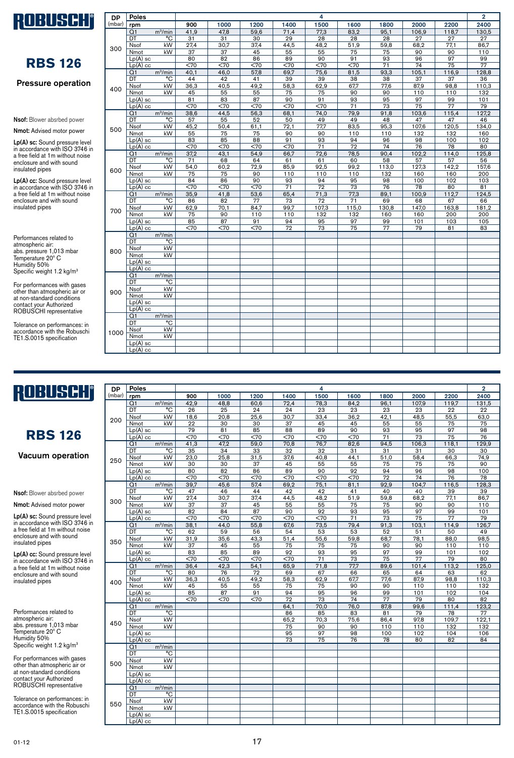# ROBUSCHI

## RBS 126

### Pressure operation

**Nsof:** Blower absrbed power

**Nmot:** Advised motor power

**Lp(A) sc:** Sound pressure level in accordance with ISO 3746 in a free field at 1m without noise enclosure and with sound insulated pipes

**Lp(A) cc:** Sound pressure level in accordance with ISO 3746 in a free field at 1m without noise enclosure and with sound insulated pipes

Performances related to atmospheric air:
abs. pressure 1,013 mbar
Temperature 20° C
Humidity 50%
Specific weight 1.2 kg/m³

For performances with gases other than atmospheric air or at non-standard conditions contact your Authorized ROBUSCHI representative

Tolerance on performances: in accordance with the Robuschi TE1.S.0015 specification

| DP (mbar) | Poles | | 4 | | | | | | | | | 2 |
|---|---|---|---|---|---|---|---|---|---|---|---|---|
| | rpm | | 900 | 1000 | 1200 | 1400 | 1500 | 1600 | 1800 | 2000 | 2200 | 2400 |
| 300 | Q1 | m³/min | 41,9 | 47,8 | 59,6 | 71,4 | 77,3 | 83,2 | 95,1 | 106,9 | 118,7 | 130,5 |
| | DT | °C | 31 | 31 | 30 | 29 | 28 | 28 | 28 | 27 | 27 | 27 |
| | Nsof | kW | 27,4 | 30,7 | 37,4 | 44,5 | 48,2 | 51,9 | 59,8 | 68,2 | 77,1 | 86,7 |
| | Nmot | kW | 37 | 37 | 45 | 55 | 55 | 75 | 75 | 90 | 90 | 110 |
| | Lp(A) sc | | 80 | 82 | 86 | 89 | 90 | 91 | 93 | 96 | 97 | 99 |
| | Lp(A) cc | | <70 | <70 | <70 | <70 | <70 | <70 | 71 | 74 | 75 | 77 |
| 400 | Q1 | m³/min | 40,1 | 46,0 | 57,8 | 69,7 | 75,6 | 81,5 | 93,3 | 105,1 | 116,9 | 128,8 |
| | DT | °C | 44 | 42 | 41 | 39 | 39 | 38 | 38 | 37 | 37 | 36 |
| | Nsof | kW | 36,3 | 40,5 | 49,2 | 58,3 | 62,9 | 67,7 | 77,6 | 87,9 | 98,8 | 110,3 |
| | Nmot | kW | 45 | 55 | 55 | 75 | 75 | 90 | 90 | 110 | 110 | 132 |
| | Lp(A) sc | | 81 | 83 | 87 | 90 | 91 | 93 | 95 | 97 | 99 | 101 |
| | Lp(A) cc | | <70 | <70 | <70 | <70 | <70 | 71 | 73 | 75 | 77 | 79 |
| 500 | Q1 | m³/min | 38,6 | 44,5 | 56,3 | 68,1 | 74,0 | 79,9 | 91,8 | 103,6 | 115,4 | 127,2 |
| | DT | °C | 57 | 55 | 52 | 50 | 49 | 49 | 48 | 47 | 47 | 46 |
| | Nsof | kW | 45,2 | 50,4 | 61,1 | 72,1 | 77,7 | 83,5 | 95,3 | 107,6 | 120,5 | 134,0 |
| | Nmot | kW | 55 | 75 | 75 | 90 | 90 | 110 | 110 | 132 | 132 | 160 |
| | Lp(A) sc | | 83 | 85 | 88 | 91 | 93 | 94 | 96 | 98 | 100 | 102 |
| | Lp(A) cc | | <70 | <70 | <70 | <70 | 71 | 72 | 74 | 76 | 78 | 80 |
| 600 | Q1 | m³/min | 37,2 | 43,1 | 54,9 | 66,7 | 72,6 | 78,5 | 90,4 | 102,2 | 114,0 | 125,8 |
| | DT | °C | 71 | 68 | 64 | 61 | 61 | 60 | 58 | 57 | 57 | 56 |
| | Nsof | kW | 54,0 | 60,2 | 72,9 | 85,9 | 92,5 | 99,2 | 113,0 | 127,3 | 142,2 | 157,6 |
| | Nmot | kW | 75 | 75 | 90 | 110 | 110 | 110 | 132 | 160 | 160 | 200 |
| | Lp(A) sc | | 84 | 86 | 90 | 93 | 94 | 95 | 98 | 100 | 102 | 103 |
| | Lp(A) cc | | <70 | <70 | <70 | 71 | 72 | 73 | 76 | 78 | 80 | 81 |
| 700 | Q1 | m³/min | 35,9 | 41,8 | 53,6 | 65,4 | 71,3 | 77,3 | 89,1 | 100,9 | 112,7 | 124,5 |
| | DT | °C | 86 | 82 | 77 | 73 | 72 | 71 | 69 | 68 | 67 | 66 |
| | Nsof | kW | 62,9 | 70,1 | 84,7 | 99,7 | 107,3 | 115,0 | 130,8 | 147,0 | 163,8 | 181,2 |
| | Nmot | kW | 75 | 90 | 110 | 110 | 132 | 132 | 160 | 160 | 200 | 200 |
| | Lp(A) sc | | 85 | 87 | 91 | 94 | 95 | 97 | 99 | 101 | 103 | 105 |
| | Lp(A) cc | | <70 | <70 | <70 | 72 | 73 | 75 | 77 | 79 | 81 | 83 |
| 800 | Q1 | m³/min | | | | | | | | | | |
| | DT | °C | | | | | | | | | | |
| | Nsof | kW | | | | | | | | | | |
| | Nmot | kW | | | | | | | | | | |
| | Lp(A) sc | | | | | | | | | | | |
| | Lp(A) cc | | | | | | | | | | | |
| 900 | Q1 | m³/min | | | | | | | | | | |
| | DT | °C | | | | | | | | | | |
| | Nsof | kW | | | | | | | | | | |
| | Nmot | kW | | | | | | | | | | |
| | Lp(A) sc | | | | | | | | | | | |
| | Lp(A) cc | | | | | | | | | | | |
| 1000 | Q1 | m³/min | | | | | | | | | | |
| | DT | °C | | | | | | | | | | |
| | Nsof | kW | | | | | | | | | | |
| | Nmot | kW | | | | | | | | | | |
| | Lp(A) sc | | | | | | | | | | | |
| | Lp(A) cc | | | | | | | | | | | |

# ROBUSCHI

## RBS 126

### Vacuum operation

**Nsof:** Blower absrbed power

**Nmot:** Advised motor power

**Lp(A) sc:** Sound pressure level in accordance with ISO 3746 in a free field at 1m without noise enclosure and with sound insulated pipes

**Lp(A) cc:** Sound pressure level in accordance with ISO 3746 in a free field at 1m without noise enclosure and with sound insulated pipes

Performances related to atmospheric air:
abs. pressure 1,013 mbar
Temperature 20° C
Humidity 50%
Specific weight 1.2 kg/m³

For performances with gases other than atmospheric air or at non-standard conditions contact your Authorized ROBUSCHI representative

Tolerance on performances: in accordance with the Robuschi TE1.S.0015 specification

| DP (mbar) | Poles | | 4 | | | | | | | | | 2 |
|---|---|---|---|---|---|---|---|---|---|---|---|---|
| | rpm | | 900 | 1000 | 1200 | 1400 | 1500 | 1600 | 1800 | 2000 | 2200 | 2400 |
| 200 | Q1 | m³/min | 42,9 | 48,8 | 60,6 | 72,4 | 78,3 | 84,2 | 96,1 | 107,9 | 119,7 | 131,5 |
| | DT | °C | 26 | 25 | 24 | 24 | 23 | 23 | 23 | 23 | 22 | 22 |
| | Nsof | kW | 18,6 | 20,8 | 25,6 | 30,7 | 33,4 | 36,2 | 42,1 | 48,5 | 55,5 | 63,0 |
| | Nmot | kW | 22 | 30 | 30 | 37 | 45 | 45 | 55 | 55 | 75 | 75 |
| | Lp(A) sc | | 79 | 81 | 85 | 88 | 89 | 90 | 93 | 95 | 97 | 98 |
| | Lp(A) cc | | <70 | <70 | <70 | <70 | <70 | <70 | 71 | 73 | 75 | 76 |
| 250 | Q1 | m³/min | 41,3 | 47,2 | 59,0 | 70,8 | 76,7 | 82,6 | 94,5 | 106,3 | 118,1 | 129,9 |
| | DT | °C | 35 | 34 | 33 | 32 | 32 | 31 | 31 | 31 | 30 | 30 |
| | Nsof | kW | 23,0 | 25,8 | 31,5 | 37,6 | 40,8 | 44,1 | 51,0 | 58,4 | 66,3 | 74,9 |
| | Nmot | kW | 30 | 30 | 37 | 45 | 55 | 55 | 75 | 75 | 75 | 90 |
| | Lp(A) sc | | 80 | 82 | 86 | 89 | 90 | 92 | 94 | 96 | 98 | 100 |
| | Lp(A) cc | | <70 | <70 | <70 | <70 | <70 | <70 | 72 | 74 | 76 | 78 |
| 300 | Q1 | m³/min | 39,7 | 45,6 | 57,4 | 69,2 | 75,1 | 81,1 | 92,9 | 104,7 | 116,5 | 128,3 |
| | DT | °C | 47 | 46 | 44 | 42 | 42 | 41 | 40 | 40 | 39 | 39 |
| | Nsof | kW | 27,4 | 30,7 | 37,4 | 44,5 | 48,2 | 51,9 | 59,8 | 68,2 | 77,1 | 86,7 |
| | Nmot | kW | 37 | 37 | 45 | 55 | 55 | 75 | 75 | 90 | 90 | 110 |
| | Lp(A) sc | | 82 | 84 | 87 | 90 | 92 | 93 | 95 | 97 | 99 | 101 |
| | Lp(A) cc | | <70 | <70 | <70 | <70 | <70 | 71 | 73 | 75 | 77 | 79 |
| 350 | Q1 | m³/min | 38,1 | 44,0 | 55,8 | 67,6 | 73,5 | 79,4 | 91,3 | 103,1 | 114,9 | 126,7 |
| | DT | °C | 62 | 59 | 56 | 54 | 53 | 53 | 52 | 51 | 50 | 49 |
| | Nsof | kW | 31,9 | 35,6 | 43,3 | 51,4 | 55,6 | 59,8 | 68,7 | 78,1 | 88,0 | 98,5 |
| | Nmot | kW | 37 | 45 | 55 | 75 | 75 | 75 | 90 | 90 | 110 | 110 |
| | Lp(A) sc | | 83 | 85 | 89 | 92 | 93 | 95 | 97 | 99 | 101 | 102 |
| | Lp(A) cc | | <70 | <70 | <70 | <70 | 71 | 73 | 75 | 77 | 79 | 80 |
| 400 | Q1 | m³/min | 36,4 | 42,3 | 54,1 | 65,9 | 71,8 | 77,7 | 89,6 | 101,4 | 113,2 | 125,0 |
| | DT | °C | 80 | 76 | 72 | 69 | 67 | 66 | 65 | 64 | 63 | 62 |
| | Nsof | kW | 36,3 | 40,5 | 49,2 | 58,3 | 62,9 | 67,7 | 77,6 | 87,9 | 98,8 | 110,3 |
| | Nmot | kW | 45 | 55 | 55 | 75 | 75 | 90 | 90 | 110 | 110 | 132 |
| | Lp(A) sc | | 85 | 87 | 91 | 94 | 95 | 96 | 99 | 101 | 102 | 104 |
| | Lp(A) cc | | <70 | <70 | <70 | 72 | 73 | 74 | 77 | 79 | 80 | 82 |
| 450 | Q1 | m³/min | | | | 64,1 | 70,0 | 76,0 | 87,8 | 99,6 | 111,4 | 123,2 |
| | DT | °C | | | | 86 | 85 | 83 | 81 | 79 | 78 | 77 |
| | Nsof | kW | | | | 65,2 | 70,3 | 75,6 | 86,4 | 97,8 | 109,7 | 122,1 |
| | Nmot | kW | | | | 75 | 90 | 90 | 110 | 110 | 132 | 132 |
| | Lp(A) sc | | | | | 95 | 97 | 98 | 100 | 102 | 104 | 106 |
| | Lp(A) cc | | | | | 73 | 75 | 76 | 78 | 80 | 82 | 84 |
| 500 | Q1 | m³/min | | | | | | | | | | |
| | DT | °C | | | | | | | | | | |
| | Nsof | kW | | | | | | | | | | |
| | Nmot | kW | | | | | | | | | | |
| | Lp(A) sc | | | | | | | | | | | |
| | Lp(A) cc | | | | | | | | | | | |
| 550 | Q1 | m³/min | | | | | | | | | | |
| | DT | °C | | | | | | | | | | |
| | Nsof | kW | | | | | | | | | | |
| | Nmot | kW | | | | | | | | | | |
| | Lp(A) sc | | | | | | | | | | | |
| | Lp(A) cc | | | | | | | | | | | |

01-12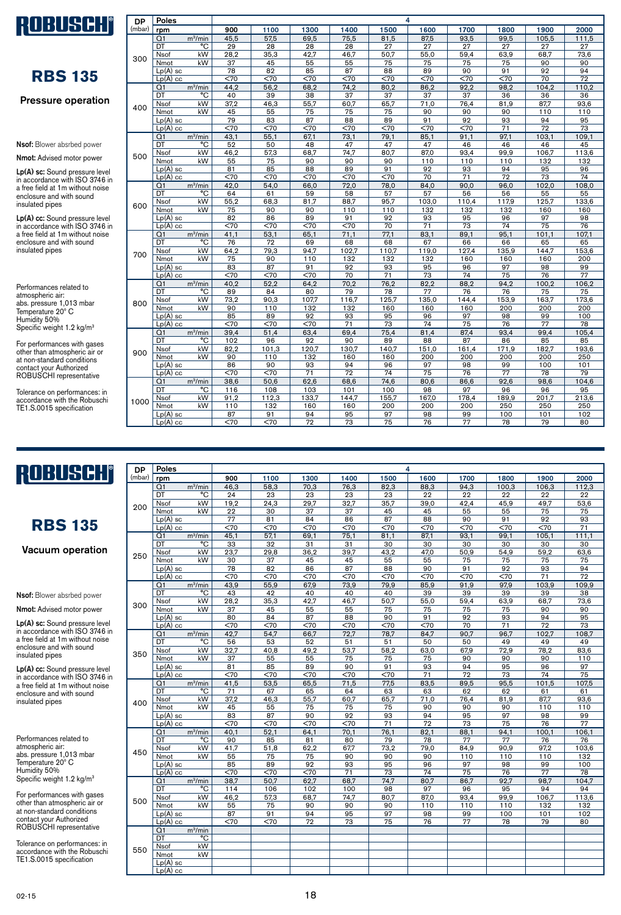# ROBUSCHI

## RBS 135

### Pressure operation

**Nsof:** Blower absrbed power

**Nmot:** Advised motor power

**Lp(A) sc:** Sound pressure level in accordance with ISO 3746 in a free field at 1m without noise enclosure and with sound insulated pipes

**Lp(A) cc:** Sound pressure level in accordance with ISO 3746 in a free field at 1m without noise enclosure and with sound insulated pipes

Performances related to atmospheric air:
abs. pressure 1,013 mbar
Temperature 20° C
Humidity 50%
Specific weight 1.2 kg/m³

For performances with gases other than atmospheric air or at non-standard conditions contact your Authorized ROBUSCHI representative

Tolerance on performances: in accordance with the Robuschi TE1.S.0015 specification

| DP (mbar) | Poles | | 4 | | | | | | | | | |
|---|---|---|---|---|---|---|---|---|---|---|---|---|
| | rpm | | 900 | 1100 | 1300 | 1400 | 1500 | 1600 | 1700 | 1800 | 1900 | 2000 |
| 300 | Q1 | m³/min | 45,5 | 57,5 | 69,5 | 75,5 | 81,5 | 87,5 | 93,5 | 99,5 | 105,5 | 111,5 |
| | DT | °C | 29 | 28 | 28 | 28 | 27 | 27 | 27 | 27 | 27 | 27 |
| | Nsof | kW | 28,2 | 35,3 | 42,7 | 46,7 | 50,7 | 55,0 | 59,4 | 63,9 | 68,7 | 73,6 |
| | Nmot | kW | 37 | 45 | 55 | 55 | 75 | 75 | 75 | 75 | 90 | 90 |
| | Lp(A) sc | | 78 | 82 | 85 | 87 | 88 | 89 | 90 | 91 | 92 | 94 |
| | Lp(A) cc | | <70 | <70 | <70 | <70 | <70 | <70 | <70 | <70 | 70 | 72 |
| 400 | Q1 | m³/min | 44,2 | 56,2 | 68,2 | 74,2 | 80,2 | 86,2 | 92,2 | 98,2 | 104,2 | 110,2 |
| | DT | °C | 40 | 39 | 38 | 37 | 37 | 37 | 37 | 36 | 36 | 36 |
| | Nsof | kW | 37,2 | 46,3 | 55,7 | 60,7 | 65,7 | 71,0 | 76,4 | 81,9 | 87,7 | 93,6 |
| | Nmot | kW | 45 | 55 | 75 | 75 | 75 | 90 | 90 | 90 | 110 | 110 |
| | Lp(A) sc | | 79 | 83 | 87 | 88 | 89 | 91 | 92 | 93 | 94 | 95 |
| | Lp(A) cc | | <70 | <70 | <70 | <70 | <70 | <70 | <70 | 71 | 72 | 73 |
| 500 | Q1 | m³/min | 43,1 | 55,1 | 67,1 | 73,1 | 79,1 | 85,1 | 91,1 | 97,1 | 103,1 | 109,1 |
| | DT | °C | 52 | 50 | 48 | 47 | 47 | 47 | 46 | 46 | 46 | 45 |
| | Nsof | kW | 46,2 | 57,3 | 68,7 | 74,7 | 80,7 | 87,0 | 93,4 | 99,9 | 106,7 | 113,6 |
| | Nmot | kW | 55 | 75 | 90 | 90 | 90 | 110 | 110 | 110 | 132 | 132 |
| | Lp(A) sc | | 81 | 85 | 88 | 89 | 91 | 92 | 93 | 94 | 95 | 96 |
| | Lp(A) cc | | <70 | <70 | <70 | <70 | <70 | 70 | 71 | 72 | 73 | 74 |
| 600 | Q1 | m³/min | 42,0 | 54,0 | 66,0 | 72,0 | 78,0 | 84,0 | 90,0 | 96,0 | 102,0 | 108,0 |
| | DT | °C | 64 | 61 | 59 | 58 | 57 | 57 | 56 | 56 | 55 | 55 |
| | Nsof | kW | 55,2 | 68,3 | 81,7 | 88,7 | 95,7 | 103,0 | 110,4 | 117,9 | 125,7 | 133,6 |
| | Nmot | kW | 75 | 90 | 90 | 110 | 110 | 132 | 132 | 132 | 160 | 160 |
| | Lp(A) sc | | 82 | 86 | 89 | 91 | 92 | 93 | 95 | 96 | 97 | 98 |
| | Lp(A) cc | | <70 | <70 | <70 | <70 | 70 | 71 | 73 | 74 | 75 | 76 |
| 700 | Q1 | m³/min | 41,1 | 53,1 | 65,1 | 71,1 | 77,1 | 83,1 | 89,1 | 95,1 | 101,1 | 107,1 |
| | DT | °C | 76 | 72 | 69 | 68 | 68 | 67 | 66 | 66 | 65 | 65 |
| | Nsof | kW | 64,2 | 79,3 | 94,7 | 102,7 | 110,7 | 119,0 | 127,4 | 135,9 | 144,7 | 153,6 |
| | Nmot | kW | 75 | 90 | 110 | 132 | 132 | 132 | 160 | 160 | 160 | 200 |
| | Lp(A) sc | | 83 | 87 | 91 | 92 | 93 | 95 | 96 | 97 | 98 | 99 |
| | Lp(A) cc | | <70 | <70 | <70 | 70 | 71 | 73 | 74 | 75 | 76 | 77 |
| 800 | Q1 | m³/min | 40,2 | 52,2 | 64,2 | 70,2 | 76,2 | 82,2 | 88,2 | 94,2 | 100,2 | 106,2 |
| | DT | °C | 89 | 84 | 80 | 79 | 78 | 77 | 76 | 76 | 75 | 75 |
| | Nsof | kW | 73,2 | 90,3 | 107,7 | 116,7 | 125,7 | 135,0 | 144,4 | 153,9 | 163,7 | 173,6 |
| | Nmot | kW | 90 | 110 | 132 | 132 | 160 | 160 | 160 | 200 | 200 | 200 |
| | Lp(A) sc | | 85 | 89 | 92 | 93 | 95 | 96 | 97 | 98 | 99 | 100 |
| | Lp(A) cc | | <70 | <70 | <70 | 71 | 73 | 74 | 75 | 76 | 77 | 78 |
| 900 | Q1 | m³/min | 39,4 | 51,4 | 63,4 | 69,4 | 75,4 | 81,4 | 87,4 | 93,4 | 99,4 | 105,4 |
| | DT | °C | 102 | 96 | 92 | 90 | 89 | 88 | 87 | 86 | 85 | 85 |
| | Nsof | kW | 82,2 | 101,3 | 120,7 | 130,7 | 140,7 | 151,0 | 161,4 | 171,9 | 182,7 | 193,6 |
| | Nmot | kW | 90 | 110 | 132 | 160 | 160 | 200 | 200 | 200 | 200 | 250 |
| | Lp(A) sc | | 86 | 90 | 93 | 94 | 96 | 97 | 98 | 99 | 100 | 101 |
| | Lp(A) cc | | <70 | <70 | 71 | 72 | 74 | 75 | 76 | 77 | 78 | 79 |
| 1000 | Q1 | m³/min | 38,6 | 50,6 | 62,6 | 68,6 | 74,6 | 80,6 | 86,6 | 92,6 | 98,6 | 104,6 |
| | DT | °C | 116 | 108 | 103 | 101 | 100 | 98 | 97 | 96 | 96 | 95 |
| | Nsof | kW | 91,2 | 112,3 | 133,7 | 144,7 | 155,7 | 167,0 | 178,4 | 189,9 | 201,7 | 213,6 |
| | Nmot | kW | 110 | 132 | 160 | 160 | 200 | 200 | 200 | 250 | 250 | 250 |
| | Lp(A) sc | | 87 | 91 | 94 | 95 | 97 | 98 | 99 | 100 | 101 | 102 |
| | Lp(A) cc | | <70 | <70 | 72 | 73 | 75 | 76 | 77 | 78 | 79 | 80 |

# ROBUSCHI

## RBS 135

### Vacuum operation

**Nsof:** Blower absrbed power

**Nmot:** Advised motor power

**Lp(A) sc:** Sound pressure level in accordance with ISO 3746 in a free field at 1m without noise enclosure and with sound insulated pipes

**Lp(A) cc:** Sound pressure level in accordance with ISO 3746 in a free field at 1m without noise enclosure and with sound insulated pipes

Performances related to atmospheric air:
abs. pressure 1,013 mbar
Temperature 20° C
Humidity 50%
Specific weight 1.2 kg/m³

For performances with gases other than atmospheric air or at non-standard conditions contact your Authorized ROBUSCHI representative

Tolerance on performances: in accordance with the Robuschi TE1.S.0015 specification

| DP (mbar) | Poles | | 4 | | | | | | | | | |
|---|---|---|---|---|---|---|---|---|---|---|---|---|
| | rpm | | 900 | 1100 | 1300 | 1400 | 1500 | 1600 | 1700 | 1800 | 1900 | 2000 |
| 200 | Q1 | m³/min | 46,3 | 58,3 | 70,3 | 76,3 | 82,3 | 88,3 | 94,3 | 100,3 | 106,3 | 112,3 |
| | DT | °C | 24 | 23 | 23 | 23 | 23 | 22 | 22 | 22 | 22 | 22 |
| | Nsof | kW | 19,2 | 24,3 | 29,7 | 32,7 | 35,7 | 39,0 | 42,4 | 45,9 | 49,7 | 53,6 |
| | Nmot | kW | 22 | 30 | 37 | 37 | 45 | 45 | 55 | 55 | 75 | 75 |
| | Lp(A) sc | | 77 | 81 | 84 | 86 | 87 | 88 | 90 | 91 | 92 | 93 |
| | Lp(A) cc | | <70 | <70 | <70 | <70 | <70 | <70 | <70 | <70 | <70 | 71 |
| 250 | Q1 | m³/min | 45,1 | 57,1 | 69,1 | 75,1 | 81,1 | 87,1 | 93,1 | 99,1 | 105,1 | 111,1 |
| | DT | °C | 33 | 32 | 31 | 31 | 30 | 30 | 30 | 30 | 30 | 30 |
| | Nsof | kW | 23,7 | 29,8 | 36,2 | 39,7 | 43,2 | 47,0 | 50,9 | 54,9 | 59,2 | 63,6 |
| | Nmot | kW | 30 | 37 | 45 | 45 | 55 | 55 | 75 | 75 | 75 | 75 |
| | Lp(A) sc | | 78 | 82 | 86 | 87 | 88 | 90 | 91 | 92 | 93 | 94 |
| | Lp(A) cc | | <70 | <70 | <70 | <70 | <70 | <70 | <70 | <70 | 71 | 72 |
| 300 | Q1 | m³/min | 43,9 | 55,9 | 67,9 | 73,9 | 79,9 | 85,9 | 91,9 | 97,9 | 103,9 | 109,9 |
| | DT | °C | 43 | 42 | 40 | 40 | 40 | 39 | 39 | 39 | 39 | 38 |
| | Nsof | kW | 28,2 | 35,3 | 42,7 | 46,7 | 50,7 | 55,0 | 59,4 | 63,9 | 68,7 | 73,6 |
| | Nmot | kW | 37 | 45 | 55 | 55 | 75 | 75 | 75 | 75 | 90 | 90 |
| | Lp(A) sc | | 80 | 84 | 87 | 88 | 90 | 91 | 92 | 93 | 94 | 95 |
| | Lp(A) cc | | <70 | <70 | <70 | <70 | <70 | <70 | 70 | 71 | 72 | 73 |
| 350 | Q1 | m³/min | 42,7 | 54,7 | 66,7 | 72,7 | 78,7 | 84,7 | 90,7 | 96,7 | 102,7 | 108,7 |
| | DT | °C | 56 | 53 | 52 | 51 | 51 | 50 | 50 | 49 | 49 | 49 |
| | Nsof | kW | 32,7 | 40,8 | 49,2 | 53,7 | 58,2 | 63,0 | 67,9 | 72,9 | 78,2 | 83,6 |
| | Nmot | kW | 37 | 55 | 55 | 75 | 75 | 75 | 90 | 90 | 90 | 110 |
| | Lp(A) sc | | 81 | 85 | 89 | 90 | 91 | 93 | 94 | 95 | 96 | 97 |
| | Lp(A) cc | | <70 | <70 | <70 | <70 | <70 | 71 | 72 | 73 | 74 | 75 |
| 400 | Q1 | m³/min | 41,5 | 53,5 | 65,5 | 71,5 | 77,5 | 83,5 | 89,5 | 95,5 | 101,5 | 107,5 |
| | DT | °C | 71 | 67 | 65 | 64 | 63 | 63 | 62 | 62 | 61 | 61 |
| | Nsof | kW | 37,2 | 46,3 | 55,7 | 60,7 | 65,7 | 71,0 | 76,4 | 81,9 | 87,7 | 93,6 |
| | Nmot | kW | 45 | 55 | 75 | 75 | 75 | 90 | 90 | 90 | 110 | 110 |
| | Lp(A) sc | | 83 | 87 | 90 | 92 | 93 | 94 | 95 | 97 | 98 | 99 |
| | Lp(A) cc | | <70 | <70 | <70 | <70 | 71 | 72 | 73 | 75 | 76 | 77 |
| 450 | Q1 | m³/min | 40,1 | 52,1 | 64,1 | 70,1 | 76,1 | 82,1 | 88,1 | 94,1 | 100,1 | 106,1 |
| | DT | °C | 90 | 85 | 81 | 80 | 79 | 78 | 77 | 77 | 76 | 76 |
| | Nsof | kW | 41,7 | 51,8 | 62,2 | 67,7 | 73,2 | 79,0 | 84,9 | 90,9 | 97,2 | 103,6 |
| | Nmot | kW | 55 | 75 | 75 | 90 | 90 | 90 | 110 | 110 | 110 | 132 |
| | Lp(A) sc | | 85 | 89 | 92 | 93 | 95 | 96 | 97 | 98 | 99 | 100 |
| | Lp(A) cc | | <70 | <70 | <70 | 71 | 73 | 74 | 75 | 76 | 77 | 78 |
| 500 | Q1 | m³/min | 38,7 | 50,7 | 62,7 | 68,7 | 74,7 | 80,7 | 86,7 | 92,7 | 98,7 | 104,7 |
| | DT | °C | 114 | 106 | 102 | 100 | 98 | 97 | 96 | 95 | 94 | 94 |
| | Nsof | kW | 46,2 | 57,3 | 68,7 | 74,7 | 80,7 | 87,0 | 93,4 | 99,9 | 106,7 | 113,6 |
| | Nmot | kW | 55 | 75 | 90 | 90 | 90 | 110 | 110 | 110 | 132 | 132 |
| | Lp(A) sc | | 87 | 91 | 94 | 95 | 97 | 98 | 99 | 100 | 101 | 102 |
| | Lp(A) cc | | <70 | <70 | 72 | 73 | 75 | 76 | 77 | 78 | 79 | 80 |
| 550 | Q1 | m³/min | | | | | | | | | | |
| | DT | °C | | | | | | | | | | |
| | Nsof | kW | | | | | | | | | | |
| | Nmot | kW | | | | | | | | | | |
| | Lp(A) sc | | | | | | | | | | | |
| | Lp(A) cc | | | | | | | | | | | |

02-15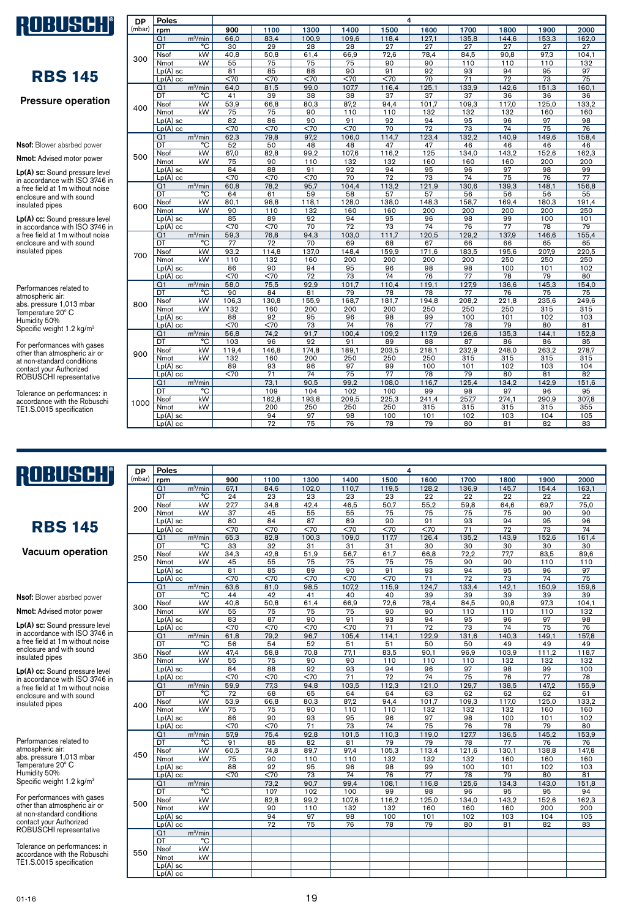# ROBUSCHI

## RBS 145

### Pressure operation

**Nsof:** Blower absrbed power

**Nmot:** Advised motor power

**Lp(A) sc:** Sound pressure level in accordance with ISO 3746 in a free field at 1m without noise enclosure and with sound insulated pipes

**Lp(A) cc:** Sound pressure level in accordance with ISO 3746 in a free field at 1m without noise enclosure and with sound insulated pipes

Performances related to atmospheric air:
abs. pressure 1,013 mbar
Temperature 20° C
Humidity 50%
Specific weight 1.2 kg/m³

For performances with gases other than atmospheric air or at non-standard conditions contact your Authorized ROBUSCHI representative

Tolerance on performances: in accordance with the Robuschi TE1.S.0015 specification

| DP (mbar) | Poles | | 4 | | | | | | | | | |
|---|---|---|---|---|---|---|---|---|---|---|---|---|
| | rpm | | 900 | 1100 | 1300 | 1400 | 1500 | 1600 | 1700 | 1800 | 1900 | 2000 |
| 300 | Q1 | m³/min | 66,0 | 83,4 | 100,9 | 109,6 | 118,4 | 127,1 | 135,8 | 144,6 | 153,3 | 162,0 |
| | DT | °C | 30 | 29 | 28 | 28 | 27 | 27 | 27 | 27 | 27 | 27 |
| | Nsof | kW | 40,8 | 50,8 | 61,4 | 66,9 | 72,6 | 78,4 | 84,5 | 90,8 | 97,3 | 104,1 |
| | Nmot | kW | 55 | 75 | 75 | 75 | 90 | 90 | 110 | 110 | 110 | 132 |
| | Lp(A) sc | | 81 | 85 | 88 | 90 | 91 | 92 | 93 | 94 | 95 | 97 |
| | Lp(A) cc | | <70 | <70 | <70 | <70 | <70 | 70 | 71 | 72 | 73 | 75 |
| 400 | Q1 | m³/min | 64,0 | 81,5 | 99,0 | 107,7 | 116,4 | 125,1 | 133,9 | 142,6 | 151,3 | 160,1 |
| | DT | °C | 41 | 39 | 38 | 38 | 37 | 37 | 37 | 36 | 36 | 36 |
| | Nsof | kW | 53,9 | 66,8 | 80,3 | 87,2 | 94,4 | 101,7 | 109,3 | 117,0 | 125,0 | 133,2 |
| | Nmot | kW | 75 | 75 | 90 | 110 | 110 | 132 | 132 | 132 | 160 | 160 |
| | Lp(A) sc | | 82 | 86 | 90 | 91 | 92 | 94 | 95 | 96 | 97 | 98 |
| | Lp(A) cc | | <70 | <70 | <70 | <70 | <70 | 72 | 73 | 74 | 75 | 76 |
| 500 | Q1 | m³/min | 62,3 | 79,8 | 97,2 | 106,0 | 114,7 | 123,4 | 132,2 | 140,9 | 149,6 | 158,4 |
| | DT | °C | 52 | 50 | 48 | 48 | 47 | 47 | 46 | 46 | 46 | 46 |
| | Nsof | kW | 67,0 | 82,8 | 99,2 | 107,6 | 116,2 | 125 | 134,0 | 143,2 | 152,6 | 162,3 |
| | Nmot | kW | 75 | 90 | 110 | 132 | 132 | 160 | 160 | 160 | 200 | 200 |
| | Lp(A) sc | | 84 | 88 | 91 | 92 | 94 | 95 | 96 | 97 | 98 | 99 |
| | Lp(A) cc | | <70 | <70 | <70 | 70 | 70 | 73 | 74 | 75 | 76 | 77 |
| 600 | Q1 | m³/min | 60,8 | 78,2 | 95,7 | 104,4 | 113,2 | 121,9 | 130,6 | 139,3 | 148,1 | 156,8 |
| | DT | °C | 64 | 61 | 59 | 58 | 57 | 57 | 56 | 56 | 56 | 55 |
| | Nsof | kW | 80,1 | 98,8 | 118,1 | 128,0 | 138,0 | 148,3 | 158,7 | 169,4 | 180,3 | 191,4 |
| | Nmot | kW | 90 | 110 | 132 | 160 | 160 | 200 | 200 | 200 | 200 | 250 |
| | Lp(A) sc | | 85 | 89 | 92 | 94 | 95 | 96 | 98 | 99 | 100 | 101 |
| | Lp(A) cc | | <70 | <70 | 70 | 72 | 73 | 74 | 76 | 77 | 78 | 79 |
| 700 | Q1 | m³/min | 59,3 | 76,8 | 94,3 | 103,0 | 111,7 | 120,5 | 129,2 | 137,9 | 146,6 | 155,4 |
| | DT | °C | 77 | 72 | 70 | 69 | 68 | 67 | 66 | 66 | 65 | 65 |
| | Nsof | kW | 93,2 | 114,8 | 137,0 | 148,4 | 159,9 | 171,6 | 183,5 | 195,6 | 207,9 | 220,5 |
| | Nmot | kW | 110 | 132 | 160 | 200 | 200 | 200 | 200 | 250 | 250 | 250 |
| | Lp(A) sc | | 86 | 90 | 94 | 95 | 96 | 98 | 98 | 100 | 101 | 102 |
| | Lp(A) cc | | <70 | <70 | 72 | 73 | 74 | 76 | 77 | 78 | 79 | 80 |
| 800 | Q1 | m³/min | 58,0 | 75,5 | 92,9 | 101,7 | 110,4 | 119,1 | 127,9 | 136,6 | 145,3 | 154,0 |
| | DT | °C | 90 | 84 | 81 | 79 | 78 | 78 | 77 | 76 | 75 | 75 |
| | Nsof | kW | 106,3 | 130,8 | 155,9 | 168,7 | 181,7 | 194,8 | 208,2 | 221,8 | 235,6 | 249,6 |
| | Nmot | kW | 132 | 160 | 200 | 200 | 200 | 250 | 250 | 250 | 315 | 315 |
| | Lp(A) sc | | 88 | 92 | 95 | 96 | 98 | 99 | 100 | 101 | 102 | 103 |
| | Lp(A) cc | | <70 | <70 | 73 | 74 | 76 | 77 | 78 | 79 | 80 | 81 |
| 900 | Q1 | m³/min | 56,8 | 74,2 | 91,7 | 100,4 | 109,2 | 117,9 | 126,6 | 135,3 | 144,1 | 152,8 |
| | DT | °C | 103 | 96 | 92 | 91 | 89 | 88 | 87 | 86 | 86 | 85 |
| | Nsof | kW | 119,4 | 146,8 | 174,8 | 189,1 | 203,5 | 218,1 | 232,9 | 248,0 | 263,2 | 278,7 |
| | Nmot | kW | 132 | 160 | 200 | 250 | 250 | 250 | 315 | 315 | 315 | 315 |
| | Lp(A) sc | | 89 | 93 | 96 | 97 | 99 | 100 | 101 | 102 | 103 | 104 |
| | Lp(A) cc | | <70 | 71 | 74 | 75 | 77 | 78 | 79 | 80 | 81 | 82 |
| 1000 | Q1 | m³/min | | 73,1 | 90,5 | 99,2 | 108,0 | 116,7 | 125,4 | 134,2 | 142,9 | 151,6 |
| | DT | °C | | 109 | 104 | 102 | 100 | 99 | 98 | 97 | 96 | 95 |
| | Nsof | kW | | 162,8 | 193,8 | 209,5 | 225,3 | 241,4 | 257,7 | 274,1 | 290,9 | 307,8 |
| | Nmot | kW | | 200 | 250 | 250 | 250 | 315 | 315 | 315 | 315 | 355 |
| | Lp(A) sc | | | 94 | 97 | 98 | 100 | 101 | 102 | 103 | 104 | 105 |
| | Lp(A) cc | | | 72 | 75 | 76 | 78 | 79 | 80 | 81 | 82 | 83 |

# ROBUSCHI

## RBS 145

### Vacuum operation

**Nsof:** Blower absrbed power

**Nmot:** Advised motor power

**Lp(A) sc:** Sound pressure level in accordance with ISO 3746 in a free field at 1m without noise enclosure and with sound insulated pipes

**Lp(A) cc:** Sound pressure level in accordance with ISO 3746 in a free field at 1m without noise enclosure and with sound insulated pipes

Performances related to atmospheric air:
abs. pressure 1,013 mbar
Temperature 20° C
Humidity 50%
Specific weight 1.2 kg/m³

For performances with gases other than atmospheric air or at non-standard conditions contact your Authorized ROBUSCHI representative

Tolerance on performances: in accordance with the Robuschi TE1.S.0015 specification

| DP (mbar) | Poles | | 4 | | | | | | | | | |
|---|---|---|---|---|---|---|---|---|---|---|---|---|
| | rpm | | 900 | 1100 | 1300 | 1400 | 1500 | 1600 | 1700 | 1800 | 1900 | 2000 |
| 200 | Q1 | m³/min | 67,1 | 84,6 | 102,0 | 110,7 | 119,5 | 128,2 | 136,9 | 145,7 | 154,4 | 163,1 |
| | DT | °C | 24 | 23 | 23 | 23 | 23 | 22 | 22 | 22 | 22 | 22 |
| | Nsof | kW | 27,7 | 34,8 | 42,4 | 46,5 | 50,7 | 55,2 | 59,8 | 64,6 | 69,7 | 75,0 |
| | Nmot | kW | 37 | 45 | 55 | 55 | 75 | 75 | 75 | 75 | 90 | 90 |
| | Lp(A) sc | | 80 | 84 | 87 | 89 | 90 | 91 | 93 | 94 | 95 | 96 |
| | Lp(A) cc | | <70 | <70 | <70 | <70 | <70 | <70 | 71 | 72 | 73 | 74 |
| 250 | Q1 | m³/min | 65,3 | 82,8 | 100,3 | 109,0 | 117,7 | 126,4 | 135,2 | 143,9 | 152,6 | 161,4 |
| | DT | °C | 33 | 32 | 31 | 31 | 31 | 30 | 30 | 30 | 30 | 30 |
| | Nsof | kW | 34,3 | 42,8 | 51,9 | 56,7 | 61,7 | 66,8 | 72,2 | 77,7 | 83,5 | 89,6 |
| | Nmot | kW | 45 | 55 | 75 | 75 | 75 | 75 | 90 | 90 | 110 | 110 |
| | Lp(A) sc | | 81 | 85 | 89 | 90 | 91 | 93 | 94 | 95 | 96 | 97 |
| | Lp(A) cc | | <70 | <70 | <70 | <70 | <70 | 71 | 72 | 73 | 74 | 75 |
| 300 | Q1 | m³/min | 63,6 | 81,0 | 98,5 | 107,2 | 115,9 | 124,7 | 133,4 | 142,1 | 150,9 | 159,6 |
| | DT | °C | 44 | 42 | 41 | 40 | 40 | 39 | 39 | 39 | 39 | 39 |
| | Nsof | kW | 40,8 | 50,8 | 61,4 | 66,9 | 72,6 | 78,4 | 84,5 | 90,8 | 97,3 | 104,1 |
| | Nmot | kW | 55 | 75 | 75 | 75 | 90 | 90 | 110 | 110 | 110 | 132 |
| | Lp(A) sc | | 83 | 87 | 90 | 91 | 93 | 94 | 95 | 96 | 97 | 98 |
| | Lp(A) cc | | <70 | <70 | <70 | <70 | 71 | 72 | 73 | 74 | 75 | 76 |
| 350 | Q1 | m³/min | 61,8 | 79,2 | 96,7 | 105,4 | 114,1 | 122,9 | 131,6 | 140,3 | 149,1 | 157,8 |
| | DT | °C | 56 | 54 | 52 | 51 | 51 | 50 | 50 | 49 | 49 | 49 |
| | Nsof | kW | 47,4 | 58,8 | 70,8 | 77,1 | 83,5 | 90,1 | 96,9 | 103,9 | 111,2 | 118,7 |
| | Nmot | kW | 55 | 75 | 90 | 90 | 110 | 110 | 110 | 132 | 132 | 132 |
| | Lp(A) sc | | 84 | 88 | 92 | 93 | 94 | 96 | 97 | 98 | 99 | 100 |
| | Lp(A) cc | | <70 | <70 | <70 | 71 | 72 | 74 | 75 | 76 | 77 | 78 |
| 400 | Q1 | m³/min | 59,9 | 77,3 | 94,8 | 103,5 | 112,3 | 121,0 | 129,7 | 138,5 | 147,2 | 155,9 |
| | DT | °C | 72 | 68 | 65 | 64 | 64 | 63 | 62 | 62 | 62 | 61 |
| | Nsof | kW | 53,9 | 66,8 | 80,3 | 87,2 | 94,4 | 101,7 | 109,3 | 117,0 | 125,0 | 133,2 |
| | Nmot | kW | 75 | 75 | 90 | 110 | 110 | 132 | 132 | 132 | 160 | 160 |
| | Lp(A) sc | | 86 | 90 | 93 | 95 | 96 | 97 | 98 | 100 | 101 | 102 |
| | Lp(A) cc | | <70 | <70 | 71 | 73 | 74 | 75 | 76 | 78 | 79 | 80 |
| 450 | Q1 | m³/min | 57,9 | 75,4 | 92,8 | 101,5 | 110,3 | 119,0 | 127,7 | 136,5 | 145,2 | 153,9 |
| | DT | °C | 91 | 85 | 82 | 81 | 79 | 79 | 78 | 77 | 76 | 76 |
| | Nsof | kW | 60,5 | 74,8 | 89,7 | 97,4 | 105,3 | 113,4 | 121,6 | 130,1 | 138,8 | 147,8 |
| | Nmot | kW | 75 | 90 | 110 | 110 | 132 | 132 | 132 | 160 | 160 | 160 |
| | Lp(A) sc | | 88 | 92 | 95 | 96 | 98 | 99 | 100 | 101 | 102 | 103 |
| | Lp(A) cc | | <70 | <70 | 73 | 74 | 76 | 77 | 78 | 79 | 80 | 81 |
| 500 | Q1 | m³/min | | 73,2 | 90,7 | 99,4 | 108,1 | 116,8 | 125,6 | 134,3 | 143,0 | 151,8 |
| | DT | °C | | 107 | 102 | 100 | 99 | 98 | 96 | 95 | 95 | 94 |
| | Nsof | kW | | 82,8 | 99,2 | 107,6 | 116,2 | 125,0 | 134,0 | 143,2 | 152,6 | 162,3 |
| | Nmot | kW | | 90 | 110 | 132 | 132 | 160 | 160 | 160 | 200 | 200 |
| | Lp(A) sc | | | 94 | 97 | 98 | 100 | 101 | 102 | 103 | 104 | 105 |
| | Lp(A) cc | | | 72 | 75 | 76 | 78 | 79 | 80 | 81 | 82 | 83 |
| 550 | Q1 | m³/min | | | | | | | | | | |
| | DT | °C | | | | | | | | | | |
| | Nsof | kW | | | | | | | | | | |
| | Nmot | kW | | | | | | | | | | |
| | Lp(A) sc | | | | | | | | | | | |
| | Lp(A) cc | | | | | | | | | | | |

01-16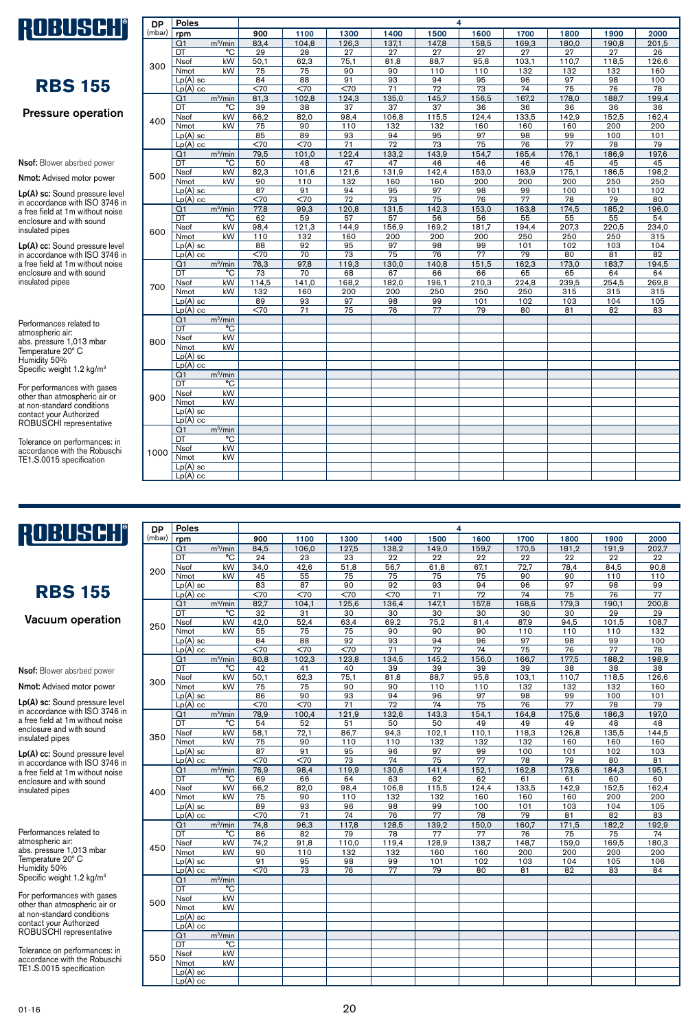# ROBUSCHI

## RBS 155

### Pressure operation

**Nsof:** Blower absrbed power

**Nmot:** Advised motor power

**Lp(A) sc:** Sound pressure level in accordance with ISO 3746 in a free field at 1m without noise enclosure and with sound insulated pipes

**Lp(A) cc:** Sound pressure level in accordance with ISO 3746 in a free field at 1m without noise enclosure and with sound insulated pipes

Performances related to atmospheric air:
abs. pressure 1,013 mbar
Temperature 20° C
Humidity 50%
Specific weight 1.2 kg/m³

For performances with gases other than atmospheric air or at non-standard conditions contact your Authorized ROBUSCHI representative

Tolerance on performances: in accordance with the Robuschi TE1.S.0015 specification

| DP (mbar) | Poles | | 4 | | | | | | | | | |
|---|---|---|---|---|---|---|---|---|---|---|---|---|
| | rpm | | 900 | 1100 | 1300 | 1400 | 1500 | 1600 | 1700 | 1800 | 1900 | 2000 |
| 300 | Q1 | m³/min | 83,4 | 104,8 | 126,3 | 137,1 | 147,8 | 158,5 | 169,3 | 180,0 | 190,8 | 201,5 |
| | DT | °C | 29 | 28 | 27 | 27 | 27 | 27 | 27 | 27 | 27 | 26 |
| | Nsof | kW | 50,1 | 62,3 | 75,1 | 81,8 | 88,7 | 95,8 | 103,1 | 110,7 | 118,5 | 126,6 |
| | Nmot | kW | 75 | 75 | 90 | 90 | 110 | 110 | 132 | 132 | 132 | 160 |
| | Lp(A) sc | | 84 | 88 | 91 | 93 | 94 | 95 | 96 | 97 | 98 | 100 |
| | Lp(A) cc | | <70 | <70 | <70 | 71 | 72 | 73 | 74 | 75 | 76 | 78 |
| 400 | Q1 | m³/min | 81,3 | 102,8 | 124,3 | 135,0 | 145,7 | 156,5 | 167,2 | 178,0 | 188,7 | 199,4 |
| | DT | °C | 39 | 38 | 37 | 37 | 37 | 36 | 36 | 36 | 36 | 36 |
| | Nsof | kW | 66,2 | 82,0 | 98,4 | 106,8 | 115,5 | 124,4 | 133,5 | 142,9 | 152,5 | 162,4 |
| | Nmot | kW | 75 | 90 | 110 | 132 | 132 | 160 | 160 | 160 | 200 | 200 |
| | Lp(A) sc | | 85 | 89 | 93 | 94 | 95 | 97 | 98 | 99 | 100 | 101 |
| | Lp(A) cc | | <70 | <70 | 71 | 72 | 73 | 75 | 76 | 77 | 78 | 79 |
| 500 | Q1 | m³/min | 79,5 | 101,0 | 122,4 | 133,2 | 143,9 | 154,7 | 165,4 | 176,1 | 186,9 | 197,6 |
| | DT | °C | 50 | 48 | 47 | 47 | 46 | 46 | 46 | 45 | 45 | 45 |
| | Nsof | kW | 82,3 | 101,6 | 121,6 | 131,9 | 142,4 | 153,0 | 163,9 | 175,1 | 186,5 | 198,2 |
| | Nmot | kW | 90 | 110 | 132 | 160 | 160 | 200 | 200 | 200 | 250 | 250 |
| | Lp(A) sc | | 87 | 91 | 94 | 95 | 97 | 98 | 99 | 100 | 101 | 102 |
| | Lp(A) cc | | <70 | <70 | 72 | 73 | 75 | 76 | 77 | 78 | 79 | 80 |
| 600 | Q1 | m³/min | 77,8 | 99,3 | 120,8 | 131,5 | 142,3 | 153,0 | 163,8 | 174,5 | 185,2 | 196,0 |
| | DT | °C | 62 | 59 | 57 | 57 | 56 | 56 | 55 | 55 | 55 | 54 |
| | Nsof | kW | 98,4 | 121,3 | 144,9 | 156,9 | 169,2 | 181,7 | 194,4 | 207,3 | 220,5 | 234,0 |
| | Nmot | kW | 110 | 132 | 160 | 200 | 200 | 200 | 250 | 250 | 250 | 315 |
| | Lp(A) sc | | 88 | 92 | 95 | 97 | 98 | 99 | 101 | 102 | 103 | 104 |
| | Lp(A) cc | | <70 | 70 | 73 | 75 | 76 | 77 | 79 | 80 | 81 | 82 |
| 700 | Q1 | m³/min | 76,3 | 97,8 | 119,3 | 130,0 | 140,8 | 151,5 | 162,3 | 173,0 | 183,7 | 194,5 |
| | DT | °C | 73 | 70 | 68 | 67 | 66 | 66 | 65 | 65 | 64 | 64 |
| | Nsof | kW | 114,5 | 141,0 | 168,2 | 182,0 | 196,1 | 210,3 | 224,8 | 239,5 | 254,5 | 269,8 |
| | Nmot | kW | 132 | 160 | 200 | 200 | 250 | 250 | 250 | 315 | 315 | 315 |
| | Lp(A) sc | | 89 | 93 | 97 | 98 | 99 | 101 | 102 | 103 | 104 | 105 |
| | Lp(A) cc | | <70 | 71 | 75 | 76 | 77 | 79 | 80 | 81 | 82 | 83 |
| 800 | Q1 | m³/min | | | | | | | | | | |
| | DT | °C | | | | | | | | | | |
| | Nsof | kW | | | | | | | | | | |
| | Nmot | kW | | | | | | | | | | |
| | Lp(A) sc | | | | | | | | | | | |
| | Lp(A) cc | | | | | | | | | | | |
| 900 | Q1 | m³/min | | | | | | | | | | |
| | DT | °C | | | | | | | | | | |
| | Nsof | kW | | | | | | | | | | |
| | Nmot | kW | | | | | | | | | | |
| | Lp(A) sc | | | | | | | | | | | |
| | Lp(A) cc | | | | | | | | | | | |
| 1000 | Q1 | m³/min | | | | | | | | | | |
| | DT | °C | | | | | | | | | | |
| | Nsof | kW | | | | | | | | | | |
| | Nmot | kW | | | | | | | | | | |
| | Lp(A) sc | | | | | | | | | | | |
| | Lp(A) cc | | | | | | | | | | | |

# ROBUSCHI

## RBS 155

### Vacuum operation

**Nsof:** Blower absrbed power

**Nmot:** Advised motor power

**Lp(A) sc:** Sound pressure level in accordance with ISO 3746 in a free field at 1m without noise enclosure and with sound insulated pipes

**Lp(A) cc:** Sound pressure level in accordance with ISO 3746 in a free field at 1m without noise enclosure and with sound insulated pipes

Performances related to atmospheric air:
abs. pressure 1,013 mbar
Temperature 20° C
Humidity 50%
Specific weight 1.2 kg/m³

For performances with gases other than atmospheric air or at non-standard conditions contact your Authorized ROBUSCHI representative

Tolerance on performances: in accordance with the Robuschi TE1.S.0015 specification

| DP (mbar) | Poles | | 4 | | | | | | | | | |
|---|---|---|---|---|---|---|---|---|---|---|---|---|
| | rpm | | 900 | 1100 | 1300 | 1400 | 1500 | 1600 | 1700 | 1800 | 1900 | 2000 |
| 200 | Q1 | m³/min | 84,5 | 106,0 | 127,5 | 138,2 | 149,0 | 159,7 | 170,5 | 181,2 | 191,9 | 202,7 |
| | DT | °C | 24 | 23 | 23 | 22 | 22 | 22 | 22 | 22 | 22 | 22 |
| | Nsof | kW | 34,0 | 42,6 | 51,8 | 56,7 | 61,8 | 67,1 | 72,7 | 78,4 | 84,5 | 90,8 |
| | Nmot | kW | 45 | 55 | 75 | 75 | 75 | 75 | 90 | 90 | 110 | 110 |
| | Lp(A) sc | | 83 | 87 | 90 | 92 | 93 | 94 | 96 | 97 | 98 | 99 |
| | Lp(A) cc | | <70 | <70 | <70 | <70 | 71 | 72 | 74 | 75 | 76 | 77 |
| 250 | Q1 | m³/min | 82,7 | 104,1 | 125,6 | 136,4 | 147,1 | 157,8 | 168,6 | 179,3 | 190,1 | 200,8 |
| | DT | °C | 32 | 31 | 30 | 30 | 30 | 30 | 30 | 30 | 29 | 29 |
| | Nsof | kW | 42,0 | 52,4 | 63,4 | 69,2 | 75,2 | 81,4 | 87,9 | 94,5 | 101,5 | 108,7 |
| | Nmot | kW | 55 | 75 | 75 | 90 | 90 | 90 | 110 | 110 | 110 | 132 |
| | Lp(A) sc | | 84 | 88 | 92 | 93 | 94 | 96 | 97 | 98 | 99 | 100 |
| | Lp(A) cc | | <70 | <70 | <70 | 71 | 72 | 74 | 75 | 76 | 77 | 78 |
| 300 | Q1 | m³/min | 80,8 | 102,3 | 123,8 | 134,5 | 145,2 | 156,0 | 166,7 | 177,5 | 188,2 | 198,9 |
| | DT | °C | 42 | 41 | 40 | 39 | 39 | 39 | 39 | 38 | 38 | 38 |
| | Nsof | kW | 50,1 | 62,3 | 75,1 | 81,8 | 88,7 | 95,8 | 103,1 | 110,7 | 118,5 | 126,6 |
| | Nmot | kW | 75 | 75 | 90 | 90 | 110 | 110 | 132 | 132 | 132 | 160 |
| | Lp(A) sc | | 86 | 90 | 93 | 94 | 96 | 97 | 98 | 99 | 100 | 101 |
| | Lp(A) cc | | <70 | <70 | 71 | 72 | 74 | 75 | 76 | 77 | 78 | 79 |
| 350 | Q1 | m³/min | 78,9 | 100,4 | 121,9 | 132,6 | 143,3 | 154,1 | 164,8 | 175,6 | 186,3 | 197,0 |
| | DT | °C | 54 | 52 | 51 | 50 | 50 | 49 | 49 | 49 | 48 | 48 |
| | Nsof | kW | 58,1 | 72,1 | 86,7 | 94,3 | 102,1 | 110,1 | 118,3 | 126,8 | 135,5 | 144,5 |
| | Nmot | kW | 75 | 90 | 110 | 110 | 132 | 132 | 132 | 160 | 160 | 160 |
| | Lp(A) sc | | 87 | 91 | 95 | 96 | 97 | 99 | 100 | 101 | 102 | 103 |
| | Lp(A) cc | | <70 | <70 | 73 | 74 | 75 | 77 | 78 | 79 | 80 | 81 |
| 400 | Q1 | m³/min | 76,9 | 98,4 | 119,9 | 130,6 | 141,4 | 152,1 | 162,8 | 173,6 | 184,3 | 195,1 |
| | DT | °C | 69 | 66 | 64 | 63 | 62 | 62 | 61 | 61 | 60 | 60 |
| | Nsof | kW | 66,2 | 82,0 | 98,4 | 106,8 | 115,5 | 124,4 | 133,5 | 142,9 | 152,5 | 162,4 |
| | Nmot | kW | 75 | 90 | 110 | 132 | 132 | 160 | 160 | 160 | 200 | 200 |
| | Lp(A) sc | | 89 | 93 | 96 | 98 | 99 | 100 | 101 | 103 | 104 | 105 |
| | Lp(A) cc | | <70 | 71 | 74 | 76 | 77 | 78 | 79 | 81 | 82 | 83 |
| 450 | Q1 | m³/min | 74,8 | 96,3 | 117,8 | 128,5 | 139,2 | 150,0 | 160,7 | 171,5 | 182,2 | 192,9 |
| | DT | °C | 86 | 82 | 79 | 78 | 77 | 77 | 76 | 75 | 75 | 74 |
| | Nsof | kW | 74,2 | 91,8 | 110,0 | 119,4 | 128,9 | 138,7 | 148,7 | 159,0 | 169,5 | 180,3 |
| | Nmot | kW | 90 | 110 | 132 | 132 | 160 | 160 | 200 | 200 | 200 | 200 |
| | Lp(A) sc | | 91 | 95 | 98 | 99 | 101 | 102 | 103 | 104 | 105 | 106 |
| | Lp(A) cc | | <70 | 73 | 76 | 77 | 79 | 80 | 81 | 82 | 83 | 84 |
| 500 | Q1 | m³/min | | | | | | | | | | |
| | DT | °C | | | | | | | | | | |
| | Nsof | kW | | | | | | | | | | |
| | Nmot | kW | | | | | | | | | | |
| | Lp(A) sc | | | | | | | | | | | |
| | Lp(A) cc | | | | | | | | | | | |
| 550 | Q1 | m³/min | | | | | | | | | | |
| | DT | °C | | | | | | | | | | |
| | Nsof | kW | | | | | | | | | | |
| | Nmot | kW | | | | | | | | | | |
| | Lp(A) sc | | | | | | | | | | | |
| | Lp(A) cc | | | | | | | | | | | |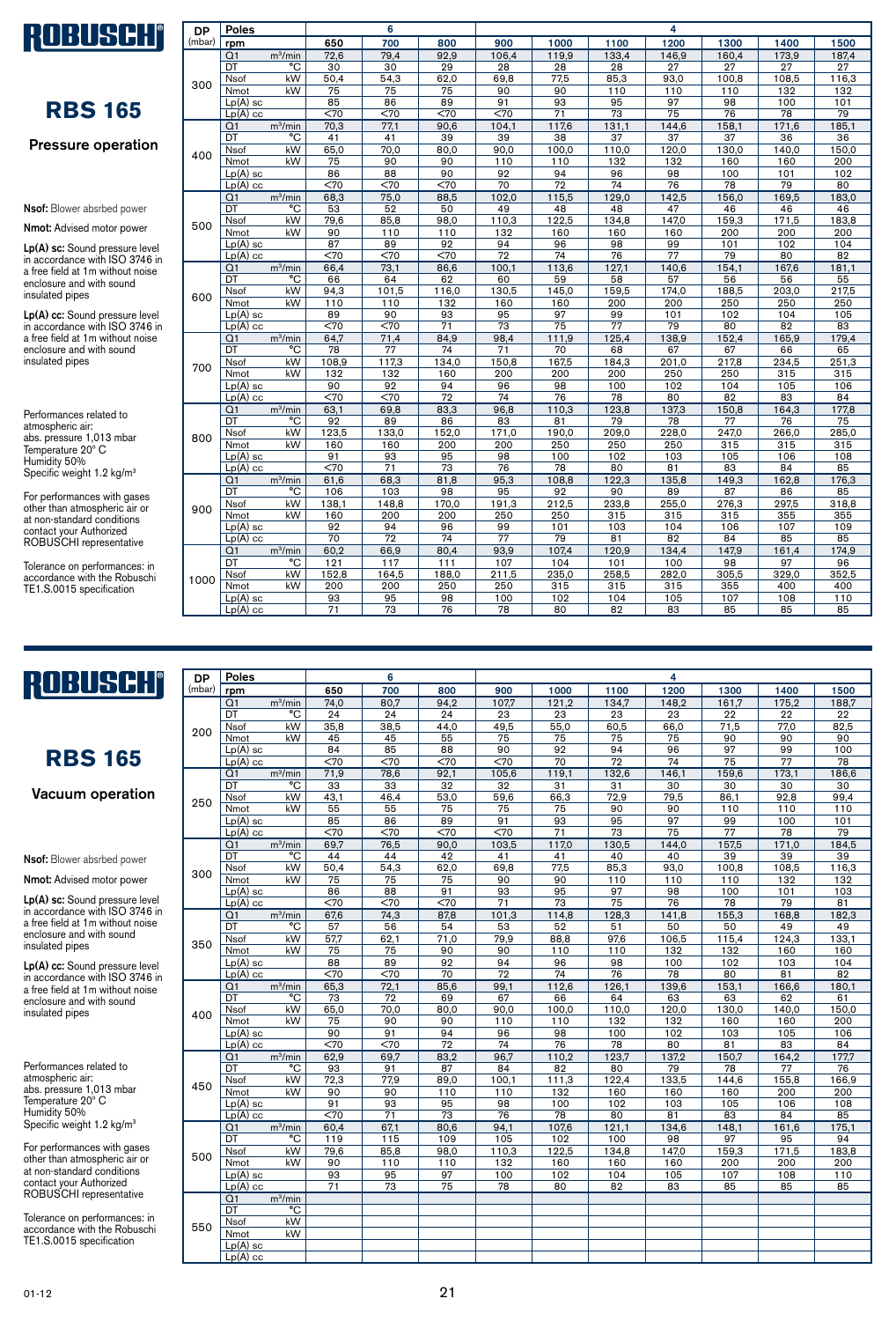# ROBUSCHI

## RBS 165

### Pressure operation

**Nsof:** Blower absrbed power

**Nmot:** Advised motor power

**Lp(A) sc:** Sound pressure level in accordance with ISO 3746 in a free field at 1m without noise enclosure and with sound insulated pipes

**Lp(A) cc:** Sound pressure level in accordance with ISO 3746 in a free field at 1m without noise enclosure and with sound insulated pipes

Performances related to atmospheric air:
abs. pressure 1,013 mbar
Temperature 20° C
Humidity 50%
Specific weight 1.2 kg/m³

For performances with gases other than atmospheric air or at non-standard conditions contact your Authorized ROBUSCHI representative

Tolerance on performances: in accordance with the Robuschi TE1.S.0015 specification

| DP (mbar) | Poles | | 6 | | | 4 | | | | | | |
|---|---|---|---|---|---|---|---|---|---|---|---|---|
| | rpm | | 650 | 700 | 800 | 900 | 1000 | 1100 | 1200 | 1300 | 1400 | 1500 |
| 300 | Q1 | m³/min | 72,6 | 79,4 | 92,9 | 106,4 | 119,9 | 133,4 | 146,9 | 160,4 | 173,9 | 187,4 |
| | DT | °C | 30 | 30 | 29 | 28 | 28 | 28 | 27 | 27 | 27 | 27 |
| | Nsof | kW | 50,4 | 54,3 | 62,0 | 69,8 | 77,5 | 85,3 | 93,0 | 100,8 | 108,5 | 116,3 |
| | Nmot | kW | 75 | 75 | 75 | 90 | 90 | 110 | 110 | 110 | 132 | 132 |
| | Lp(A) sc | | 85 | 86 | 89 | 91 | 93 | 95 | 97 | 98 | 100 | 101 |
| | Lp(A) cc | | <70 | <70 | <70 | <70 | 71 | 73 | 75 | 76 | 78 | 79 |
| 400 | Q1 | m³/min | 70,3 | 77,1 | 90,6 | 104,1 | 117,6 | 131,1 | 144,6 | 158,1 | 171,6 | 185,1 |
| | DT | °C | 41 | 41 | 39 | 39 | 38 | 37 | 37 | 37 | 36 | 36 |
| | Nsof | kW | 65,0 | 70,0 | 80,0 | 90,0 | 100,0 | 110,0 | 120,0 | 130,0 | 140,0 | 150,0 |
| | Nmot | kW | 75 | 90 | 90 | 110 | 110 | 132 | 132 | 160 | 160 | 200 |
| | Lp(A) sc | | 86 | 88 | 90 | 92 | 94 | 96 | 98 | 100 | 101 | 102 |
| | Lp(A) cc | | <70 | <70 | <70 | 70 | 72 | 74 | 76 | 78 | 79 | 80 |
| 500 | Q1 | m³/min | 68,3 | 75,0 | 88,5 | 102,0 | 115,5 | 129,0 | 142,5 | 156,0 | 169,5 | 183,0 |
| | DT | °C | 53 | 52 | 50 | 49 | 48 | 48 | 47 | 46 | 46 | 46 |
| | Nsof | kW | 79,6 | 85,8 | 98,0 | 110,3 | 122,5 | 134,8 | 147,0 | 159,3 | 171,5 | 183,8 |
| | Nmot | kW | 90 | 110 | 110 | 132 | 160 | 160 | 160 | 200 | 200 | 200 |
| | Lp(A) sc | | 87 | 89 | 92 | 94 | 96 | 98 | 99 | 101 | 102 | 104 |
| | Lp(A) cc | | <70 | <70 | <70 | 72 | 74 | 76 | 77 | 79 | 80 | 82 |
| 600 | Q1 | m³/min | 66,4 | 73,1 | 86,6 | 100,1 | 113,6 | 127,1 | 140,6 | 154,1 | 167,6 | 181,1 |
| | DT | °C | 66 | 64 | 62 | 60 | 59 | 58 | 57 | 56 | 56 | 55 |
| | Nsof | kW | 94,3 | 101,5 | 116,0 | 130,5 | 145,0 | 159,5 | 174,0 | 188,5 | 203,0 | 217,5 |
| | Nmot | kW | 110 | 110 | 132 | 160 | 160 | 200 | 200 | 250 | 250 | 250 |
| | Lp(A) sc | | 89 | 90 | 93 | 95 | 97 | 99 | 101 | 102 | 104 | 105 |
| | Lp(A) cc | | <70 | <70 | 71 | 73 | 75 | 77 | 79 | 80 | 82 | 83 |
| 700 | Q1 | m³/min | 64,7 | 71,4 | 84,9 | 98,4 | 111,9 | 125,4 | 138,9 | 152,4 | 165,9 | 179,4 |
| | DT | °C | 78 | 77 | 74 | 71 | 70 | 68 | 67 | 67 | 66 | 65 |
| | Nsof | kW | 108,9 | 117,3 | 134,0 | 150,8 | 167,5 | 184,3 | 201,0 | 217,8 | 234,5 | 251,3 |
| | Nmot | kW | 132 | 132 | 160 | 200 | 200 | 200 | 250 | 250 | 315 | 315 |
| | Lp(A) sc | | 90 | 92 | 94 | 96 | 98 | 100 | 102 | 104 | 105 | 106 |
| | Lp(A) cc | | <70 | <70 | 72 | 74 | 76 | 78 | 80 | 82 | 83 | 84 |
| 800 | Q1 | m³/min | 63,1 | 69,8 | 83,3 | 96,8 | 110,3 | 123,8 | 137,3 | 150,8 | 164,3 | 177,8 |
| | DT | °C | 92 | 89 | 86 | 83 | 81 | 79 | 78 | 77 | 76 | 75 |
| | Nsof | kW | 123,5 | 133,0 | 152,0 | 171,0 | 190,0 | 209,0 | 228,0 | 247,0 | 266,0 | 285,0 |
| | Nmot | kW | 160 | 160 | 200 | 200 | 250 | 250 | 250 | 315 | 315 | 315 |
| | Lp(A) sc | | 91 | 93 | 95 | 98 | 100 | 102 | 103 | 105 | 106 | 108 |
| | Lp(A) cc | | <70 | 71 | 73 | 76 | 78 | 80 | 81 | 83 | 84 | 85 |
| 900 | Q1 | m³/min | 61,6 | 68,3 | 81,8 | 95,3 | 108,8 | 122,3 | 135,8 | 149,3 | 162,8 | 176,3 |
| | DT | °C | 106 | 103 | 98 | 95 | 92 | 90 | 89 | 87 | 86 | 85 |
| | Nsof | kW | 138,1 | 148,8 | 170,0 | 191,3 | 212,5 | 233,8 | 255,0 | 276,3 | 297,5 | 318,8 |
| | Nmot | kW | 160 | 200 | 200 | 250 | 250 | 315 | 315 | 315 | 355 | 355 |
| | Lp(A) sc | | 92 | 94 | 96 | 99 | 101 | 103 | 104 | 106 | 107 | 109 |
| | Lp(A) cc | | 70 | 72 | 74 | 77 | 79 | 81 | 82 | 84 | 85 | 85 |
| 1000 | Q1 | m³/min | 60,2 | 66,9 | 80,4 | 93,9 | 107,4 | 120,9 | 134,4 | 147,9 | 161,4 | 174,9 |
| | DT | °C | 121 | 117 | 111 | 107 | 104 | 101 | 100 | 98 | 97 | 96 |
| | Nsof | kW | 152,8 | 164,5 | 188,0 | 211,5 | 235,0 | 258,5 | 282,0 | 305,5 | 329,0 | 352,5 |
| | Nmot | kW | 200 | 200 | 250 | 250 | 315 | 315 | 315 | 355 | 400 | 400 |
| | Lp(A) sc | | 93 | 95 | 98 | 100 | 102 | 104 | 105 | 107 | 108 | 110 |
| | Lp(A) cc | | 71 | 73 | 76 | 78 | 80 | 82 | 83 | 85 | 85 | 85 |

# ROBUSCHI

## RBS 165

### Vacuum operation

**Nsof:** Blower absrbed power

**Nmot:** Advised motor power

**Lp(A) sc:** Sound pressure level in accordance with ISO 3746 in a free field at 1m without noise enclosure and with sound insulated pipes

**Lp(A) cc:** Sound pressure level in accordance with ISO 3746 in a free field at 1m without noise enclosure and with sound insulated pipes

Performances related to atmospheric air:
abs. pressure 1,013 mbar
Temperature 20° C
Humidity 50%
Specific weight 1.2 kg/m³

For performances with gases other than atmospheric air or at non-standard conditions contact your Authorized ROBUSCHI representative

Tolerance on performances: in accordance with the Robuschi TE1.S.0015 specification

| DP (mbar) | Poles | | 6 | | | 4 | | | | | | |
|---|---|---|---|---|---|---|---|---|---|---|---|---|
| | rpm | | 650 | 700 | 800 | 900 | 1000 | 1100 | 1200 | 1300 | 1400 | 1500 |
| 200 | Q1 | m³/min | 74,0 | 80,7 | 94,2 | 107,7 | 121,2 | 134,7 | 148,2 | 161,7 | 175,2 | 188,7 |
| | DT | °C | 24 | 24 | 24 | 23 | 23 | 23 | 23 | 22 | 22 | 22 |
| | Nsof | kW | 35,8 | 38,5 | 44,0 | 49,5 | 55,0 | 60,5 | 66,0 | 71,5 | 77,0 | 82,5 |
| | Nmot | kW | 45 | 45 | 55 | 75 | 75 | 75 | 75 | 90 | 90 | 90 |
| | Lp(A) sc | | 84 | 85 | 88 | 90 | 92 | 94 | 96 | 97 | 99 | 100 |
| | Lp(A) cc | | <70 | <70 | <70 | <70 | 70 | 72 | 74 | 75 | 77 | 78 |
| 250 | Q1 | m³/min | 71,9 | 78,6 | 92,1 | 105,6 | 119,1 | 132,6 | 146,1 | 159,6 | 173,1 | 186,6 |
| | DT | °C | 33 | 33 | 32 | 32 | 31 | 31 | 30 | 30 | 30 | 30 |
| | Nsof | kW | 43,1 | 46,4 | 53,0 | 59,6 | 66,3 | 72,9 | 79,5 | 86,1 | 92,8 | 99,4 |
| | Nmot | kW | 55 | 55 | 75 | 75 | 75 | 90 | 90 | 110 | 110 | 110 |
| | Lp(A) sc | | 85 | 86 | 89 | 91 | 93 | 95 | 97 | 99 | 100 | 101 |
| | Lp(A) cc | | <70 | <70 | <70 | <70 | 71 | 73 | 75 | 77 | 78 | 79 |
| 300 | Q1 | m³/min | 69,7 | 76,5 | 90,0 | 103,5 | 117,0 | 130,5 | 144,0 | 157,5 | 171,0 | 184,5 |
| | DT | °C | 44 | 44 | 42 | 41 | 41 | 40 | 40 | 39 | 39 | 39 |
| | Nsof | kW | 50,4 | 54,3 | 62,0 | 69,8 | 77,5 | 85,3 | 93,0 | 100,8 | 108,5 | 116,3 |
| | Nmot | kW | 75 | 75 | 75 | 90 | 90 | 110 | 110 | 110 | 132 | 132 |
| | Lp(A) sc | | 86 | 88 | 91 | 93 | 95 | 97 | 98 | 100 | 101 | 103 |
| | Lp(A) cc | | <70 | <70 | <70 | 71 | 73 | 75 | 76 | 78 | 79 | 81 |
| 350 | Q1 | m³/min | 67,6 | 74,3 | 87,8 | 101,3 | 114,8 | 128,3 | 141,8 | 155,3 | 168,8 | 182,3 |
| | DT | °C | 57 | 56 | 54 | 53 | 52 | 51 | 50 | 50 | 49 | 49 |
| | Nsof | kW | 57,7 | 62,1 | 71,0 | 79,9 | 88,8 | 97,6 | 106,5 | 115,4 | 124,3 | 133,1 |
| | Nmot | kW | 75 | 75 | 90 | 90 | 110 | 110 | 132 | 132 | 160 | 160 |
| | Lp(A) sc | | 88 | 89 | 92 | 94 | 96 | 98 | 100 | 102 | 103 | 104 |
| | Lp(A) cc | | <70 | <70 | 70 | 72 | 74 | 76 | 78 | 80 | 81 | 82 |
| 400 | Q1 | m³/min | 65,3 | 72,1 | 85,6 | 99,1 | 112,6 | 126,1 | 139,6 | 153,1 | 166,6 | 180,1 |
| | DT | °C | 73 | 72 | 69 | 67 | 66 | 64 | 63 | 63 | 62 | 61 |
| | Nsof | kW | 65,0 | 70,0 | 80,0 | 90,0 | 100,0 | 110,0 | 120,0 | 130,0 | 140,0 | 150,0 |
| | Nmot | kW | 75 | 90 | 90 | 110 | 110 | 132 | 132 | 160 | 160 | 200 |
| | Lp(A) sc | | 90 | 91 | 94 | 96 | 98 | 100 | 102 | 103 | 105 | 106 |
| | Lp(A) cc | | <70 | <70 | 72 | 74 | 76 | 78 | 80 | 81 | 83 | 84 |
| 450 | Q1 | m³/min | 62,9 | 69,7 | 83,2 | 96,7 | 110,2 | 123,7 | 137,2 | 150,7 | 164,2 | 177,7 |
| | DT | °C | 93 | 91 | 87 | 84 | 82 | 80 | 79 | 78 | 77 | 76 |
| | Nsof | kW | 72,3 | 77,9 | 89,0 | 100,1 | 111,3 | 122,4 | 133,5 | 144,6 | 155,8 | 166,9 |
| | Nmot | kW | 90 | 90 | 110 | 110 | 132 | 160 | 160 | 160 | 200 | 200 |
| | Lp(A) sc | | 91 | 93 | 95 | 98 | 100 | 102 | 103 | 105 | 106 | 108 |
| | Lp(A) cc | | <70 | 71 | 73 | 76 | 78 | 80 | 81 | 83 | 84 | 85 |
| 500 | Q1 | m³/min | 60,4 | 67,1 | 80,6 | 94,1 | 107,6 | 121,1 | 134,6 | 148,1 | 161,6 | 175,1 |
| | DT | °C | 119 | 115 | 109 | 105 | 102 | 100 | 98 | 97 | 95 | 94 |
| | Nsof | kW | 79,6 | 85,8 | 98,0 | 110,3 | 122,5 | 134,8 | 147,0 | 159,3 | 171,5 | 183,8 |
| | Nmot | kW | 90 | 110 | 110 | 132 | 160 | 160 | 160 | 200 | 200 | 200 |
| | Lp(A) sc | | 93 | 95 | 97 | 100 | 102 | 104 | 105 | 107 | 108 | 110 |
| | Lp(A) cc | | 71 | 73 | 75 | 78 | 80 | 82 | 83 | 85 | 85 | 85 |
| 550 | Q1 | m³/min | | | | | | | | | | |
| | DT | °C | | | | | | | | | | |
| | Nsof | kW | | | | | | | | | | |
| | Nmot | kW | | | | | | | | | | |
| | Lp(A) sc | | | | | | | | | | | |
| | Lp(A) cc | | | | | | | | | | | |

01-12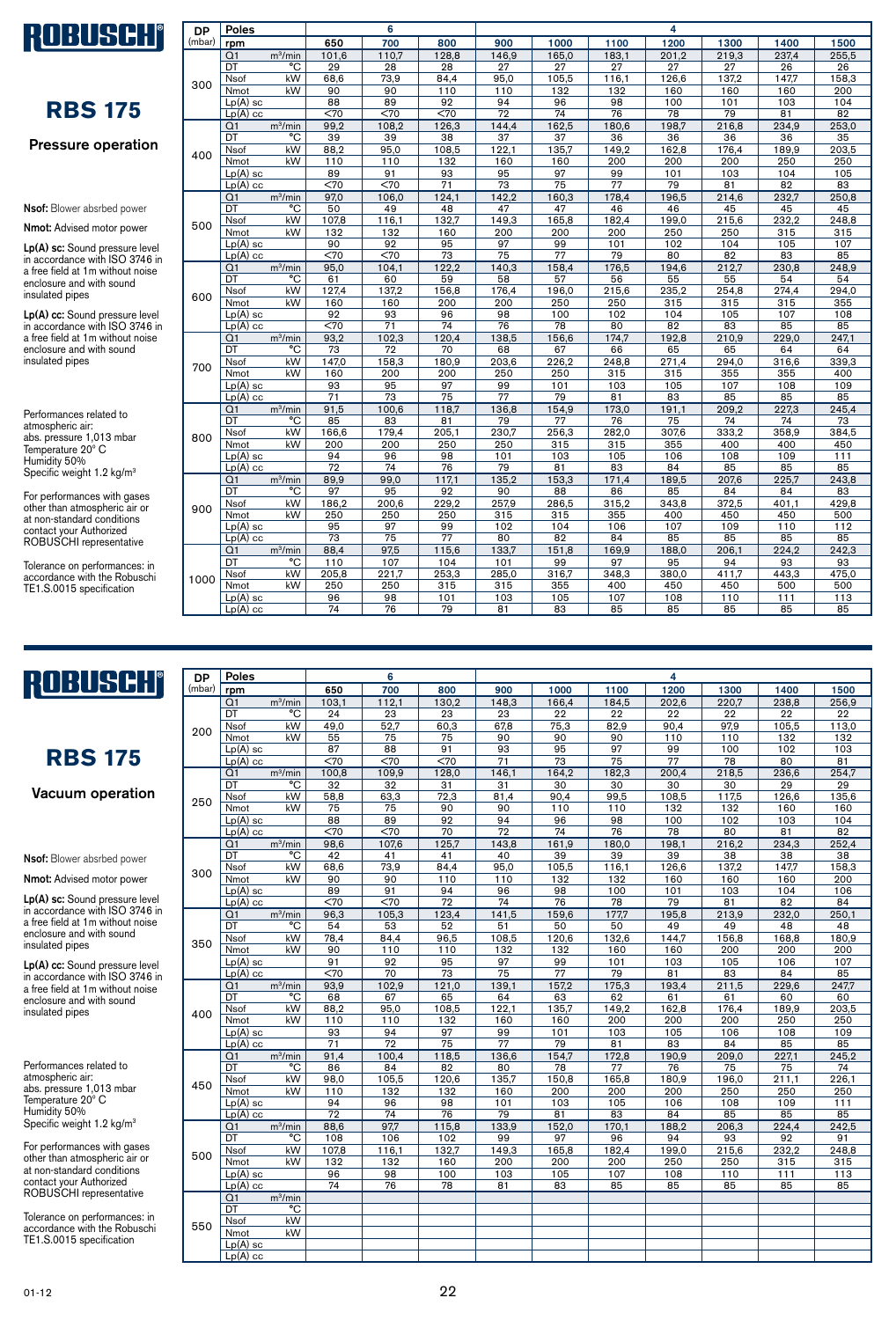# ROBUSCHI

## RBS 175

### Pressure operation

**Nsof:** Blower absrbed power

**Nmot:** Advised motor power

**Lp(A) sc:** Sound pressure level in accordance with ISO 3746 in a free field at 1m without noise enclosure and with sound insulated pipes

**Lp(A) cc:** Sound pressure level in accordance with ISO 3746 in a free field at 1m without noise enclosure and with sound insulated pipes

Performances related to atmospheric air:
abs. pressure 1,013 mbar
Temperature 20° C
Humidity 50%
Specific weight 1.2 kg/m³

For performances with gases other than atmospheric air or at non-standard conditions contact your Authorized ROBUSCHI representative

Tolerance on performances: in accordance with the Robuschi TE1.S.0015 specification

| DP (mbar) | Poles | | 6 | | | 4 | | | | | | |
|---|---|---|---|---|---|---|---|---|---|---|---|---|
| | rpm | | 650 | 700 | 800 | 900 | 1000 | 1100 | 1200 | 1300 | 1400 | 1500 |
| 300 | Q1 | m³/min | 101,6 | 110,7 | 128,8 | 146,9 | 165,0 | 183,1 | 201,2 | 219,3 | 237,4 | 255,5 |
| | DT | °C | 29 | 28 | 28 | 27 | 27 | 27 | 27 | 27 | 26 | 26 |
| | Nsof | kW | 68,6 | 73,9 | 84,4 | 95,0 | 105,5 | 116,1 | 126,6 | 137,2 | 147,7 | 158,3 |
| | Nmot | kW | 90 | 90 | 110 | 110 | 132 | 132 | 160 | 160 | 160 | 200 |
| | Lp(A) sc | | 88 | 89 | 92 | 94 | 96 | 98 | 100 | 101 | 103 | 104 |
| | Lp(A) cc | | <70 | <70 | <70 | 72 | 74 | 76 | 78 | 79 | 81 | 82 |
| 400 | Q1 | m³/min | 99,2 | 108,2 | 126,3 | 144,4 | 162,5 | 180,6 | 198,7 | 216,8 | 234,9 | 253,0 |
| | DT | °C | 39 | 39 | 38 | 37 | 37 | 36 | 36 | 36 | 36 | 35 |
| | Nsof | kW | 88,2 | 95,0 | 108,5 | 122,1 | 135,7 | 149,2 | 162,8 | 176,4 | 189,9 | 203,5 |
| | Nmot | kW | 110 | 110 | 132 | 160 | 160 | 200 | 200 | 200 | 250 | 250 |
| | Lp(A) sc | | 89 | 91 | 93 | 95 | 97 | 99 | 101 | 103 | 104 | 105 |
| | Lp(A) cc | | <70 | <70 | 71 | 73 | 75 | 77 | 79 | 81 | 82 | 83 |
| 500 | Q1 | m³/min | 97,0 | 106,0 | 124,1 | 142,2 | 160,3 | 178,4 | 196,5 | 214,6 | 232,7 | 250,8 |
| | DT | °C | 50 | 49 | 48 | 47 | 47 | 46 | 46 | 45 | 45 | 45 |
| | Nsof | kW | 107,8 | 116,1 | 132,7 | 149,3 | 165,8 | 182,4 | 199,0 | 215,6 | 232,2 | 248,8 |
| | Nmot | kW | 132 | 132 | 160 | 200 | 200 | 200 | 250 | 250 | 315 | 315 |
| | Lp(A) sc | | 90 | 92 | 95 | 97 | 99 | 101 | 102 | 104 | 105 | 107 |
| | Lp(A) cc | | <70 | <70 | 73 | 75 | 77 | 79 | 80 | 82 | 83 | 85 |
| 600 | Q1 | m³/min | 95,0 | 104,1 | 122,2 | 140,3 | 158,4 | 176,5 | 194,6 | 212,7 | 230,8 | 248,9 |
| | DT | °C | 61 | 60 | 59 | 58 | 57 | 56 | 55 | 55 | 54 | 54 |
| | Nsof | kW | 127,4 | 137,2 | 156,8 | 176,4 | 196,0 | 215,6 | 235,2 | 254,8 | 274,4 | 294,0 |
| | Nmot | kW | 160 | 160 | 200 | 200 | 250 | 250 | 315 | 315 | 315 | 355 |
| | Lp(A) sc | | 92 | 93 | 96 | 98 | 100 | 102 | 104 | 105 | 107 | 108 |
| | Lp(A) cc | | <70 | 71 | 74 | 76 | 78 | 80 | 82 | 83 | 85 | 85 |
| 700 | Q1 | m³/min | 93,2 | 102,3 | 120,4 | 138,5 | 156,6 | 174,7 | 192,8 | 210,9 | 229,0 | 247,1 |
| | DT | °C | 73 | 72 | 70 | 68 | 67 | 66 | 65 | 65 | 64 | 64 |
| | Nsof | kW | 147,0 | 158,3 | 180,9 | 203,6 | 226,2 | 248,8 | 271,4 | 294,0 | 316,6 | 339,3 |
| | Nmot | kW | 160 | 200 | 200 | 250 | 250 | 315 | 315 | 355 | 355 | 400 |
| | Lp(A) sc | | 93 | 95 | 97 | 99 | 101 | 103 | 105 | 107 | 108 | 109 |
| | Lp(A) cc | | 71 | 73 | 75 | 77 | 79 | 81 | 83 | 85 | 85 | 85 |
| 800 | Q1 | m³/min | 91,5 | 100,6 | 118,7 | 136,8 | 154,9 | 173,0 | 191,1 | 209,2 | 227,3 | 245,4 |
| | DT | °C | 85 | 83 | 81 | 79 | 77 | 76 | 75 | 74 | 74 | 73 |
| | Nsof | kW | 166,6 | 179,4 | 205,1 | 230,7 | 256,3 | 282,0 | 307,6 | 333,2 | 358,9 | 384,5 |
| | Nmot | kW | 200 | 200 | 250 | 250 | 315 | 315 | 355 | 400 | 400 | 450 |
| | Lp(A) sc | | 94 | 96 | 98 | 101 | 103 | 105 | 106 | 108 | 109 | 111 |
| | Lp(A) cc | | 72 | 74 | 76 | 79 | 81 | 83 | 84 | 85 | 85 | 85 |
| 900 | Q1 | m³/min | 89,9 | 99,0 | 117,1 | 135,2 | 153,3 | 171,4 | 189,5 | 207,6 | 225,7 | 243,8 |
| | DT | °C | 97 | 95 | 92 | 90 | 88 | 86 | 85 | 84 | 84 | 83 |
| | Nsof | kW | 186,2 | 200,6 | 229,2 | 257,9 | 286,5 | 315,2 | 343,8 | 372,5 | 401,1 | 429,8 |
| | Nmot | kW | 250 | 250 | 250 | 315 | 315 | 355 | 400 | 450 | 450 | 500 |
| | Lp(A) sc | | 95 | 97 | 99 | 102 | 104 | 106 | 107 | 109 | 110 | 112 |
| | Lp(A) cc | | 73 | 75 | 77 | 80 | 82 | 84 | 85 | 85 | 85 | 85 |
| 1000 | Q1 | m³/min | 88,4 | 97,5 | 115,6 | 133,7 | 151,8 | 169,9 | 188,0 | 206,1 | 224,2 | 242,3 |
| | DT | °C | 110 | 107 | 104 | 101 | 99 | 97 | 95 | 94 | 93 | 93 |
| | Nsof | kW | 205,8 | 221,7 | 253,3 | 285,0 | 316,7 | 348,3 | 380,0 | 411,7 | 443,3 | 475,0 |
| | Nmot | kW | 250 | 250 | 315 | 315 | 355 | 400 | 450 | 450 | 500 | 500 |
| | Lp(A) sc | | 96 | 98 | 101 | 103 | 105 | 107 | 108 | 110 | 111 | 113 |
| | Lp(A) cc | | 74 | 76 | 79 | 81 | 83 | 85 | 85 | 85 | 85 | 85 |

# ROBUSCHI

## RBS 175

### Vacuum operation

**Nsof:** Blower absrbed power

**Nmot:** Advised motor power

**Lp(A) sc:** Sound pressure level in accordance with ISO 3746 in a free field at 1m without noise enclosure and with sound insulated pipes

**Lp(A) cc:** Sound pressure level in accordance with ISO 3746 in a free field at 1m without noise enclosure and with sound insulated pipes

Performances related to atmospheric air:
abs. pressure 1,013 mbar
Temperature 20° C
Humidity 50%
Specific weight 1.2 kg/m³

For performances with gases other than atmospheric air or at non-standard conditions contact your Authorized ROBUSCHI representative

Tolerance on performances: in accordance with the Robuschi TE1.S.0015 specification

| DP (mbar) | Poles | | 6 | | | 4 | | | | | | |
|---|---|---|---|---|---|---|---|---|---|---|---|---|
| | rpm | | 650 | 700 | 800 | 900 | 1000 | 1100 | 1200 | 1300 | 1400 | 1500 |
| 200 | Q1 | m³/min | 103,1 | 112,1 | 130,2 | 148,3 | 166,4 | 184,5 | 202,6 | 220,7 | 238,8 | 256,9 |
| | DT | °C | 24 | 23 | 23 | 23 | 22 | 22 | 22 | 22 | 22 | 22 |
| | Nsof | kW | 49,0 | 52,7 | 60,3 | 67,8 | 75,3 | 82,9 | 90,4 | 97,9 | 105,5 | 113,0 |
| | Nmot | kW | 55 | 75 | 75 | 90 | 90 | 90 | 110 | 110 | 132 | 132 |
| | Lp(A) sc | | 87 | 88 | 91 | 93 | 95 | 97 | 99 | 100 | 102 | 103 |
| | Lp(A) cc | | <70 | <70 | <70 | 71 | 73 | 75 | 77 | 78 | 80 | 81 |
| 250 | Q1 | m³/min | 100,8 | 109,9 | 128,0 | 146,1 | 164,2 | 182,3 | 200,4 | 218,5 | 236,6 | 254,7 |
| | DT | °C | 32 | 32 | 31 | 31 | 30 | 30 | 30 | 30 | 29 | 29 |
| | Nsof | kW | 58,8 | 63,3 | 72,3 | 81,4 | 90,4 | 99,5 | 108,5 | 117,5 | 126,6 | 135,6 |
| | Nmot | kW | 75 | 75 | 90 | 90 | 110 | 110 | 132 | 132 | 160 | 160 |
| | Lp(A) sc | | 88 | 89 | 92 | 94 | 96 | 98 | 100 | 102 | 103 | 104 |
| | Lp(A) cc | | <70 | <70 | 70 | 72 | 74 | 76 | 78 | 80 | 81 | 82 |
| 300 | Q1 | m³/min | 98,6 | 107,6 | 125,7 | 143,8 | 161,9 | 180,0 | 198,1 | 216,2 | 234,3 | 252,4 |
| | DT | °C | 42 | 41 | 41 | 40 | 39 | 39 | 39 | 38 | 38 | 38 |
| | Nsof | kW | 68,6 | 73,9 | 84,4 | 95,0 | 105,5 | 116,1 | 126,6 | 137,2 | 147,7 | 158,3 |
| | Nmot | kW | 90 | 90 | 110 | 110 | 132 | 132 | 160 | 160 | 160 | 200 |
| | Lp(A) sc | | 89 | 91 | 94 | 96 | 98 | 100 | 101 | 103 | 104 | 106 |
| | Lp(A) cc | | <70 | <70 | 72 | 74 | 76 | 78 | 79 | 81 | 82 | 84 |
| 350 | Q1 | m³/min | 96,3 | 105,3 | 123,4 | 141,5 | 159,6 | 177,7 | 195,8 | 213,9 | 232,0 | 250,1 |
| | DT | °C | 54 | 53 | 52 | 51 | 50 | 50 | 49 | 49 | 48 | 48 |
| | Nsof | kW | 78,4 | 84,4 | 96,5 | 108,5 | 120,6 | 132,6 | 144,7 | 156,8 | 168,8 | 180,9 |
| | Nmot | kW | 90 | 110 | 110 | 132 | 132 | 160 | 160 | 200 | 200 | 200 |
| | Lp(A) sc | | 91 | 92 | 95 | 97 | 99 | 101 | 103 | 105 | 106 | 107 |
| | Lp(A) cc | | <70 | 70 | 73 | 75 | 77 | 79 | 81 | 83 | 84 | 85 |
| 400 | Q1 | m³/min | 93,9 | 102,9 | 121,0 | 139,1 | 157,2 | 175,3 | 193,4 | 211,5 | 229,6 | 247,7 |
| | DT | °C | 68 | 67 | 65 | 64 | 63 | 62 | 61 | 61 | 60 | 60 |
| | Nsof | kW | 88,2 | 95,0 | 108,5 | 122,1 | 135,7 | 149,2 | 162,8 | 176,4 | 189,9 | 203,5 |
| | Nmot | kW | 110 | 110 | 132 | 160 | 160 | 200 | 200 | 200 | 250 | 250 |
| | Lp(A) sc | | 93 | 94 | 97 | 99 | 101 | 103 | 105 | 106 | 108 | 109 |
| | Lp(A) cc | | 71 | 72 | 75 | 77 | 79 | 81 | 83 | 84 | 85 | 85 |
| 450 | Q1 | m³/min | 91,4 | 100,4 | 118,5 | 136,6 | 154,7 | 172,8 | 190,9 | 209,0 | 227,1 | 245,2 |
| | DT | °C | 86 | 84 | 82 | 80 | 78 | 77 | 76 | 75 | 75 | 74 |
| | Nsof | kW | 98,0 | 105,5 | 120,6 | 135,7 | 150,8 | 165,8 | 180,9 | 196,0 | 211,1 | 226,1 |
| | Nmot | kW | 110 | 132 | 132 | 160 | 200 | 200 | 200 | 250 | 250 | 250 |
| | Lp(A) sc | | 94 | 96 | 98 | 101 | 103 | 105 | 106 | 108 | 109 | 111 |
| | Lp(A) cc | | 72 | 74 | 76 | 79 | 81 | 83 | 84 | 85 | 85 | 85 |
| 500 | Q1 | m³/min | 88,6 | 97,7 | 115,8 | 133,9 | 152,0 | 170,1 | 188,2 | 206,3 | 224,4 | 242,5 |
| | DT | °C | 108 | 106 | 102 | 99 | 97 | 96 | 94 | 93 | 92 | 91 |
| | Nsof | kW | 107,8 | 116,1 | 132,7 | 149,3 | 165,8 | 182,4 | 199,0 | 215,6 | 232,2 | 248,8 |
| | Nmot | kW | 132 | 132 | 160 | 200 | 200 | 200 | 250 | 250 | 315 | 315 |
| | Lp(A) sc | | 96 | 98 | 100 | 103 | 105 | 107 | 108 | 110 | 111 | 113 |
| | Lp(A) cc | | 74 | 76 | 78 | 81 | 83 | 85 | 85 | 85 | 85 | 85 |
| 550 | Q1 | m³/min | | | | | | | | | | |
| | DT | °C | | | | | | | | | | |
| | Nsof | kW | | | | | | | | | | |
| | Nmot | kW | | | | | | | | | | |
| | Lp(A) sc | | | | | | | | | | | |
| | Lp(A) cc | | | | | | | | | | | |

01-12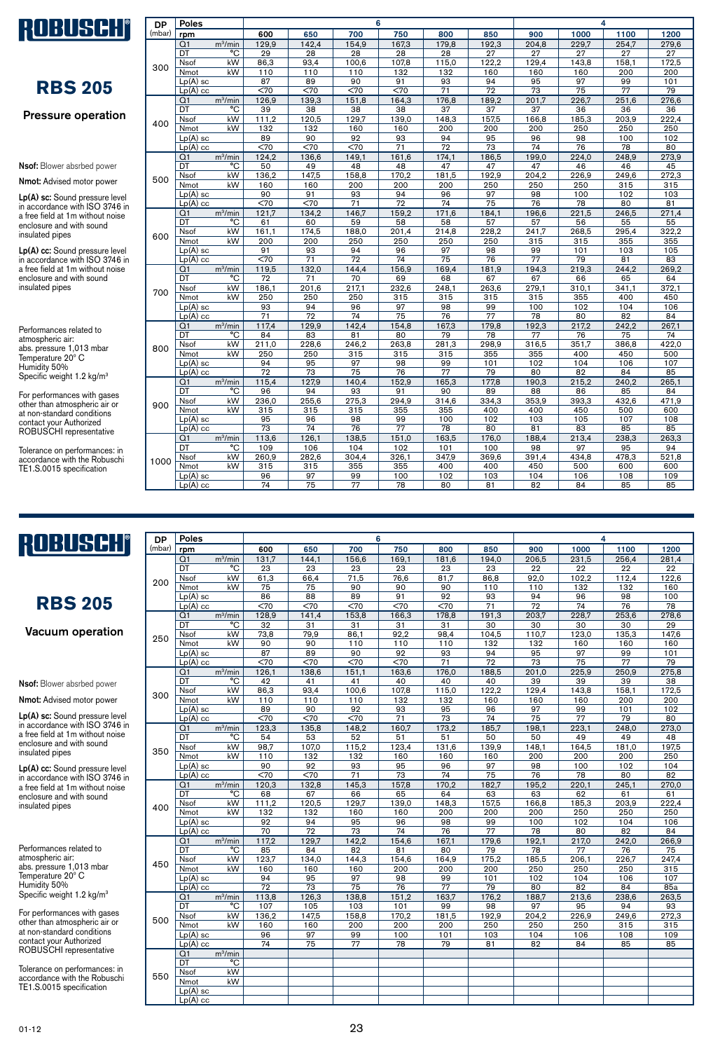# ROBUSCHI

## RBS 205

### Pressure operation

**Nsof:** Blower absrbed power

**Nmot:** Advised motor power

**Lp(A) sc:** Sound pressure level in accordance with ISO 3746 in a free field at 1m without noise enclosure and with sound insulated pipes

**Lp(A) cc:** Sound pressure level in accordance with ISO 3746 in a free field at 1m without noise enclosure and with sound insulated pipes

Performances related to atmospheric air:
abs. pressure 1,013 mbar
Temperature 20° C
Humidity 50%
Specific weight 1.2 kg/m³

For performances with gases other than atmospheric air or at non-standard conditions contact your Authorized ROBUSCHI representative

Tolerance on performances: in accordance with the Robuschi TE1.S.0015 specification

| DP (mbar) | Poles | | 6 | | | | | | 4 | | | |
|---|---|---|---|---|---|---|---|---|---|---|---|---|
| | rpm | | 600 | 650 | 700 | 750 | 800 | 850 | 900 | 1000 | 1100 | 1200 |
| 300 | Q1 | m³/min | 129,9 | 142,4 | 154,9 | 167,3 | 179,8 | 192,3 | 204,8 | 229,7 | 254,7 | 279,6 |
| | DT | °C | 29 | 28 | 28 | 28 | 28 | 27 | 27 | 27 | 27 | 27 |
| | Nsof | kW | 86,3 | 93,4 | 100,6 | 107,8 | 115,0 | 122,2 | 129,4 | 143,8 | 158,1 | 172,5 |
| | Nmot | kW | 110 | 110 | 110 | 132 | 132 | 160 | 160 | 160 | 200 | 200 |
| | Lp(A) sc | | 87 | 89 | 90 | 91 | 93 | 94 | 95 | 97 | 99 | 101 |
| | Lp(A) cc | | <70 | <70 | <70 | <70 | 71 | 72 | 73 | 75 | 77 | 79 |
| 400 | Q1 | m³/min | 126,9 | 139,3 | 151,8 | 164,3 | 176,8 | 189,2 | 201,7 | 226,7 | 251,6 | 276,6 |
| | DT | °C | 39 | 38 | 38 | 38 | 37 | 37 | 37 | 36 | 36 | 36 |
| | Nsof | kW | 111,2 | 120,5 | 129,7 | 139,0 | 148,3 | 157,5 | 166,8 | 185,3 | 203,9 | 222,4 |
| | Nmot | kW | 132 | 132 | 160 | 160 | 200 | 200 | 200 | 250 | 250 | 250 |
| | Lp(A) sc | | 89 | 90 | 92 | 93 | 94 | 95 | 96 | 98 | 100 | 102 |
| | Lp(A) cc | | <70 | <70 | <70 | 71 | 72 | 73 | 74 | 76 | 78 | 80 |
| 500 | Q1 | m³/min | 124,2 | 136,6 | 149,1 | 161,6 | 174,1 | 186,5 | 199,0 | 224,0 | 248,9 | 273,9 |
| | DT | °C | 50 | 49 | 48 | 48 | 47 | 47 | 47 | 46 | 46 | 45 |
| | Nsof | kW | 136,2 | 147,5 | 158,8 | 170,2 | 181,5 | 192,9 | 204,2 | 226,9 | 249,6 | 272,3 |
| | Nmot | kW | 160 | 160 | 200 | 200 | 200 | 250 | 250 | 250 | 315 | 315 |
| | Lp(A) sc | | 90 | 91 | 93 | 94 | 96 | 97 | 98 | 100 | 102 | 103 |
| | Lp(A) cc | | <70 | <70 | 71 | 72 | 74 | 75 | 76 | 78 | 80 | 81 |
| 600 | Q1 | m³/min | 121,7 | 134,2 | 146,7 | 159,2 | 171,6 | 184,1 | 196,6 | 221,5 | 246,5 | 271,4 |
| | DT | °C | 61 | 60 | 59 | 58 | 58 | 57 | 57 | 56 | 55 | 55 |
| | Nsof | kW | 161,1 | 174,5 | 188,0 | 201,4 | 214,8 | 228,2 | 241,7 | 268,5 | 295,4 | 322,2 |
| | Nmot | kW | 200 | 200 | 250 | 250 | 250 | 250 | 315 | 315 | 355 | 355 |
| | Lp(A) sc | | 91 | 93 | 94 | 96 | 97 | 98 | 99 | 101 | 103 | 105 |
| | Lp(A) cc | | <70 | 71 | 72 | 74 | 75 | 76 | 77 | 79 | 81 | 83 |
| 700 | Q1 | m³/min | 119,5 | 132,0 | 144,4 | 156,9 | 169,4 | 181,9 | 194,3 | 219,3 | 244,2 | 269,2 |
| | DT | °C | 72 | 71 | 70 | 69 | 68 | 67 | 67 | 66 | 65 | 64 |
| | Nsof | kW | 186,1 | 201,6 | 217,1 | 232,6 | 248,1 | 263,6 | 279,1 | 310,1 | 341,1 | 372,1 |
| | Nmot | kW | 250 | 250 | 250 | 315 | 315 | 315 | 315 | 355 | 400 | 450 |
| | Lp(A) sc | | 93 | 94 | 96 | 97 | 98 | 99 | 100 | 102 | 104 | 106 |
| | Lp(A) cc | | 71 | 72 | 74 | 75 | 76 | 77 | 78 | 80 | 82 | 84 |
| 800 | Q1 | m³/min | 117,4 | 129,9 | 142,4 | 154,8 | 167,3 | 179,8 | 192,3 | 217,2 | 242,2 | 267,1 |
| | DT | °C | 84 | 83 | 81 | 80 | 79 | 78 | 77 | 76 | 75 | 74 |
| | Nsof | kW | 211,0 | 228,6 | 246,2 | 263,8 | 281,3 | 298,9 | 316,5 | 351,7 | 386,8 | 422,0 |
| | Nmot | kW | 250 | 250 | 315 | 315 | 315 | 355 | 355 | 400 | 450 | 500 |
| | Lp(A) sc | | 94 | 95 | 97 | 98 | 99 | 101 | 102 | 104 | 106 | 107 |
| | Lp(A) cc | | 72 | 73 | 75 | 76 | 77 | 79 | 80 | 82 | 84 | 85 |
| 900 | Q1 | m³/min | 115,4 | 127,9 | 140,4 | 152,9 | 165,3 | 177,8 | 190,3 | 215,2 | 240,2 | 265,1 |
| | DT | °C | 96 | 94 | 93 | 91 | 90 | 89 | 88 | 86 | 85 | 84 |
| | Nsof | kW | 236,0 | 255,6 | 275,3 | 294,9 | 314,6 | 334,3 | 353,9 | 393,3 | 432,6 | 471,9 |
| | Nmot | kW | 315 | 315 | 315 | 355 | 355 | 400 | 400 | 450 | 500 | 600 |
| | Lp(A) sc | | 95 | 96 | 98 | 99 | 100 | 102 | 103 | 105 | 107 | 108 |
| | Lp(A) cc | | 73 | 74 | 76 | 77 | 78 | 80 | 81 | 83 | 85 | 85 |
| 1000 | Q1 | m³/min | 113,6 | 126,1 | 138,5 | 151,0 | 163,5 | 176,0 | 188,4 | 213,4 | 238,3 | 263,3 |
| | DT | °C | 109 | 106 | 104 | 102 | 101 | 100 | 98 | 97 | 95 | 94 |
| | Nsof | kW | 260,9 | 282,6 | 304,4 | 326,1 | 347,9 | 369,6 | 391,4 | 434,8 | 478,3 | 521,8 |
| | Nmot | kW | 315 | 315 | 355 | 355 | 400 | 400 | 450 | 500 | 600 | 600 |
| | Lp(A) sc | | 96 | 97 | 99 | 100 | 102 | 103 | 104 | 106 | 108 | 109 |
| | Lp(A) cc | | 74 | 75 | 77 | 78 | 80 | 81 | 82 | 84 | 85 | 85 |

# ROBUSCHI

## RBS 205

### Vacuum operation

**Nsof:** Blower absrbed power

**Nmot:** Advised motor power

**Lp(A) sc:** Sound pressure level in accordance with ISO 3746 in a free field at 1m without noise enclosure and with sound insulated pipes

**Lp(A) cc:** Sound pressure level in accordance with ISO 3746 in a free field at 1m without noise enclosure and with sound insulated pipes

Performances related to atmospheric air:
abs. pressure 1,013 mbar
Temperature 20° C
Humidity 50%
Specific weight 1.2 kg/m³

For performances with gases other than atmospheric air or at non-standard conditions contact your Authorized ROBUSCHI representative

Tolerance on performances: in accordance with the Robuschi TE1.S.0015 specification

| DP (mbar) | Poles | | 6 | | | | | | 4 | | | |
|---|---|---|---|---|---|---|---|---|---|---|---|---|
| | rpm | | 600 | 650 | 700 | 750 | 800 | 850 | 900 | 1000 | 1100 | 1200 |
| 200 | Q1 | m³/min | 131,7 | 144,1 | 156,6 | 169,1 | 181,6 | 194,0 | 206,5 | 231,5 | 256,4 | 281,4 |
| | DT | °C | 23 | 23 | 23 | 23 | 23 | 23 | 22 | 22 | 22 | 22 |
| | Nsof | kW | 61,3 | 66,4 | 71,5 | 76,6 | 81,7 | 86,8 | 92,0 | 102,2 | 112,4 | 122,6 |
| | Nmot | kW | 75 | 75 | 90 | 90 | 90 | 110 | 110 | 132 | 132 | 160 |
| | Lp(A) sc | | 86 | 88 | 89 | 91 | 92 | 93 | 94 | 96 | 98 | 100 |
| | Lp(A) cc | | <70 | <70 | <70 | <70 | <70 | 71 | 72 | 74 | 76 | 78 |
| 250 | Q1 | m³/min | 128,9 | 141,4 | 153,8 | 166,3 | 178,8 | 191,3 | 203,7 | 228,7 | 253,6 | 278,6 |
| | DT | °C | 32 | 31 | 31 | 31 | 31 | 30 | 30 | 30 | 30 | 29 |
| | Nsof | kW | 73,8 | 79,9 | 86,1 | 92,2 | 98,4 | 104,5 | 110,7 | 123,0 | 135,3 | 147,6 |
| | Nmot | kW | 90 | 90 | 110 | 110 | 110 | 132 | 132 | 160 | 160 | 160 |
| | Lp(A) sc | | 87 | 89 | 90 | 92 | 93 | 94 | 95 | 97 | 99 | 101 |
| | Lp(A) cc | | <70 | <70 | <70 | <70 | 71 | 72 | 73 | 75 | 77 | 79 |
| 300 | Q1 | m³/min | 126,1 | 138,6 | 151,1 | 163,6 | 176,0 | 188,5 | 201,0 | 225,9 | 250,9 | 275,8 |
| | DT | °C | 42 | 41 | 41 | 40 | 40 | 40 | 39 | 39 | 39 | 38 |
| | Nsof | kW | 86,3 | 93,4 | 100,6 | 107,8 | 115,0 | 122,2 | 129,4 | 143,8 | 158,1 | 172,5 |
| | Nmot | kW | 110 | 110 | 110 | 132 | 132 | 160 | 160 | 160 | 200 | 200 |
| | Lp(A) sc | | 89 | 90 | 92 | 93 | 95 | 96 | 97 | 99 | 101 | 102 |
| | Lp(A) cc | | <70 | <70 | <70 | 71 | 73 | 74 | 75 | 77 | 79 | 80 |
| 350 | Q1 | m³/min | 123,3 | 135,8 | 148,2 | 160,7 | 173,2 | 185,7 | 198,1 | 223,1 | 248,0 | 273,0 |
| | DT | °C | 54 | 53 | 52 | 51 | 51 | 50 | 50 | 49 | 49 | 48 |
| | Nsof | kW | 98,7 | 107,0 | 115,2 | 123,4 | 131,6 | 139,9 | 148,1 | 164,5 | 181,0 | 197,5 |
| | Nmot | kW | 110 | 132 | 132 | 160 | 160 | 160 | 200 | 200 | 200 | 250 |
| | Lp(A) sc | | 90 | 92 | 93 | 95 | 96 | 97 | 98 | 100 | 102 | 104 |
| | Lp(A) cc | | <70 | <70 | 71 | 73 | 74 | 75 | 76 | 78 | 80 | 82 |
| 400 | Q1 | m³/min | 120,3 | 132,8 | 145,3 | 157,8 | 170,2 | 182,7 | 195,2 | 220,1 | 245,1 | 270,0 |
| | DT | °C | 68 | 67 | 66 | 65 | 64 | 63 | 63 | 62 | 61 | 61 |
| | Nsof | kW | 111,2 | 120,5 | 129,7 | 139,0 | 148,3 | 157,5 | 166,8 | 185,3 | 203,9 | 222,4 |
| | Nmot | kW | 132 | 132 | 160 | 160 | 200 | 200 | 200 | 250 | 250 | 250 |
| | Lp(A) sc | | 92 | 94 | 95 | 96 | 98 | 99 | 100 | 102 | 104 | 106 |
| | Lp(A) cc | | 70 | 72 | 73 | 74 | 76 | 77 | 78 | 80 | 82 | 84 |
| 450 | Q1 | m³/min | 117,2 | 129,7 | 142,2 | 154,6 | 167,1 | 179,6 | 192,1 | 217,0 | 242,0 | 266,9 |
| | DT | °C | 85 | 84 | 82 | 81 | 80 | 79 | 78 | 77 | 76 | 75 |
| | Nsof | kW | 123,7 | 134,0 | 144,3 | 154,6 | 164,9 | 175,2 | 185,5 | 206,1 | 226,7 | 247,4 |
| | Nmot | kW | 160 | 160 | 160 | 200 | 200 | 200 | 250 | 250 | 250 | 315 |
| | Lp(A) sc | | 94 | 95 | 97 | 98 | 99 | 101 | 102 | 104 | 106 | 107 |
| | Lp(A) cc | | 72 | 73 | 75 | 76 | 77 | 79 | 80 | 82 | 84 | 85a |
| 500 | Q1 | m³/min | 113,8 | 126,3 | 138,8 | 151,2 | 163,7 | 176,2 | 188,7 | 213,6 | 238,6 | 263,5 |
| | DT | °C | 107 | 105 | 103 | 101 | 99 | 98 | 97 | 95 | 94 | 93 |
| | Nsof | kW | 136,2 | 147,5 | 158,8 | 170,2 | 181,5 | 192,9 | 204,2 | 226,9 | 249,6 | 272,3 |
| | Nmot | kW | 160 | 160 | 200 | 200 | 200 | 250 | 250 | 250 | 315 | 315 |
| | Lp(A) sc | | 96 | 97 | 99 | 100 | 101 | 103 | 104 | 106 | 108 | 109 |
| | Lp(A) cc | | 74 | 75 | 77 | 78 | 79 | 81 | 82 | 84 | 85 | 85 |
| 550 | Q1 | m³/min | | | | | | | | | | |
| | DT | °C | | | | | | | | | | |
| | Nsof | kW | | | | | | | | | | |
| | Nmot | kW | | | | | | | | | | |
| | Lp(A) sc | | | | | | | | | | | |
| | Lp(A) cc | | | | | | | | | | | |

01-12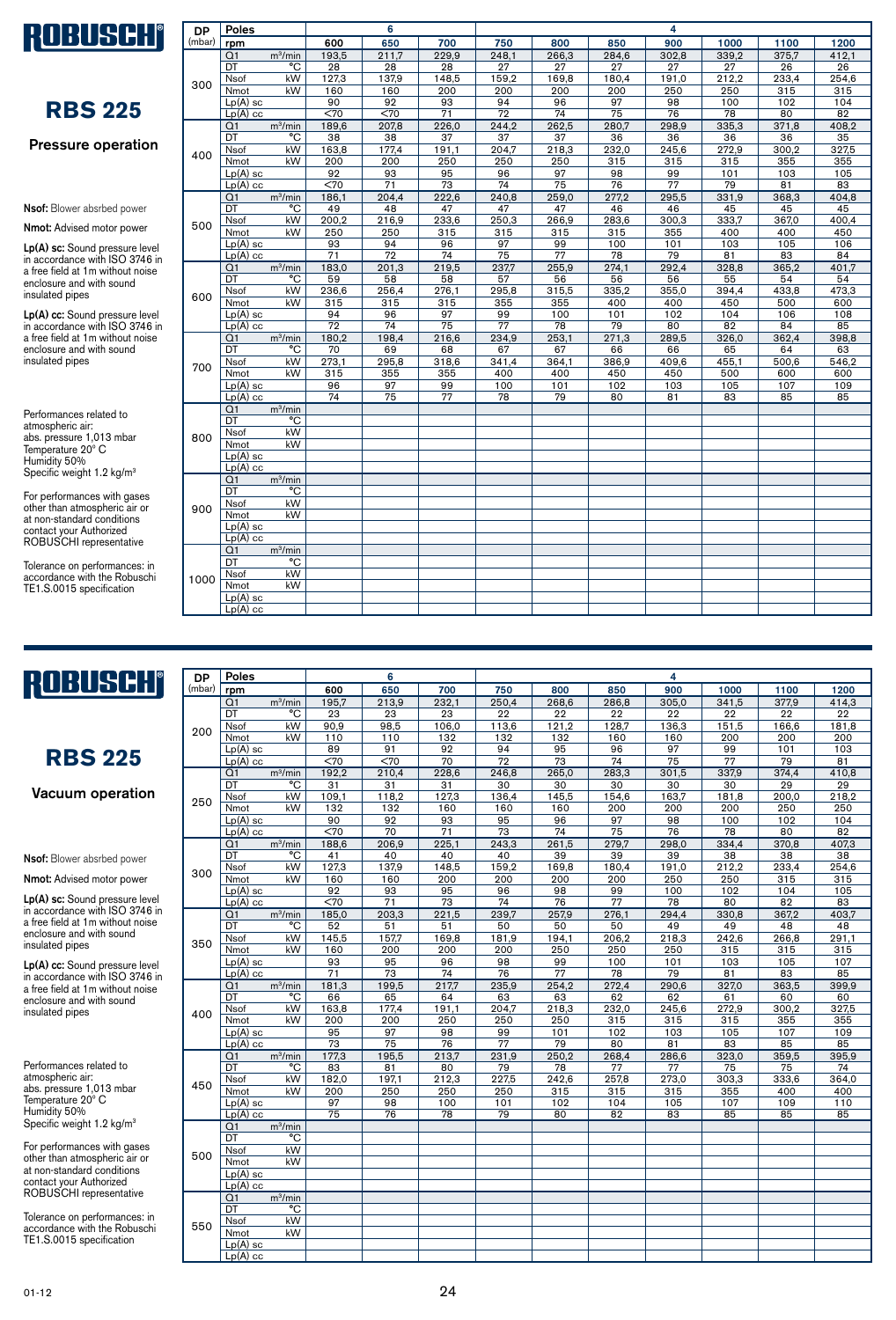# ROBUSCHI

## RBS 225

### Pressure operation

**Nsof:** Blower absrbed power

**Nmot:** Advised motor power

**Lp(A) sc:** Sound pressure level in accordance with ISO 3746 in a free field at 1m without noise enclosure and with sound insulated pipes

**Lp(A) cc:** Sound pressure level in accordance with ISO 3746 in a free field at 1m without noise enclosure and with sound insulated pipes

Performances related to atmospheric air:
abs. pressure 1,013 mbar
Temperature 20° C
Humidity 50%
Specific weight 1.2 kg/m³

For performances with gases other than atmospheric air or at non-standard conditions contact your Authorized ROBUSCHI representative

Tolerance on performances: in accordance with the Robuschi TE1.S.0015 specification

| DP (mbar) | Poles | | 6 | | | 4 | | | | | | |
|---|---|---|---|---|---|---|---|---|---|---|---|---|
| | rpm | | 600 | 650 | 700 | 750 | 800 | 850 | 900 | 1000 | 1100 | 1200 |
| 300 | Q1 | m³/min | 193,5 | 211,7 | 229,9 | 248,1 | 266,3 | 284,6 | 302,8 | 339,2 | 375,7 | 412,1 |
| | DT | °C | 28 | 28 | 28 | 27 | 27 | 27 | 27 | 27 | 26 | 26 |
| | Nsof | kW | 127,3 | 137,9 | 148,5 | 159,2 | 169,8 | 180,4 | 191,0 | 212,2 | 233,4 | 254,6 |
| | Nmot | kW | 160 | 160 | 200 | 200 | 200 | 200 | 250 | 250 | 315 | 315 |
| | Lp(A) sc | | 90 | 92 | 93 | 94 | 96 | 97 | 98 | 100 | 102 | 104 |
| | Lp(A) cc | | <70 | <70 | 71 | 72 | 74 | 75 | 76 | 78 | 80 | 82 |
| 400 | Q1 | m³/min | 189,6 | 207,8 | 226,0 | 244,2 | 262,5 | 280,7 | 298,9 | 335,3 | 371,8 | 408,2 |
| | DT | °C | 38 | 38 | 37 | 37 | 37 | 36 | 36 | 36 | 36 | 35 |
| | Nsof | kW | 163,8 | 177,4 | 191,1 | 204,7 | 218,3 | 232,0 | 245,6 | 272,9 | 300,2 | 327,5 |
| | Nmot | kW | 200 | 200 | 250 | 250 | 250 | 315 | 315 | 315 | 355 | 355 |
| | Lp(A) sc | | 92 | 93 | 95 | 96 | 97 | 98 | 99 | 101 | 103 | 105 |
| | Lp(A) cc | | <70 | 71 | 73 | 74 | 75 | 76 | 77 | 79 | 81 | 83 |
| 500 | Q1 | m³/min | 186,1 | 204,4 | 222,6 | 240,8 | 259,0 | 277,2 | 295,5 | 331,9 | 368,3 | 404,8 |
| | DT | °C | 49 | 48 | 47 | 47 | 47 | 46 | 46 | 45 | 45 | 45 |
| | Nsof | kW | 200,2 | 216,9 | 233,6 | 250,3 | 266,9 | 283,6 | 300,3 | 333,7 | 367,0 | 400,4 |
| | Nmot | kW | 250 | 250 | 315 | 315 | 315 | 315 | 355 | 400 | 400 | 450 |
| | Lp(A) sc | | 93 | 94 | 96 | 97 | 99 | 100 | 101 | 103 | 105 | 106 |
| | Lp(A) cc | | 71 | 72 | 74 | 75 | 77 | 78 | 79 | 81 | 83 | 84 |
| 600 | Q1 | m³/min | 183,0 | 201,3 | 219,5 | 237,7 | 255,9 | 274,1 | 292,4 | 328,8 | 365,2 | 401,7 |
| | DT | °C | 59 | 58 | 58 | 57 | 56 | 56 | 56 | 55 | 54 | 54 |
| | Nsof | kW | 236,6 | 256,4 | 276,1 | 295,8 | 315,5 | 335,2 | 355,0 | 394,4 | 433,8 | 473,3 |
| | Nmot | kW | 315 | 315 | 315 | 355 | 355 | 400 | 400 | 450 | 500 | 600 |
| | Lp(A) sc | | 94 | 96 | 97 | 99 | 100 | 101 | 102 | 104 | 106 | 108 |
| | Lp(A) cc | | 72 | 74 | 75 | 77 | 78 | 79 | 80 | 82 | 84 | 85 |
| 700 | Q1 | m³/min | 180,2 | 198,4 | 216,6 | 234,9 | 253,1 | 271,3 | 289,5 | 326,0 | 362,4 | 398,8 |
| | DT | °C | 70 | 69 | 68 | 67 | 67 | 66 | 66 | 65 | 64 | 63 |
| | Nsof | kW | 273,1 | 295,8 | 318,6 | 341,4 | 364,1 | 386,9 | 409,6 | 455,1 | 500,6 | 546,2 |
| | Nmot | kW | 315 | 355 | 355 | 400 | 400 | 450 | 450 | 500 | 600 | 600 |
| | Lp(A) sc | | 96 | 97 | 99 | 100 | 101 | 102 | 103 | 105 | 107 | 109 |
| | Lp(A) cc | | 74 | 75 | 77 | 78 | 79 | 80 | 81 | 83 | 85 | 85 |
| 800 | Q1 | m³/min | | | | | | | | | | |
| | DT | °C | | | | | | | | | | |
| | Nsof | kW | | | | | | | | | | |
| | Nmot | kW | | | | | | | | | | |
| | Lp(A) sc | | | | | | | | | | | |
| | Lp(A) cc | | | | | | | | | | | |
| 900 | Q1 | m³/min | | | | | | | | | | |
| | DT | °C | | | | | | | | | | |
| | Nsof | kW | | | | | | | | | | |
| | Nmot | kW | | | | | | | | | | |
| | Lp(A) sc | | | | | | | | | | | |
| | Lp(A) cc | | | | | | | | | | | |
| 1000 | Q1 | m³/min | | | | | | | | | | |
| | DT | °C | | | | | | | | | | |
| | Nsof | kW | | | | | | | | | | |
| | Nmot | kW | | | | | | | | | | |
| | Lp(A) sc | | | | | | | | | | | |
| | Lp(A) cc | | | | | | | | | | | |

# ROBUSCHI

## RBS 225

### Vacuum operation

**Nsof:** Blower absrbed power

**Nmot:** Advised motor power

**Lp(A) sc:** Sound pressure level in accordance with ISO 3746 in a free field at 1m without noise enclosure and with sound insulated pipes

**Lp(A) cc:** Sound pressure level in accordance with ISO 3746 in a free field at 1m without noise enclosure and with sound insulated pipes

Performances related to atmospheric air:
abs. pressure 1,013 mbar
Temperature 20° C
Humidity 50%
Specific weight 1.2 kg/m³

For performances with gases other than atmospheric air or at non-standard conditions contact your Authorized ROBUSCHI representative

Tolerance on performances: in accordance with the Robuschi TE1.S.0015 specification

| DP (mbar) | Poles | | 6 | | | 4 | | | | | | |
|---|---|---|---|---|---|---|---|---|---|---|---|---|
| | rpm | | 600 | 650 | 700 | 750 | 800 | 850 | 900 | 1000 | 1100 | 1200 |
| 200 | Q1 | m³/min | 195,7 | 213,9 | 232,1 | 250,4 | 268,6 | 286,8 | 305,0 | 341,5 | 377,9 | 414,3 |
| | DT | °C | 23 | 23 | 23 | 22 | 22 | 22 | 22 | 22 | 22 | 22 |
| | Nsof | kW | 90,9 | 98,5 | 106,0 | 113,6 | 121,2 | 128,7 | 136,3 | 151,5 | 166,6 | 181,8 |
| | Nmot | kW | 110 | 110 | 132 | 132 | 132 | 160 | 160 | 200 | 200 | 200 |
| | Lp(A) sc | | 89 | 91 | 92 | 94 | 95 | 96 | 97 | 99 | 101 | 103 |
| | Lp(A) cc | | <70 | <70 | 70 | 72 | 73 | 74 | 75 | 77 | 79 | 81 |
| 250 | Q1 | m³/min | 192,2 | 210,4 | 228,6 | 246,8 | 265,0 | 283,3 | 301,5 | 337,9 | 374,4 | 410,8 |
| | DT | °C | 31 | 31 | 31 | 30 | 30 | 30 | 30 | 30 | 29 | 29 |
| | Nsof | kW | 109,1 | 118,2 | 127,3 | 136,4 | 145,5 | 154,6 | 163,7 | 181,8 | 200,0 | 218,2 |
| | Nmot | kW | 132 | 132 | 160 | 160 | 160 | 200 | 200 | 200 | 250 | 250 |
| | Lp(A) sc | | 90 | 92 | 93 | 95 | 96 | 97 | 98 | 100 | 102 | 104 |
| | Lp(A) cc | | <70 | 70 | 71 | 73 | 74 | 75 | 76 | 78 | 80 | 82 |
| 300 | Q1 | m³/min | 188,6 | 206,9 | 225,1 | 243,3 | 261,5 | 279,7 | 298,0 | 334,4 | 370,8 | 407,3 |
| | DT | °C | 41 | 40 | 40 | 40 | 39 | 39 | 39 | 38 | 38 | 38 |
| | Nsof | kW | 127,3 | 137,9 | 148,5 | 159,2 | 169,8 | 180,4 | 191,0 | 212,2 | 233,4 | 254,6 |
| | Nmot | kW | 160 | 160 | 200 | 200 | 200 | 200 | 250 | 250 | 315 | 315 |
| | Lp(A) sc | | 92 | 93 | 95 | 96 | 98 | 99 | 100 | 102 | 104 | 105 |
| | Lp(A) cc | | <70 | 71 | 73 | 74 | 76 | 77 | 78 | 80 | 82 | 83 |
| 350 | Q1 | m³/min | 185,0 | 203,3 | 221,5 | 239,7 | 257,9 | 276,1 | 294,4 | 330,8 | 367,2 | 403,7 |
| | DT | °C | 52 | 51 | 51 | 50 | 50 | 50 | 49 | 49 | 48 | 48 |
| | Nsof | kW | 145,5 | 157,7 | 169,8 | 181,9 | 194,1 | 206,2 | 218,3 | 242,6 | 266,8 | 291,1 |
| | Nmot | kW | 160 | 200 | 200 | 200 | 250 | 250 | 250 | 315 | 315 | 315 |
| | Lp(A) sc | | 93 | 95 | 96 | 98 | 99 | 100 | 101 | 103 | 105 | 107 |
| | Lp(A) cc | | 71 | 73 | 74 | 76 | 77 | 78 | 79 | 81 | 83 | 85 |
| 400 | Q1 | m³/min | 181,3 | 199,5 | 217,7 | 235,9 | 254,2 | 272,4 | 290,6 | 327,0 | 363,5 | 399,9 |
| | DT | °C | 66 | 65 | 64 | 63 | 63 | 62 | 62 | 61 | 60 | 60 |
| | Nsof | kW | 163,8 | 177,4 | 191,1 | 204,7 | 218,3 | 232,0 | 245,6 | 272,9 | 300,2 | 327,5 |
| | Nmot | kW | 200 | 200 | 250 | 250 | 250 | 315 | 315 | 315 | 355 | 355 |
| | Lp(A) sc | | 95 | 97 | 98 | 99 | 101 | 102 | 103 | 105 | 107 | 109 |
| | Lp(A) cc | | 73 | 75 | 76 | 77 | 79 | 80 | 81 | 83 | 85 | 85 |
| 450 | Q1 | m³/min | 177,3 | 195,5 | 213,7 | 231,9 | 250,2 | 268,4 | 286,6 | 323,0 | 359,5 | 395,9 |
| | DT | °C | 83 | 81 | 80 | 79 | 78 | 77 | 77 | 75 | 75 | 74 |
| | Nsof | kW | 182,0 | 197,1 | 212,3 | 227,5 | 242,6 | 257,8 | 273,0 | 303,3 | 333,6 | 364,0 |
| | Nmot | kW | 200 | 250 | 250 | 250 | 315 | 315 | 315 | 355 | 400 | 400 |
| | Lp(A) sc | | 97 | 98 | 100 | 101 | 102 | 104 | 105 | 107 | 109 | 110 |
| | Lp(A) cc | | 75 | 76 | 78 | 79 | 80 | 82 | 83 | 85 | 85 | 85 |
| 500 | Q1 | m³/min | | | | | | | | | | |
| | DT | °C | | | | | | | | | | |
| | Nsof | kW | | | | | | | | | | |
| | Nmot | kW | | | | | | | | | | |
| | Lp(A) sc | | | | | | | | | | | |
| | Lp(A) cc | | | | | | | | | | | |
| 550 | Q1 | m³/min | | | | | | | | | | |
| | DT | °C | | | | | | | | | | |
| | Nsof | kW | | | | | | | | | | |
| | Nmot | kW | | | | | | | | | | |
| | Lp(A) sc | | | | | | | | | | | |
| | Lp(A) cc | | | | | | | | | | | |

01-12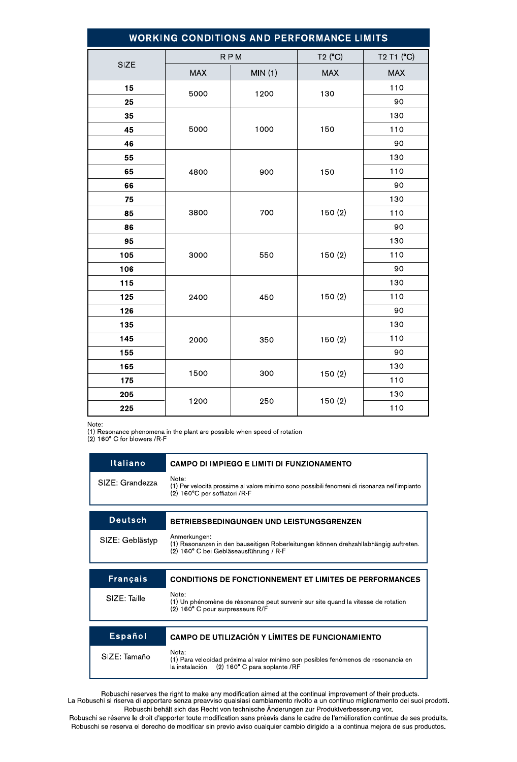## WORKING CONDITIONS AND PERFORMANCE LIMITS

| SIZE | RPM | | T2 (°C) | T2 T1 (°C) |
|---|---|---|---|---|
| | MAX | MIN (1) | MAX | MAX |
| 15 | 5000 | 1200 | 130 | 110 |
| 25 | | | | 90 |
| 35 | 5000 | 1000 | 150 | 130 |
| 45 | | | | 110 |
| 46 | | | | 90 |
| 55 | 4800 | 900 | 150 | 130 |
| 65 | | | | 110 |
| 66 | | | | 90 |
| 75 | 3800 | 700 | 150 (2) | 130 |
| 85 | | | | 110 |
| 86 | | | | 90 |
| 95 | 3000 | 550 | 150 (2) | 130 |
| 105 | | | | 110 |
| 106 | | | | 90 |
| 115 | 2400 | 450 | 150 (2) | 130 |
| 125 | | | | 110 |
| 126 | | | | 90 |
| 135 | 2000 | 350 | 150 (2) | 130 |
| 145 | | | | 110 |
| 155 | | | | 90 |
| 165 | 1500 | 300 | 150 (2) | 130 |
| 175 | | | | 110 |
| 205 | 1200 | 250 | 150 (2) | 130 |
| 225 | | | | 110 |

Note:
(1) Resonance phenomena in the plant are possible when speed of rotation
(2) 160° C for blowers /R-F

| Italiano | CAMPO DI IMPIEGO E LIMITI DI FUNZIONAMENTO |
|---|---|
| SIZE: Grandezza | Note:<br>(1) Per velocità prossime al valore minimo sono possibili fenomeni di risonanza nell'impianto<br>(2) 160°C per soffiatori /R-F |

| Deutsch | BETRIEBSBEDINGUNGEN UND LEISTUNGSGRENZEN |
|---|---|
| SIZE: Gebläsetyp | Anmerkungen:<br>(1) Resonanzen in den bauseitigen Roberleitungen können drehzahllabhängig auftreten.<br>(2) 160° C bei Gebläseausführung / R-F |

| Français | CONDITIONS DE FONCTIONNEMENT ET LIMITES DE PERFORMANCES |
|---|---|
| SIZE: Taille | Note:<br>(1) Un phénomène de résonance peut survenir sur site quand la vitesse de rotation<br>(2) 160° C pour surpresseurs R/F |

| Español | CAMPO DE UTILIZACIÓN Y LÍMITES DE FUNCIONAMIENTO |
|---|---|
| SIZE: Tamaño | Nota:<br>(1) Para velocidad próxima al valor mínimo son posibles fenómenos de resonancia en la instalación. (2) 160° C para soplante /RF |

Robuschi reserves the right to make any modification aimed at the continual improvement of their products.
La Robuschi si riserva di apportare senza preavviso qualsiasi cambiamento rivolto a un continuo miglioramento dei suoi prodotti.
Robuschi behält sich das Recht von technische Änderungen zur Produktverbesserung vor.
Robuschi se réserve le droit d'apporter toute modification sans préavis dans le cadre de l'amélioration continue de ses produits.
Robuschi se reserva el derecho de modificar sin previo aviso cualquier cambio dirigido a la continua mejora de sus productos.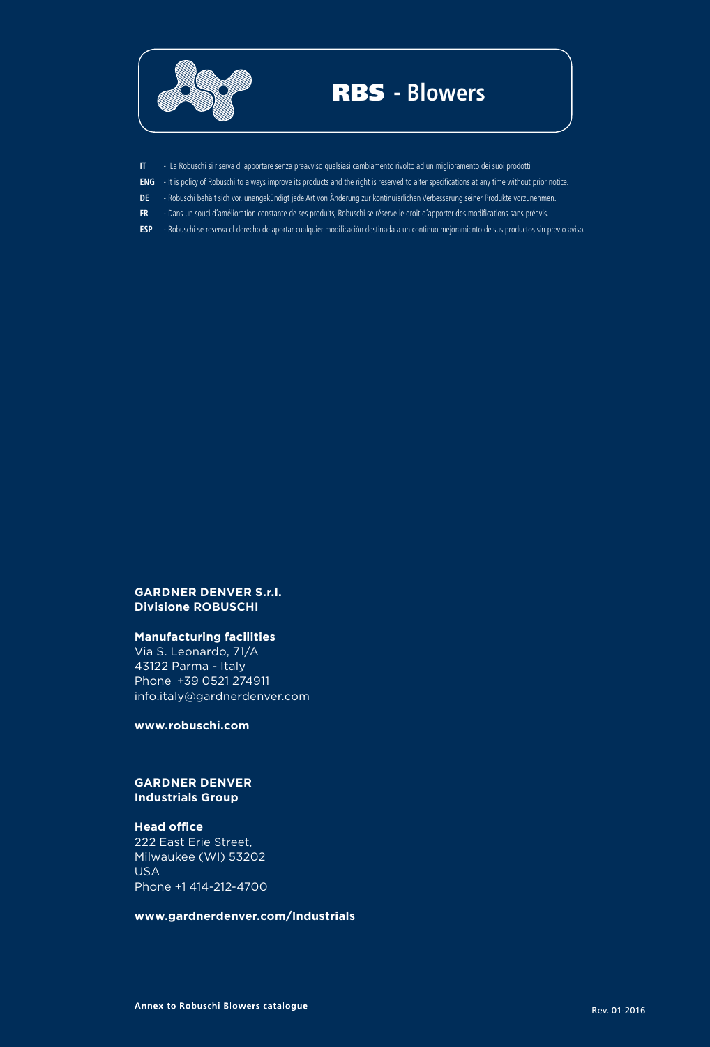# RBS - Blowers

**IT** - La Robuschi si riserva di apportare senza preavviso qualsiasi cambiamento rivolto ad un miglioramento dei suoi prodotti

**ENG** - It is policy of Robuschi to always improve its products and the right is reserved to alter specifications at any time without prior notice.

**DE** - Robuschi behält sich vor, unangekündigt jede Art von Änderung zur kontinuierlichen Verbesserung seiner Produkte vorzunehmen.

**FR** - Dans un souci d'amélioration constante de ses produits, Robuschi se réserve le droit d'apporter des modifications sans préavis.

**ESP** - Robuschi se reserva el derecho de aportar cualquier modificación destinada a un continuo mejoramiento de sus productos sin previo aviso.

**GARDNER DENVER S.r.l.**
**Divisione ROBUSCHI**

**Manufacturing facilities**
Via S. Leonardo, 71/A
43122 Parma - Italy
Phone +39 0521 274911
info.italy@gardnerdenver.com

**www.robuschi.com**

**GARDNER DENVER**
**Industrials Group**

**Head office**
222 East Erie Street,
Milwaukee (WI) 53202
USA
Phone +1 414-212-4700

**www.gardnerdenver.com/Industrials**

**Annex to Robuschi Blowers catalogue**

Rev. 01-2016